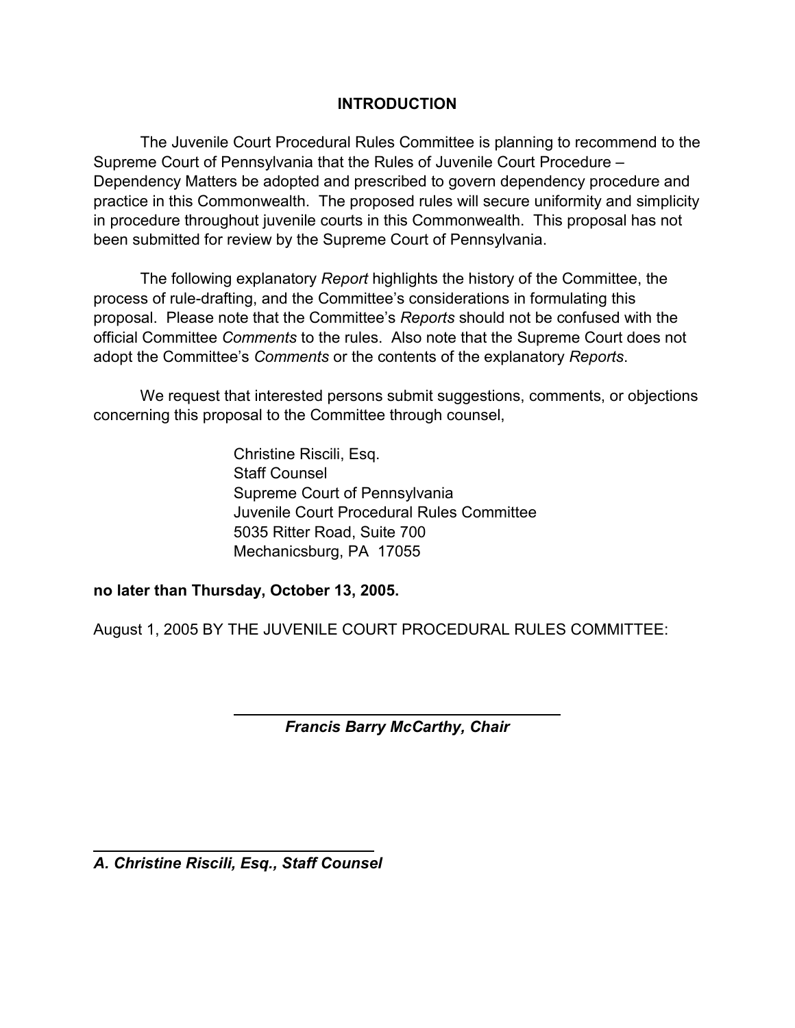## INTRODUCTION

The Juvenile Court Procedural Rules Committee is planning to recommend to the Supreme Court of Pennsylvania that the Rules of Juvenile Court Procedure – Dependency Matters be adopted and prescribed to govern dependency procedure and practice in this Commonwealth. The proposed rules will secure uniformity and simplicity in procedure throughout juvenile courts in this Commonwealth. This proposal has not been submitted for review by the Supreme Court of Pennsylvania.

The following explanatory *Report* highlights the history of the Committee, the process of rule-drafting, and the Committee's considerations in formulating this proposal. Please note that the Committee's *Reports* should not be confused with the official Committee *Comments* to the rules. Also note that the Supreme Court does not adopt the Committee's *Comments* or the contents of the explanatory *Reports*.

We request that interested persons submit suggestions, comments, or objections concerning this proposal to the Committee through counsel,

Christine Riscili, Esq.
Staff Counsel
Supreme Court of Pennsylvania
Juvenile Court Procedural Rules Committee
5035 Ritter Road, Suite 700
Mechanicsburg, PA 17055

**no later than Thursday, October 13, 2005.**

August 1, 2005 BY THE JUVENILE COURT PROCEDURAL RULES COMMITTEE:

***Francis Barry McCarthy, Chair***

***A. Christine Riscili, Esq., Staff Counsel***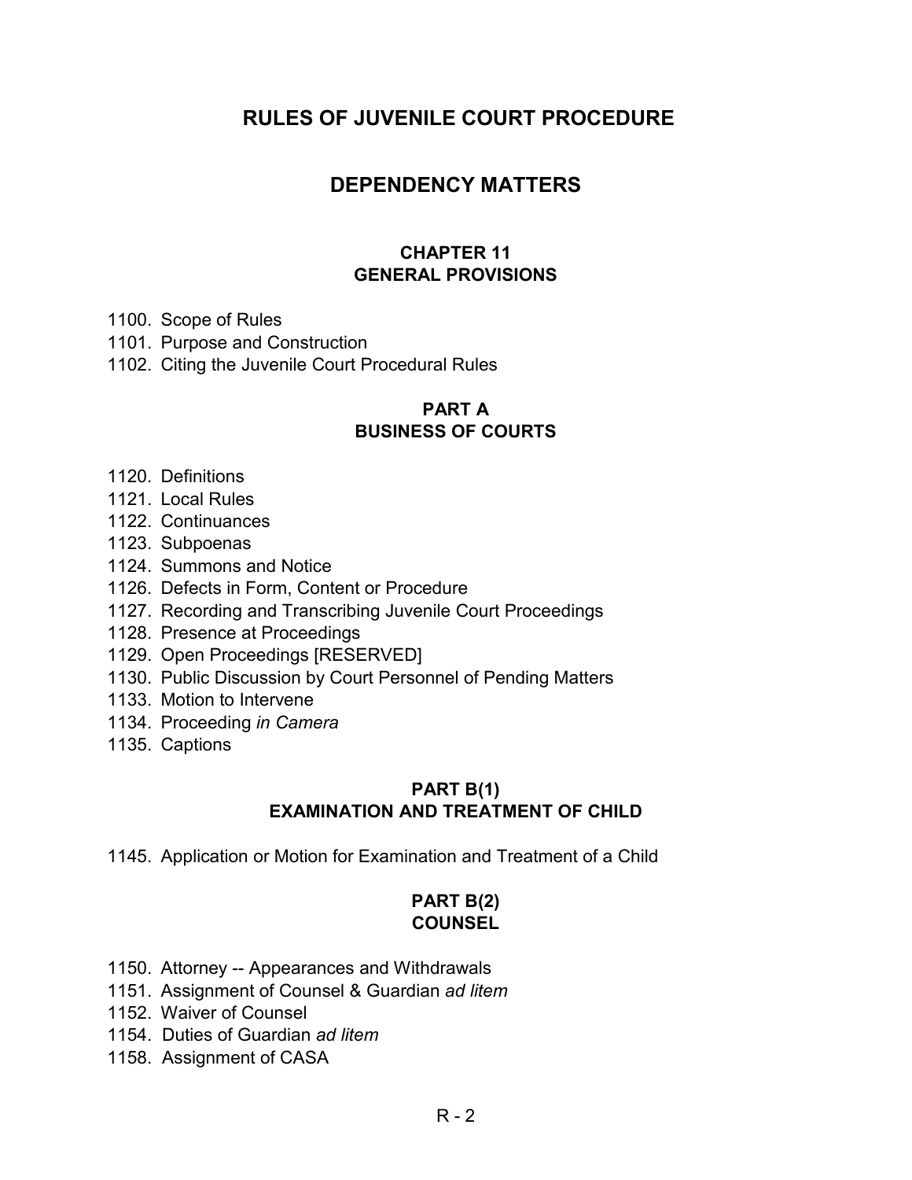# RULES OF JUVENILE COURT PROCEDURE

## DEPENDENCY MATTERS

### CHAPTER 11
### GENERAL PROVISIONS

1100. Scope of Rules
1101. Purpose and Construction
1102. Citing the Juvenile Court Procedural Rules

### PART A
### BUSINESS OF COURTS

1120. Definitions
1121. Local Rules
1122. Continuances
1123. Subpoenas
1124. Summons and Notice
1126. Defects in Form, Content or Procedure
1127. Recording and Transcribing Juvenile Court Proceedings
1128. Presence at Proceedings
1129. Open Proceedings [RESERVED]
1130. Public Discussion by Court Personnel of Pending Matters
1133. Motion to Intervene
1134. Proceeding *in Camera*
1135. Captions

### PART B(1)
### EXAMINATION AND TREATMENT OF CHILD

1145. Application or Motion for Examination and Treatment of a Child

### PART B(2)
### COUNSEL

1150. Attorney -- Appearances and Withdrawals
1151. Assignment of Counsel & Guardian *ad litem*
1152. Waiver of Counsel
1154. Duties of Guardian *ad litem*
1158. Assignment of CASA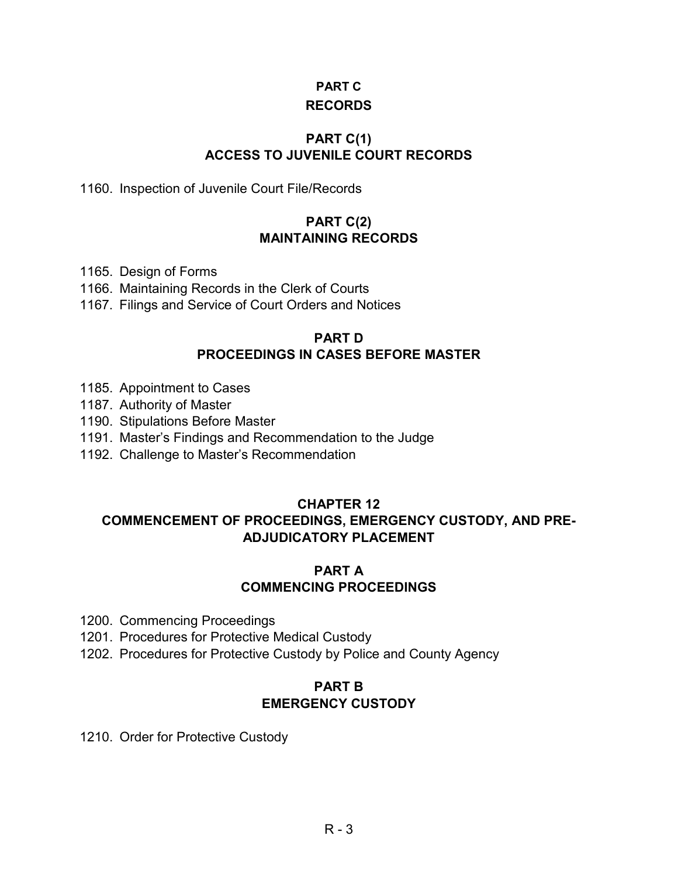## PART C
## RECORDS

### PART C(1)
### ACCESS TO JUVENILE COURT RECORDS

1160. Inspection of Juvenile Court File/Records

### PART C(2)
### MAINTAINING RECORDS

1165. Design of Forms
1166. Maintaining Records in the Clerk of Courts
1167. Filings and Service of Court Orders and Notices

## PART D
## PROCEEDINGS IN CASES BEFORE MASTER

1185. Appointment to Cases
1187. Authority of Master
1190. Stipulations Before Master
1191. Master's Findings and Recommendation to the Judge
1192. Challenge to Master's Recommendation

# CHAPTER 12
# COMMENCEMENT OF PROCEEDINGS, EMERGENCY CUSTODY, AND PRE-ADJUDICATORY PLACEMENT

## PART A
## COMMENCING PROCEEDINGS

1200. Commencing Proceedings
1201. Procedures for Protective Medical Custody
1202. Procedures for Protective Custody by Police and County Agency

## PART B
## EMERGENCY CUSTODY

1210. Order for Protective Custody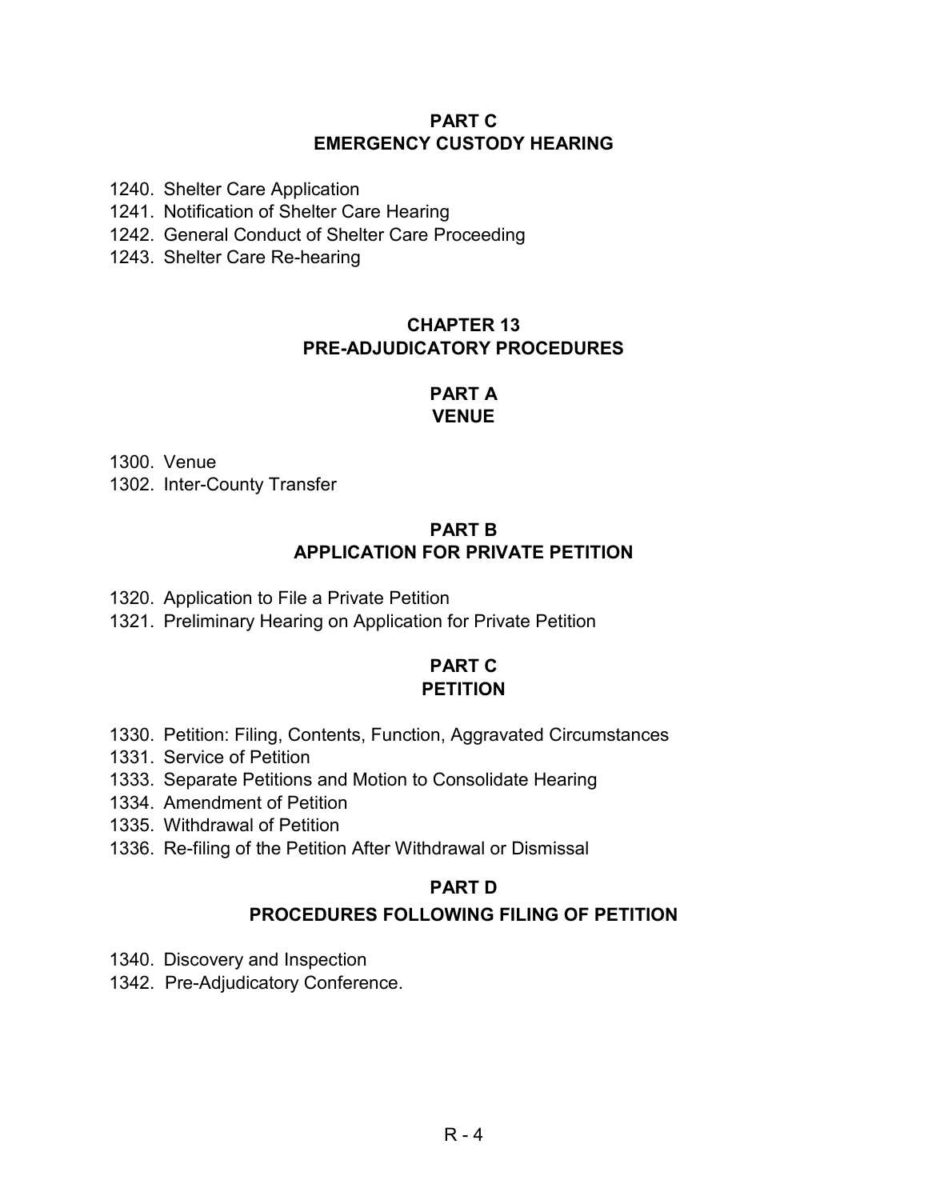## PART C
## EMERGENCY CUSTODY HEARING

1240. Shelter Care Application
1241. Notification of Shelter Care Hearing
1242. General Conduct of Shelter Care Proceeding
1243. Shelter Care Re-hearing

# CHAPTER 13
# PRE-ADJUDICATORY PROCEDURES

## PART A
## VENUE

1300. Venue
1302. Inter-County Transfer

## PART B
## APPLICATION FOR PRIVATE PETITION

1320. Application to File a Private Petition
1321. Preliminary Hearing on Application for Private Petition

## PART C
## PETITION

1330. Petition: Filing, Contents, Function, Aggravated Circumstances
1331. Service of Petition
1333. Separate Petitions and Motion to Consolidate Hearing
1334. Amendment of Petition
1335. Withdrawal of Petition
1336. Re-filing of the Petition After Withdrawal or Dismissal

## PART D
## PROCEDURES FOLLOWING FILING OF PETITION

1340. Discovery and Inspection
1342. Pre-Adjudicatory Conference.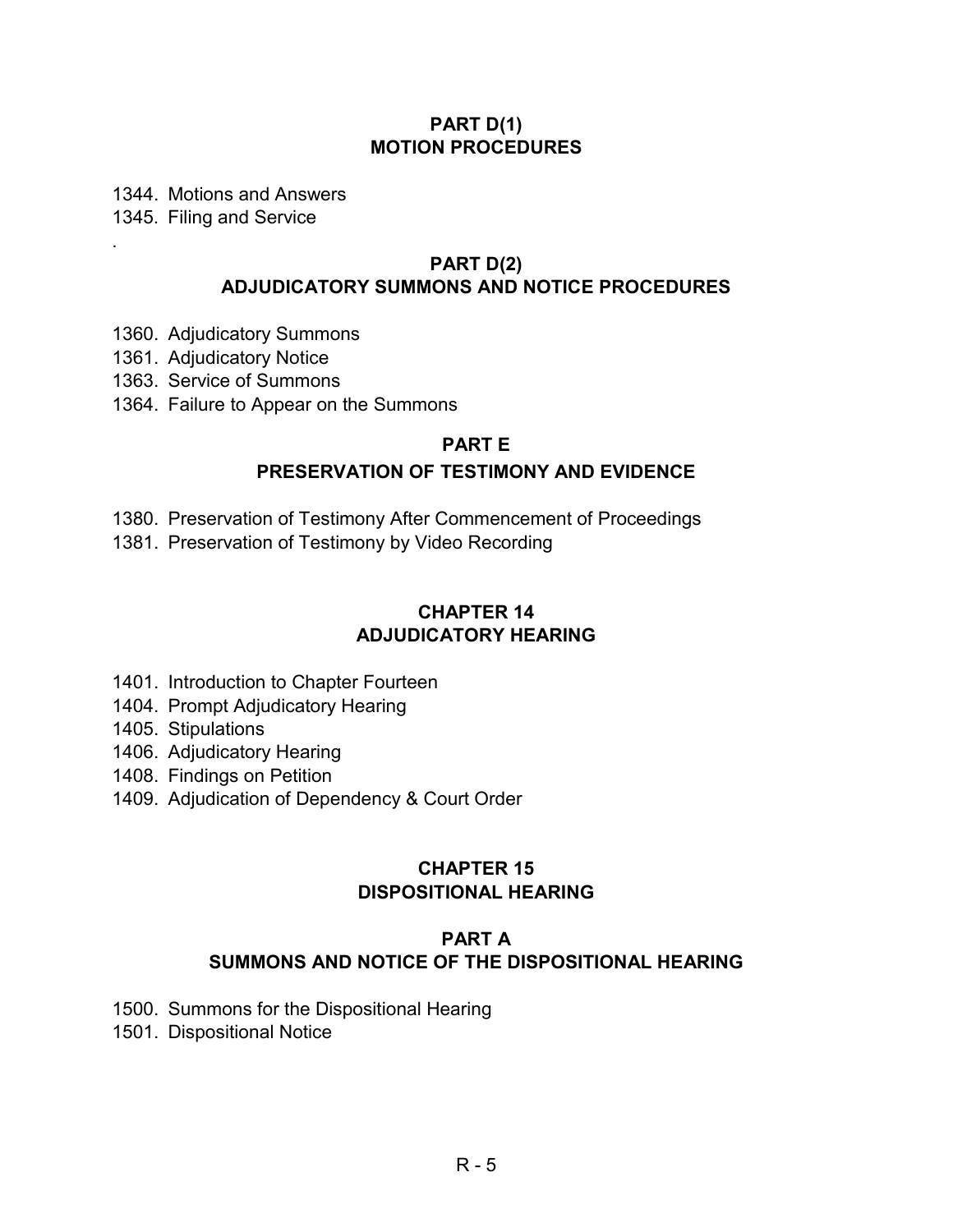## PART D(1)
## MOTION PROCEDURES

1344. Motions and Answers
1345. Filing and Service

.

## PART D(2)
## ADJUDICATORY SUMMONS AND NOTICE PROCEDURES

1360. Adjudicatory Summons
1361. Adjudicatory Notice
1363. Service of Summons
1364. Failure to Appear on the Summons

## PART E
## PRESERVATION OF TESTIMONY AND EVIDENCE

1380. Preservation of Testimony After Commencement of Proceedings
1381. Preservation of Testimony by Video Recording

# CHAPTER 14
# ADJUDICATORY HEARING

1401. Introduction to Chapter Fourteen
1404. Prompt Adjudicatory Hearing
1405. Stipulations
1406. Adjudicatory Hearing
1408. Findings on Petition
1409. Adjudication of Dependency & Court Order

# CHAPTER 15
# DISPOSITIONAL HEARING

## PART A
## SUMMONS AND NOTICE OF THE DISPOSITIONAL HEARING

1500. Summons for the Dispositional Hearing
1501. Dispositional Notice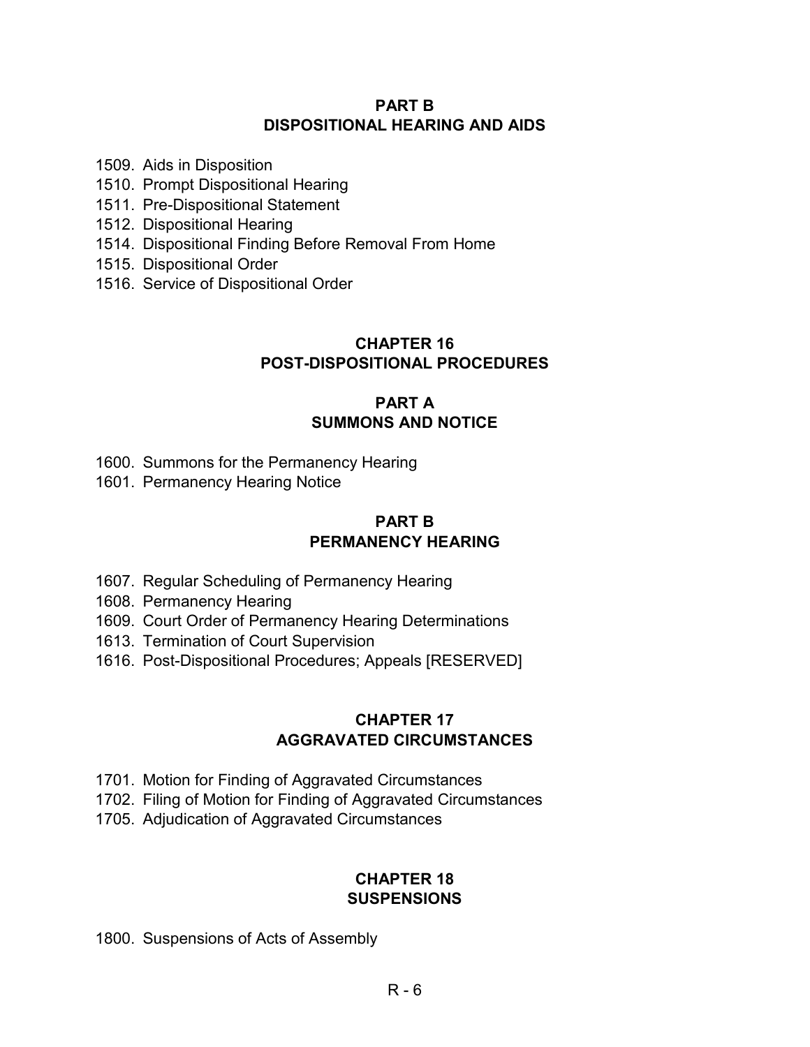## PART B
## DISPOSITIONAL HEARING AND AIDS

1509. Aids in Disposition
1510. Prompt Dispositional Hearing
1511. Pre-Dispositional Statement
1512. Dispositional Hearing
1514. Dispositional Finding Before Removal From Home
1515. Dispositional Order
1516. Service of Dispositional Order

# CHAPTER 16
# POST-DISPOSITIONAL PROCEDURES

## PART A
## SUMMONS AND NOTICE

1600. Summons for the Permanency Hearing
1601. Permanency Hearing Notice

## PART B
## PERMANENCY HEARING

1607. Regular Scheduling of Permanency Hearing
1608. Permanency Hearing
1609. Court Order of Permanency Hearing Determinations
1613. Termination of Court Supervision
1616. Post-Dispositional Procedures; Appeals [RESERVED]

# CHAPTER 17
# AGGRAVATED CIRCUMSTANCES

1701. Motion for Finding of Aggravated Circumstances
1702. Filing of Motion for Finding of Aggravated Circumstances
1705. Adjudication of Aggravated Circumstances

# CHAPTER 18
# SUSPENSIONS

1800. Suspensions of Acts of Assembly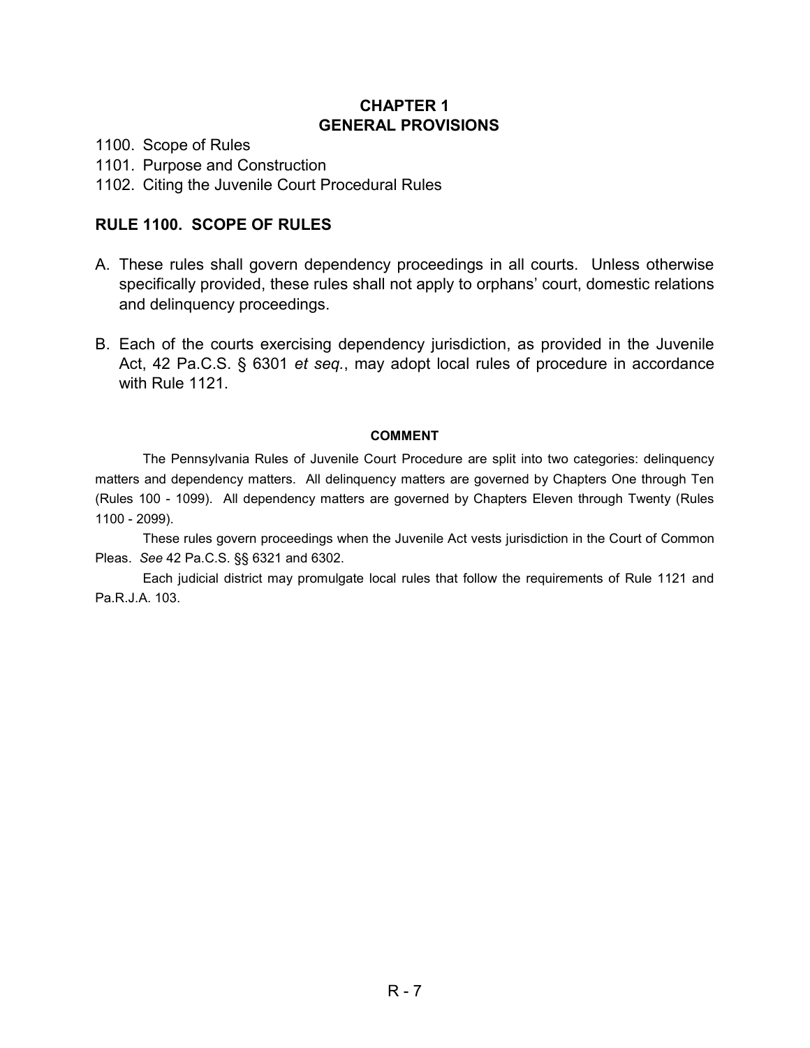# CHAPTER 1
# GENERAL PROVISIONS

1100. Scope of Rules
1101. Purpose and Construction
1102. Citing the Juvenile Court Procedural Rules

## RULE 1100. SCOPE OF RULES

A. These rules shall govern dependency proceedings in all courts. Unless otherwise specifically provided, these rules shall not apply to orphans' court, domestic relations and delinquency proceedings.

B. Each of the courts exercising dependency jurisdiction, as provided in the Juvenile Act, 42 Pa.C.S. § 6301 *et seq.*, may adopt local rules of procedure in accordance with Rule 1121.

### COMMENT

The Pennsylvania Rules of Juvenile Court Procedure are split into two categories: delinquency matters and dependency matters. All delinquency matters are governed by Chapters One through Ten (Rules 100 - 1099). All dependency matters are governed by Chapters Eleven through Twenty (Rules 1100 - 2099).

These rules govern proceedings when the Juvenile Act vests jurisdiction in the Court of Common Pleas. *See* 42 Pa.C.S. §§ 6321 and 6302.

Each judicial district may promulgate local rules that follow the requirements of Rule 1121 and Pa.R.J.A. 103.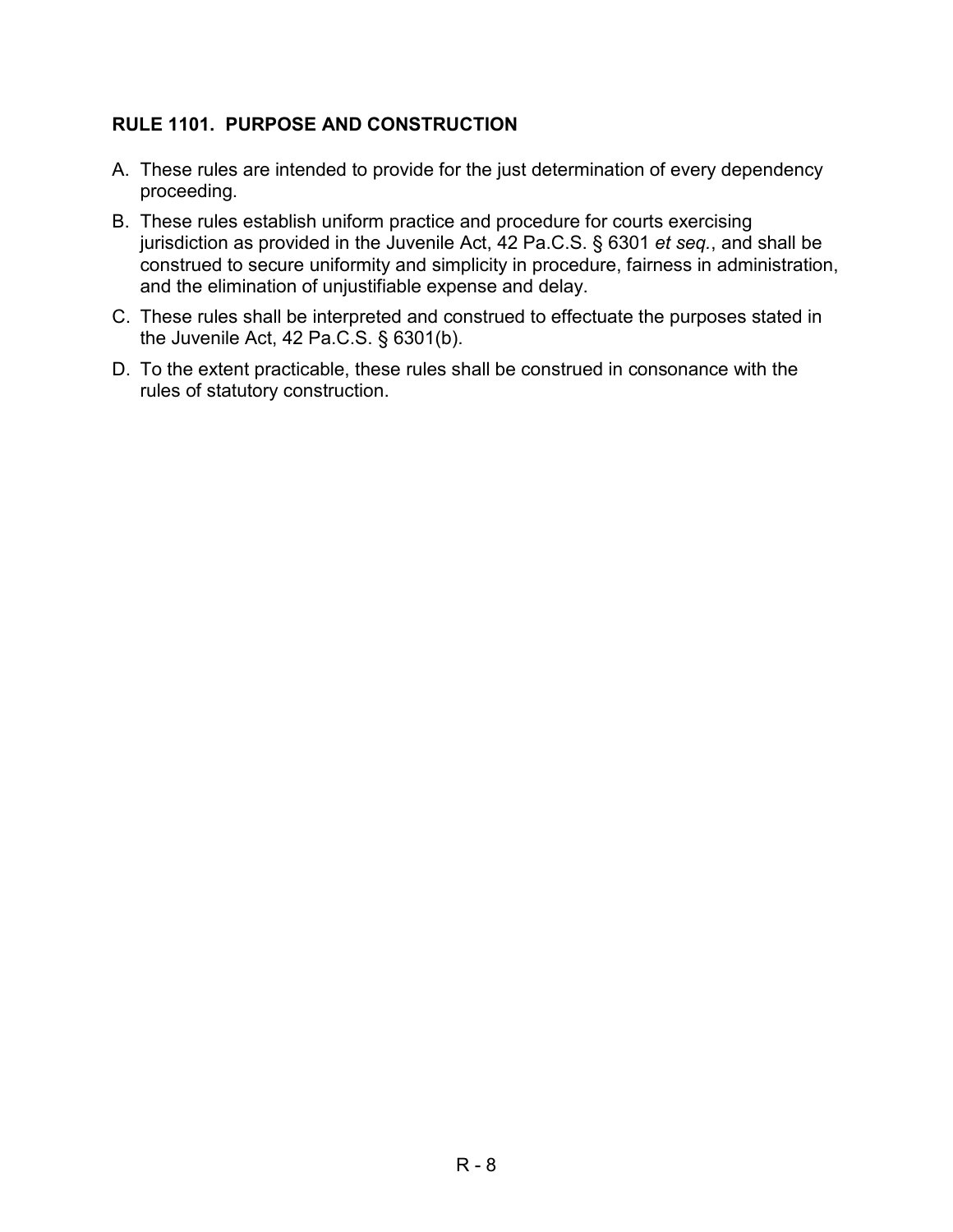## RULE 1101. PURPOSE AND CONSTRUCTION

A. These rules are intended to provide for the just determination of every dependency proceeding.

B. These rules establish uniform practice and procedure for courts exercising jurisdiction as provided in the Juvenile Act, 42 Pa.C.S. § 6301 *et seq.*, and shall be construed to secure uniformity and simplicity in procedure, fairness in administration, and the elimination of unjustifiable expense and delay.

C. These rules shall be interpreted and construed to effectuate the purposes stated in the Juvenile Act, 42 Pa.C.S. § 6301(b).

D. To the extent practicable, these rules shall be construed in consonance with the rules of statutory construction.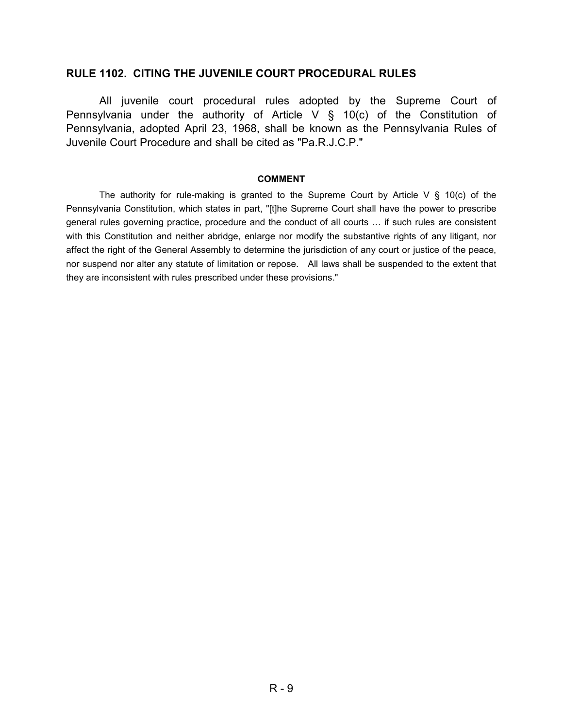## RULE 1102. CITING THE JUVENILE COURT PROCEDURAL RULES

All juvenile court procedural rules adopted by the Supreme Court of Pennsylvania under the authority of Article V § 10(c) of the Constitution of Pennsylvania, adopted April 23, 1968, shall be known as the Pennsylvania Rules of Juvenile Court Procedure and shall be cited as "Pa.R.J.C.P."

**COMMENT**

The authority for rule-making is granted to the Supreme Court by Article V § 10(c) of the Pennsylvania Constitution, which states in part, "[t]he Supreme Court shall have the power to prescribe general rules governing practice, procedure and the conduct of all courts … if such rules are consistent with this Constitution and neither abridge, enlarge nor modify the substantive rights of any litigant, nor affect the right of the General Assembly to determine the jurisdiction of any court or justice of the peace, nor suspend nor alter any statute of limitation or repose. All laws shall be suspended to the extent that they are inconsistent with rules prescribed under these provisions."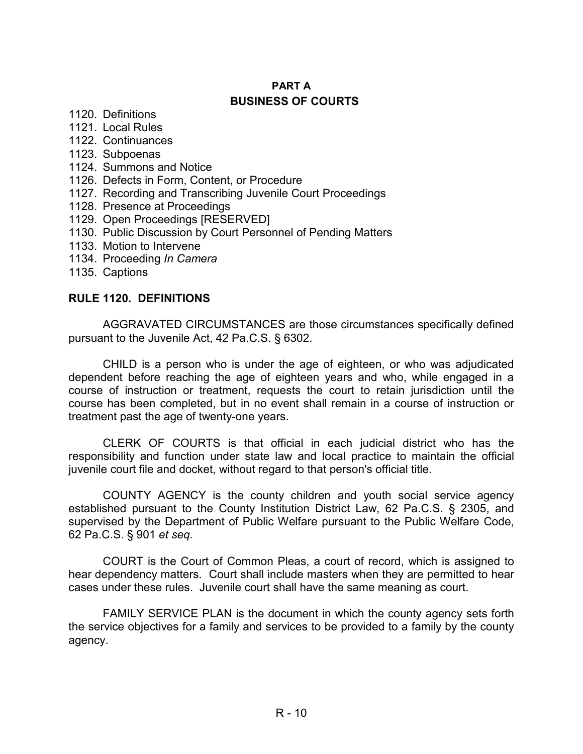## PART A
## BUSINESS OF COURTS

1120. Definitions
1121. Local Rules
1122. Continuances
1123. Subpoenas
1124. Summons and Notice
1126. Defects in Form, Content, or Procedure
1127. Recording and Transcribing Juvenile Court Proceedings
1128. Presence at Proceedings
1129. Open Proceedings [RESERVED]
1130. Public Discussion by Court Personnel of Pending Matters
1133. Motion to Intervene
1134. Proceeding *In Camera*
1135. Captions

### RULE 1120. DEFINITIONS

AGGRAVATED CIRCUMSTANCES are those circumstances specifically defined pursuant to the Juvenile Act, 42 Pa.C.S. § 6302.

CHILD is a person who is under the age of eighteen, or who was adjudicated dependent before reaching the age of eighteen years and who, while engaged in a course of instruction or treatment, requests the court to retain jurisdiction until the course has been completed, but in no event shall remain in a course of instruction or treatment past the age of twenty-one years.

CLERK OF COURTS is that official in each judicial district who has the responsibility and function under state law and local practice to maintain the official juvenile court file and docket, without regard to that person's official title.

COUNTY AGENCY is the county children and youth social service agency established pursuant to the County Institution District Law, 62 Pa.C.S. § 2305, and supervised by the Department of Public Welfare pursuant to the Public Welfare Code, 62 Pa.C.S. § 901 *et seq.*

COURT is the Court of Common Pleas, a court of record, which is assigned to hear dependency matters. Court shall include masters when they are permitted to hear cases under these rules. Juvenile court shall have the same meaning as court.

FAMILY SERVICE PLAN is the document in which the county agency sets forth the service objectives for a family and services to be provided to a family by the county agency.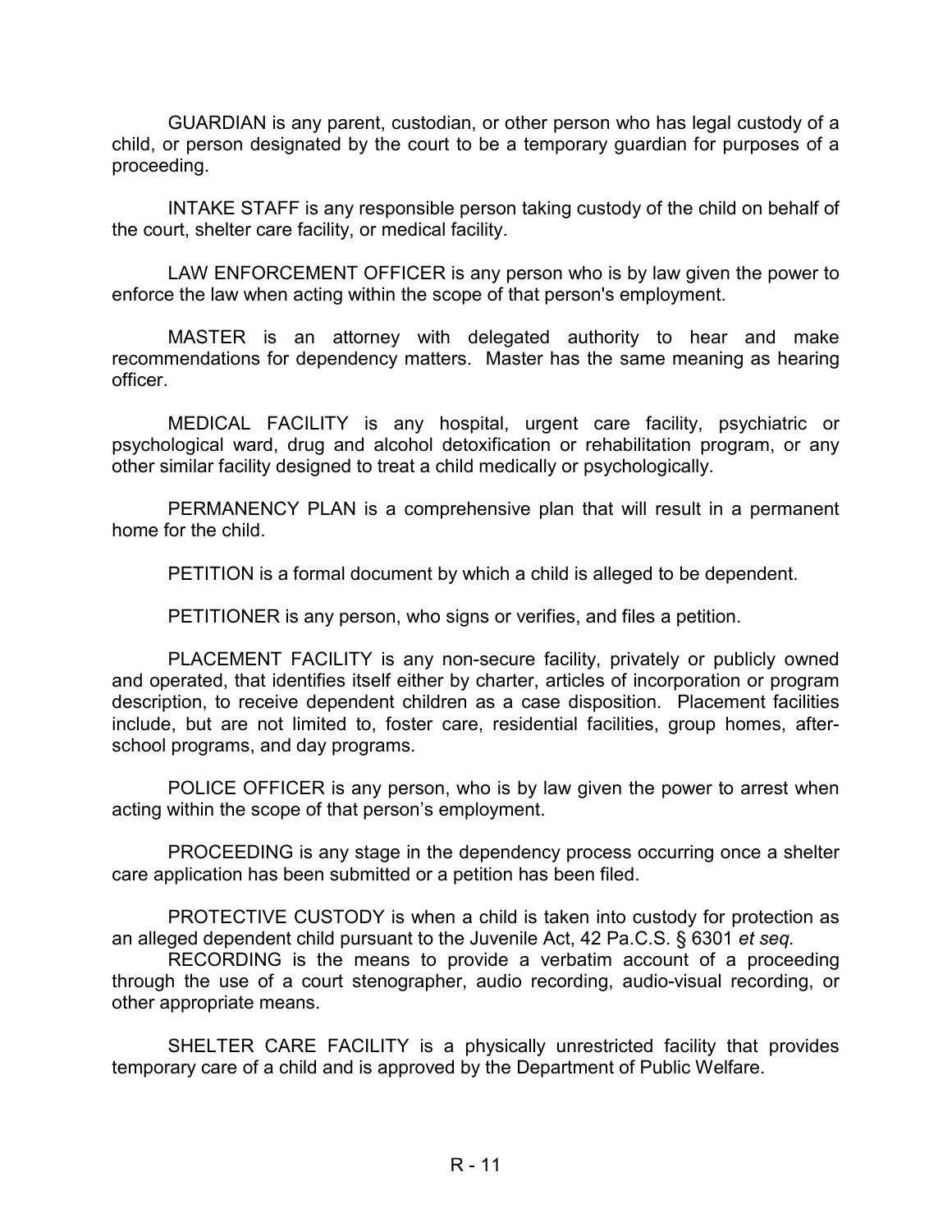GUARDIAN is any parent, custodian, or other person who has legal custody of a child, or person designated by the court to be a temporary guardian for purposes of a proceeding.

INTAKE STAFF is any responsible person taking custody of the child on behalf of the court, shelter care facility, or medical facility.

LAW ENFORCEMENT OFFICER is any person who is by law given the power to enforce the law when acting within the scope of that person's employment.

MASTER is an attorney with delegated authority to hear and make recommendations for dependency matters. Master has the same meaning as hearing officer.

MEDICAL FACILITY is any hospital, urgent care facility, psychiatric or psychological ward, drug and alcohol detoxification or rehabilitation program, or any other similar facility designed to treat a child medically or psychologically.

PERMANENCY PLAN is a comprehensive plan that will result in a permanent home for the child.

PETITION is a formal document by which a child is alleged to be dependent.

PETITIONER is any person, who signs or verifies, and files a petition.

PLACEMENT FACILITY is any non-secure facility, privately or publicly owned and operated, that identifies itself either by charter, articles of incorporation or program description, to receive dependent children as a case disposition. Placement facilities include, but are not limited to, foster care, residential facilities, group homes, after-school programs, and day programs.

POLICE OFFICER is any person, who is by law given the power to arrest when acting within the scope of that person's employment.

PROCEEDING is any stage in the dependency process occurring once a shelter care application has been submitted or a petition has been filed.

PROTECTIVE CUSTODY is when a child is taken into custody for protection as an alleged dependent child pursuant to the Juvenile Act, 42 Pa.C.S. § 6301 *et seq.*

RECORDING is the means to provide a verbatim account of a proceeding through the use of a court stenographer, audio recording, audio-visual recording, or other appropriate means.

SHELTER CARE FACILITY is a physically unrestricted facility that provides temporary care of a child and is approved by the Department of Public Welfare.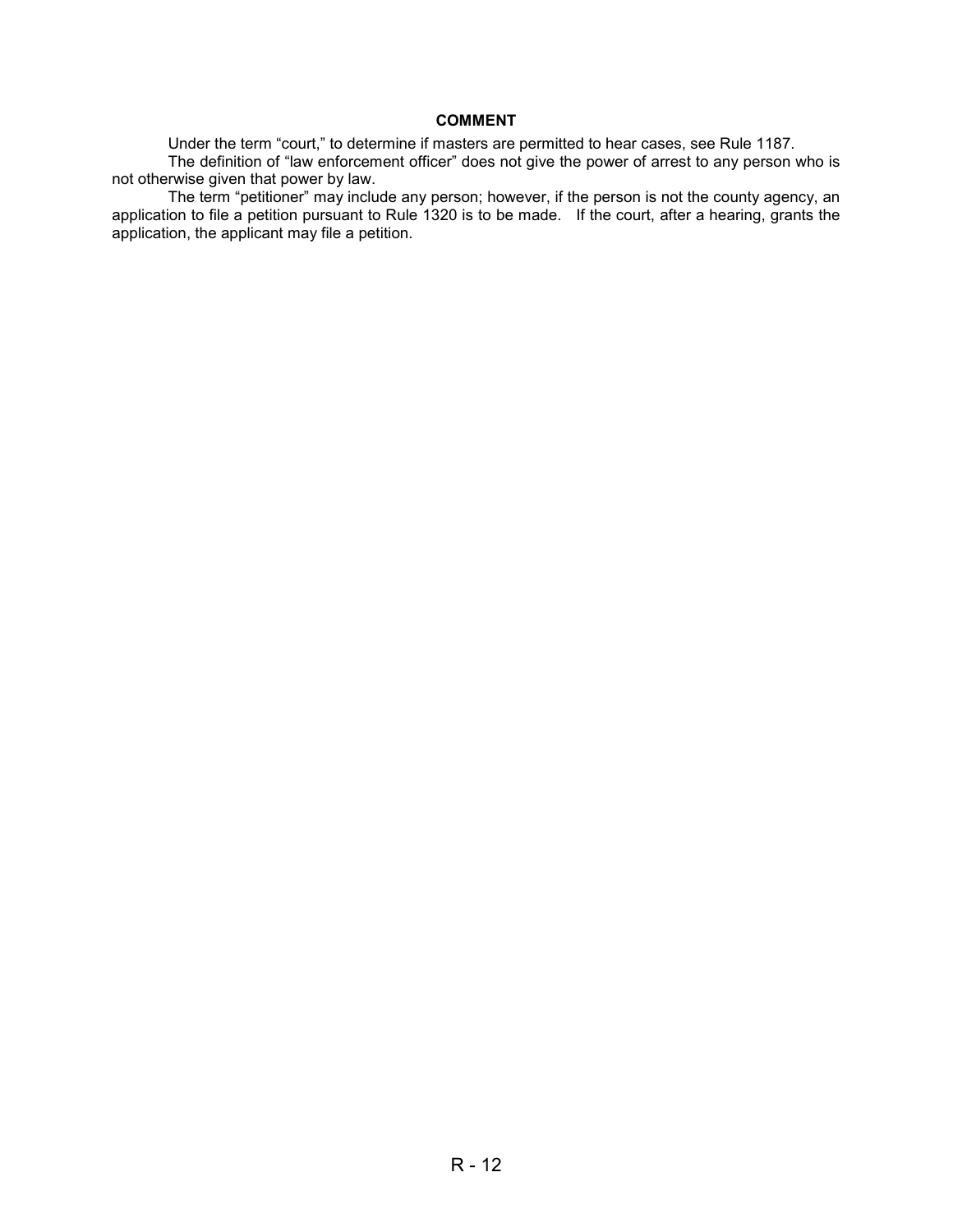## COMMENT

Under the term "court," to determine if masters are permitted to hear cases, see Rule 1187.

The definition of "law enforcement officer" does not give the power of arrest to any person who is not otherwise given that power by law.

The term "petitioner" may include any person; however, if the person is not the county agency, an application to file a petition pursuant to Rule 1320 is to be made. If the court, after a hearing, grants the application, the applicant may file a petition.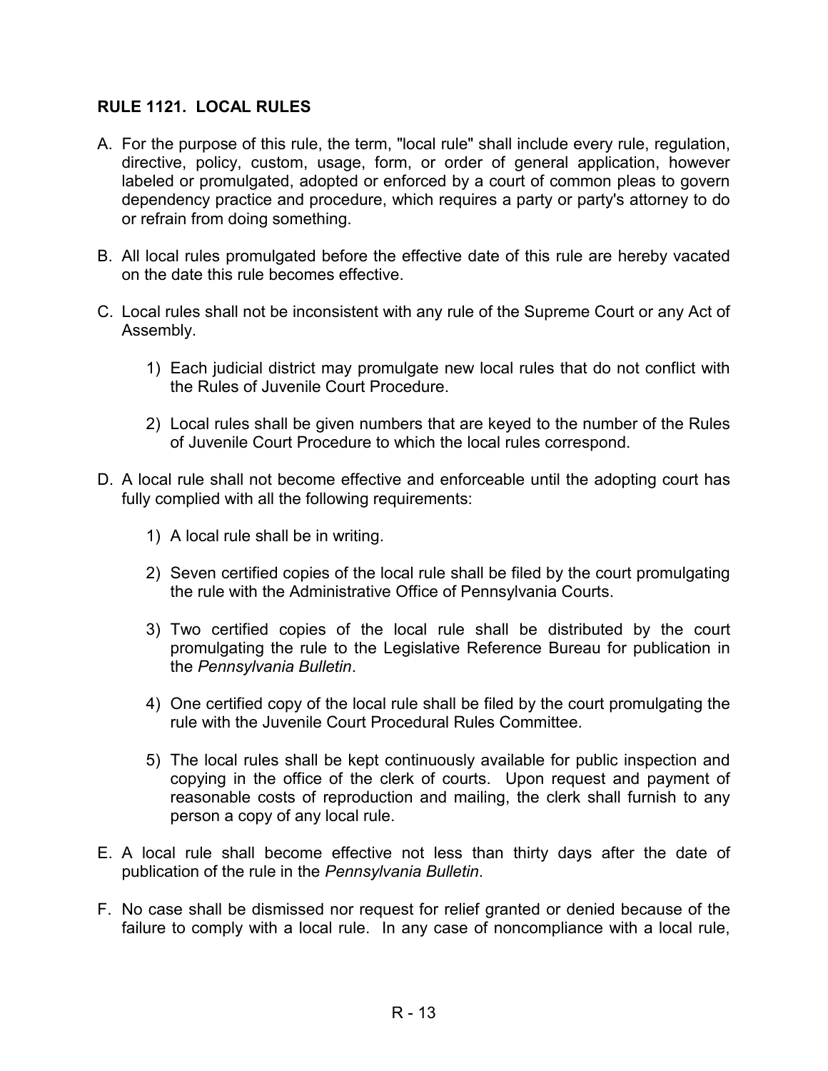## RULE 1121. LOCAL RULES

A. For the purpose of this rule, the term, "local rule" shall include every rule, regulation, directive, policy, custom, usage, form, or order of general application, however labeled or promulgated, adopted or enforced by a court of common pleas to govern dependency practice and procedure, which requires a party or party's attorney to do or refrain from doing something.

B. All local rules promulgated before the effective date of this rule are hereby vacated on the date this rule becomes effective.

C. Local rules shall not be inconsistent with any rule of the Supreme Court or any Act of Assembly.

    1) Each judicial district may promulgate new local rules that do not conflict with the Rules of Juvenile Court Procedure.

    2) Local rules shall be given numbers that are keyed to the number of the Rules of Juvenile Court Procedure to which the local rules correspond.

D. A local rule shall not become effective and enforceable until the adopting court has fully complied with all the following requirements:

    1) A local rule shall be in writing.

    2) Seven certified copies of the local rule shall be filed by the court promulgating the rule with the Administrative Office of Pennsylvania Courts.

    3) Two certified copies of the local rule shall be distributed by the court promulgating the rule to the Legislative Reference Bureau for publication in the *Pennsylvania Bulletin*.

    4) One certified copy of the local rule shall be filed by the court promulgating the rule with the Juvenile Court Procedural Rules Committee.

    5) The local rules shall be kept continuously available for public inspection and copying in the office of the clerk of courts. Upon request and payment of reasonable costs of reproduction and mailing, the clerk shall furnish to any person a copy of any local rule.

E. A local rule shall become effective not less than thirty days after the date of publication of the rule in the *Pennsylvania Bulletin*.

F. No case shall be dismissed nor request for relief granted or denied because of the failure to comply with a local rule. In any case of noncompliance with a local rule,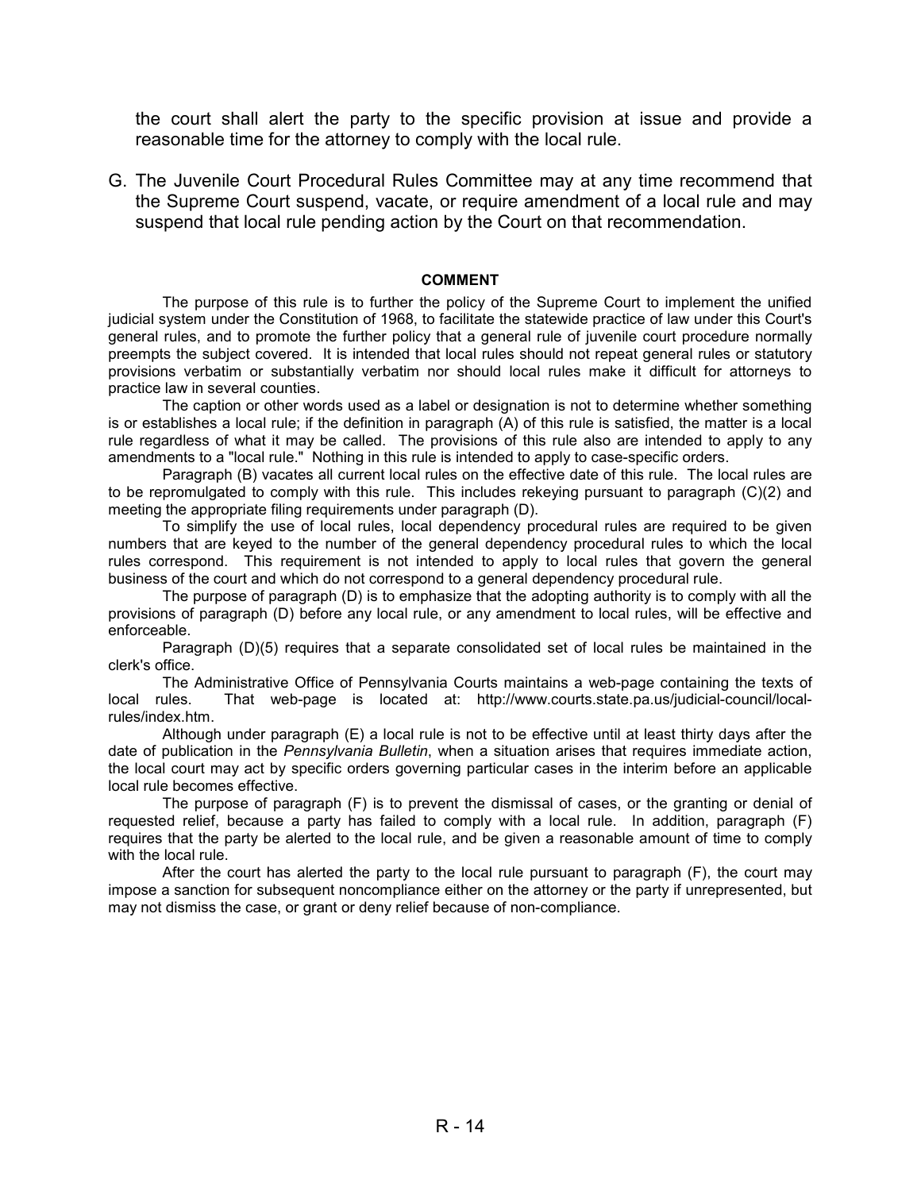the court shall alert the party to the specific provision at issue and provide a reasonable time for the attorney to comply with the local rule.

G. The Juvenile Court Procedural Rules Committee may at any time recommend that the Supreme Court suspend, vacate, or require amendment of a local rule and may suspend that local rule pending action by the Court on that recommendation.

**COMMENT**

The purpose of this rule is to further the policy of the Supreme Court to implement the unified judicial system under the Constitution of 1968, to facilitate the statewide practice of law under this Court's general rules, and to promote the further policy that a general rule of juvenile court procedure normally preempts the subject covered. It is intended that local rules should not repeat general rules or statutory provisions verbatim or substantially verbatim nor should local rules make it difficult for attorneys to practice law in several counties.

The caption or other words used as a label or designation is not to determine whether something is or establishes a local rule; if the definition in paragraph (A) of this rule is satisfied, the matter is a local rule regardless of what it may be called. The provisions of this rule also are intended to apply to any amendments to a "local rule." Nothing in this rule is intended to apply to case-specific orders.

Paragraph (B) vacates all current local rules on the effective date of this rule. The local rules are to be repromulgated to comply with this rule. This includes rekeying pursuant to paragraph (C)(2) and meeting the appropriate filing requirements under paragraph (D).

To simplify the use of local rules, local dependency procedural rules are required to be given numbers that are keyed to the number of the general dependency procedural rules to which the local rules correspond. This requirement is not intended to apply to local rules that govern the general business of the court and which do not correspond to a general dependency procedural rule.

The purpose of paragraph (D) is to emphasize that the adopting authority is to comply with all the provisions of paragraph (D) before any local rule, or any amendment to local rules, will be effective and enforceable.

Paragraph (D)(5) requires that a separate consolidated set of local rules be maintained in the clerk's office.

The Administrative Office of Pennsylvania Courts maintains a web-page containing the texts of local rules. That web-page is located at: http://www.courts.state.pa.us/judicial-council/local-rules/index.htm.

Although under paragraph (E) a local rule is not to be effective until at least thirty days after the date of publication in the *Pennsylvania Bulletin*, when a situation arises that requires immediate action, the local court may act by specific orders governing particular cases in the interim before an applicable local rule becomes effective.

The purpose of paragraph (F) is to prevent the dismissal of cases, or the granting or denial of requested relief, because a party has failed to comply with a local rule. In addition, paragraph (F) requires that the party be alerted to the local rule, and be given a reasonable amount of time to comply with the local rule.

After the court has alerted the party to the local rule pursuant to paragraph (F), the court may impose a sanction for subsequent noncompliance either on the attorney or the party if unrepresented, but may not dismiss the case, or grant or deny relief because of non-compliance.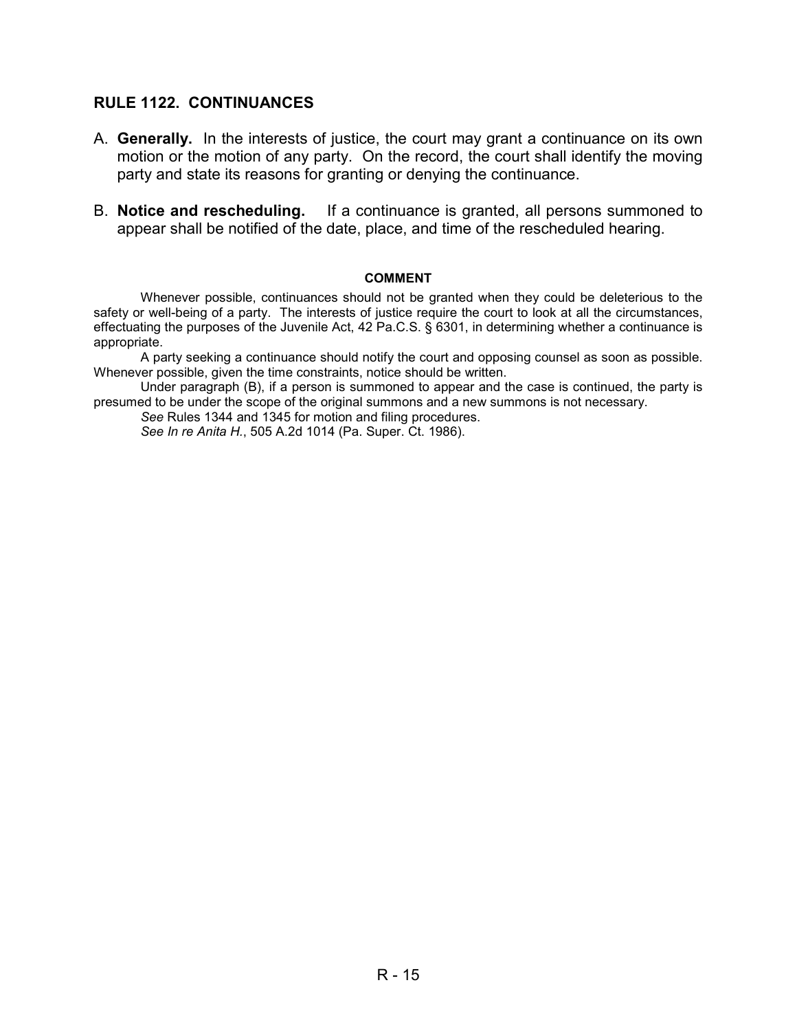## RULE 1122. CONTINUANCES

A. **Generally.** In the interests of justice, the court may grant a continuance on its own motion or the motion of any party. On the record, the court shall identify the moving party and state its reasons for granting or denying the continuance.

B. **Notice and rescheduling.** If a continuance is granted, all persons summoned to appear shall be notified of the date, place, and time of the rescheduled hearing.

**COMMENT**

Whenever possible, continuances should not be granted when they could be deleterious to the safety or well-being of a party. The interests of justice require the court to look at all the circumstances, effectuating the purposes of the Juvenile Act, 42 Pa.C.S. § 6301, in determining whether a continuance is appropriate.

A party seeking a continuance should notify the court and opposing counsel as soon as possible. Whenever possible, given the time constraints, notice should be written.

Under paragraph (B), if a person is summoned to appear and the case is continued, the party is presumed to be under the scope of the original summons and a new summons is not necessary.

*See* Rules 1344 and 1345 for motion and filing procedures.

*See In re Anita H.*, 505 A.2d 1014 (Pa. Super. Ct. 1986).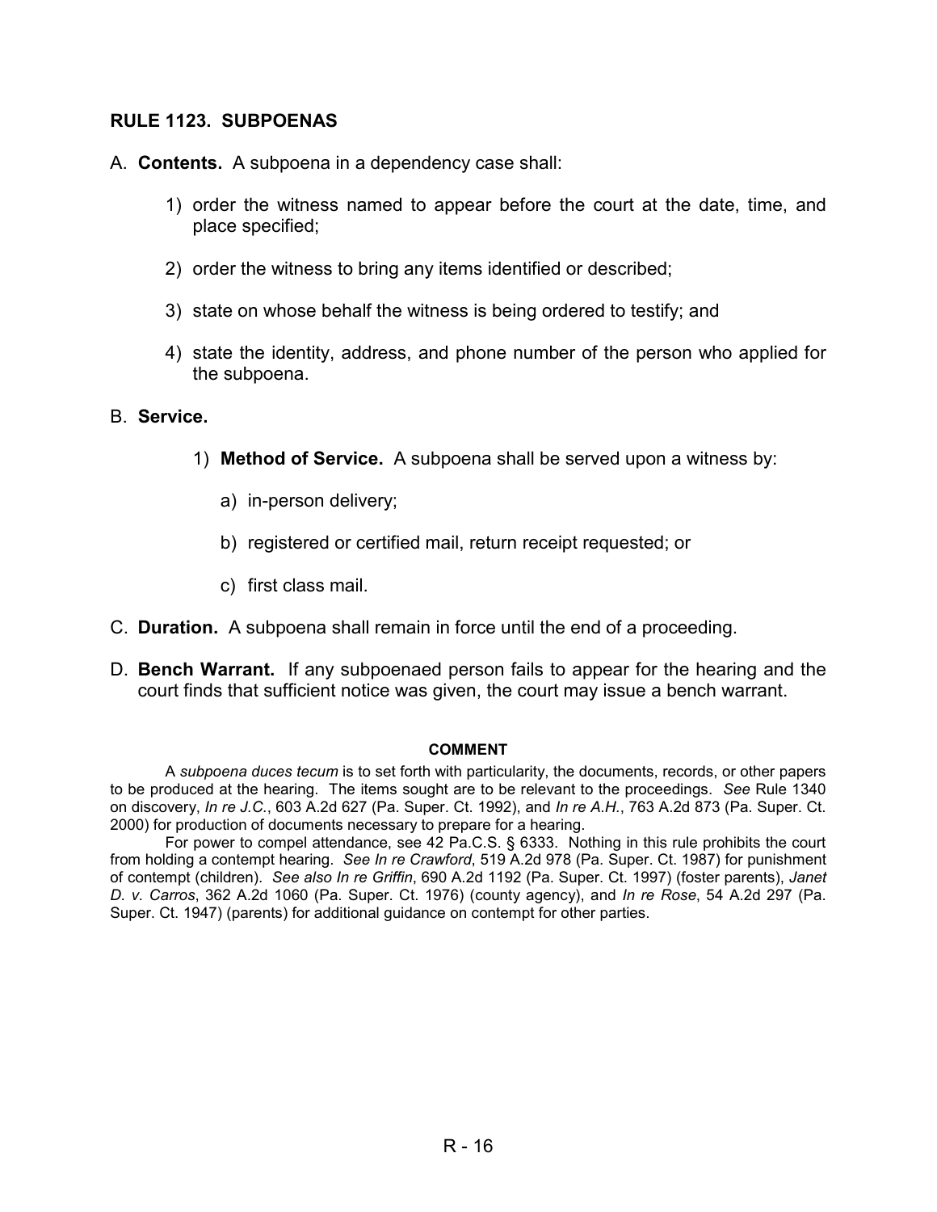## RULE 1123. SUBPOENAS

A. **Contents.** A subpoena in a dependency case shall:

1) order the witness named to appear before the court at the date, time, and place specified;

2) order the witness to bring any items identified or described;

3) state on whose behalf the witness is being ordered to testify; and

4) state the identity, address, and phone number of the person who applied for the subpoena.

B. **Service.**

1) **Method of Service.** A subpoena shall be served upon a witness by:

a) in-person delivery;

b) registered or certified mail, return receipt requested; or

c) first class mail.

C. **Duration.** A subpoena shall remain in force until the end of a proceeding.

D. **Bench Warrant.** If any subpoenaed person fails to appear for the hearing and the court finds that sufficient notice was given, the court may issue a bench warrant.

### COMMENT

A *subpoena duces tecum* is to set forth with particularity, the documents, records, or other papers to be produced at the hearing. The items sought are to be relevant to the proceedings. *See* Rule 1340 on discovery, *In re J.C.*, 603 A.2d 627 (Pa. Super. Ct. 1992), and *In re A.H.*, 763 A.2d 873 (Pa. Super. Ct. 2000) for production of documents necessary to prepare for a hearing.

For power to compel attendance, see 42 Pa.C.S. § 6333. Nothing in this rule prohibits the court from holding a contempt hearing. *See In re Crawford*, 519 A.2d 978 (Pa. Super. Ct. 1987) for punishment of contempt (children). *See also In re Griffin*, 690 A.2d 1192 (Pa. Super. Ct. 1997) (foster parents), *Janet D. v. Carros*, 362 A.2d 1060 (Pa. Super. Ct. 1976) (county agency), and *In re Rose*, 54 A.2d 297 (Pa. Super. Ct. 1947) (parents) for additional guidance on contempt for other parties.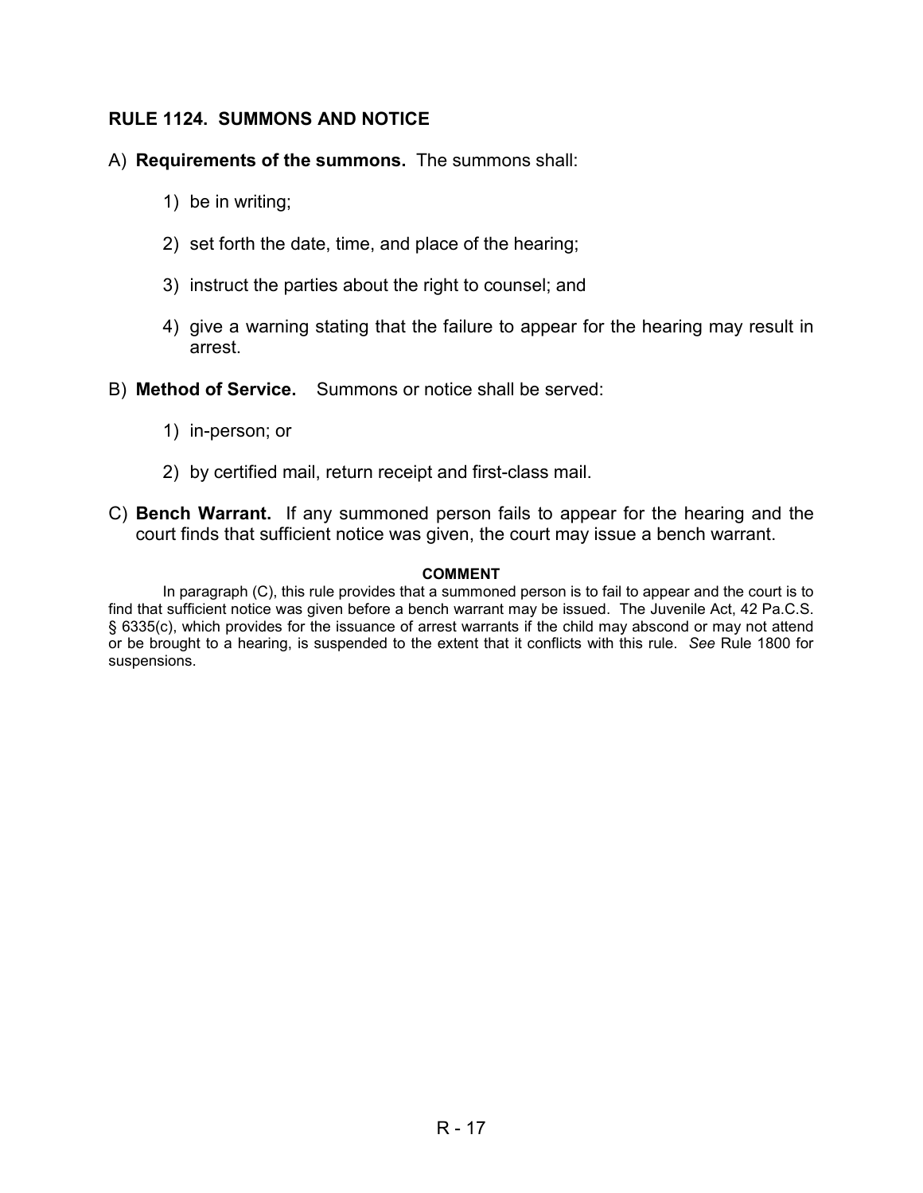## RULE 1124. SUMMONS AND NOTICE

A) **Requirements of the summons.** The summons shall:

1) be in writing;

2) set forth the date, time, and place of the hearing;

3) instruct the parties about the right to counsel; and

4) give a warning stating that the failure to appear for the hearing may result in arrest.

B) **Method of Service.** Summons or notice shall be served:

1) in-person; or

2) by certified mail, return receipt and first-class mail.

C) **Bench Warrant.** If any summoned person fails to appear for the hearing and the court finds that sufficient notice was given, the court may issue a bench warrant.

**COMMENT**

In paragraph (C), this rule provides that a summoned person is to fail to appear and the court is to find that sufficient notice was given before a bench warrant may be issued. The Juvenile Act, 42 Pa.C.S. § 6335(c), which provides for the issuance of arrest warrants if the child may abscond or may not attend or be brought to a hearing, is suspended to the extent that it conflicts with this rule. *See* Rule 1800 for suspensions.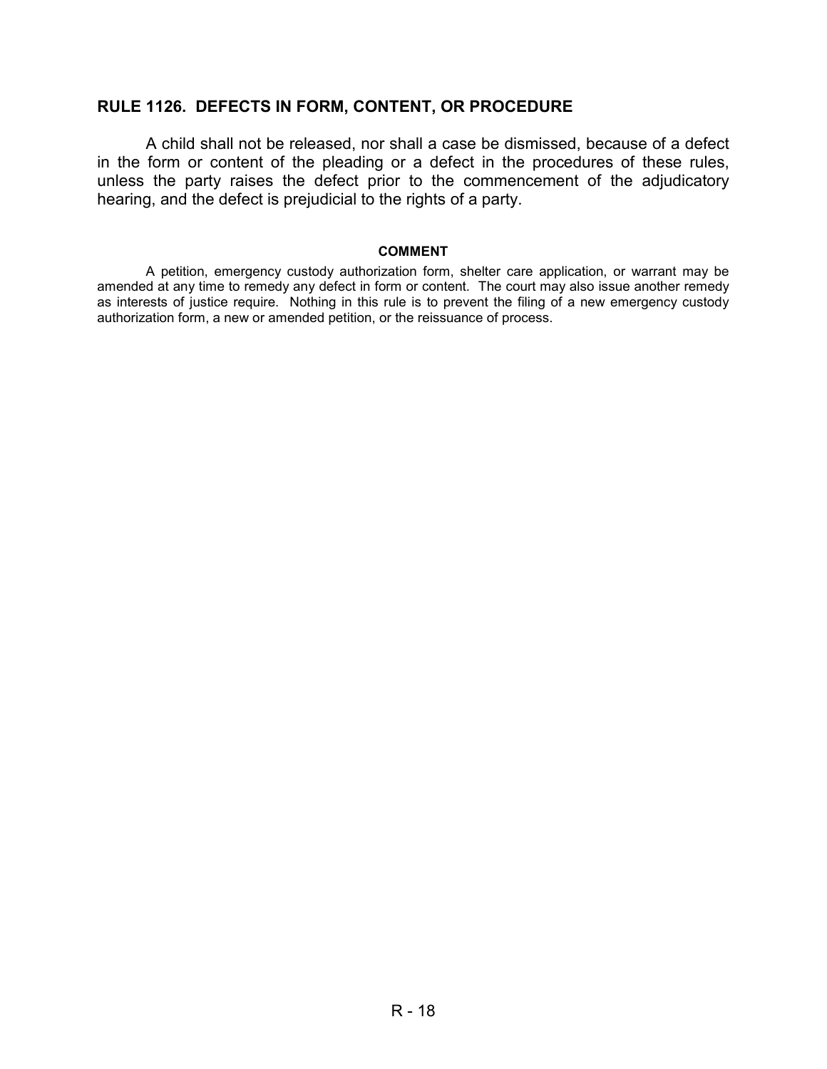## RULE 1126. DEFECTS IN FORM, CONTENT, OR PROCEDURE

A child shall not be released, nor shall a case be dismissed, because of a defect in the form or content of the pleading or a defect in the procedures of these rules, unless the party raises the defect prior to the commencement of the adjudicatory hearing, and the defect is prejudicial to the rights of a party.

### COMMENT

A petition, emergency custody authorization form, shelter care application, or warrant may be amended at any time to remedy any defect in form or content. The court may also issue another remedy as interests of justice require. Nothing in this rule is to prevent the filing of a new emergency custody authorization form, a new or amended petition, or the reissuance of process.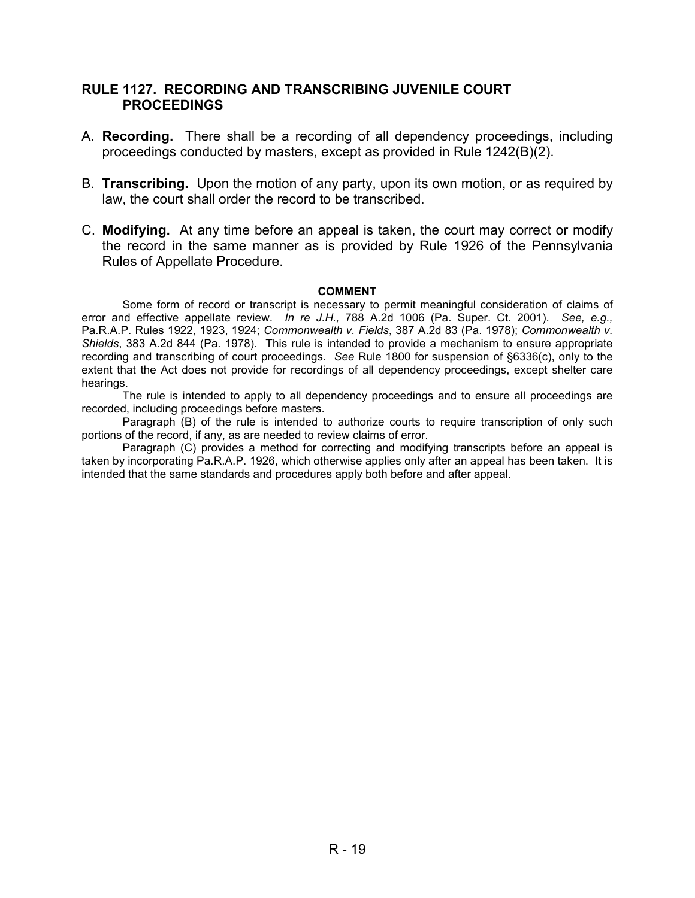## RULE 1127. RECORDING AND TRANSCRIBING JUVENILE COURT PROCEEDINGS

A. **Recording.** There shall be a recording of all dependency proceedings, including proceedings conducted by masters, except as provided in Rule 1242(B)(2).

B. **Transcribing.** Upon the motion of any party, upon its own motion, or as required by law, the court shall order the record to be transcribed.

C. **Modifying.** At any time before an appeal is taken, the court may correct or modify the record in the same manner as is provided by Rule 1926 of the Pennsylvania Rules of Appellate Procedure.

### COMMENT

Some form of record or transcript is necessary to permit meaningful consideration of claims of error and effective appellate review. *In re J.H.,* 788 A.2d 1006 (Pa. Super. Ct. 2001). *See, e.g.,* Pa.R.A.P. Rules 1922, 1923, 1924; *Commonwealth v. Fields*, 387 A.2d 83 (Pa. 1978); *Commonwealth v. Shields*, 383 A.2d 844 (Pa. 1978). This rule is intended to provide a mechanism to ensure appropriate recording and transcribing of court proceedings. *See* Rule 1800 for suspension of §6336(c), only to the extent that the Act does not provide for recordings of all dependency proceedings, except shelter care hearings.

The rule is intended to apply to all dependency proceedings and to ensure all proceedings are recorded, including proceedings before masters.

Paragraph (B) of the rule is intended to authorize courts to require transcription of only such portions of the record, if any, as are needed to review claims of error.

Paragraph (C) provides a method for correcting and modifying transcripts before an appeal is taken by incorporating Pa.R.A.P. 1926, which otherwise applies only after an appeal has been taken. It is intended that the same standards and procedures apply both before and after appeal.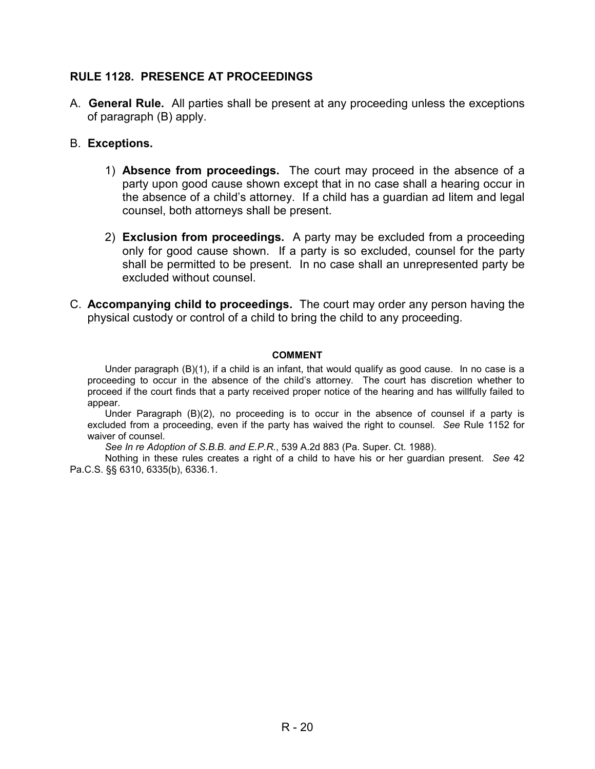## RULE 1128. PRESENCE AT PROCEEDINGS

A. **General Rule.** All parties shall be present at any proceeding unless the exceptions of paragraph (B) apply.

B. **Exceptions.**

1) **Absence from proceedings.** The court may proceed in the absence of a party upon good cause shown except that in no case shall a hearing occur in the absence of a child's attorney. If a child has a guardian ad litem and legal counsel, both attorneys shall be present.

2) **Exclusion from proceedings.** A party may be excluded from a proceeding only for good cause shown. If a party is so excluded, counsel for the party shall be permitted to be present. In no case shall an unrepresented party be excluded without counsel.

C. **Accompanying child to proceedings.** The court may order any person having the physical custody or control of a child to bring the child to any proceeding.

**COMMENT**

Under paragraph (B)(1), if a child is an infant, that would qualify as good cause. In no case is a proceeding to occur in the absence of the child's attorney. The court has discretion whether to proceed if the court finds that a party received proper notice of the hearing and has willfully failed to appear.

Under Paragraph (B)(2), no proceeding is to occur in the absence of counsel if a party is excluded from a proceeding, even if the party has waived the right to counsel. *See* Rule 1152 for waiver of counsel.

*See In re Adoption of S.B.B. and E.P.R.*, 539 A.2d 883 (Pa. Super. Ct. 1988).

Nothing in these rules creates a right of a child to have his or her guardian present. *See* 42 Pa.C.S. §§ 6310, 6335(b), 6336.1.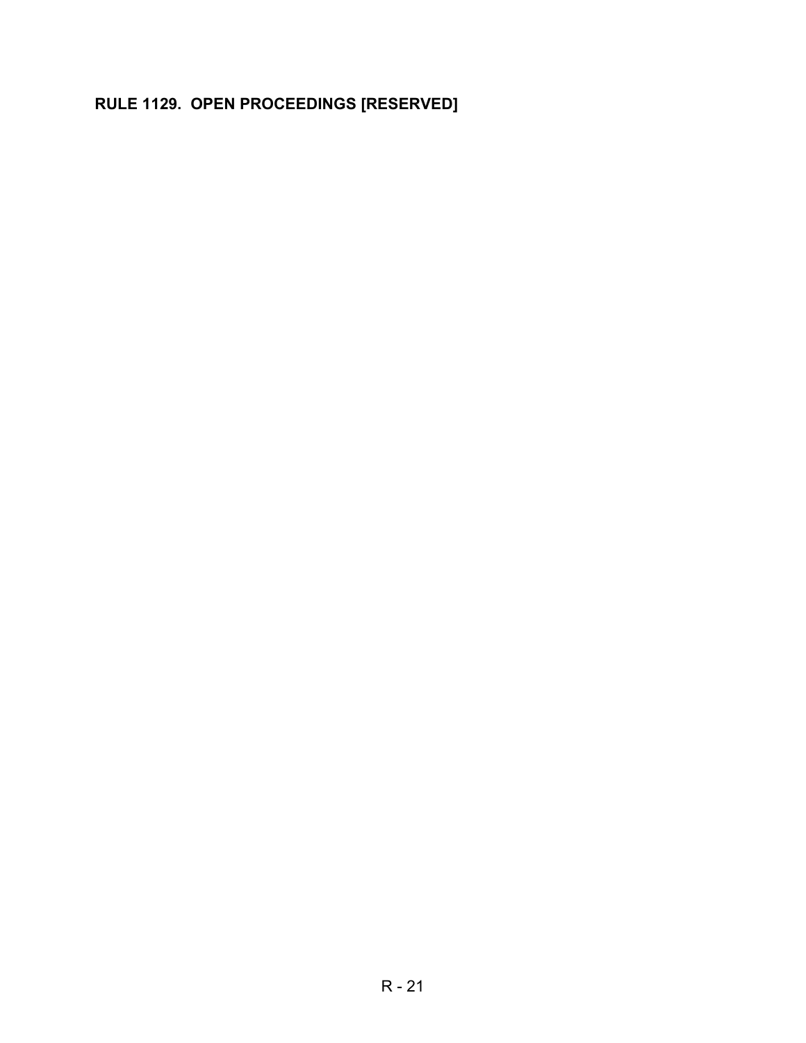## RULE 1129. OPEN PROCEEDINGS [RESERVED]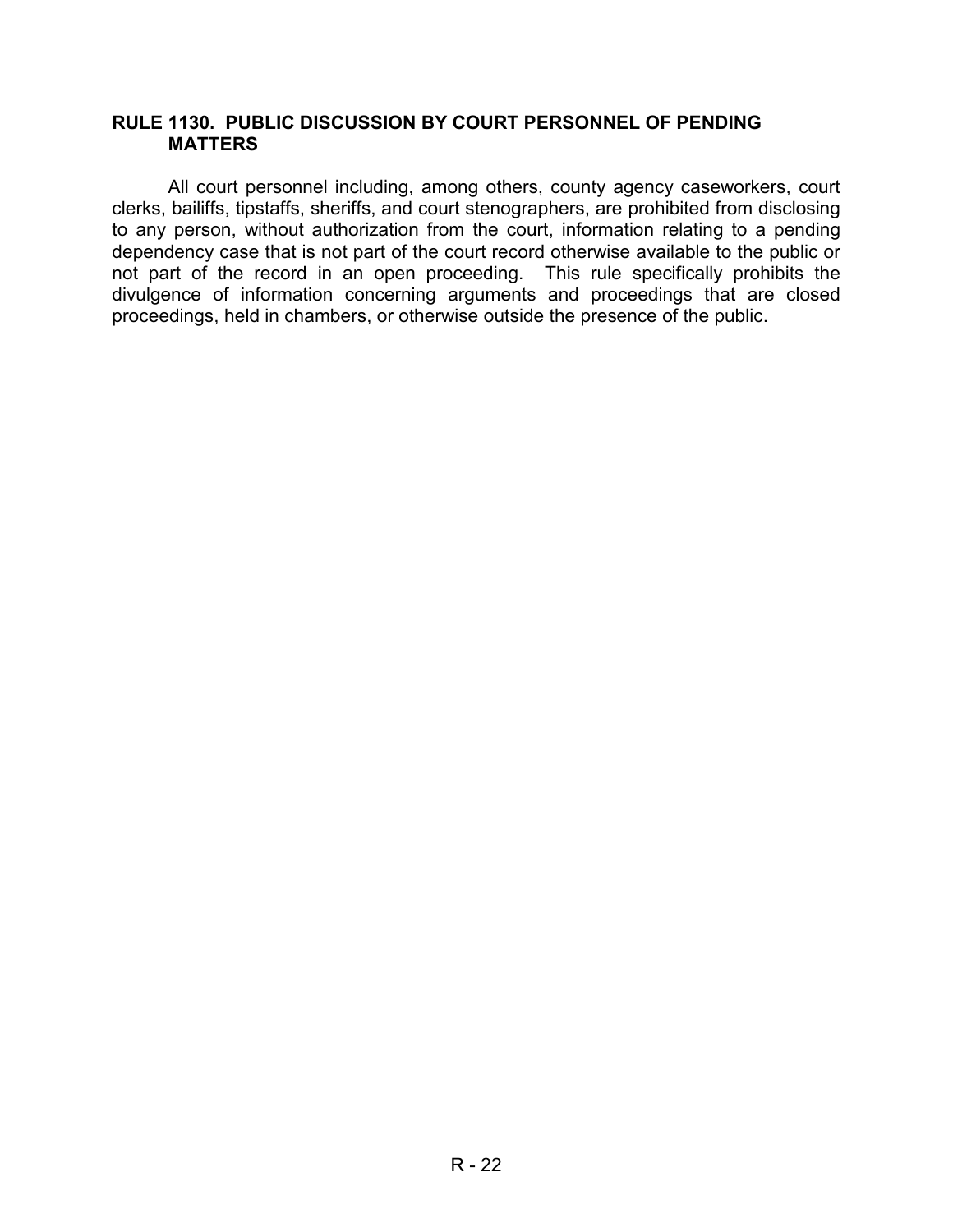## RULE 1130. PUBLIC DISCUSSION BY COURT PERSONNEL OF PENDING MATTERS

All court personnel including, among others, county agency caseworkers, court clerks, bailiffs, tipstaffs, sheriffs, and court stenographers, are prohibited from disclosing to any person, without authorization from the court, information relating to a pending dependency case that is not part of the court record otherwise available to the public or not part of the record in an open proceeding. This rule specifically prohibits the divulgence of information concerning arguments and proceedings that are closed proceedings, held in chambers, or otherwise outside the presence of the public.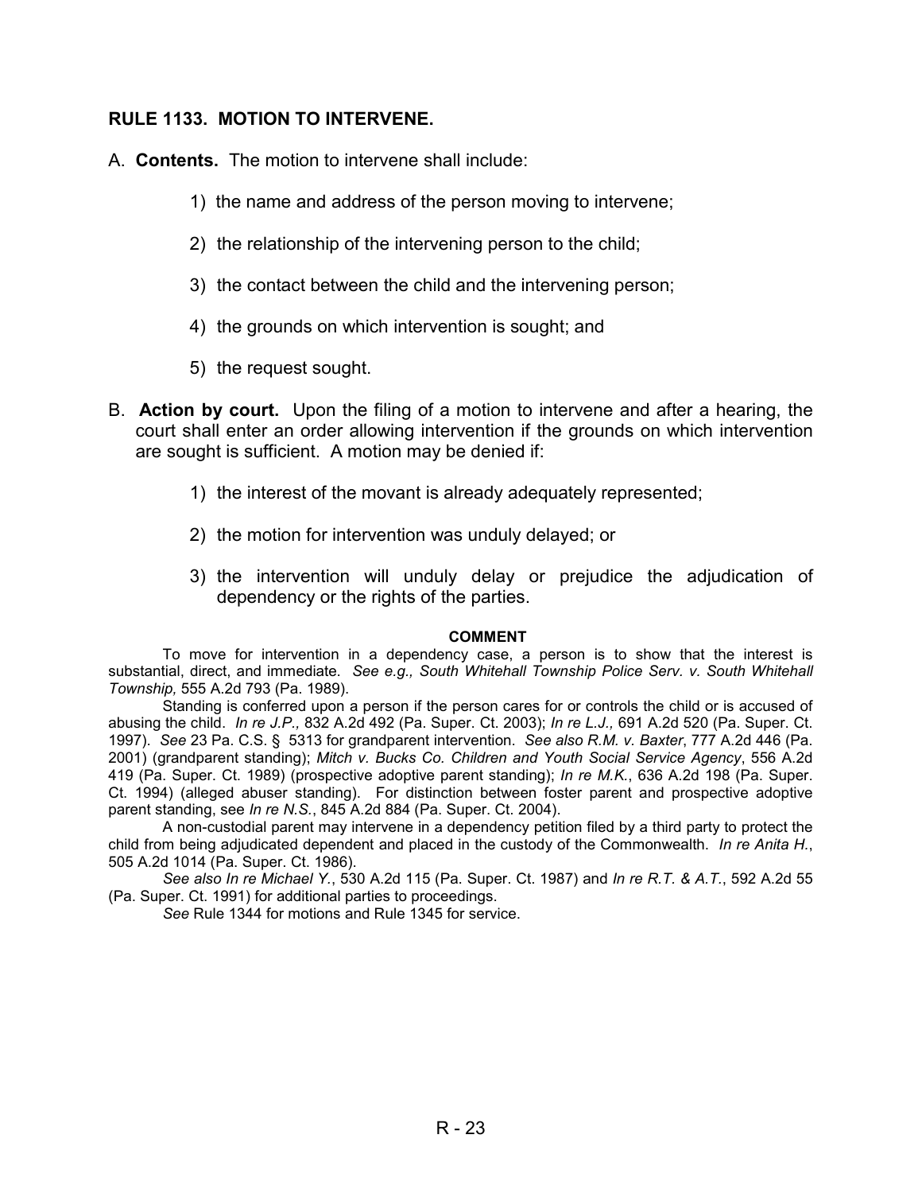## RULE 1133. MOTION TO INTERVENE.

A. **Contents.** The motion to intervene shall include:

1) the name and address of the person moving to intervene;

2) the relationship of the intervening person to the child;

3) the contact between the child and the intervening person;

4) the grounds on which intervention is sought; and

5) the request sought.

B. **Action by court.** Upon the filing of a motion to intervene and after a hearing, the court shall enter an order allowing intervention if the grounds on which intervention are sought is sufficient. A motion may be denied if:

1) the interest of the movant is already adequately represented;

2) the motion for intervention was unduly delayed; or

3) the intervention will unduly delay or prejudice the adjudication of dependency or the rights of the parties.

**COMMENT**

To move for intervention in a dependency case, a person is to show that the interest is substantial, direct, and immediate. *See e.g., South Whitehall Township Police Serv. v. South Whitehall Township,* 555 A.2d 793 (Pa. 1989).

Standing is conferred upon a person if the person cares for or controls the child or is accused of abusing the child. *In re J.P.,* 832 A.2d 492 (Pa. Super. Ct. 2003); *In re L.J.,* 691 A.2d 520 (Pa. Super. Ct. 1997). *See* 23 Pa. C.S. § 5313 for grandparent intervention. *See also R.M. v. Baxter*, 777 A.2d 446 (Pa. 2001) (grandparent standing); *Mitch v. Bucks Co. Children and Youth Social Service Agency*, 556 A.2d 419 (Pa. Super. Ct. 1989) (prospective adoptive parent standing); *In re M.K.*, 636 A.2d 198 (Pa. Super. Ct. 1994) (alleged abuser standing). For distinction between foster parent and prospective adoptive parent standing, see *In re N.S.*, 845 A.2d 884 (Pa. Super. Ct. 2004).

A non-custodial parent may intervene in a dependency petition filed by a third party to protect the child from being adjudicated dependent and placed in the custody of the Commonwealth. *In re Anita H.*, 505 A.2d 1014 (Pa. Super. Ct. 1986).

*See also In re Michael Y.*, 530 A.2d 115 (Pa. Super. Ct. 1987) and *In re R.T. & A.T.*, 592 A.2d 55 (Pa. Super. Ct. 1991) for additional parties to proceedings.

*See* Rule 1344 for motions and Rule 1345 for service.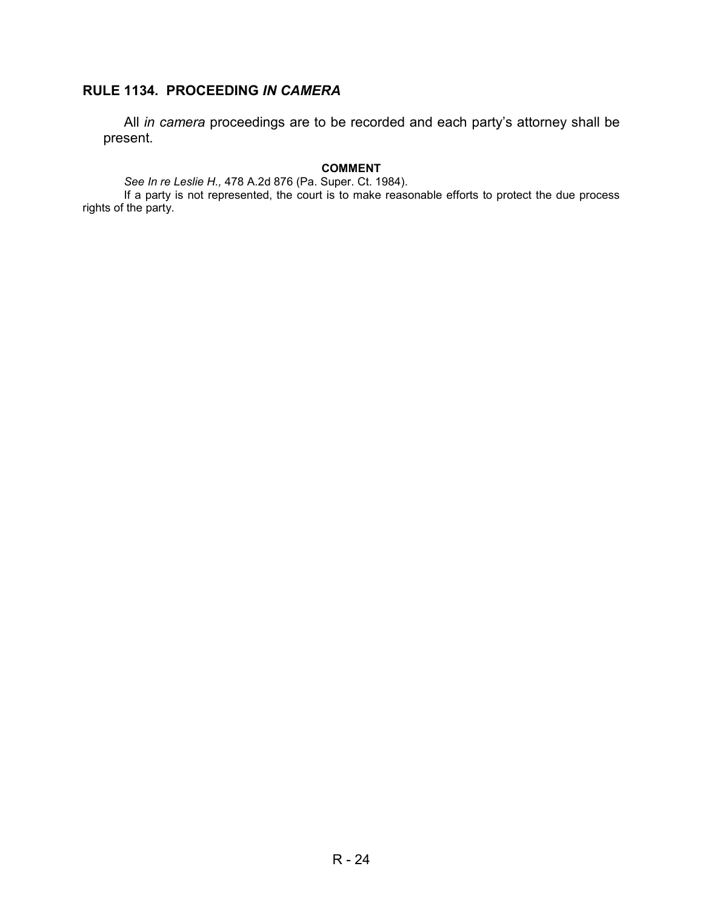## RULE 1134. PROCEEDING *IN CAMERA*

All *in camera* proceedings are to be recorded and each party's attorney shall be present.

**COMMENT**

*See In re Leslie H.,* 478 A.2d 876 (Pa. Super. Ct. 1984).

If a party is not represented, the court is to make reasonable efforts to protect the due process rights of the party.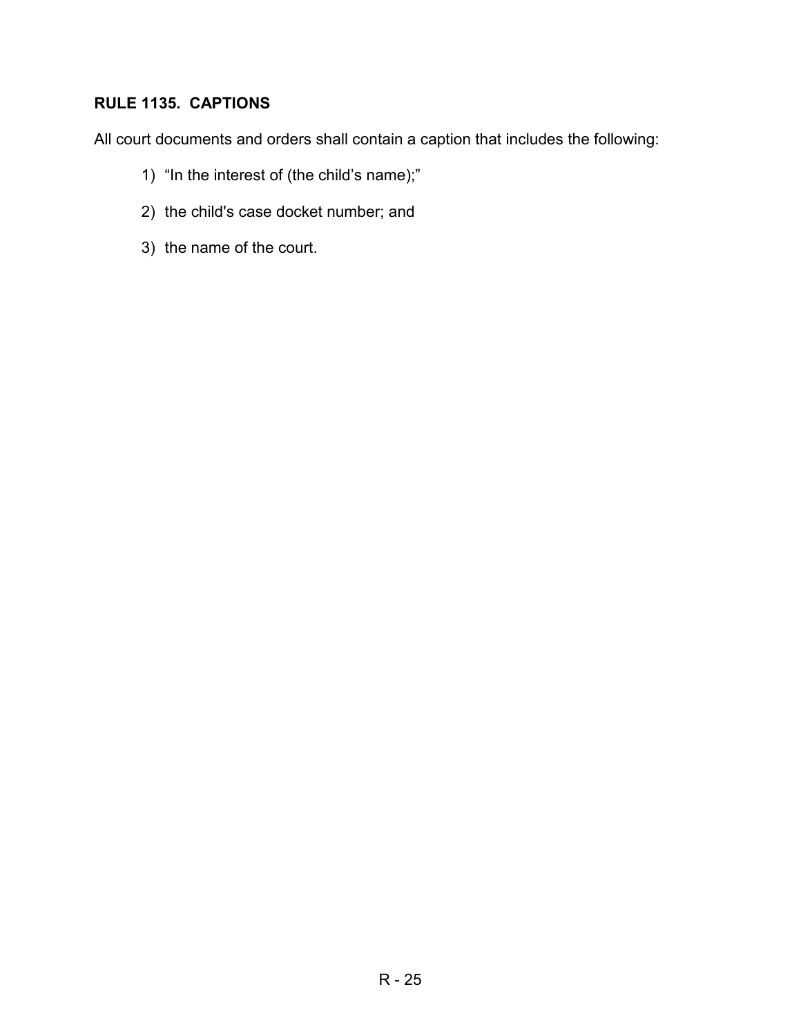### RULE 1135. CAPTIONS

All court documents and orders shall contain a caption that includes the following:

1) "In the interest of (the child's name);"

2) the child's case docket number; and

3) the name of the court.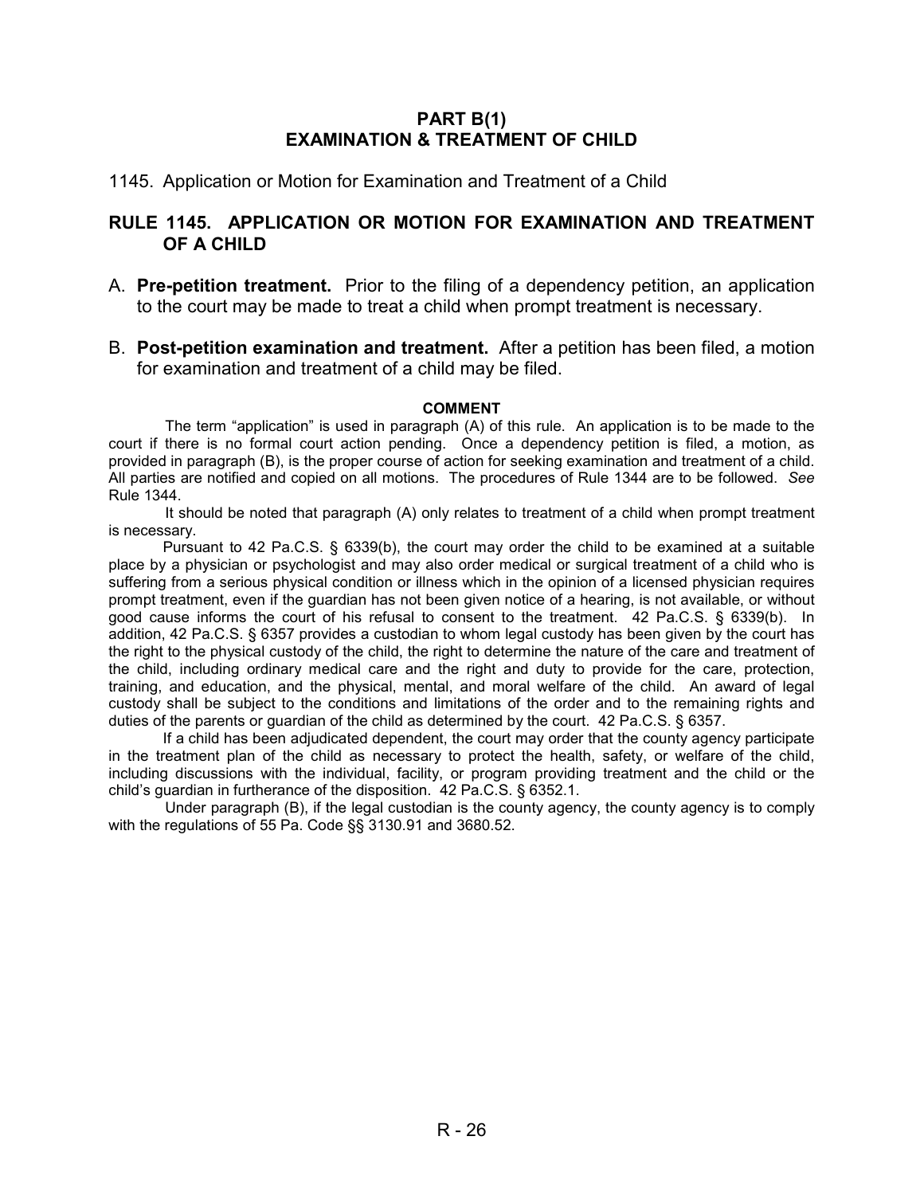## PART B(1)
## EXAMINATION & TREATMENT OF CHILD

1145. Application or Motion for Examination and Treatment of a Child

### RULE 1145. APPLICATION OR MOTION FOR EXAMINATION AND TREATMENT OF A CHILD

A. **Pre-petition treatment.** Prior to the filing of a dependency petition, an application to the court may be made to treat a child when prompt treatment is necessary.

B. **Post-petition examination and treatment.** After a petition has been filed, a motion for examination and treatment of a child may be filed.

**COMMENT**

The term "application" is used in paragraph (A) of this rule. An application is to be made to the court if there is no formal court action pending. Once a dependency petition is filed, a motion, as provided in paragraph (B), is the proper course of action for seeking examination and treatment of a child. All parties are notified and copied on all motions. The procedures of Rule 1344 are to be followed. *See* Rule 1344.

It should be noted that paragraph (A) only relates to treatment of a child when prompt treatment is necessary.

Pursuant to 42 Pa.C.S. § 6339(b), the court may order the child to be examined at a suitable place by a physician or psychologist and may also order medical or surgical treatment of a child who is suffering from a serious physical condition or illness which in the opinion of a licensed physician requires prompt treatment, even if the guardian has not been given notice of a hearing, is not available, or without good cause informs the court of his refusal to consent to the treatment. 42 Pa.C.S. § 6339(b). In addition, 42 Pa.C.S. § 6357 provides a custodian to whom legal custody has been given by the court has the right to the physical custody of the child, the right to determine the nature of the care and treatment of the child, including ordinary medical care and the right and duty to provide for the care, protection, training, and education, and the physical, mental, and moral welfare of the child. An award of legal custody shall be subject to the conditions and limitations of the order and to the remaining rights and duties of the parents or guardian of the child as determined by the court. 42 Pa.C.S. § 6357.

If a child has been adjudicated dependent, the court may order that the county agency participate in the treatment plan of the child as necessary to protect the health, safety, or welfare of the child, including discussions with the individual, facility, or program providing treatment and the child or the child's guardian in furtherance of the disposition. 42 Pa.C.S. § 6352.1.

Under paragraph (B), if the legal custodian is the county agency, the county agency is to comply with the regulations of 55 Pa. Code §§ 3130.91 and 3680.52.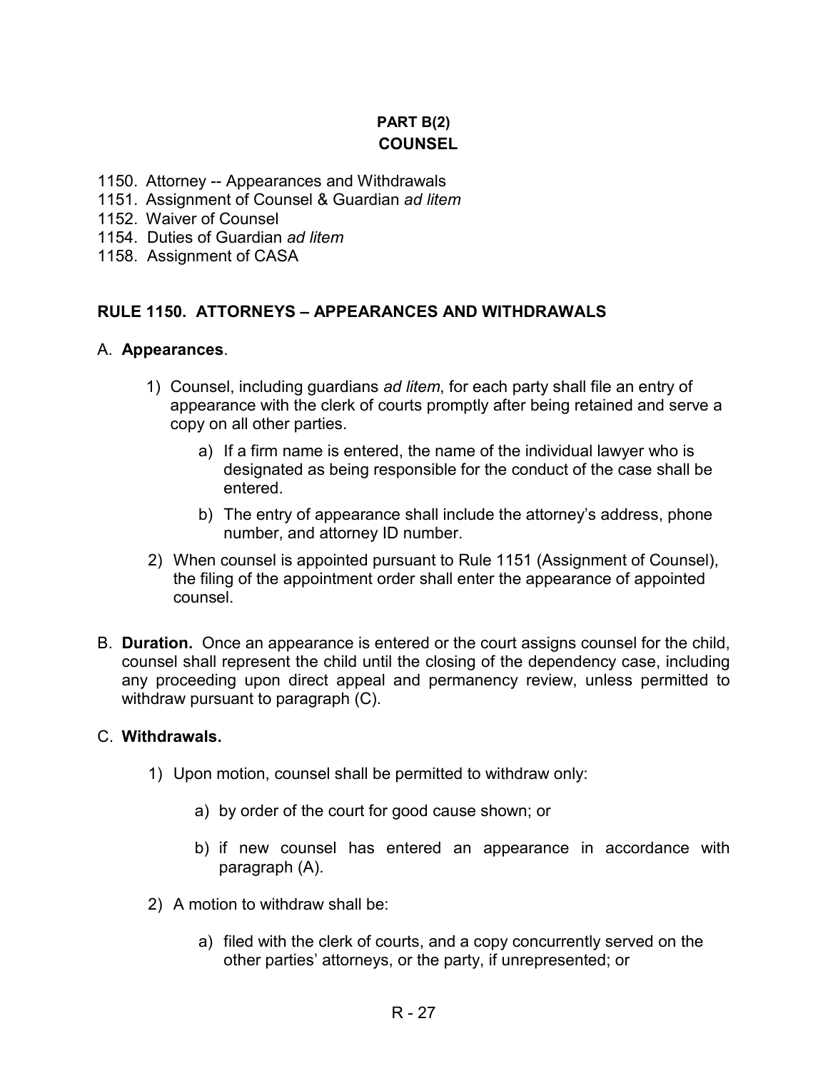## PART B(2)
## COUNSEL

1150. Attorney -- Appearances and Withdrawals
1151. Assignment of Counsel & Guardian *ad litem*
1152. Waiver of Counsel
1154. Duties of Guardian *ad litem*
1158. Assignment of CASA

### RULE 1150. ATTORNEYS – APPEARANCES AND WITHDRAWALS

A. **Appearances**.

1) Counsel, including guardians *ad litem*, for each party shall file an entry of appearance with the clerk of courts promptly after being retained and serve a copy on all other parties.

   a) If a firm name is entered, the name of the individual lawyer who is designated as being responsible for the conduct of the case shall be entered.

   b) The entry of appearance shall include the attorney's address, phone number, and attorney ID number.

2) When counsel is appointed pursuant to Rule 1151 (Assignment of Counsel), the filing of the appointment order shall enter the appearance of appointed counsel.

B. **Duration.** Once an appearance is entered or the court assigns counsel for the child, counsel shall represent the child until the closing of the dependency case, including any proceeding upon direct appeal and permanency review, unless permitted to withdraw pursuant to paragraph (C).

C. **Withdrawals.**

1) Upon motion, counsel shall be permitted to withdraw only:

   a) by order of the court for good cause shown; or

   b) if new counsel has entered an appearance in accordance with paragraph (A).

2) A motion to withdraw shall be:

   a) filed with the clerk of courts, and a copy concurrently served on the other parties' attorneys, or the party, if unrepresented; or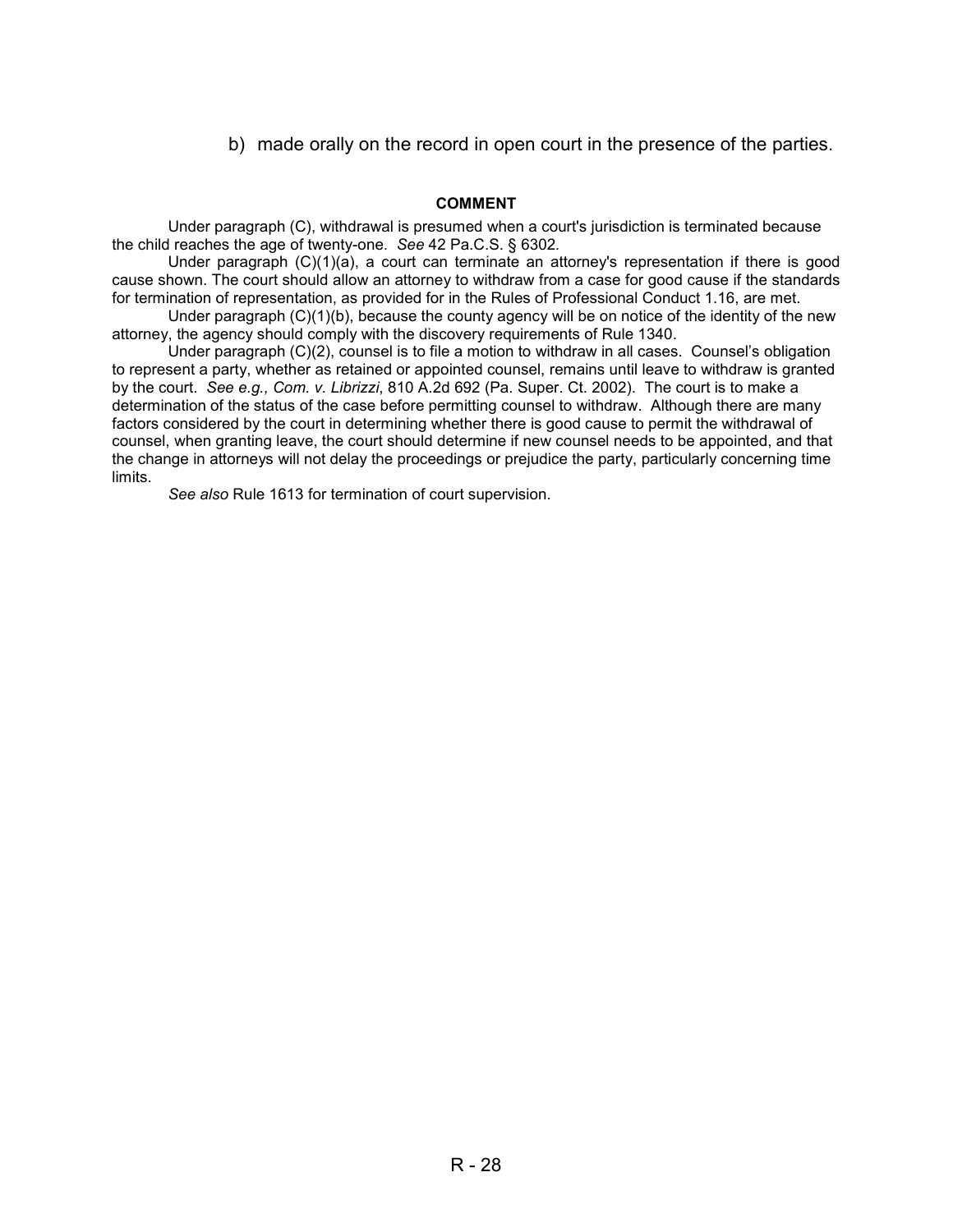b) made orally on the record in open court in the presence of the parties.

**COMMENT**

Under paragraph (C), withdrawal is presumed when a court's jurisdiction is terminated because the child reaches the age of twenty-one. *See* 42 Pa.C.S. § 6302.

Under paragraph (C)(1)(a), a court can terminate an attorney's representation if there is good cause shown. The court should allow an attorney to withdraw from a case for good cause if the standards for termination of representation, as provided for in the Rules of Professional Conduct 1.16, are met.

Under paragraph (C)(1)(b), because the county agency will be on notice of the identity of the new attorney, the agency should comply with the discovery requirements of Rule 1340.

Under paragraph (C)(2), counsel is to file a motion to withdraw in all cases. Counsel's obligation to represent a party, whether as retained or appointed counsel, remains until leave to withdraw is granted by the court. *See e.g., Com. v. Librizzi*, 810 A.2d 692 (Pa. Super. Ct. 2002). The court is to make a determination of the status of the case before permitting counsel to withdraw. Although there are many factors considered by the court in determining whether there is good cause to permit the withdrawal of counsel, when granting leave, the court should determine if new counsel needs to be appointed, and that the change in attorneys will not delay the proceedings or prejudice the party, particularly concerning time limits.

*See also* Rule 1613 for termination of court supervision.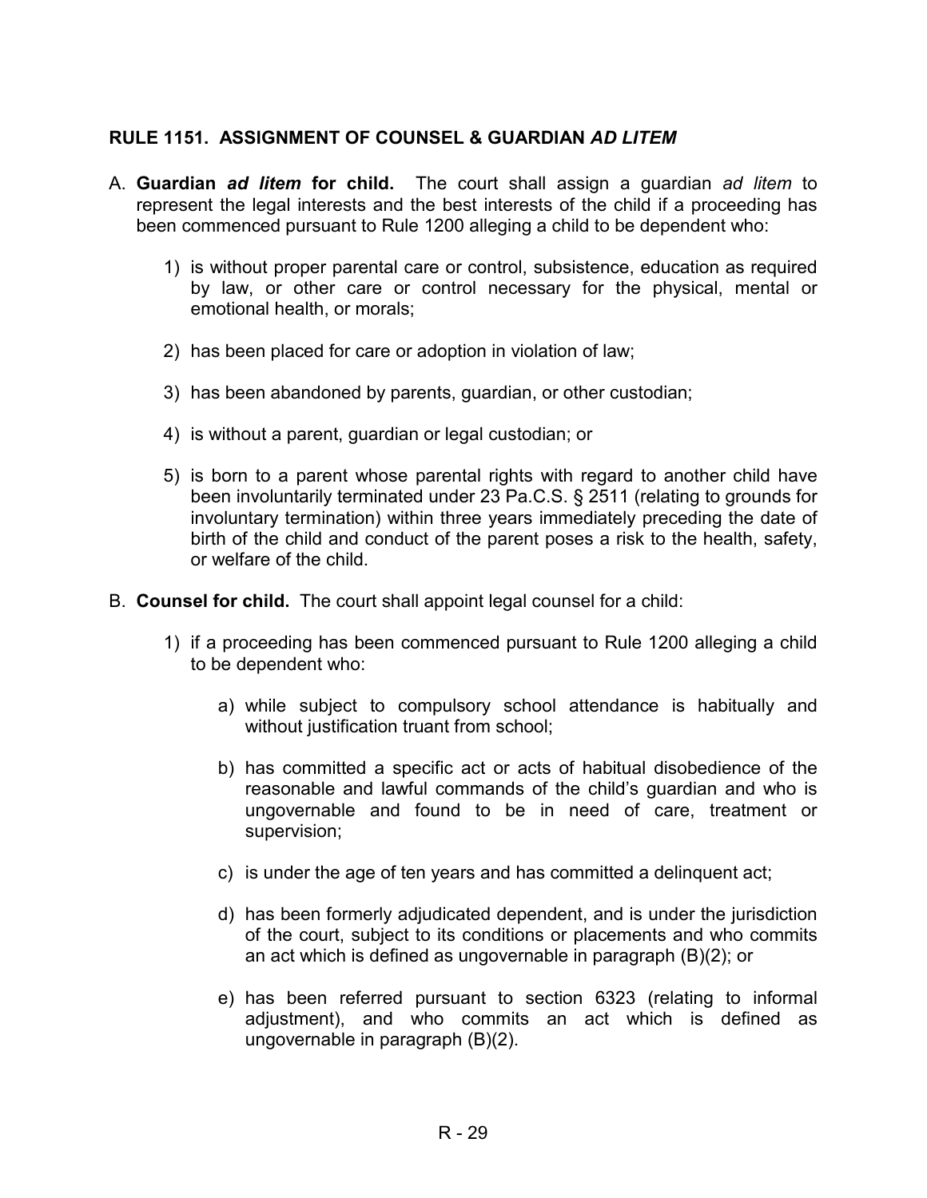## RULE 1151. ASSIGNMENT OF COUNSEL & GUARDIAN *AD LITEM*

A. **Guardian *ad litem* for child.** The court shall assign a guardian *ad litem* to represent the legal interests and the best interests of the child if a proceeding has been commenced pursuant to Rule 1200 alleging a child to be dependent who:

   1) is without proper parental care or control, subsistence, education as required by law, or other care or control necessary for the physical, mental or emotional health, or morals;

   2) has been placed for care or adoption in violation of law;

   3) has been abandoned by parents, guardian, or other custodian;

   4) is without a parent, guardian or legal custodian; or

   5) is born to a parent whose parental rights with regard to another child have been involuntarily terminated under 23 Pa.C.S. § 2511 (relating to grounds for involuntary termination) within three years immediately preceding the date of birth of the child and conduct of the parent poses a risk to the health, safety, or welfare of the child.

B. **Counsel for child.** The court shall appoint legal counsel for a child:

   1) if a proceeding has been commenced pursuant to Rule 1200 alleging a child to be dependent who:

      a) while subject to compulsory school attendance is habitually and without justification truant from school;

      b) has committed a specific act or acts of habitual disobedience of the reasonable and lawful commands of the child's guardian and who is ungovernable and found to be in need of care, treatment or supervision;

      c) is under the age of ten years and has committed a delinquent act;

      d) has been formerly adjudicated dependent, and is under the jurisdiction of the court, subject to its conditions or placements and who commits an act which is defined as ungovernable in paragraph (B)(2); or

      e) has been referred pursuant to section 6323 (relating to informal adjustment), and who commits an act which is defined as ungovernable in paragraph (B)(2).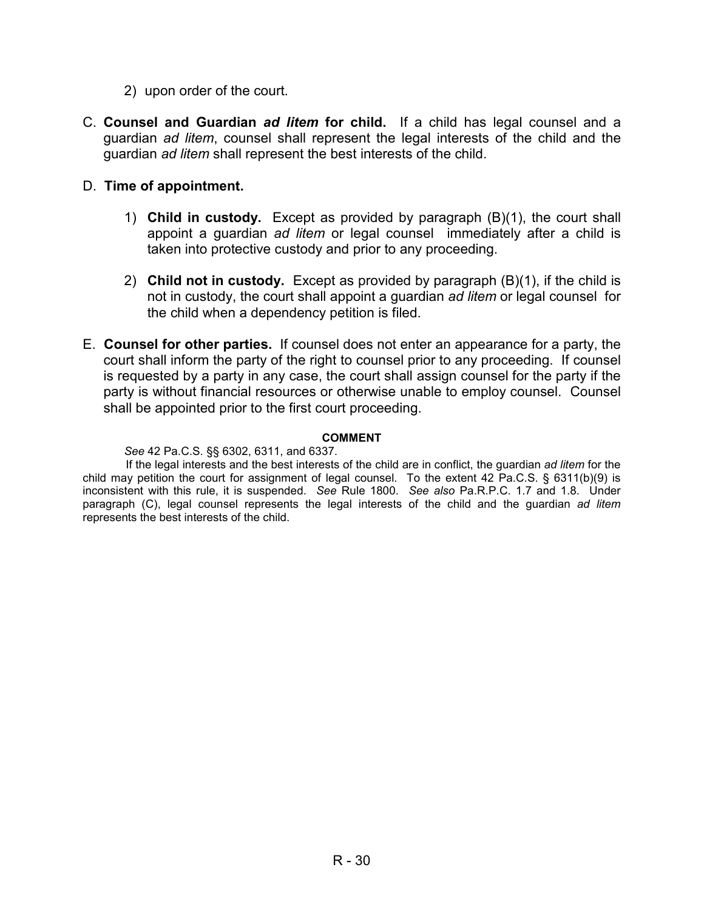2) upon order of the court.

C. **Counsel and Guardian *ad litem* for child.** If a child has legal counsel and a guardian *ad litem*, counsel shall represent the legal interests of the child and the guardian *ad litem* shall represent the best interests of the child.

D. **Time of appointment.**

1) **Child in custody.** Except as provided by paragraph (B)(1), the court shall appoint a guardian *ad litem* or legal counsel immediately after a child is taken into protective custody and prior to any proceeding.

2) **Child not in custody.** Except as provided by paragraph (B)(1), if the child is not in custody, the court shall appoint a guardian *ad litem* or legal counsel for the child when a dependency petition is filed.

E. **Counsel for other parties.** If counsel does not enter an appearance for a party, the court shall inform the party of the right to counsel prior to any proceeding. If counsel is requested by a party in any case, the court shall assign counsel for the party if the party is without financial resources or otherwise unable to employ counsel. Counsel shall be appointed prior to the first court proceeding.

**COMMENT**

*See* 42 Pa.C.S. §§ 6302, 6311, and 6337.

If the legal interests and the best interests of the child are in conflict, the guardian *ad litem* for the child may petition the court for assignment of legal counsel. To the extent 42 Pa.C.S. § 6311(b)(9) is inconsistent with this rule, it is suspended. *See* Rule 1800. *See also* Pa.R.P.C. 1.7 and 1.8. Under paragraph (C), legal counsel represents the legal interests of the child and the guardian *ad litem* represents the best interests of the child.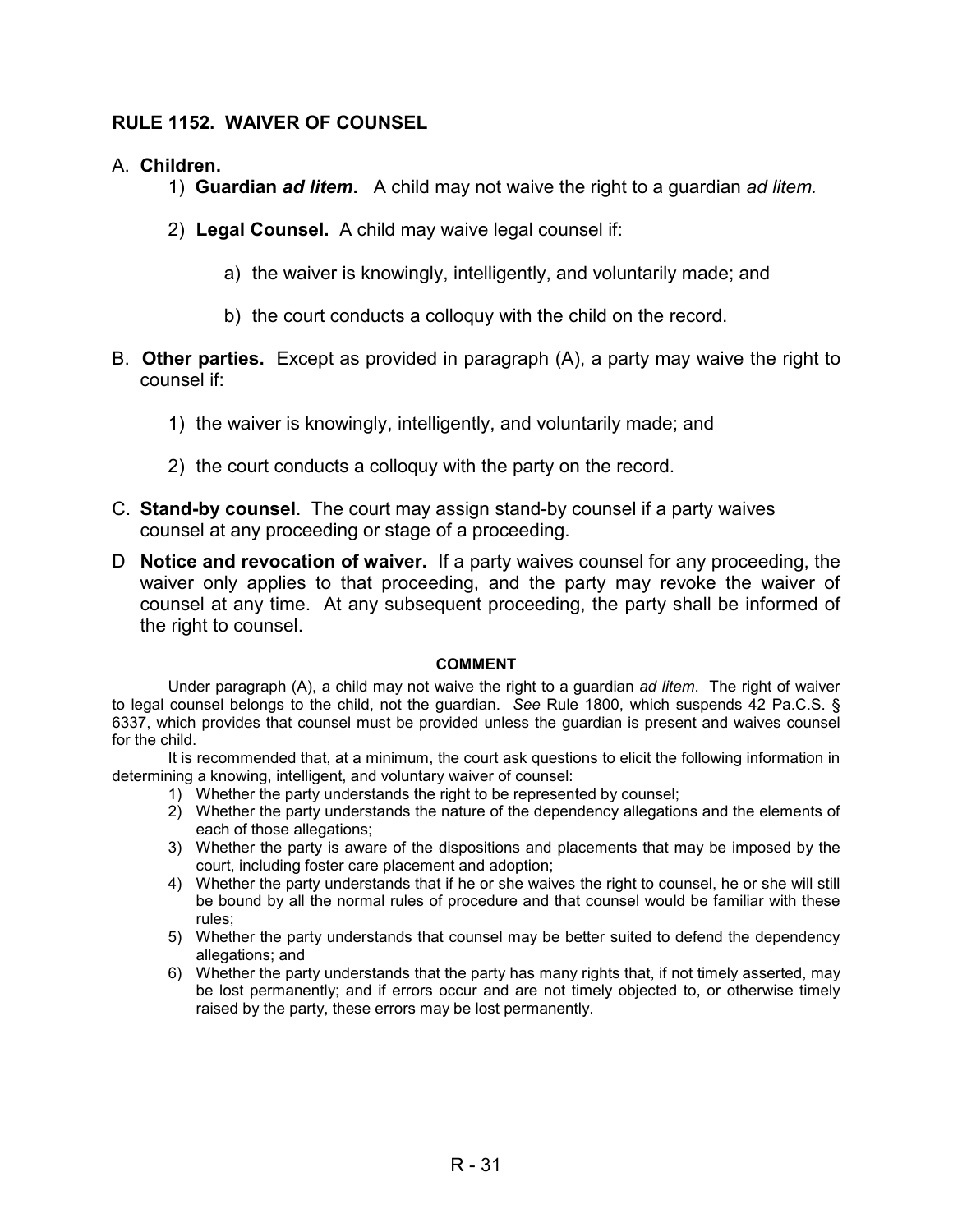## RULE 1152. WAIVER OF COUNSEL

A. **Children.**

1) **Guardian *ad litem*.** A child may not waive the right to a guardian *ad litem.*

2) **Legal Counsel.** A child may waive legal counsel if:

a) the waiver is knowingly, intelligently, and voluntarily made; and

b) the court conducts a colloquy with the child on the record.

B. **Other parties.** Except as provided in paragraph (A), a party may waive the right to counsel if:

1) the waiver is knowingly, intelligently, and voluntarily made; and

2) the court conducts a colloquy with the party on the record.

C. **Stand-by counsel**. The court may assign stand-by counsel if a party waives counsel at any proceeding or stage of a proceeding.

D **Notice and revocation of waiver.** If a party waives counsel for any proceeding, the waiver only applies to that proceeding, and the party may revoke the waiver of counsel at any time. At any subsequent proceeding, the party shall be informed of the right to counsel.

**COMMENT**

Under paragraph (A), a child may not waive the right to a guardian *ad litem*. The right of waiver to legal counsel belongs to the child, not the guardian. *See* Rule 1800, which suspends 42 Pa.C.S. § 6337, which provides that counsel must be provided unless the guardian is present and waives counsel for the child.

It is recommended that, at a minimum, the court ask questions to elicit the following information in determining a knowing, intelligent, and voluntary waiver of counsel:

1) Whether the party understands the right to be represented by counsel;
2) Whether the party understands the nature of the dependency allegations and the elements of each of those allegations;
3) Whether the party is aware of the dispositions and placements that may be imposed by the court, including foster care placement and adoption;
4) Whether the party understands that if he or she waives the right to counsel, he or she will still be bound by all the normal rules of procedure and that counsel would be familiar with these rules;
5) Whether the party understands that counsel may be better suited to defend the dependency allegations; and
6) Whether the party understands that the party has many rights that, if not timely asserted, may be lost permanently; and if errors occur and are not timely objected to, or otherwise timely raised by the party, these errors may be lost permanently.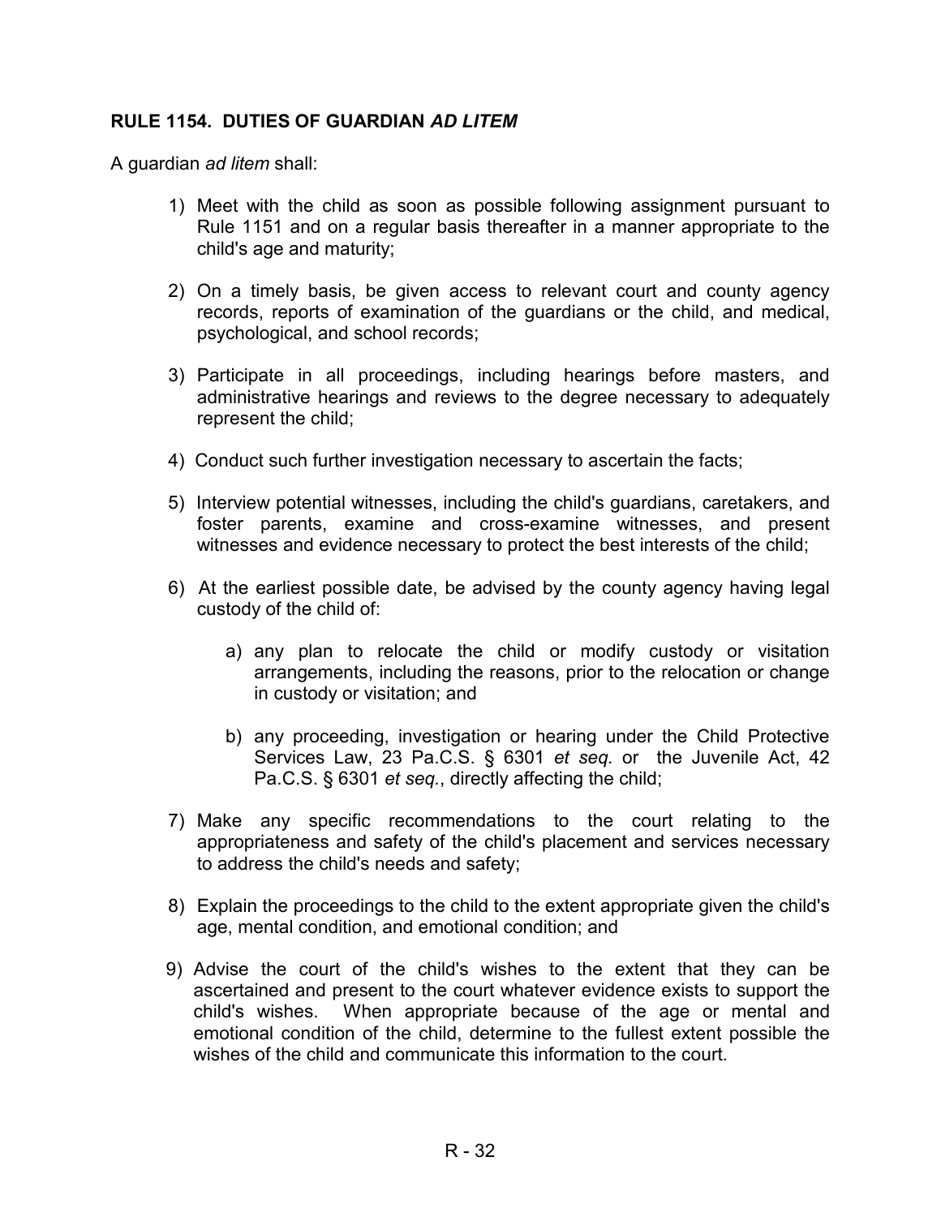## RULE 1154. DUTIES OF GUARDIAN *AD LITEM*

A guardian *ad litem* shall:

1) Meet with the child as soon as possible following assignment pursuant to Rule 1151 and on a regular basis thereafter in a manner appropriate to the child's age and maturity;

2) On a timely basis, be given access to relevant court and county agency records, reports of examination of the guardians or the child, and medical, psychological, and school records;

3) Participate in all proceedings, including hearings before masters, and administrative hearings and reviews to the degree necessary to adequately represent the child;

4) Conduct such further investigation necessary to ascertain the facts;

5) Interview potential witnesses, including the child's guardians, caretakers, and foster parents, examine and cross-examine witnesses, and present witnesses and evidence necessary to protect the best interests of the child;

6) At the earliest possible date, be advised by the county agency having legal custody of the child of:

    a) any plan to relocate the child or modify custody or visitation arrangements, including the reasons, prior to the relocation or change in custody or visitation; and

    b) any proceeding, investigation or hearing under the Child Protective Services Law, 23 Pa.C.S. § 6301 *et seq.* or the Juvenile Act, 42 Pa.C.S. § 6301 *et seq.*, directly affecting the child;

7) Make any specific recommendations to the court relating to the appropriateness and safety of the child's placement and services necessary to address the child's needs and safety;

8) Explain the proceedings to the child to the extent appropriate given the child's age, mental condition, and emotional condition; and

9) Advise the court of the child's wishes to the extent that they can be ascertained and present to the court whatever evidence exists to support the child's wishes. When appropriate because of the age or mental and emotional condition of the child, determine to the fullest extent possible the wishes of the child and communicate this information to the court.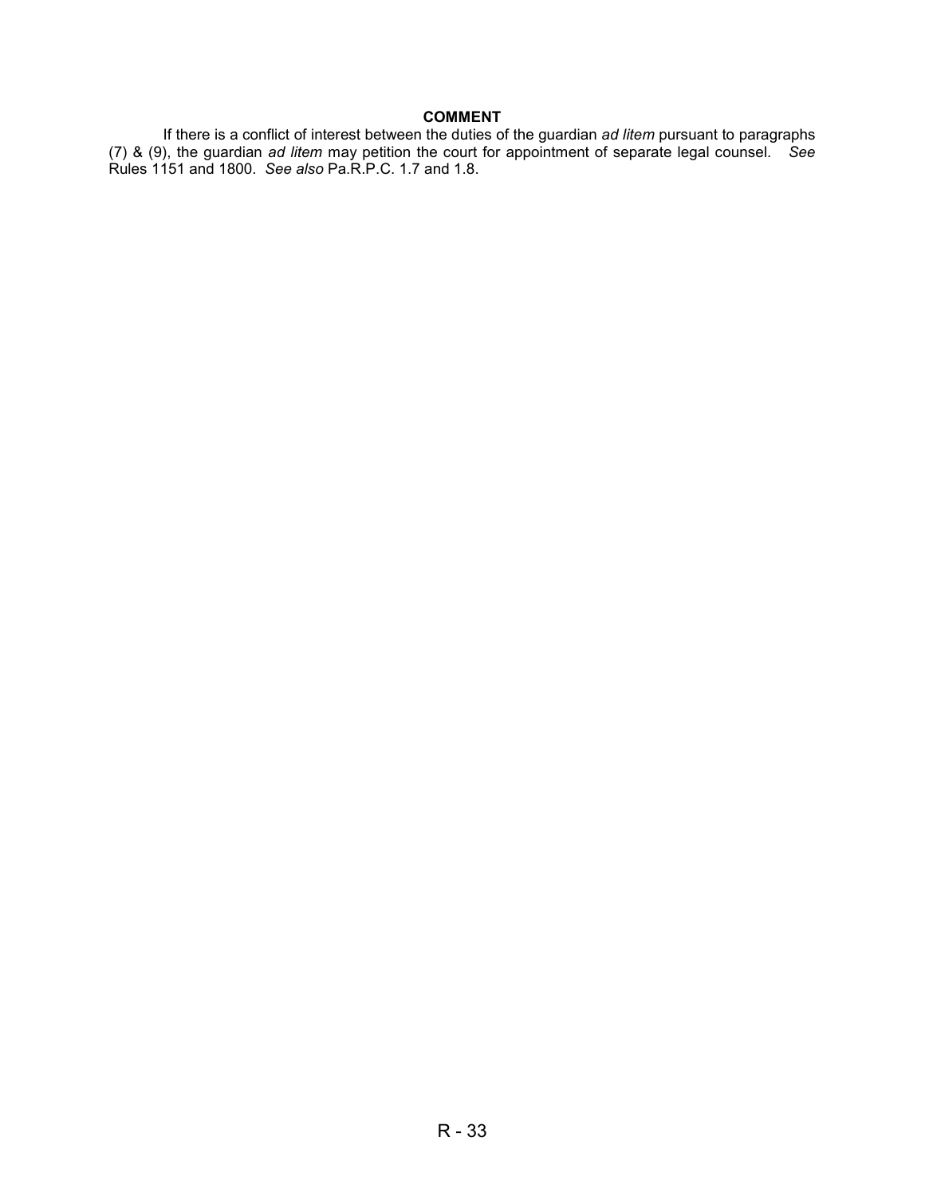**COMMENT**

If there is a conflict of interest between the duties of the guardian *ad litem* pursuant to paragraphs (7) & (9), the guardian *ad litem* may petition the court for appointment of separate legal counsel. *See* Rules 1151 and 1800. *See also* Pa.R.P.C. 1.7 and 1.8.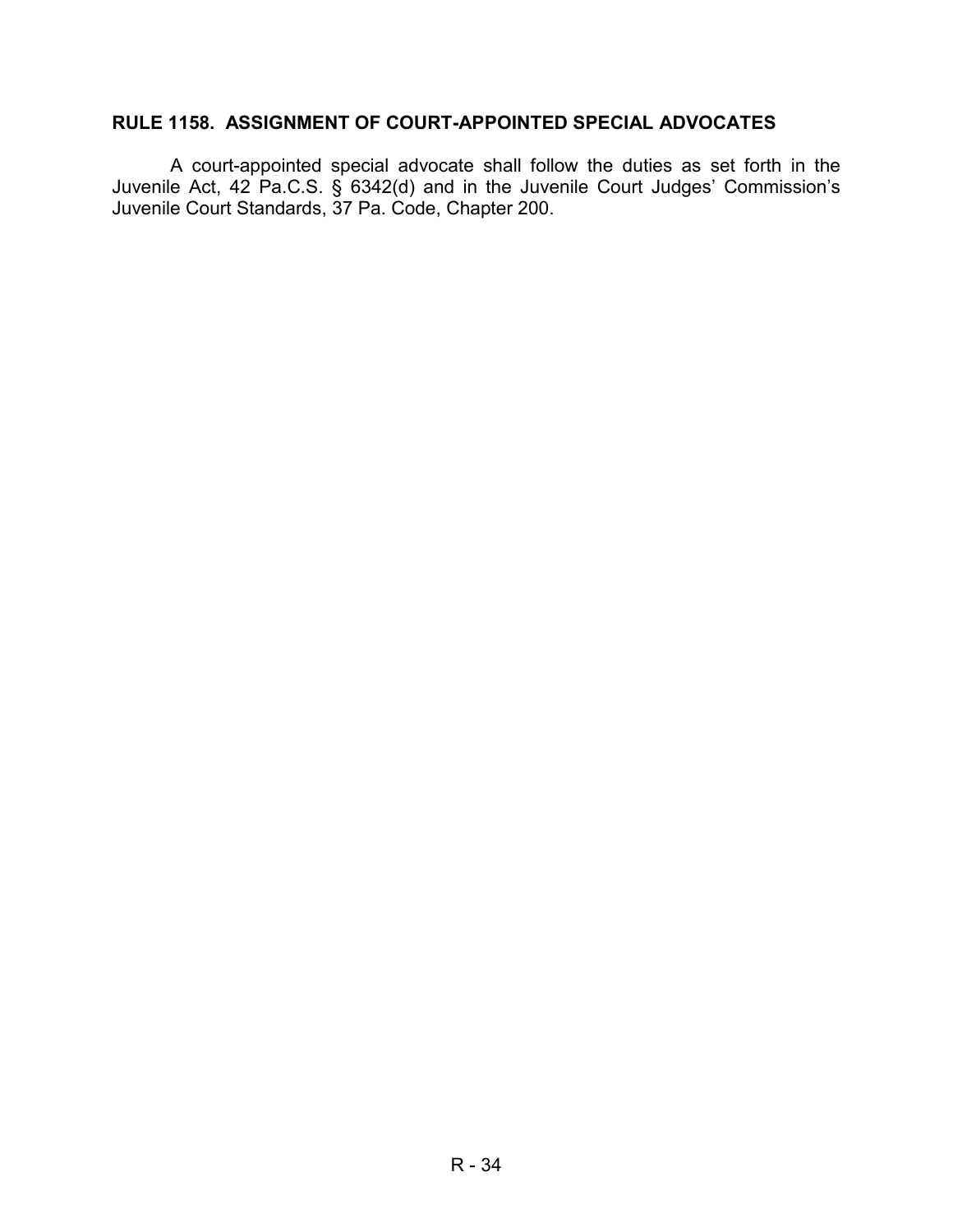## RULE 1158. ASSIGNMENT OF COURT-APPOINTED SPECIAL ADVOCATES

A court-appointed special advocate shall follow the duties as set forth in the Juvenile Act, 42 Pa.C.S. § 6342(d) and in the Juvenile Court Judges' Commission's Juvenile Court Standards, 37 Pa. Code, Chapter 200.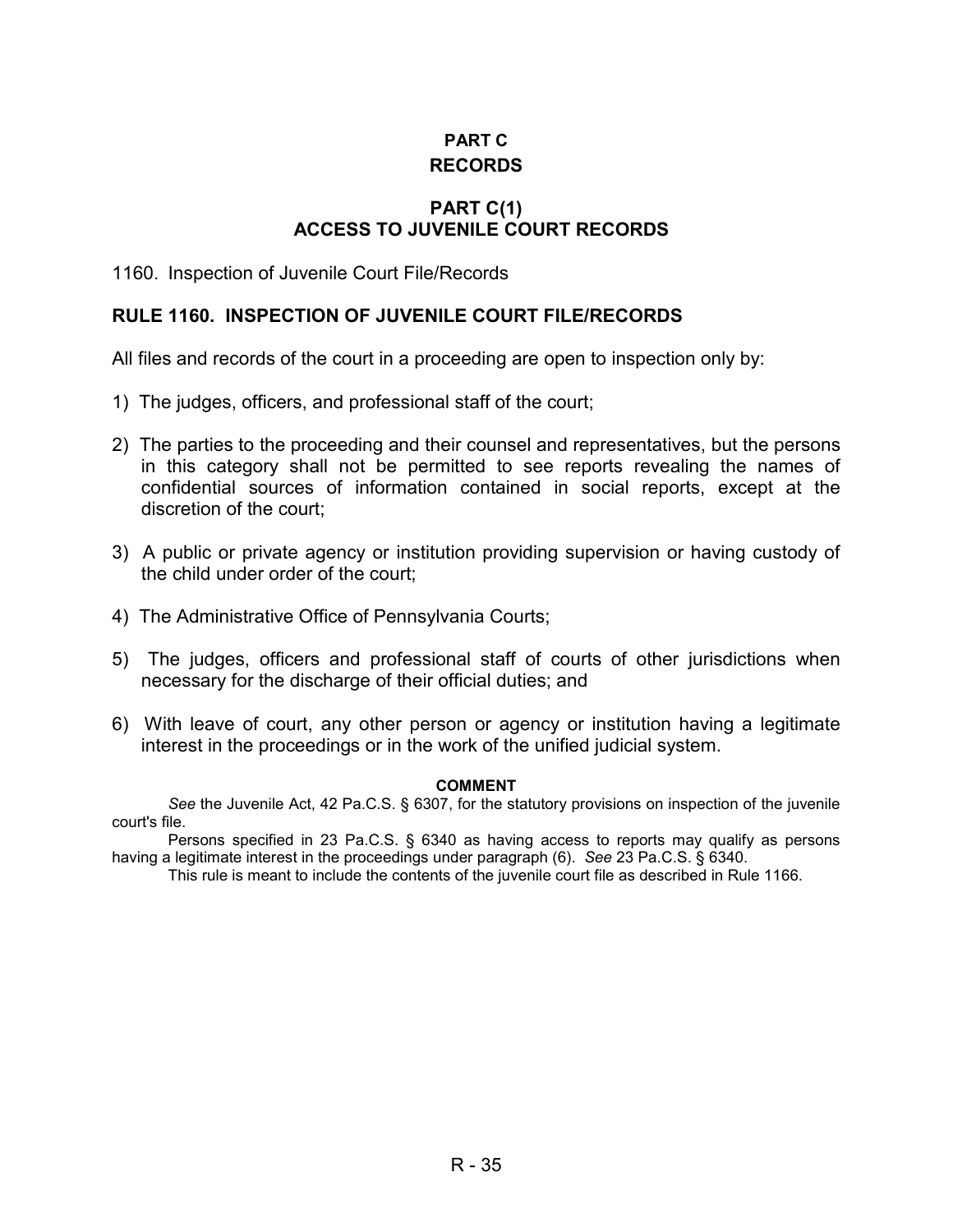# PART C
# RECORDS

## PART C(1)
## ACCESS TO JUVENILE COURT RECORDS

1160. Inspection of Juvenile Court File/Records

### RULE 1160. INSPECTION OF JUVENILE COURT FILE/RECORDS

All files and records of the court in a proceeding are open to inspection only by:

1) The judges, officers, and professional staff of the court;

2) The parties to the proceeding and their counsel and representatives, but the persons in this category shall not be permitted to see reports revealing the names of confidential sources of information contained in social reports, except at the discretion of the court;

3) A public or private agency or institution providing supervision or having custody of the child under order of the court;

4) The Administrative Office of Pennsylvania Courts;

5) The judges, officers and professional staff of courts of other jurisdictions when necessary for the discharge of their official duties; and

6) With leave of court, any other person or agency or institution having a legitimate interest in the proceedings or in the work of the unified judicial system.

**COMMENT**

*See* the Juvenile Act, 42 Pa.C.S. § 6307, for the statutory provisions on inspection of the juvenile court's file.

Persons specified in 23 Pa.C.S. § 6340 as having access to reports may qualify as persons having a legitimate interest in the proceedings under paragraph (6). *See* 23 Pa.C.S. § 6340.

This rule is meant to include the contents of the juvenile court file as described in Rule 1166.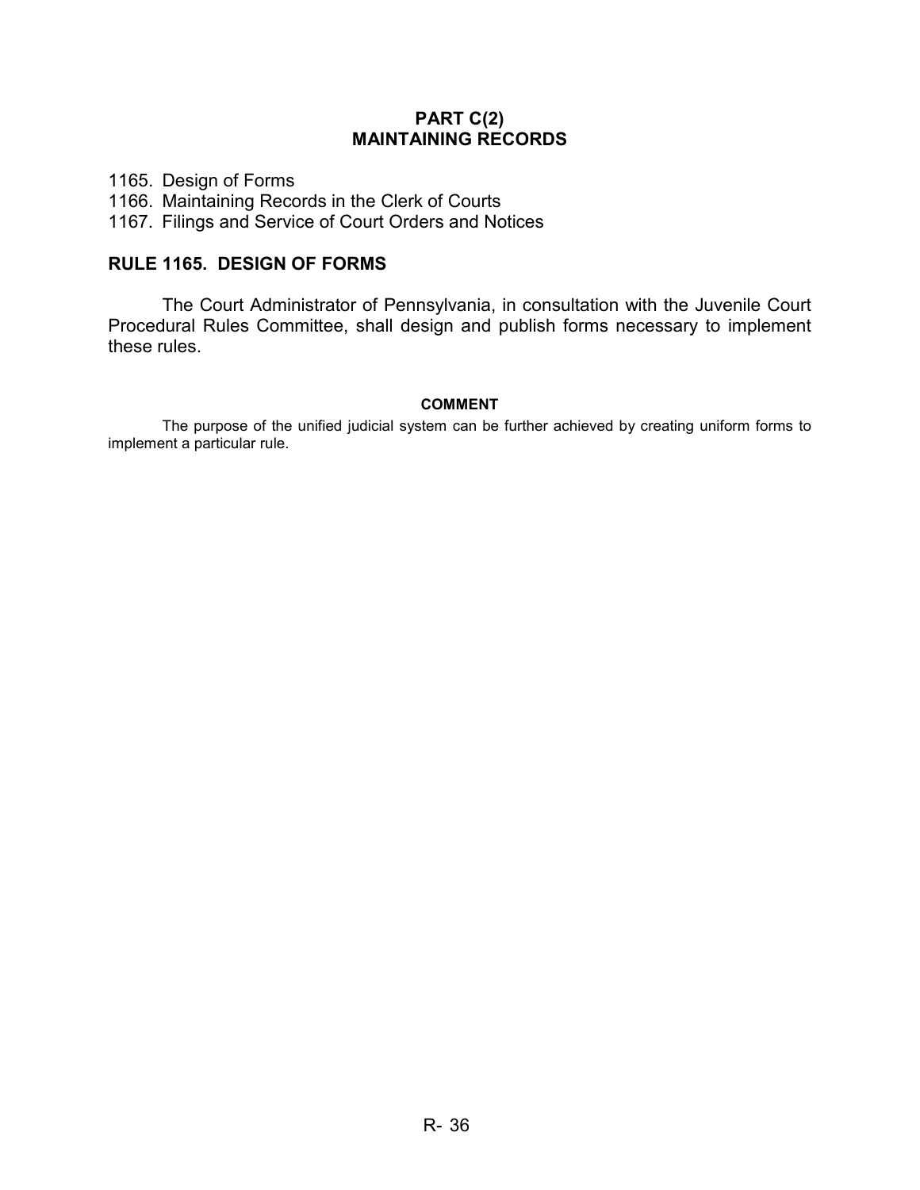## PART C(2)
## MAINTAINING RECORDS

1165. Design of Forms
1166. Maintaining Records in the Clerk of Courts
1167. Filings and Service of Court Orders and Notices

### RULE 1165. DESIGN OF FORMS

The Court Administrator of Pennsylvania, in consultation with the Juvenile Court Procedural Rules Committee, shall design and publish forms necessary to implement these rules.

**COMMENT**

The purpose of the unified judicial system can be further achieved by creating uniform forms to implement a particular rule.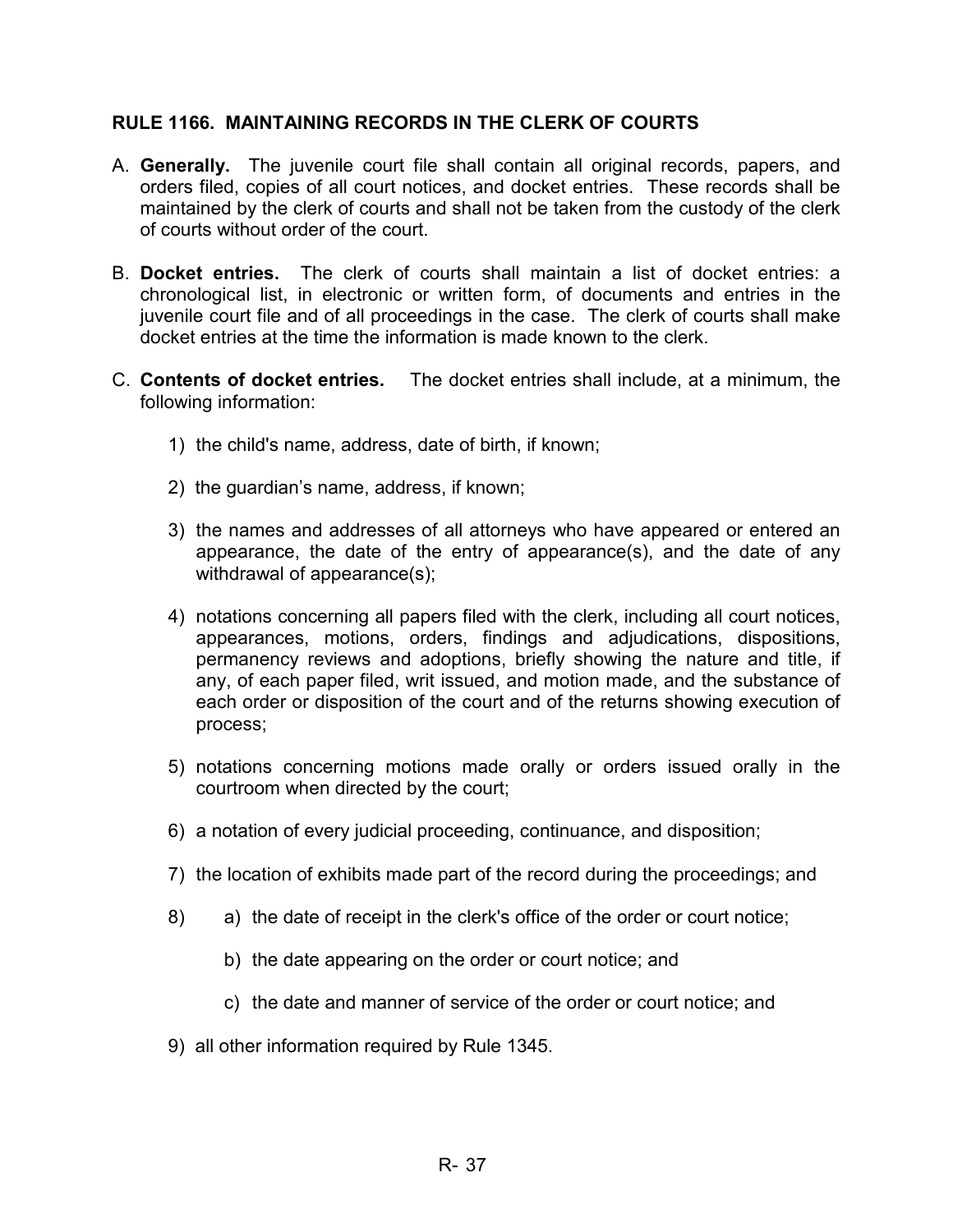## RULE 1166. MAINTAINING RECORDS IN THE CLERK OF COURTS

A. **Generally.** The juvenile court file shall contain all original records, papers, and orders filed, copies of all court notices, and docket entries. These records shall be maintained by the clerk of courts and shall not be taken from the custody of the clerk of courts without order of the court.

B. **Docket entries.** The clerk of courts shall maintain a list of docket entries: a chronological list, in electronic or written form, of documents and entries in the juvenile court file and of all proceedings in the case. The clerk of courts shall make docket entries at the time the information is made known to the clerk.

C. **Contents of docket entries.** The docket entries shall include, at a minimum, the following information:

1) the child's name, address, date of birth, if known;

2) the guardian's name, address, if known;

3) the names and addresses of all attorneys who have appeared or entered an appearance, the date of the entry of appearance(s), and the date of any withdrawal of appearance(s);

4) notations concerning all papers filed with the clerk, including all court notices, appearances, motions, orders, findings and adjudications, dispositions, permanency reviews and adoptions, briefly showing the nature and title, if any, of each paper filed, writ issued, and motion made, and the substance of each order or disposition of the court and of the returns showing execution of process;

5) notations concerning motions made orally or orders issued orally in the courtroom when directed by the court;

6) a notation of every judicial proceeding, continuance, and disposition;

7) the location of exhibits made part of the record during the proceedings; and

8) a) the date of receipt in the clerk's office of the order or court notice;

   b) the date appearing on the order or court notice; and

   c) the date and manner of service of the order or court notice; and

9) all other information required by Rule 1345.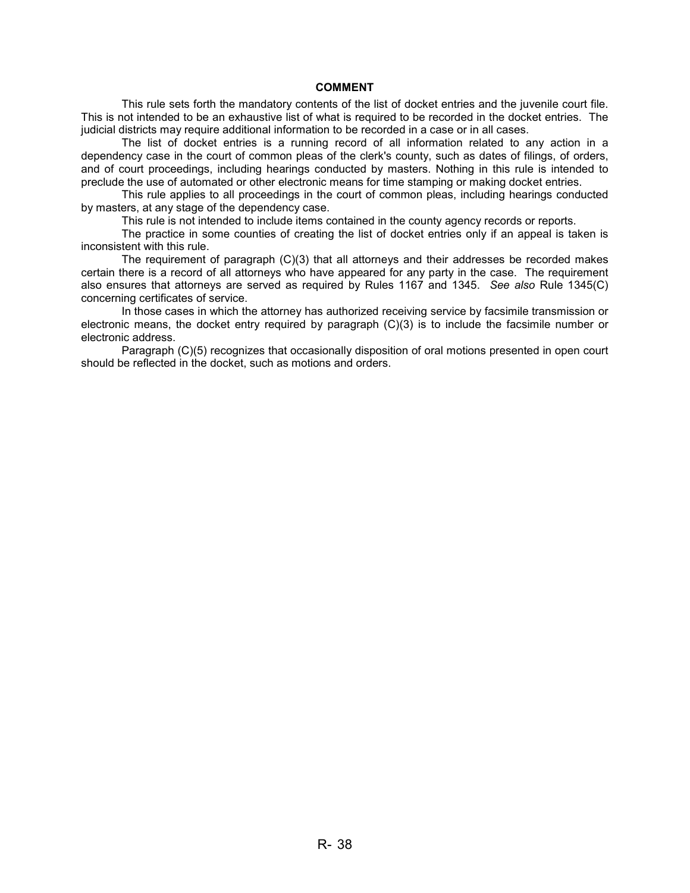## COMMENT

This rule sets forth the mandatory contents of the list of docket entries and the juvenile court file. This is not intended to be an exhaustive list of what is required to be recorded in the docket entries. The judicial districts may require additional information to be recorded in a case or in all cases.

The list of docket entries is a running record of all information related to any action in a dependency case in the court of common pleas of the clerk's county, such as dates of filings, of orders, and of court proceedings, including hearings conducted by masters. Nothing in this rule is intended to preclude the use of automated or other electronic means for time stamping or making docket entries.

This rule applies to all proceedings in the court of common pleas, including hearings conducted by masters, at any stage of the dependency case.

This rule is not intended to include items contained in the county agency records or reports.

The practice in some counties of creating the list of docket entries only if an appeal is taken is inconsistent with this rule.

The requirement of paragraph (C)(3) that all attorneys and their addresses be recorded makes certain there is a record of all attorneys who have appeared for any party in the case. The requirement also ensures that attorneys are served as required by Rules 1167 and 1345. *See also* Rule 1345(C) concerning certificates of service.

In those cases in which the attorney has authorized receiving service by facsimile transmission or electronic means, the docket entry required by paragraph (C)(3) is to include the facsimile number or electronic address.

Paragraph (C)(5) recognizes that occasionally disposition of oral motions presented in open court should be reflected in the docket, such as motions and orders.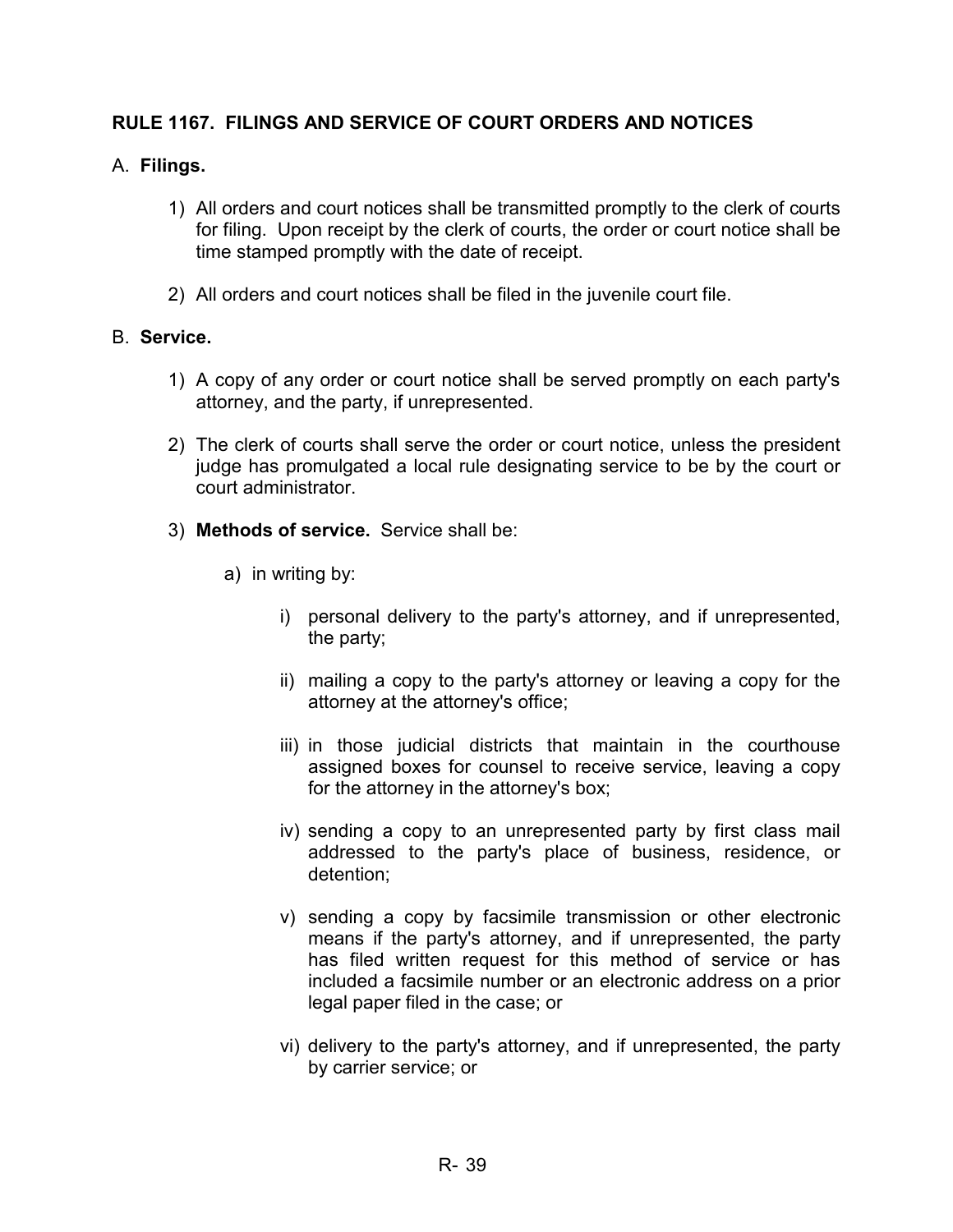## RULE 1167. FILINGS AND SERVICE OF COURT ORDERS AND NOTICES

A. **Filings.**

1) All orders and court notices shall be transmitted promptly to the clerk of courts for filing. Upon receipt by the clerk of courts, the order or court notice shall be time stamped promptly with the date of receipt.

2) All orders and court notices shall be filed in the juvenile court file.

B. **Service.**

1) A copy of any order or court notice shall be served promptly on each party's attorney, and the party, if unrepresented.

2) The clerk of courts shall serve the order or court notice, unless the president judge has promulgated a local rule designating service to be by the court or court administrator.

3) **Methods of service.** Service shall be:

a) in writing by:

i) personal delivery to the party's attorney, and if unrepresented, the party;

ii) mailing a copy to the party's attorney or leaving a copy for the attorney at the attorney's office;

iii) in those judicial districts that maintain in the courthouse assigned boxes for counsel to receive service, leaving a copy for the attorney in the attorney's box;

iv) sending a copy to an unrepresented party by first class mail addressed to the party's place of business, residence, or detention;

v) sending a copy by facsimile transmission or other electronic means if the party's attorney, and if unrepresented, the party has filed written request for this method of service or has included a facsimile number or an electronic address on a prior legal paper filed in the case; or

vi) delivery to the party's attorney, and if unrepresented, the party by carrier service; or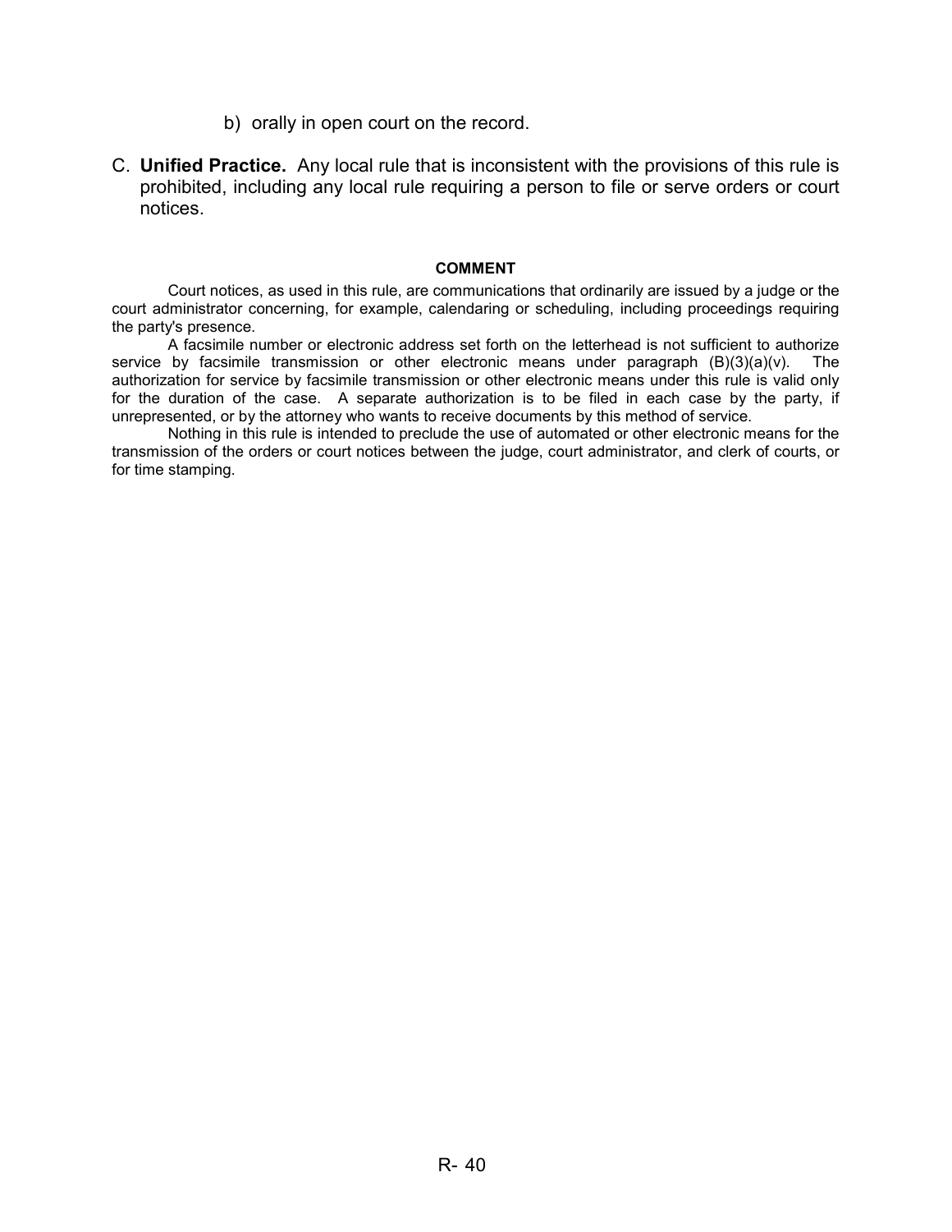b) orally in open court on the record.

C. **Unified Practice.** Any local rule that is inconsistent with the provisions of this rule is prohibited, including any local rule requiring a person to file or serve orders or court notices.

**COMMENT**

Court notices, as used in this rule, are communications that ordinarily are issued by a judge or the court administrator concerning, for example, calendaring or scheduling, including proceedings requiring the party's presence.

A facsimile number or electronic address set forth on the letterhead is not sufficient to authorize service by facsimile transmission or other electronic means under paragraph (B)(3)(a)(v). The authorization for service by facsimile transmission or other electronic means under this rule is valid only for the duration of the case. A separate authorization is to be filed in each case by the party, if unrepresented, or by the attorney who wants to receive documents by this method of service.

Nothing in this rule is intended to preclude the use of automated or other electronic means for the transmission of the orders or court notices between the judge, court administrator, and clerk of courts, or for time stamping.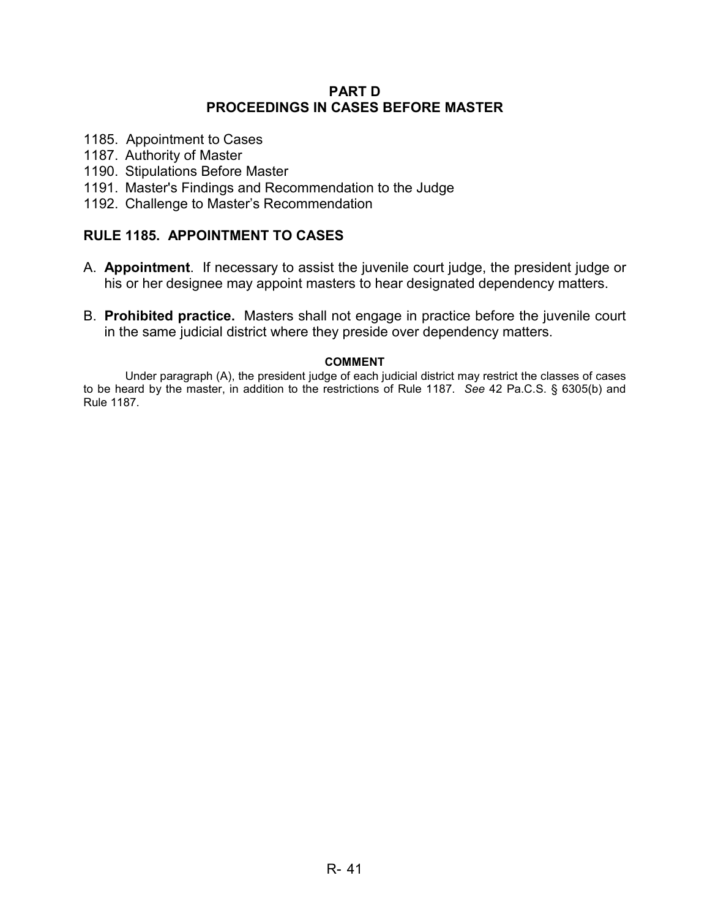## PART D
## PROCEEDINGS IN CASES BEFORE MASTER

1185. Appointment to Cases
1187. Authority of Master
1190. Stipulations Before Master
1191. Master's Findings and Recommendation to the Judge
1192. Challenge to Master's Recommendation

### RULE 1185. APPOINTMENT TO CASES

A. **Appointment**. If necessary to assist the juvenile court judge, the president judge or his or her designee may appoint masters to hear designated dependency matters.

B. **Prohibited practice.** Masters shall not engage in practice before the juvenile court in the same judicial district where they preside over dependency matters.

**COMMENT**

Under paragraph (A), the president judge of each judicial district may restrict the classes of cases to be heard by the master, in addition to the restrictions of Rule 1187. *See* 42 Pa.C.S. § 6305(b) and Rule 1187.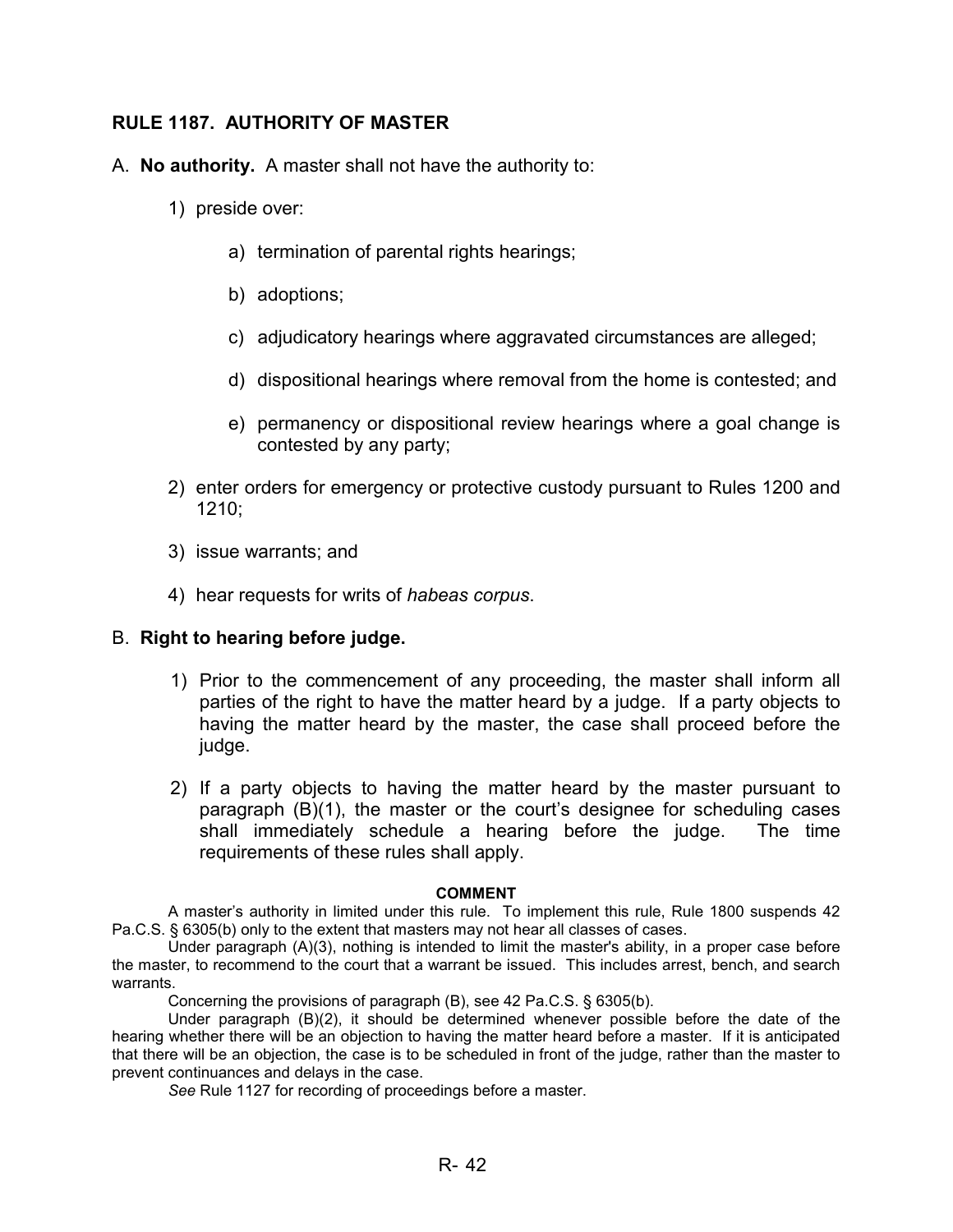## RULE 1187. AUTHORITY OF MASTER

A. **No authority.** A master shall not have the authority to:

1) preside over:

   a) termination of parental rights hearings;

   b) adoptions;

   c) adjudicatory hearings where aggravated circumstances are alleged;

   d) dispositional hearings where removal from the home is contested; and

   e) permanency or dispositional review hearings where a goal change is contested by any party;

2) enter orders for emergency or protective custody pursuant to Rules 1200 and 1210;

3) issue warrants; and

4) hear requests for writs of *habeas corpus*.

B. **Right to hearing before judge.**

1) Prior to the commencement of any proceeding, the master shall inform all parties of the right to have the matter heard by a judge. If a party objects to having the matter heard by the master, the case shall proceed before the judge.

2) If a party objects to having the matter heard by the master pursuant to paragraph (B)(1), the master or the court's designee for scheduling cases shall immediately schedule a hearing before the judge. The time requirements of these rules shall apply.

**COMMENT**

A master's authority in limited under this rule. To implement this rule, Rule 1800 suspends 42 Pa.C.S. § 6305(b) only to the extent that masters may not hear all classes of cases.

Under paragraph (A)(3), nothing is intended to limit the master's ability, in a proper case before the master, to recommend to the court that a warrant be issued. This includes arrest, bench, and search warrants.

Concerning the provisions of paragraph (B), see 42 Pa.C.S. § 6305(b).

Under paragraph (B)(2), it should be determined whenever possible before the date of the hearing whether there will be an objection to having the matter heard before a master. If it is anticipated that there will be an objection, the case is to be scheduled in front of the judge, rather than the master to prevent continuances and delays in the case.

*See* Rule 1127 for recording of proceedings before a master.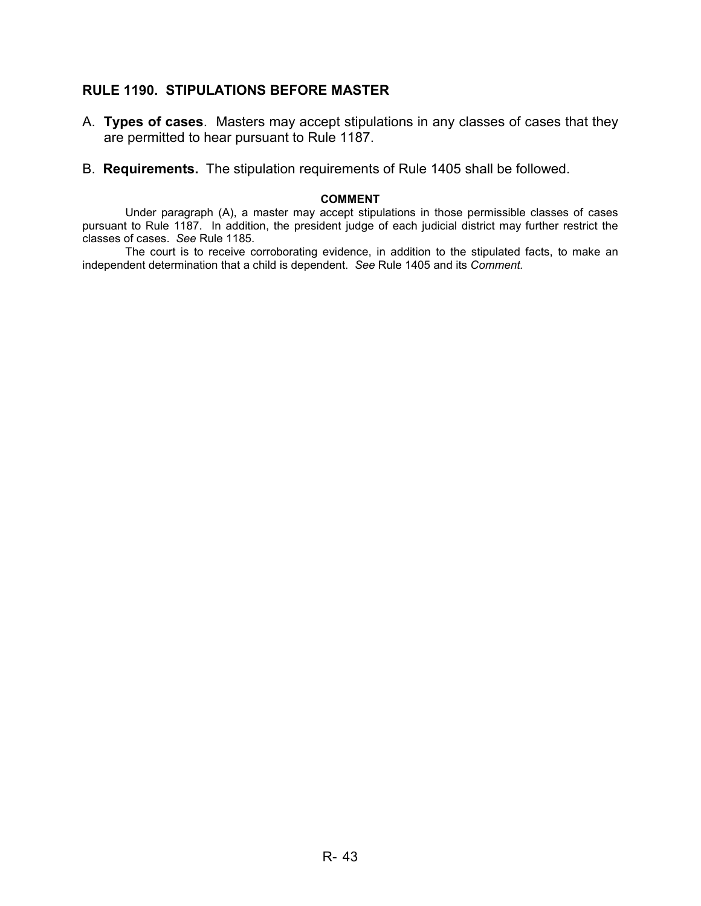## RULE 1190. STIPULATIONS BEFORE MASTER

A. **Types of cases**. Masters may accept stipulations in any classes of cases that they are permitted to hear pursuant to Rule 1187.

B. **Requirements.** The stipulation requirements of Rule 1405 shall be followed.

**COMMENT**

Under paragraph (A), a master may accept stipulations in those permissible classes of cases pursuant to Rule 1187. In addition, the president judge of each judicial district may further restrict the classes of cases. *See* Rule 1185.

The court is to receive corroborating evidence, in addition to the stipulated facts, to make an independent determination that a child is dependent. *See* Rule 1405 and its *Comment.*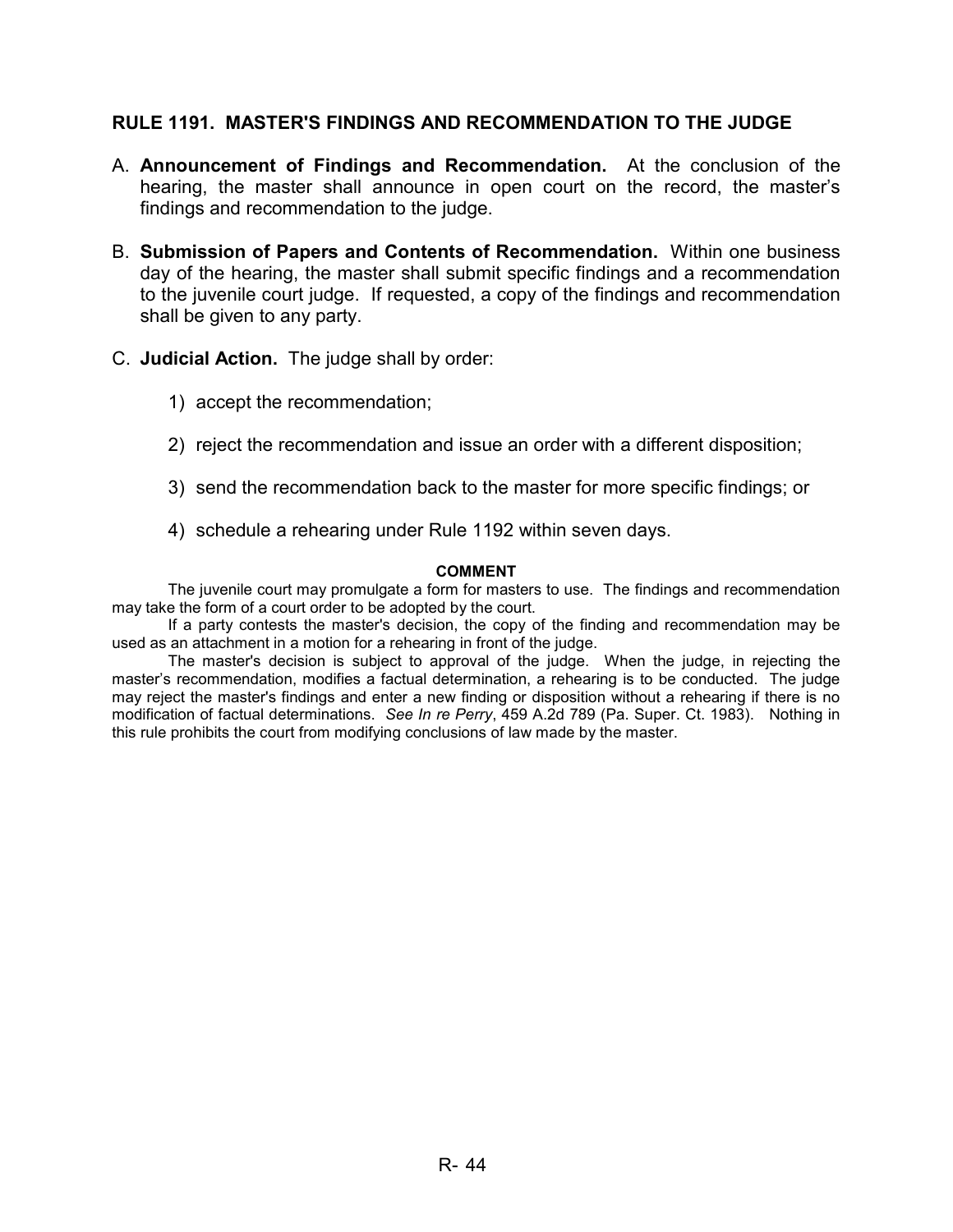## RULE 1191. MASTER'S FINDINGS AND RECOMMENDATION TO THE JUDGE

A. **Announcement of Findings and Recommendation.** At the conclusion of the hearing, the master shall announce in open court on the record, the master's findings and recommendation to the judge.

B. **Submission of Papers and Contents of Recommendation.** Within one business day of the hearing, the master shall submit specific findings and a recommendation to the juvenile court judge. If requested, a copy of the findings and recommendation shall be given to any party.

C. **Judicial Action.** The judge shall by order:

1) accept the recommendation;

2) reject the recommendation and issue an order with a different disposition;

3) send the recommendation back to the master for more specific findings; or

4) schedule a rehearing under Rule 1192 within seven days.

**COMMENT**

The juvenile court may promulgate a form for masters to use. The findings and recommendation may take the form of a court order to be adopted by the court.

If a party contests the master's decision, the copy of the finding and recommendation may be used as an attachment in a motion for a rehearing in front of the judge.

The master's decision is subject to approval of the judge. When the judge, in rejecting the master's recommendation, modifies a factual determination, a rehearing is to be conducted. The judge may reject the master's findings and enter a new finding or disposition without a rehearing if there is no modification of factual determinations. *See In re Perry*, 459 A.2d 789 (Pa. Super. Ct. 1983). Nothing in this rule prohibits the court from modifying conclusions of law made by the master.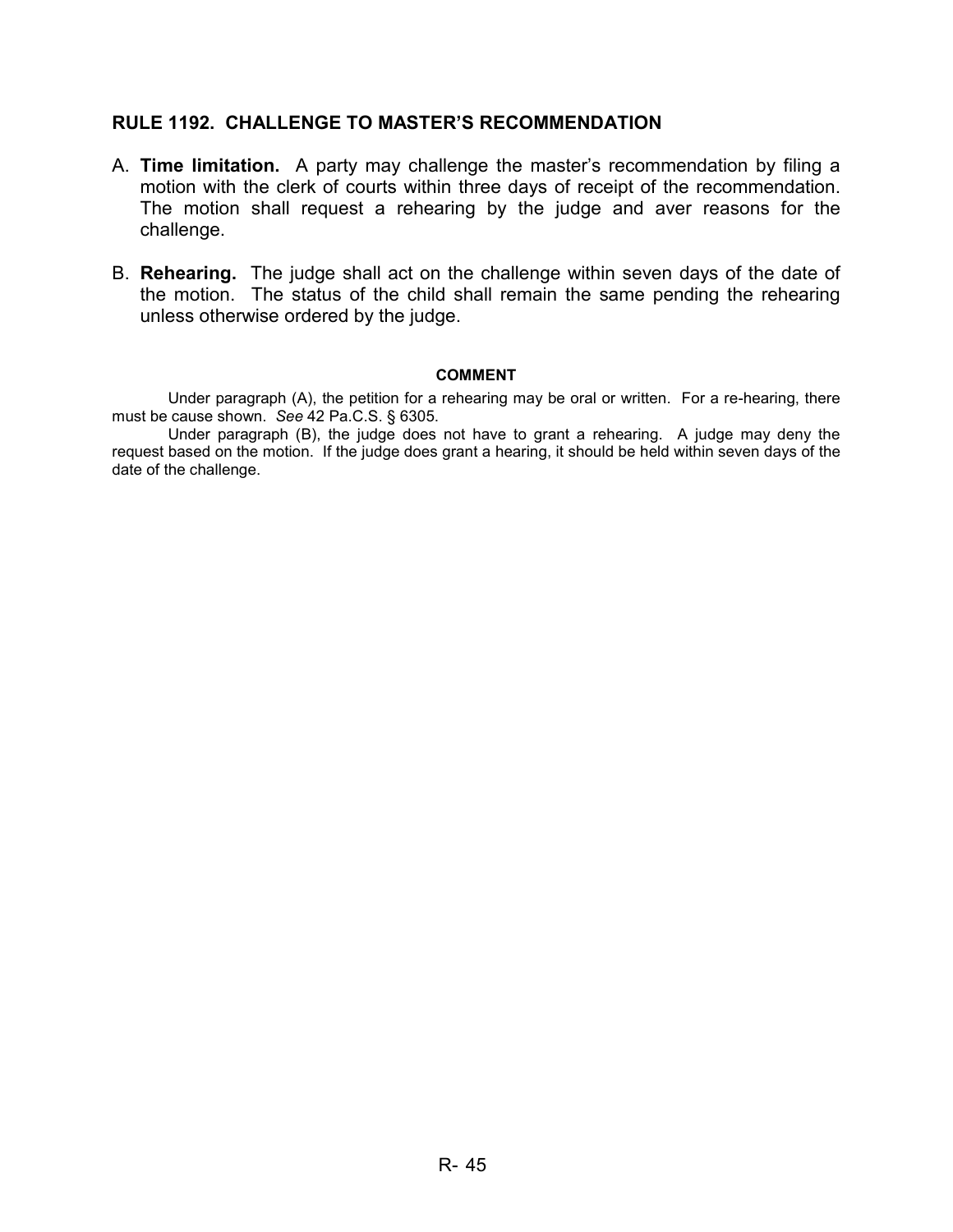## RULE 1192. CHALLENGE TO MASTER'S RECOMMENDATION

A. **Time limitation.** A party may challenge the master's recommendation by filing a motion with the clerk of courts within three days of receipt of the recommendation. The motion shall request a rehearing by the judge and aver reasons for the challenge.

B. **Rehearing.** The judge shall act on the challenge within seven days of the date of the motion. The status of the child shall remain the same pending the rehearing unless otherwise ordered by the judge.

#### COMMENT

Under paragraph (A), the petition for a rehearing may be oral or written. For a re-hearing, there must be cause shown. *See* 42 Pa.C.S. § 6305.

Under paragraph (B), the judge does not have to grant a rehearing. A judge may deny the request based on the motion. If the judge does grant a hearing, it should be held within seven days of the date of the challenge.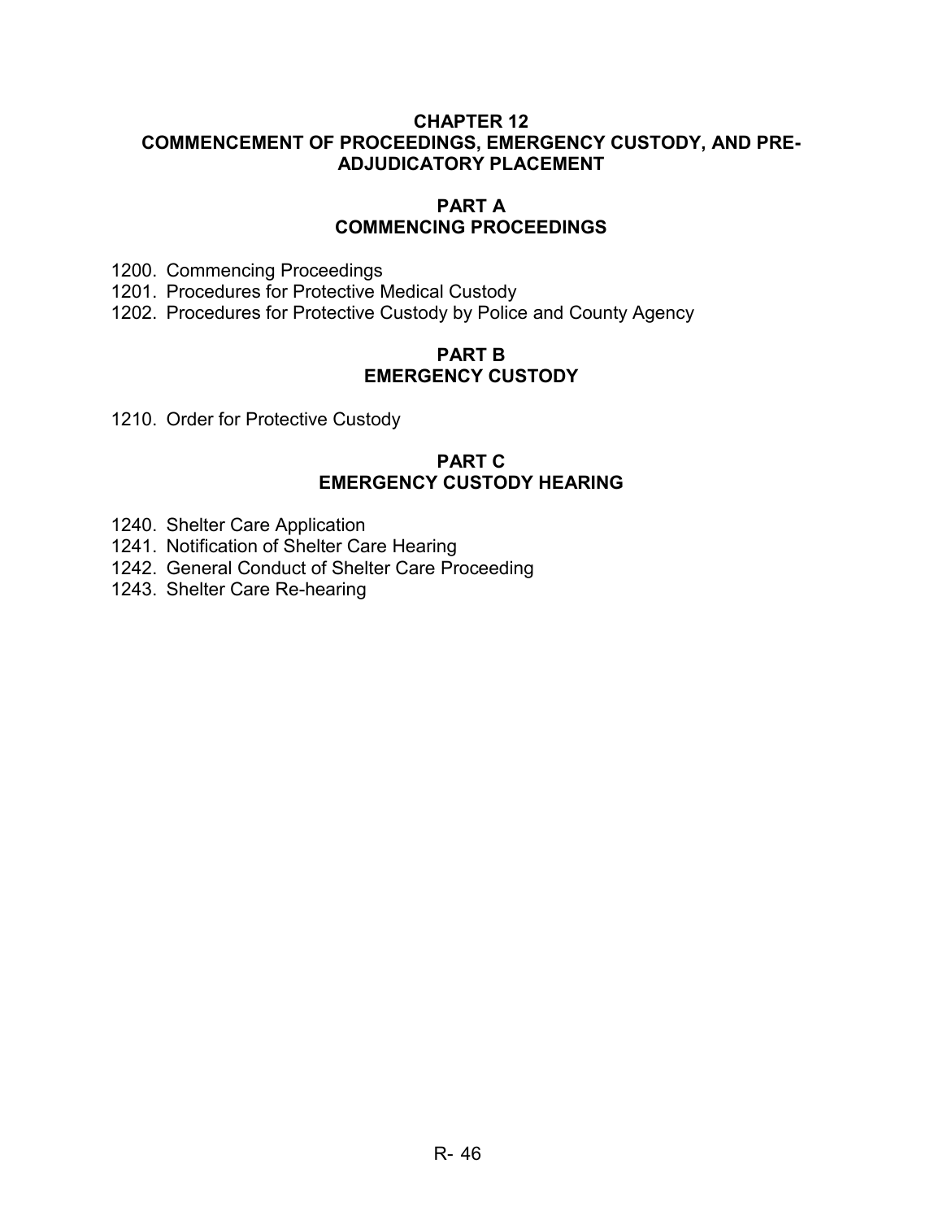# CHAPTER 12
# COMMENCEMENT OF PROCEEDINGS, EMERGENCY CUSTODY, AND PRE-ADJUDICATORY PLACEMENT

## PART A
## COMMENCING PROCEEDINGS

1200. Commencing Proceedings
1201. Procedures for Protective Medical Custody
1202. Procedures for Protective Custody by Police and County Agency

## PART B
## EMERGENCY CUSTODY

1210. Order for Protective Custody

## PART C
## EMERGENCY CUSTODY HEARING

1240. Shelter Care Application
1241. Notification of Shelter Care Hearing
1242. General Conduct of Shelter Care Proceeding
1243. Shelter Care Re-hearing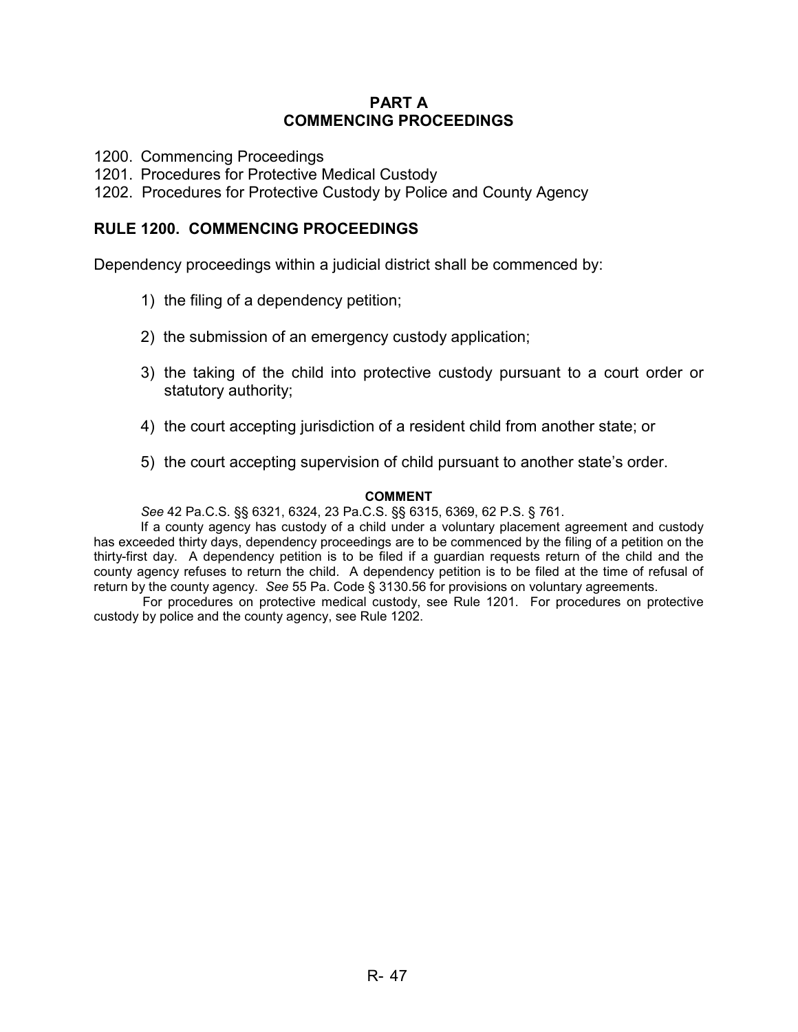## PART A
## COMMENCING PROCEEDINGS

1200. Commencing Proceedings
1201. Procedures for Protective Medical Custody
1202. Procedures for Protective Custody by Police and County Agency

### RULE 1200. COMMENCING PROCEEDINGS

Dependency proceedings within a judicial district shall be commenced by:

1) the filing of a dependency petition;

2) the submission of an emergency custody application;

3) the taking of the child into protective custody pursuant to a court order or statutory authority;

4) the court accepting jurisdiction of a resident child from another state; or

5) the court accepting supervision of child pursuant to another state's order.

**COMMENT**

*See* 42 Pa.C.S. §§ 6321, 6324, 23 Pa.C.S. §§ 6315, 6369, 62 P.S. § 761.

If a county agency has custody of a child under a voluntary placement agreement and custody has exceeded thirty days, dependency proceedings are to be commenced by the filing of a petition on the thirty-first day. A dependency petition is to be filed if a guardian requests return of the child and the county agency refuses to return the child. A dependency petition is to be filed at the time of refusal of return by the county agency. *See* 55 Pa. Code § 3130.56 for provisions on voluntary agreements.

For procedures on protective medical custody, see Rule 1201. For procedures on protective custody by police and the county agency, see Rule 1202.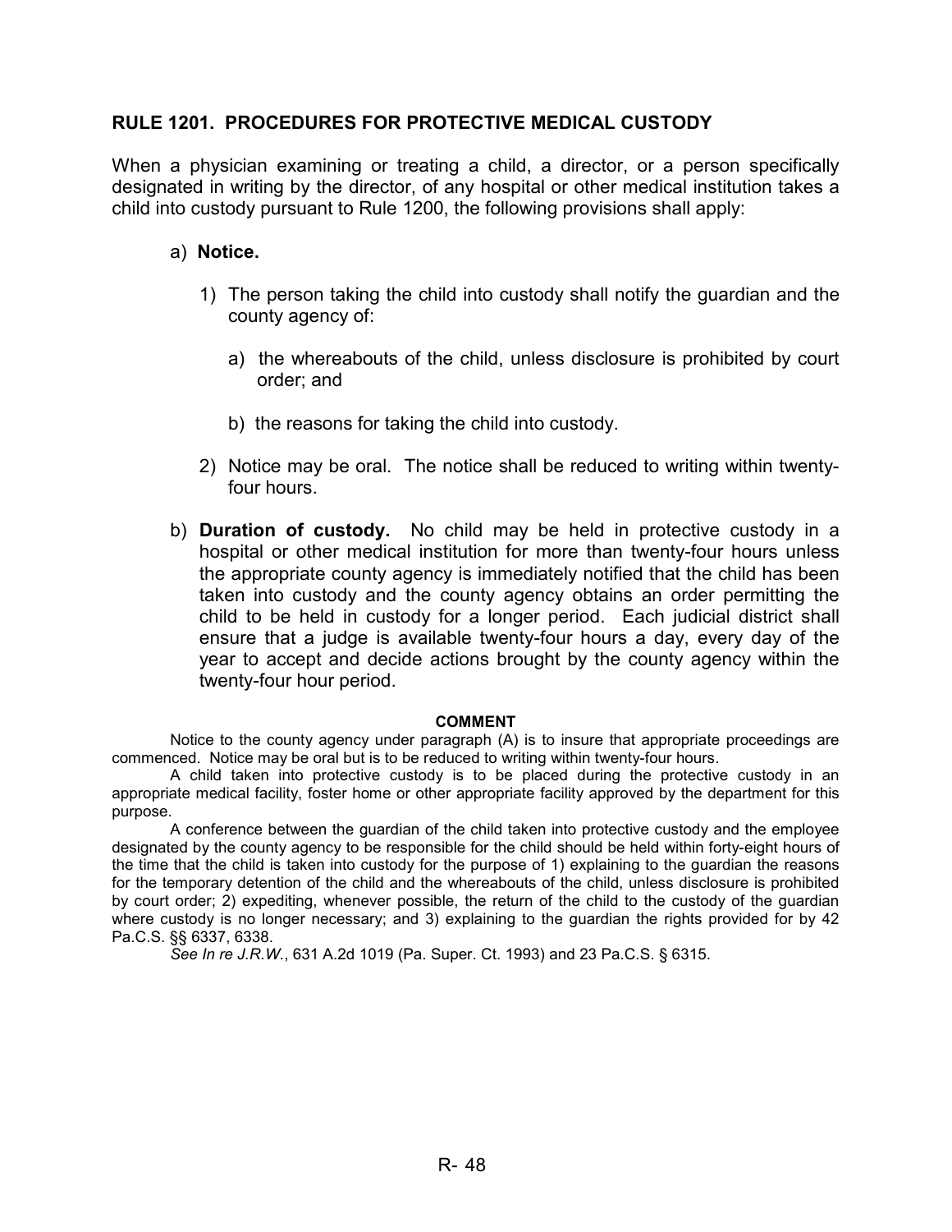## RULE 1201. PROCEDURES FOR PROTECTIVE MEDICAL CUSTODY

When a physician examining or treating a child, a director, or a person specifically designated in writing by the director, of any hospital or other medical institution takes a child into custody pursuant to Rule 1200, the following provisions shall apply:

a) **Notice.**

1) The person taking the child into custody shall notify the guardian and the county agency of:

   a) the whereabouts of the child, unless disclosure is prohibited by court order; and

   b) the reasons for taking the child into custody.

2) Notice may be oral. The notice shall be reduced to writing within twenty-four hours.

b) **Duration of custody.** No child may be held in protective custody in a hospital or other medical institution for more than twenty-four hours unless the appropriate county agency is immediately notified that the child has been taken into custody and the county agency obtains an order permitting the child to be held in custody for a longer period. Each judicial district shall ensure that a judge is available twenty-four hours a day, every day of the year to accept and decide actions brought by the county agency within the twenty-four hour period.

**COMMENT**

Notice to the county agency under paragraph (A) is to insure that appropriate proceedings are commenced. Notice may be oral but is to be reduced to writing within twenty-four hours.

A child taken into protective custody is to be placed during the protective custody in an appropriate medical facility, foster home or other appropriate facility approved by the department for this purpose.

A conference between the guardian of the child taken into protective custody and the employee designated by the county agency to be responsible for the child should be held within forty-eight hours of the time that the child is taken into custody for the purpose of 1) explaining to the guardian the reasons for the temporary detention of the child and the whereabouts of the child, unless disclosure is prohibited by court order; 2) expediting, whenever possible, the return of the child to the custody of the guardian where custody is no longer necessary; and 3) explaining to the guardian the rights provided for by 42 Pa.C.S. §§ 6337, 6338.

*See In re J.R.W.*, 631 A.2d 1019 (Pa. Super. Ct. 1993) and 23 Pa.C.S. § 6315.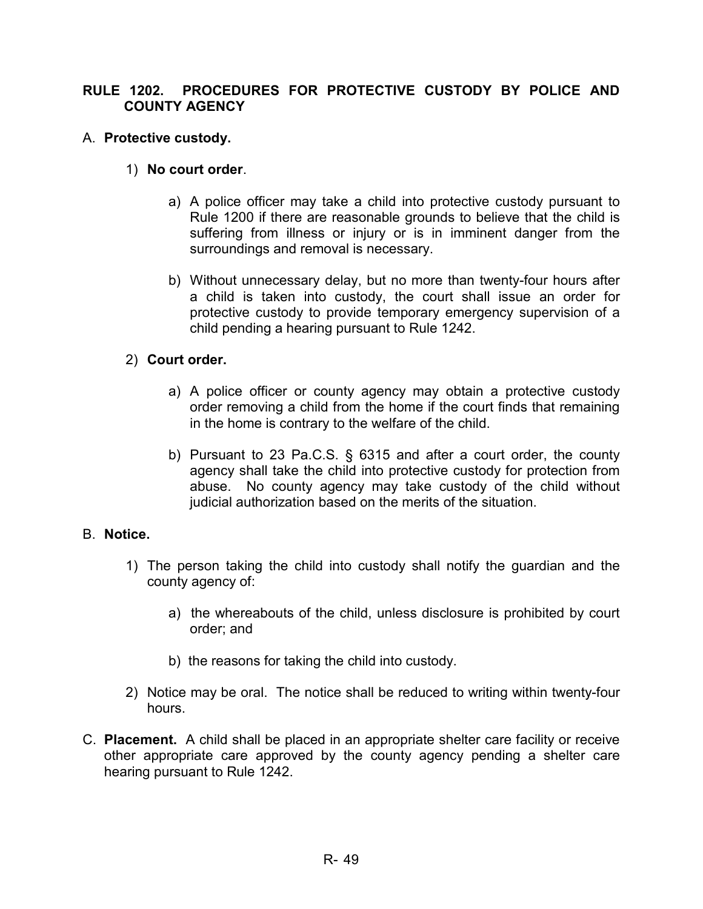## RULE 1202. PROCEDURES FOR PROTECTIVE CUSTODY BY POLICE AND COUNTY AGENCY

A. **Protective custody.**

1) **No court order**.

a) A police officer may take a child into protective custody pursuant to Rule 1200 if there are reasonable grounds to believe that the child is suffering from illness or injury or is in imminent danger from the surroundings and removal is necessary.

b) Without unnecessary delay, but no more than twenty-four hours after a child is taken into custody, the court shall issue an order for protective custody to provide temporary emergency supervision of a child pending a hearing pursuant to Rule 1242.

2) **Court order.**

a) A police officer or county agency may obtain a protective custody order removing a child from the home if the court finds that remaining in the home is contrary to the welfare of the child.

b) Pursuant to 23 Pa.C.S. § 6315 and after a court order, the county agency shall take the child into protective custody for protection from abuse. No county agency may take custody of the child without judicial authorization based on the merits of the situation.

B. **Notice.**

1) The person taking the child into custody shall notify the guardian and the county agency of:

a) the whereabouts of the child, unless disclosure is prohibited by court order; and

b) the reasons for taking the child into custody.

2) Notice may be oral. The notice shall be reduced to writing within twenty-four hours.

C. **Placement.** A child shall be placed in an appropriate shelter care facility or receive other appropriate care approved by the county agency pending a shelter care hearing pursuant to Rule 1242.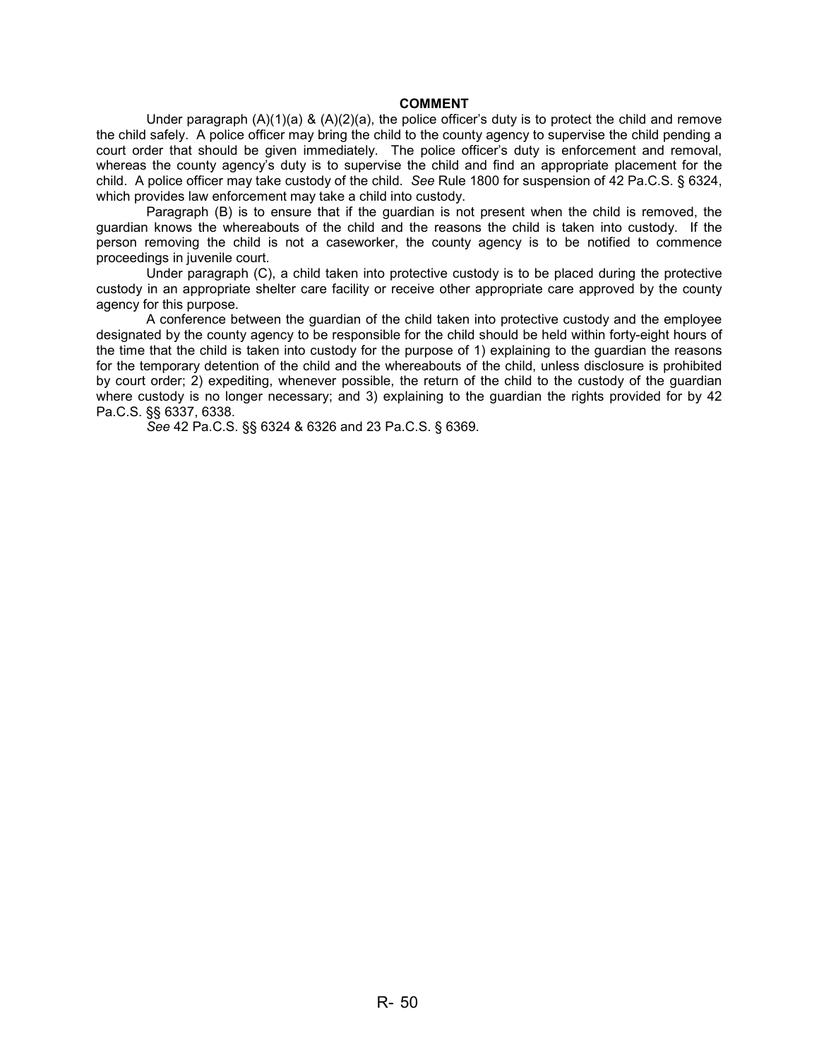## COMMENT

Under paragraph (A)(1)(a) & (A)(2)(a), the police officer's duty is to protect the child and remove the child safely. A police officer may bring the child to the county agency to supervise the child pending a court order that should be given immediately. The police officer's duty is enforcement and removal, whereas the county agency's duty is to supervise the child and find an appropriate placement for the child. A police officer may take custody of the child. *See* Rule 1800 for suspension of 42 Pa.C.S. § 6324, which provides law enforcement may take a child into custody.

Paragraph (B) is to ensure that if the guardian is not present when the child is removed, the guardian knows the whereabouts of the child and the reasons the child is taken into custody. If the person removing the child is not a caseworker, the county agency is to be notified to commence proceedings in juvenile court.

Under paragraph (C), a child taken into protective custody is to be placed during the protective custody in an appropriate shelter care facility or receive other appropriate care approved by the county agency for this purpose.

A conference between the guardian of the child taken into protective custody and the employee designated by the county agency to be responsible for the child should be held within forty-eight hours of the time that the child is taken into custody for the purpose of 1) explaining to the guardian the reasons for the temporary detention of the child and the whereabouts of the child, unless disclosure is prohibited by court order; 2) expediting, whenever possible, the return of the child to the custody of the guardian where custody is no longer necessary; and 3) explaining to the guardian the rights provided for by 42 Pa.C.S. §§ 6337, 6338.

*See* 42 Pa.C.S. §§ 6324 & 6326 and 23 Pa.C.S. § 6369.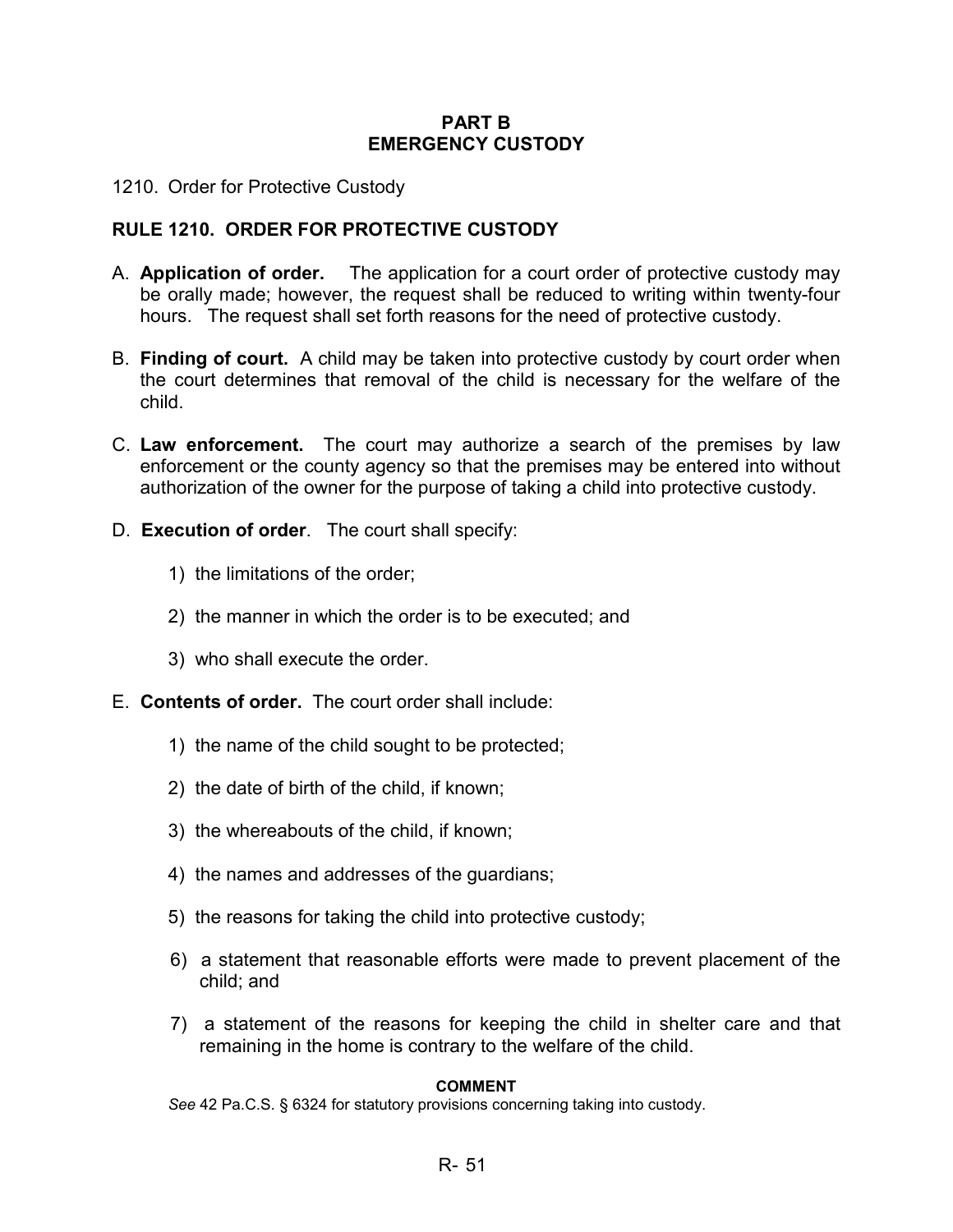## PART B
## EMERGENCY CUSTODY

1210. Order for Protective Custody

### RULE 1210. ORDER FOR PROTECTIVE CUSTODY

A. **Application of order.** The application for a court order of protective custody may be orally made; however, the request shall be reduced to writing within twenty-four hours. The request shall set forth reasons for the need of protective custody.

B. **Finding of court.** A child may be taken into protective custody by court order when the court determines that removal of the child is necessary for the welfare of the child.

C. **Law enforcement.** The court may authorize a search of the premises by law enforcement or the county agency so that the premises may be entered into without authorization of the owner for the purpose of taking a child into protective custody.

D. **Execution of order**. The court shall specify:

   1) the limitations of the order;

   2) the manner in which the order is to be executed; and

   3) who shall execute the order.

E. **Contents of order.** The court order shall include:

   1) the name of the child sought to be protected;

   2) the date of birth of the child, if known;

   3) the whereabouts of the child, if known;

   4) the names and addresses of the guardians;

   5) the reasons for taking the child into protective custody;

   6) a statement that reasonable efforts were made to prevent placement of the child; and

   7) a statement of the reasons for keeping the child in shelter care and that remaining in the home is contrary to the welfare of the child.

**COMMENT**

*See* 42 Pa.C.S. § 6324 for statutory provisions concerning taking into custody.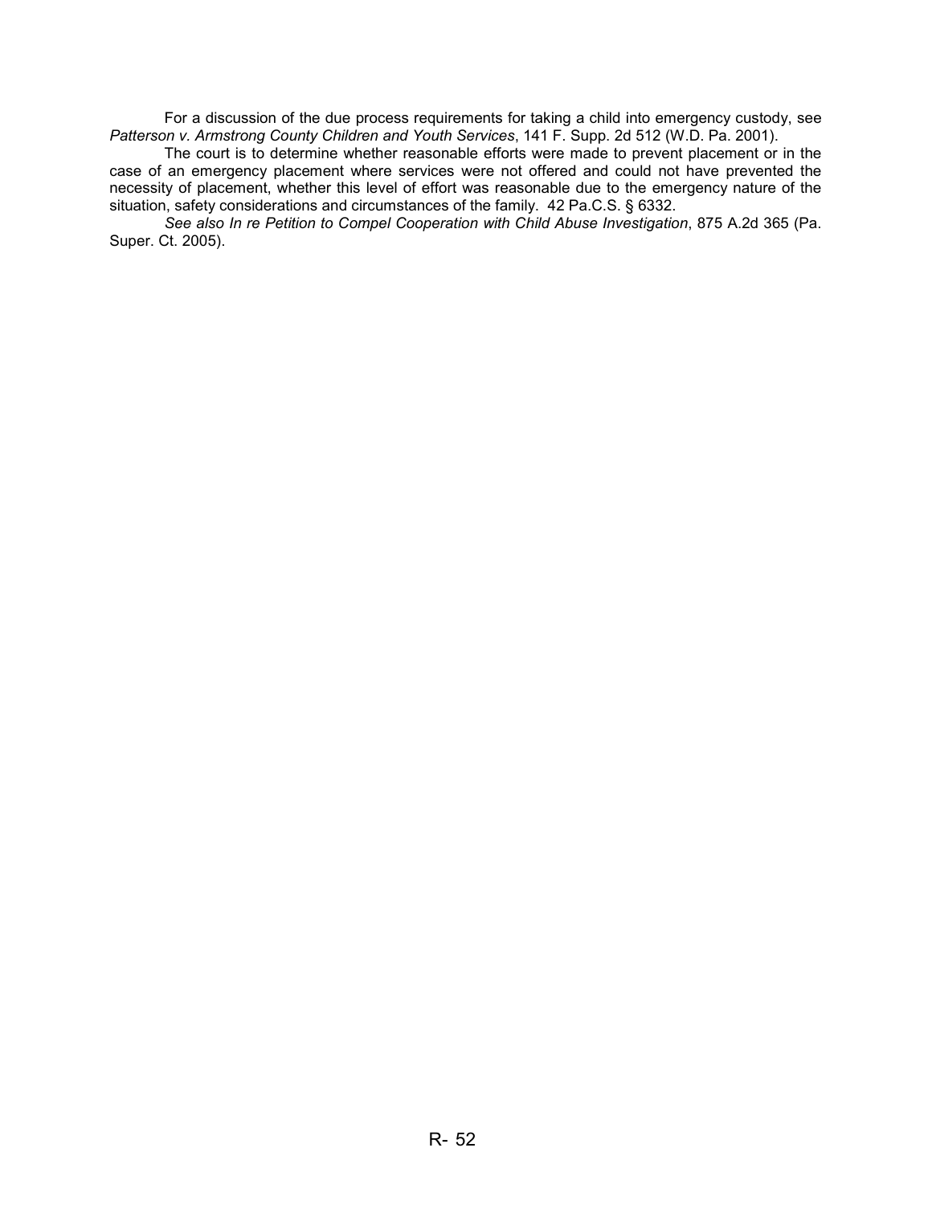For a discussion of the due process requirements for taking a child into emergency custody, see *Patterson v. Armstrong County Children and Youth Services*, 141 F. Supp. 2d 512 (W.D. Pa. 2001).

The court is to determine whether reasonable efforts were made to prevent placement or in the case of an emergency placement where services were not offered and could not have prevented the necessity of placement, whether this level of effort was reasonable due to the emergency nature of the situation, safety considerations and circumstances of the family. 42 Pa.C.S. § 6332.

*See also In re Petition to Compel Cooperation with Child Abuse Investigation*, 875 A.2d 365 (Pa. Super. Ct. 2005).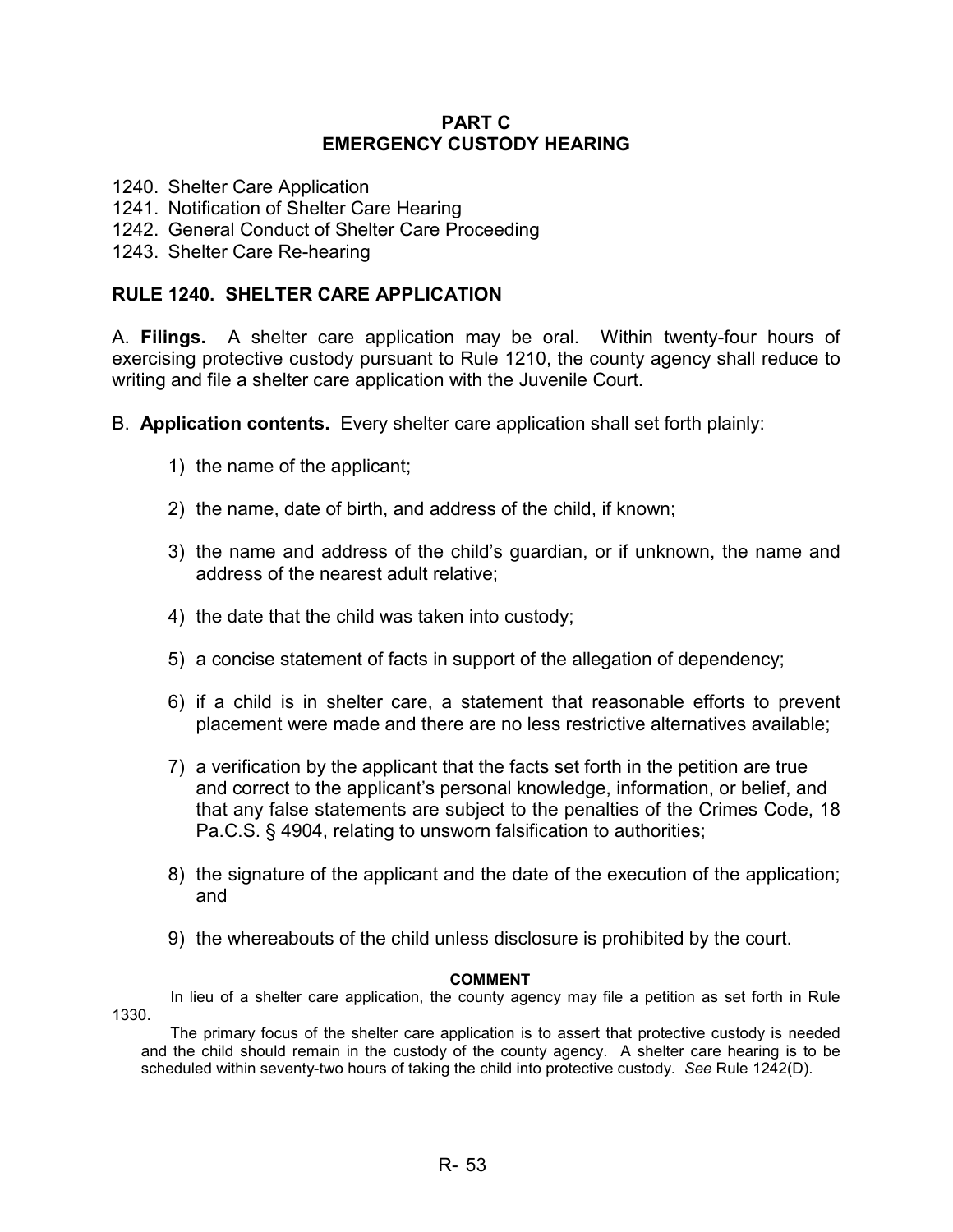## PART C
## EMERGENCY CUSTODY HEARING

1240. Shelter Care Application
1241. Notification of Shelter Care Hearing
1242. General Conduct of Shelter Care Proceeding
1243. Shelter Care Re-hearing

### RULE 1240. SHELTER CARE APPLICATION

A. **Filings.** A shelter care application may be oral. Within twenty-four hours of exercising protective custody pursuant to Rule 1210, the county agency shall reduce to writing and file a shelter care application with the Juvenile Court.

B. **Application contents.** Every shelter care application shall set forth plainly:

1) the name of the applicant;

2) the name, date of birth, and address of the child, if known;

3) the name and address of the child's guardian, or if unknown, the name and address of the nearest adult relative;

4) the date that the child was taken into custody;

5) a concise statement of facts in support of the allegation of dependency;

6) if a child is in shelter care, a statement that reasonable efforts to prevent placement were made and there are no less restrictive alternatives available;

7) a verification by the applicant that the facts set forth in the petition are true and correct to the applicant's personal knowledge, information, or belief, and that any false statements are subject to the penalties of the Crimes Code, 18 Pa.C.S. § 4904, relating to unsworn falsification to authorities;

8) the signature of the applicant and the date of the execution of the application; and

9) the whereabouts of the child unless disclosure is prohibited by the court.

**COMMENT**

In lieu of a shelter care application, the county agency may file a petition as set forth in Rule 1330.

The primary focus of the shelter care application is to assert that protective custody is needed and the child should remain in the custody of the county agency. A shelter care hearing is to be scheduled within seventy-two hours of taking the child into protective custody. *See* Rule 1242(D).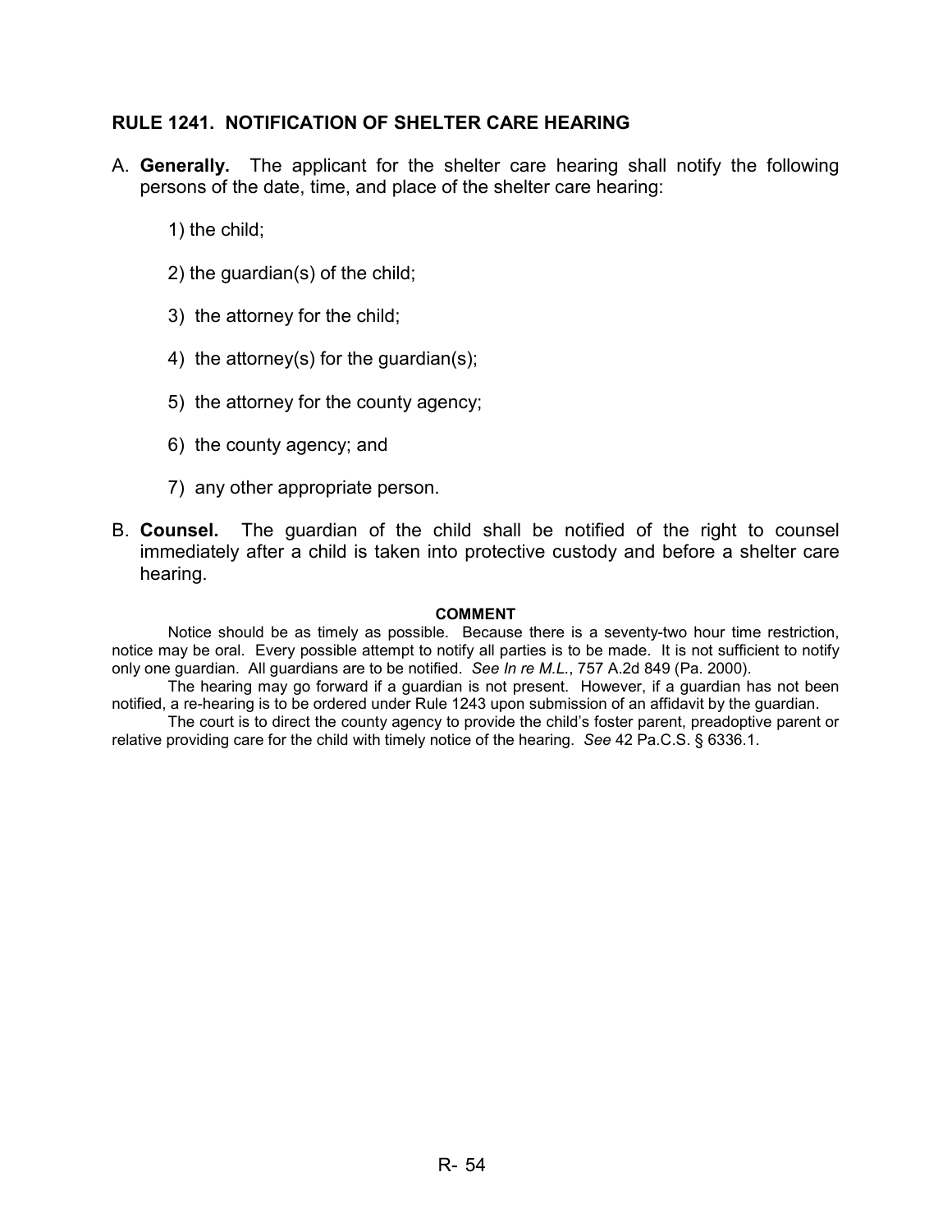## RULE 1241. NOTIFICATION OF SHELTER CARE HEARING

A. **Generally.** The applicant for the shelter care hearing shall notify the following persons of the date, time, and place of the shelter care hearing:

   1) the child;

   2) the guardian(s) of the child;

   3) the attorney for the child;

   4) the attorney(s) for the guardian(s);

   5) the attorney for the county agency;

   6) the county agency; and

   7) any other appropriate person.

B. **Counsel.** The guardian of the child shall be notified of the right to counsel immediately after a child is taken into protective custody and before a shelter care hearing.

**COMMENT**

Notice should be as timely as possible. Because there is a seventy-two hour time restriction, notice may be oral. Every possible attempt to notify all parties is to be made. It is not sufficient to notify only one guardian. All guardians are to be notified. *See In re M.L.*, 757 A.2d 849 (Pa. 2000).

The hearing may go forward if a guardian is not present. However, if a guardian has not been notified, a re-hearing is to be ordered under Rule 1243 upon submission of an affidavit by the guardian.

The court is to direct the county agency to provide the child's foster parent, preadoptive parent or relative providing care for the child with timely notice of the hearing. *See* 42 Pa.C.S. § 6336.1.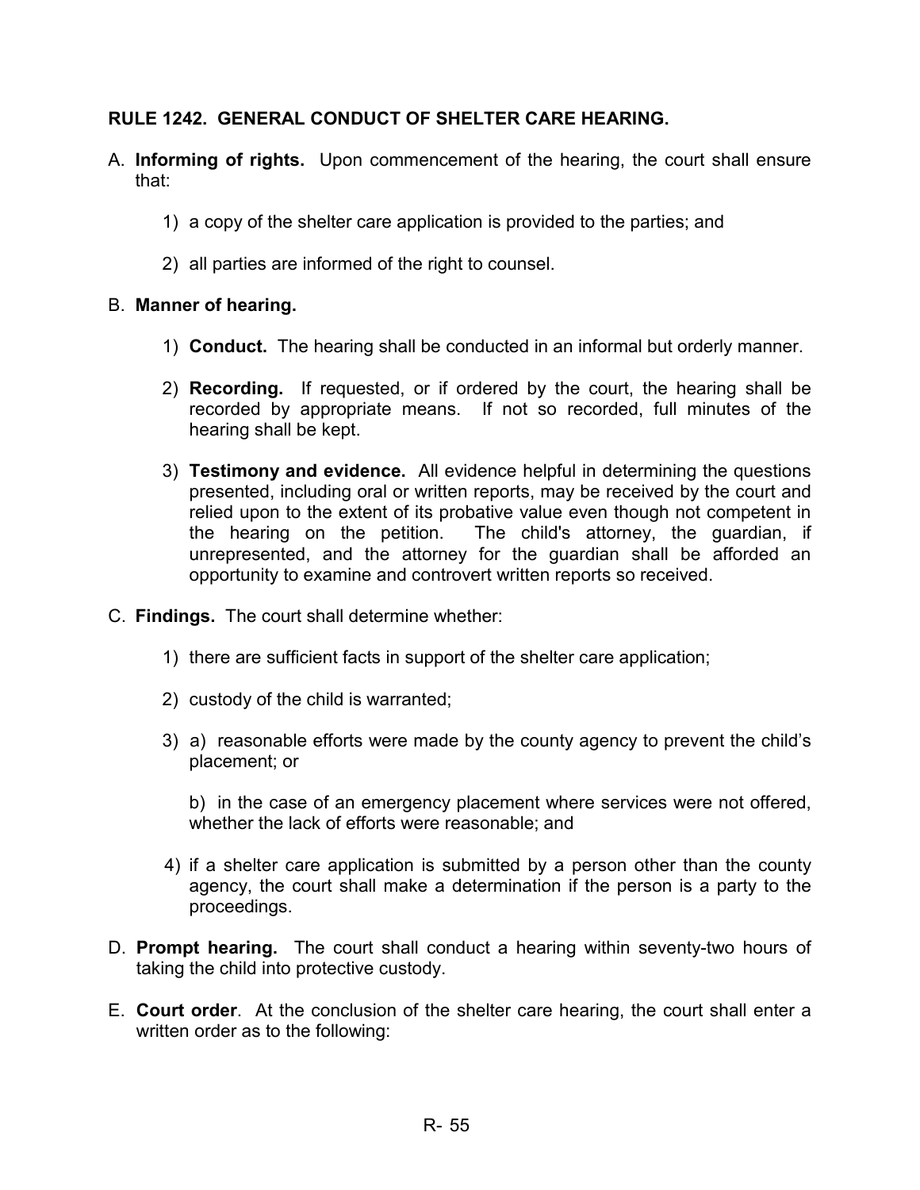## RULE 1242. GENERAL CONDUCT OF SHELTER CARE HEARING.

A. **Informing of rights.** Upon commencement of the hearing, the court shall ensure that:

   1) a copy of the shelter care application is provided to the parties; and

   2) all parties are informed of the right to counsel.

B. **Manner of hearing.**

   1) **Conduct.** The hearing shall be conducted in an informal but orderly manner.

   2) **Recording.** If requested, or if ordered by the court, the hearing shall be recorded by appropriate means. If not so recorded, full minutes of the hearing shall be kept.

   3) **Testimony and evidence.** All evidence helpful in determining the questions presented, including oral or written reports, may be received by the court and relied upon to the extent of its probative value even though not competent in the hearing on the petition. The child's attorney, the guardian, if unrepresented, and the attorney for the guardian shall be afforded an opportunity to examine and controvert written reports so received.

C. **Findings.** The court shall determine whether:

   1) there are sufficient facts in support of the shelter care application;

   2) custody of the child is warranted;

   3) a) reasonable efforts were made by the county agency to prevent the child's placement; or

      b) in the case of an emergency placement where services were not offered, whether the lack of efforts were reasonable; and

   4) if a shelter care application is submitted by a person other than the county agency, the court shall make a determination if the person is a party to the proceedings.

D. **Prompt hearing.** The court shall conduct a hearing within seventy-two hours of taking the child into protective custody.

E. **Court order**. At the conclusion of the shelter care hearing, the court shall enter a written order as to the following: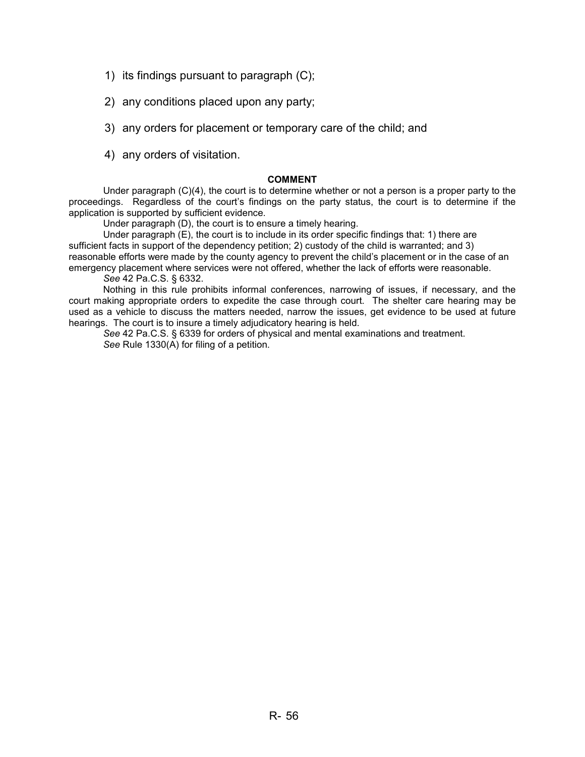1) its findings pursuant to paragraph (C);

2) any conditions placed upon any party;

3) any orders for placement or temporary care of the child; and

4) any orders of visitation.

**COMMENT**

Under paragraph (C)(4), the court is to determine whether or not a person is a proper party to the proceedings. Regardless of the court's findings on the party status, the court is to determine if the application is supported by sufficient evidence.

Under paragraph (D), the court is to ensure a timely hearing.

Under paragraph (E), the court is to include in its order specific findings that: 1) there are sufficient facts in support of the dependency petition; 2) custody of the child is warranted; and 3) reasonable efforts were made by the county agency to prevent the child's placement or in the case of an emergency placement where services were not offered, whether the lack of efforts were reasonable.

*See* 42 Pa.C.S. § 6332.

Nothing in this rule prohibits informal conferences, narrowing of issues, if necessary, and the court making appropriate orders to expedite the case through court. The shelter care hearing may be used as a vehicle to discuss the matters needed, narrow the issues, get evidence to be used at future hearings. The court is to insure a timely adjudicatory hearing is held.

*See* 42 Pa.C.S. § 6339 for orders of physical and mental examinations and treatment.

*See* Rule 1330(A) for filing of a petition.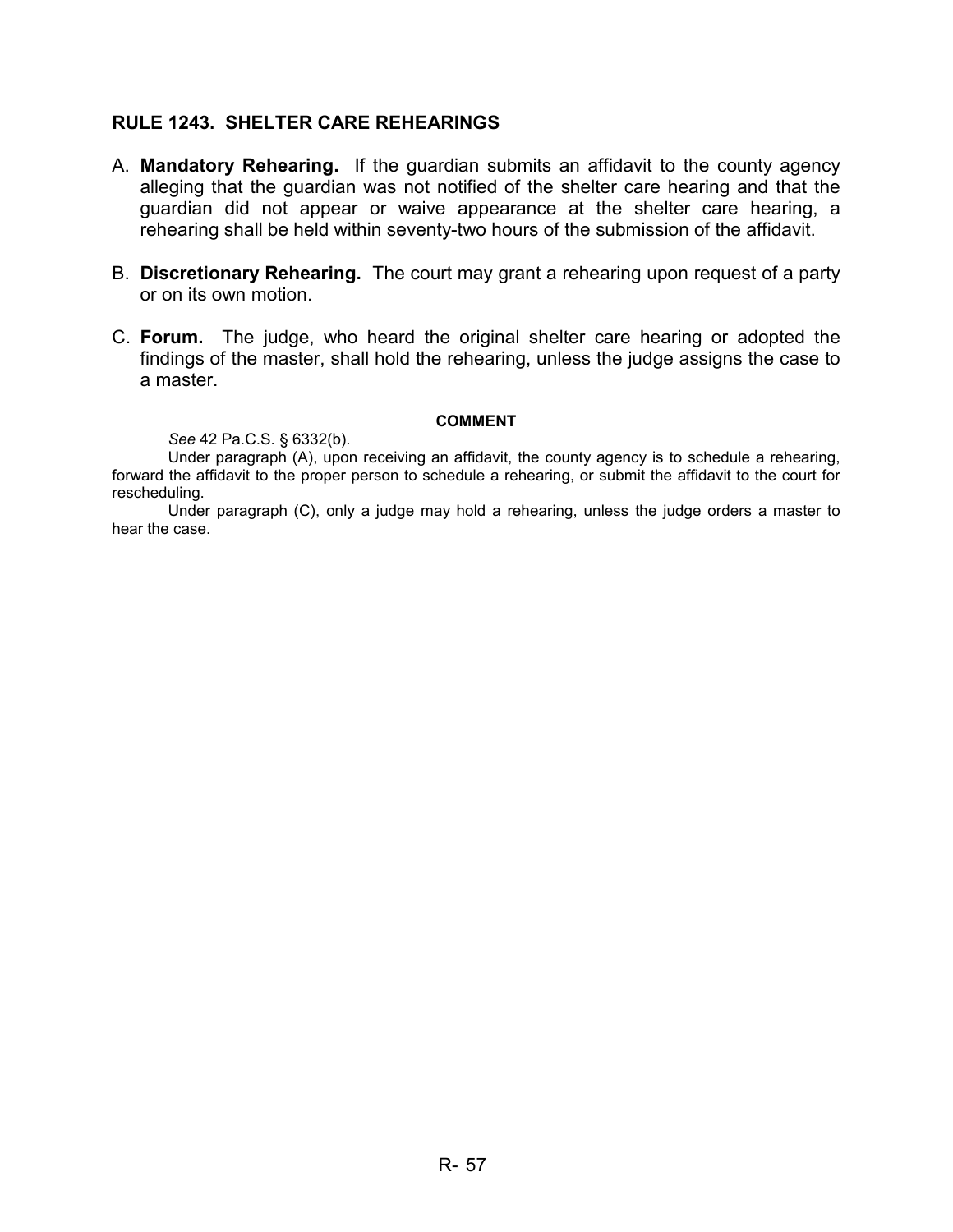## RULE 1243. SHELTER CARE REHEARINGS

A. **Mandatory Rehearing.** If the guardian submits an affidavit to the county agency alleging that the guardian was not notified of the shelter care hearing and that the guardian did not appear or waive appearance at the shelter care hearing, a rehearing shall be held within seventy-two hours of the submission of the affidavit.

B. **Discretionary Rehearing.** The court may grant a rehearing upon request of a party or on its own motion.

C. **Forum.** The judge, who heard the original shelter care hearing or adopted the findings of the master, shall hold the rehearing, unless the judge assigns the case to a master.

**COMMENT**

*See* 42 Pa.C.S. § 6332(b).

Under paragraph (A), upon receiving an affidavit, the county agency is to schedule a rehearing, forward the affidavit to the proper person to schedule a rehearing, or submit the affidavit to the court for rescheduling.

Under paragraph (C), only a judge may hold a rehearing, unless the judge orders a master to hear the case.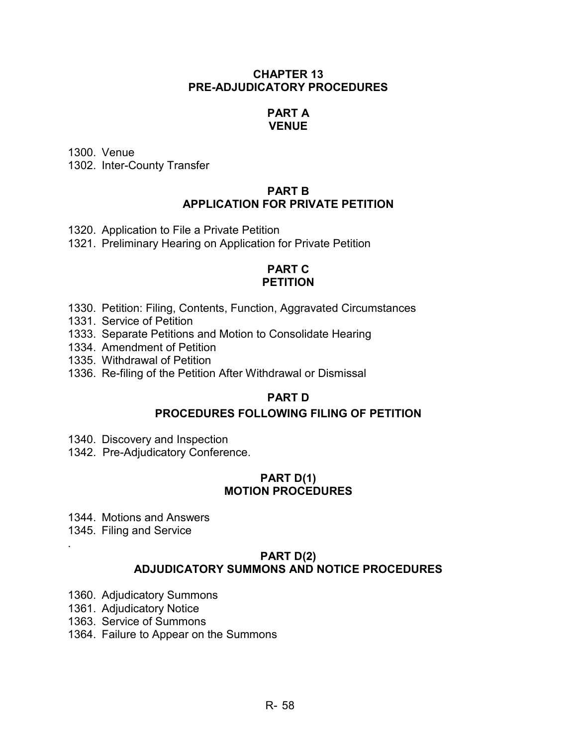# CHAPTER 13
# PRE-ADJUDICATORY PROCEDURES

## PART A
## VENUE

1300. Venue
1302. Inter-County Transfer

## PART B
## APPLICATION FOR PRIVATE PETITION

1320. Application to File a Private Petition
1321. Preliminary Hearing on Application for Private Petition

## PART C
## PETITION

1330. Petition: Filing, Contents, Function, Aggravated Circumstances
1331. Service of Petition
1333. Separate Petitions and Motion to Consolidate Hearing
1334. Amendment of Petition
1335. Withdrawal of Petition
1336. Re-filing of the Petition After Withdrawal or Dismissal

## PART D
## PROCEDURES FOLLOWING FILING OF PETITION

1340. Discovery and Inspection
1342. Pre-Adjudicatory Conference.

## PART D(1)
## MOTION PROCEDURES

1344. Motions and Answers
1345. Filing and Service

## PART D(2)
## ADJUDICATORY SUMMONS AND NOTICE PROCEDURES

1360. Adjudicatory Summons
1361. Adjudicatory Notice
1363. Service of Summons
1364. Failure to Appear on the Summons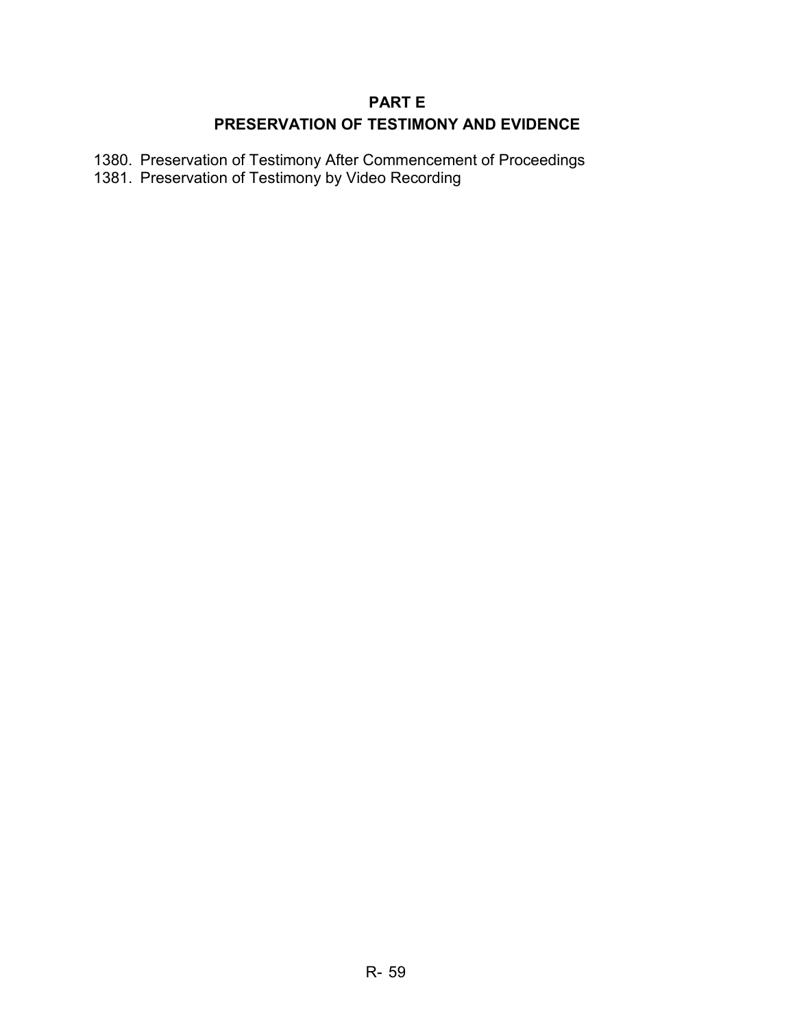# PART E
# PRESERVATION OF TESTIMONY AND EVIDENCE

1380. Preservation of Testimony After Commencement of Proceedings
1381. Preservation of Testimony by Video Recording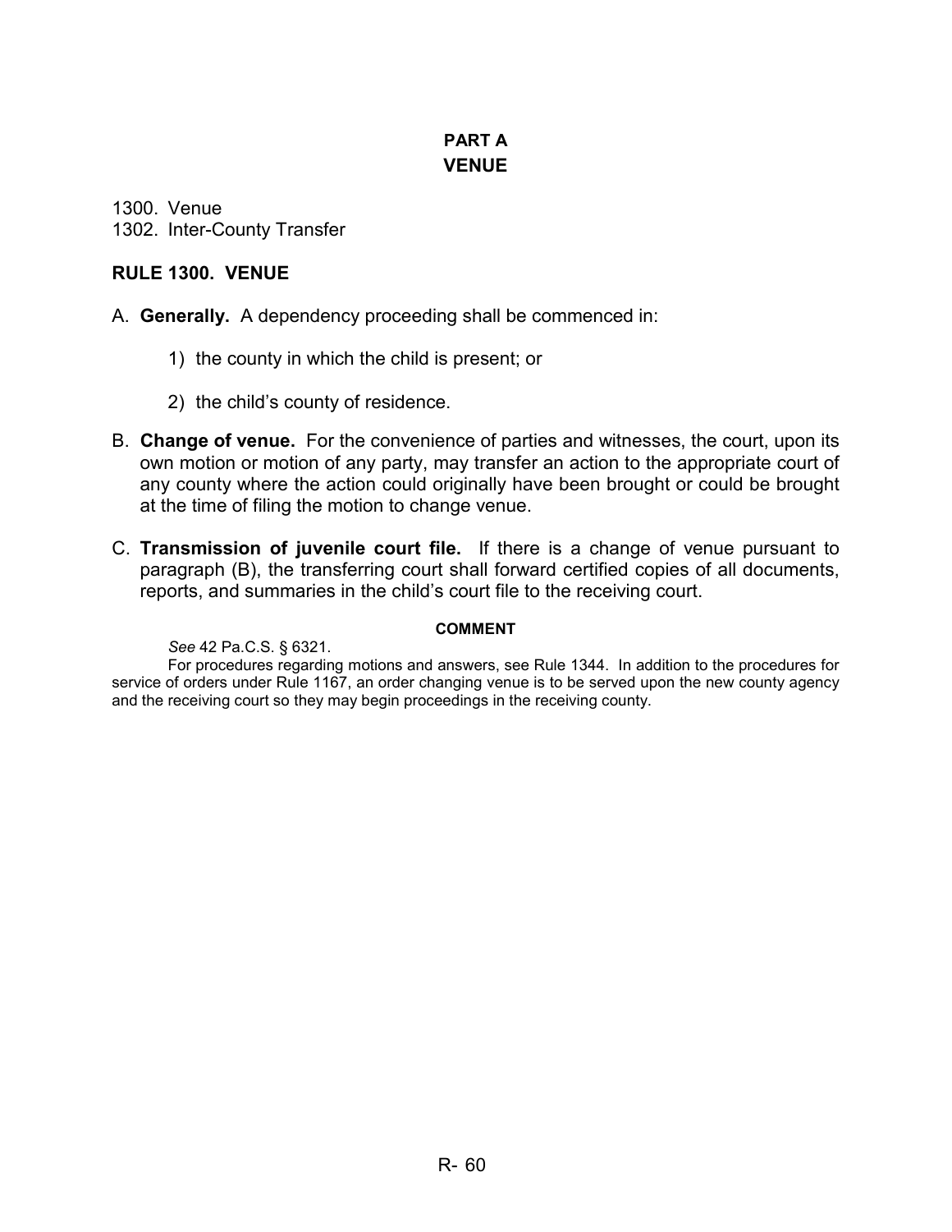# PART A
# VENUE

1300. Venue
1302. Inter-County Transfer

## RULE 1300. VENUE

A. **Generally.** A dependency proceeding shall be commenced in:

   1) the county in which the child is present; or

   2) the child's county of residence.

B. **Change of venue.** For the convenience of parties and witnesses, the court, upon its own motion or motion of any party, may transfer an action to the appropriate court of any county where the action could originally have been brought or could be brought at the time of filing the motion to change venue.

C. **Transmission of juvenile court file.** If there is a change of venue pursuant to paragraph (B), the transferring court shall forward certified copies of all documents, reports, and summaries in the child's court file to the receiving court.

**COMMENT**

*See* 42 Pa.C.S. § 6321.

For procedures regarding motions and answers, see Rule 1344. In addition to the procedures for service of orders under Rule 1167, an order changing venue is to be served upon the new county agency and the receiving court so they may begin proceedings in the receiving county.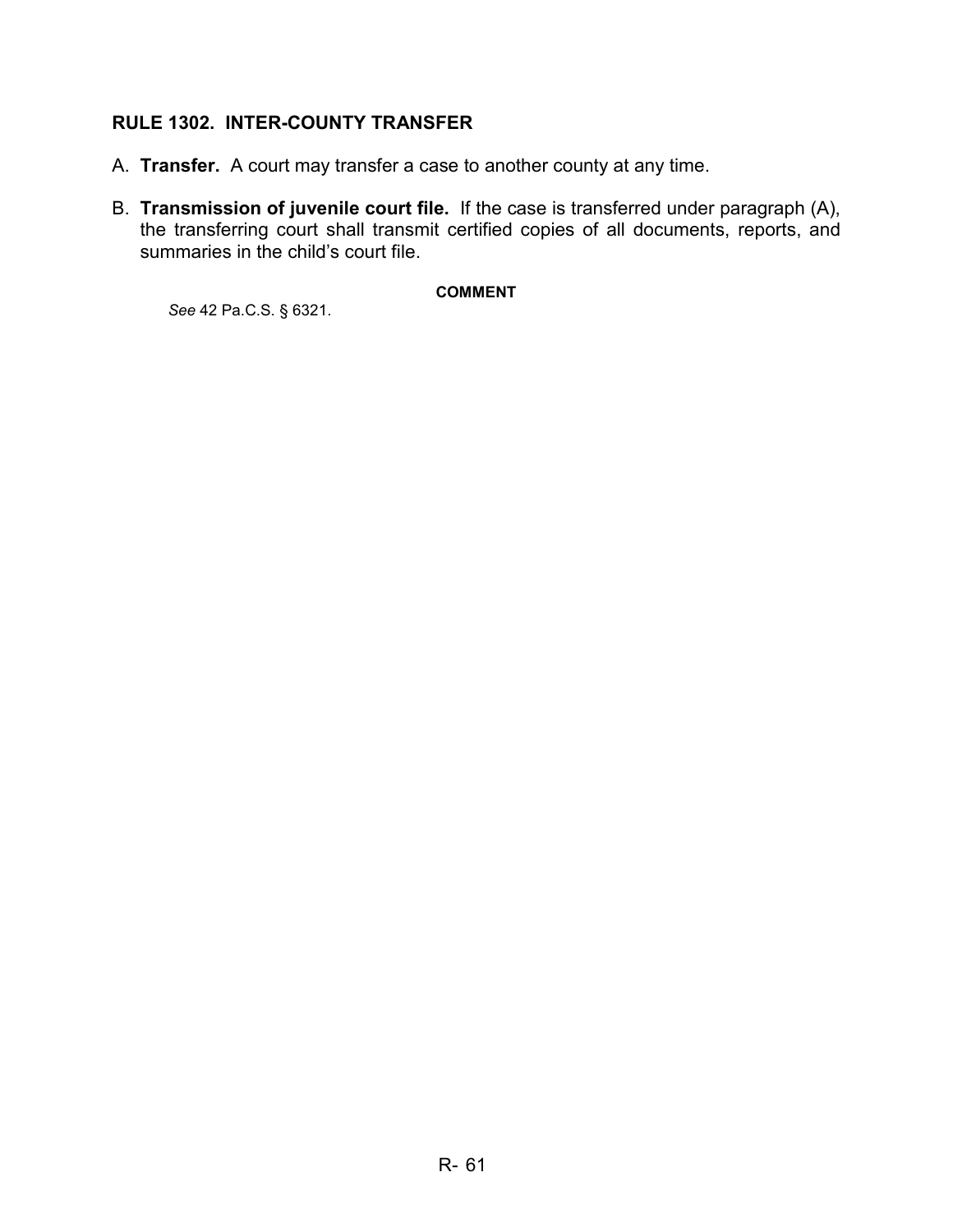## RULE 1302. INTER-COUNTY TRANSFER

A. **Transfer.** A court may transfer a case to another county at any time.

B. **Transmission of juvenile court file.** If the case is transferred under paragraph (A), the transferring court shall transmit certified copies of all documents, reports, and summaries in the child's court file.

**COMMENT**

*See* 42 Pa.C.S. § 6321.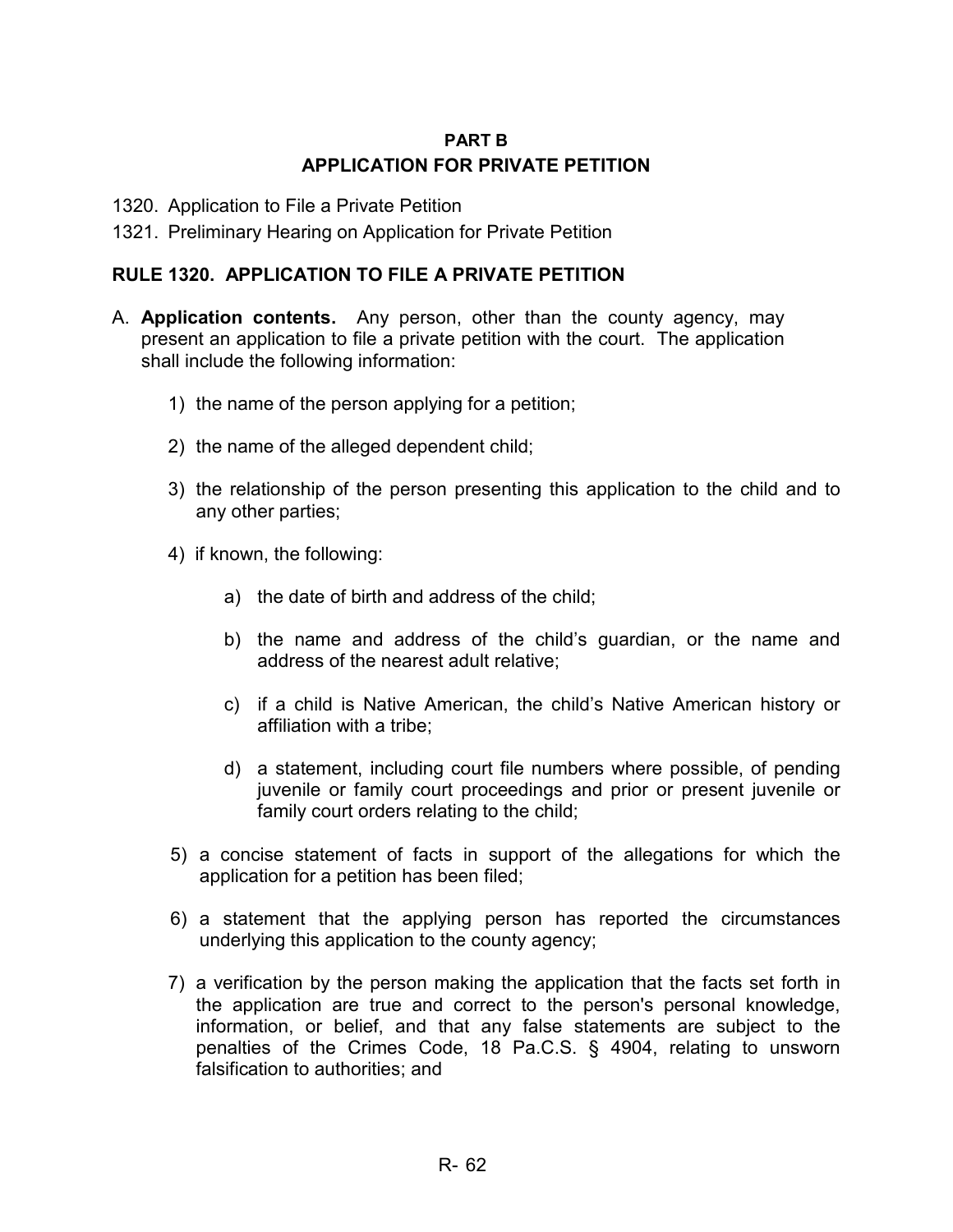## PART B
## APPLICATION FOR PRIVATE PETITION

1320. Application to File a Private Petition
1321. Preliminary Hearing on Application for Private Petition

### RULE 1320. APPLICATION TO FILE A PRIVATE PETITION

A. **Application contents.** Any person, other than the county agency, may present an application to file a private petition with the court. The application shall include the following information:

   1) the name of the person applying for a petition;

   2) the name of the alleged dependent child;

   3) the relationship of the person presenting this application to the child and to any other parties;

   4) if known, the following:

      a) the date of birth and address of the child;

      b) the name and address of the child's guardian, or the name and address of the nearest adult relative;

      c) if a child is Native American, the child's Native American history or affiliation with a tribe;

      d) a statement, including court file numbers where possible, of pending juvenile or family court proceedings and prior or present juvenile or family court orders relating to the child;

   5) a concise statement of facts in support of the allegations for which the application for a petition has been filed;

   6) a statement that the applying person has reported the circumstances underlying this application to the county agency;

   7) a verification by the person making the application that the facts set forth in the application are true and correct to the person's personal knowledge, information, or belief, and that any false statements are subject to the penalties of the Crimes Code, 18 Pa.C.S. § 4904, relating to unsworn falsification to authorities; and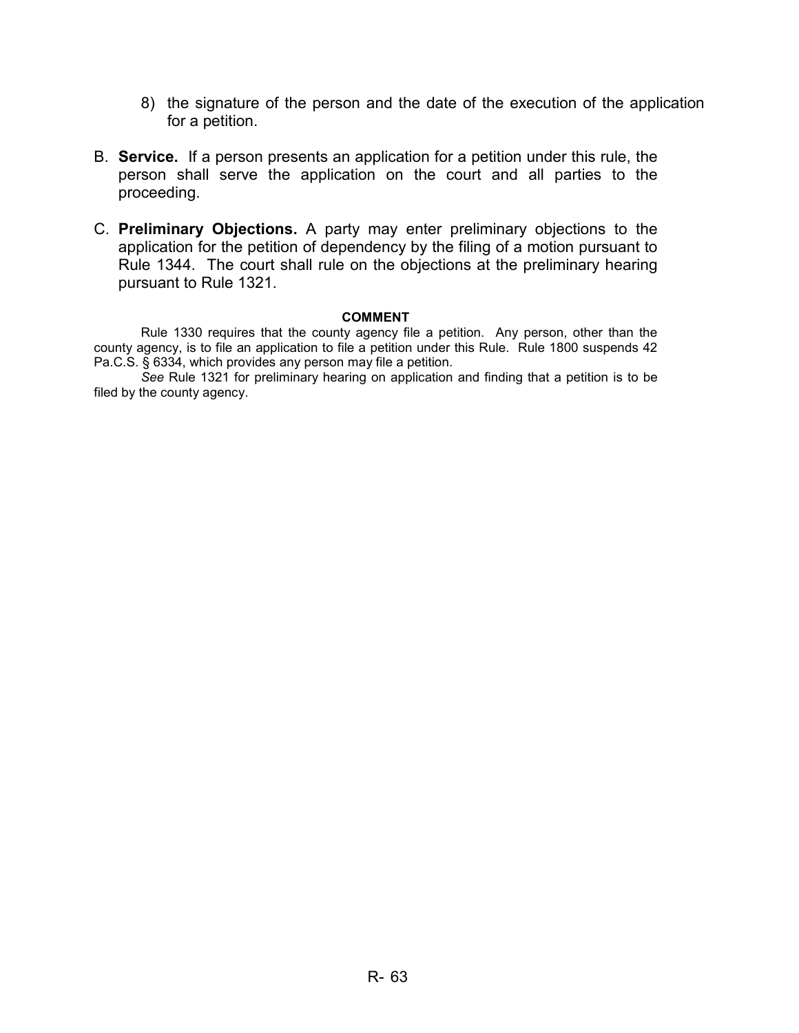8) the signature of the person and the date of the execution of the application for a petition.

B. **Service.** If a person presents an application for a petition under this rule, the person shall serve the application on the court and all parties to the proceeding.

C. **Preliminary Objections.** A party may enter preliminary objections to the application for the petition of dependency by the filing of a motion pursuant to Rule 1344. The court shall rule on the objections at the preliminary hearing pursuant to Rule 1321.

**COMMENT**

Rule 1330 requires that the county agency file a petition. Any person, other than the county agency, is to file an application to file a petition under this Rule. Rule 1800 suspends 42 Pa.C.S. § 6334, which provides any person may file a petition.

*See* Rule 1321 for preliminary hearing on application and finding that a petition is to be filed by the county agency.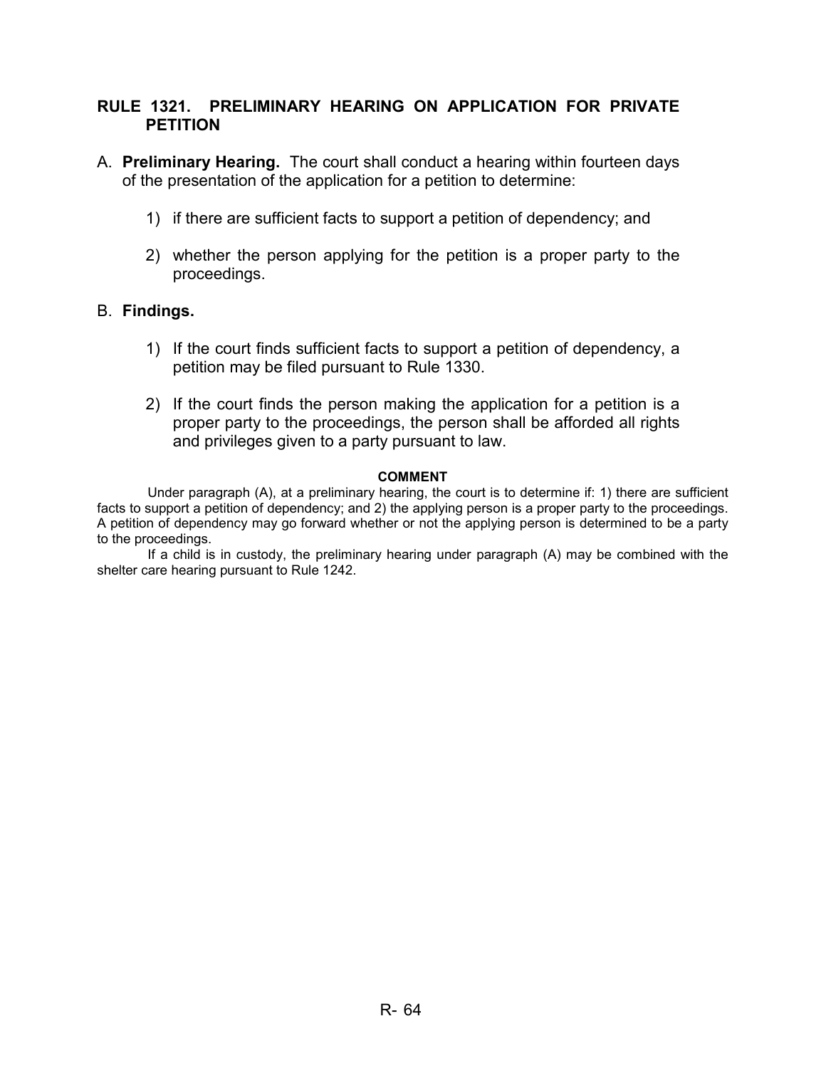## RULE 1321. PRELIMINARY HEARING ON APPLICATION FOR PRIVATE PETITION

A. **Preliminary Hearing.** The court shall conduct a hearing within fourteen days of the presentation of the application for a petition to determine:

1) if there are sufficient facts to support a petition of dependency; and

2) whether the person applying for the petition is a proper party to the proceedings.

B. **Findings.**

1) If the court finds sufficient facts to support a petition of dependency, a petition may be filed pursuant to Rule 1330.

2) If the court finds the person making the application for a petition is a proper party to the proceedings, the person shall be afforded all rights and privileges given to a party pursuant to law.

**COMMENT**

Under paragraph (A), at a preliminary hearing, the court is to determine if: 1) there are sufficient facts to support a petition of dependency; and 2) the applying person is a proper party to the proceedings. A petition of dependency may go forward whether or not the applying person is determined to be a party to the proceedings.

If a child is in custody, the preliminary hearing under paragraph (A) may be combined with the shelter care hearing pursuant to Rule 1242.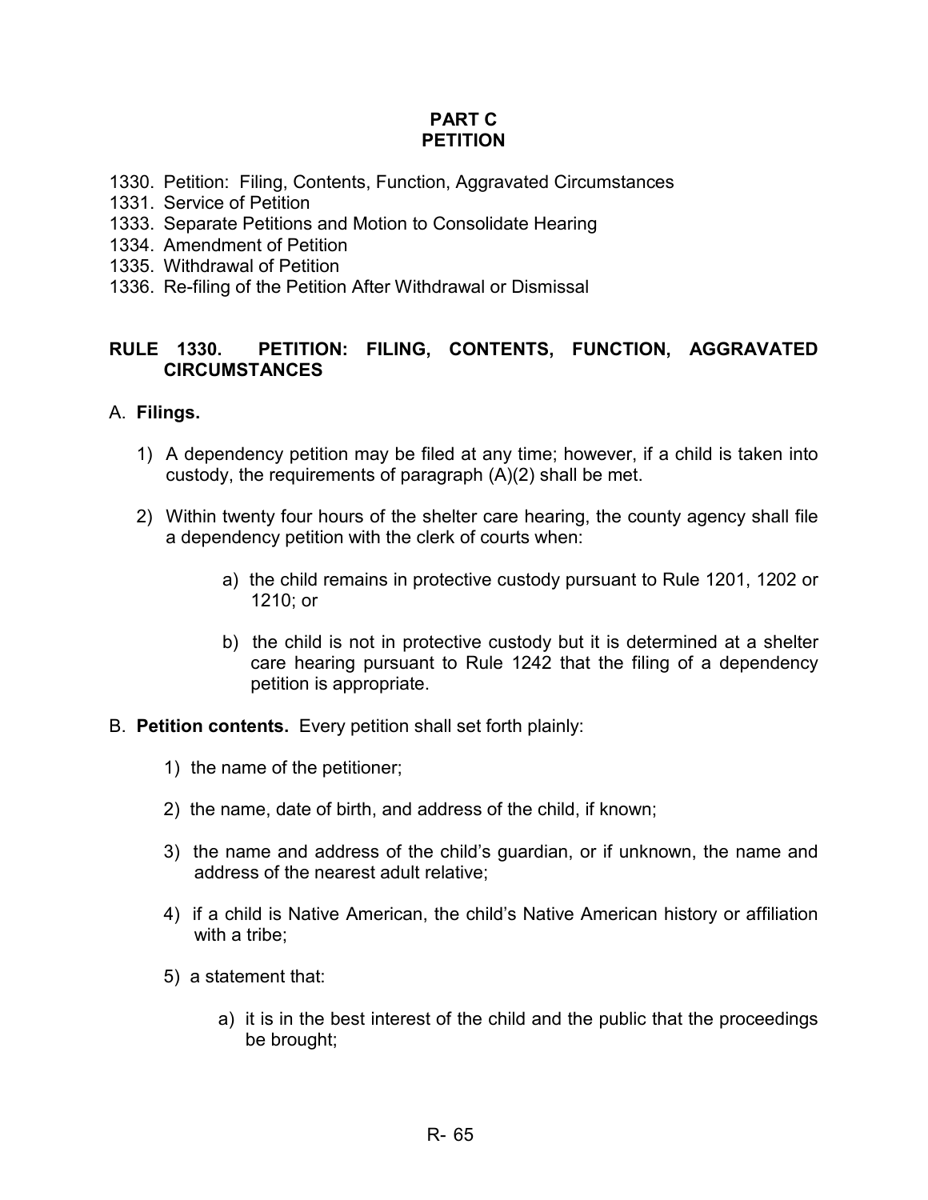# PART C
# PETITION

1330. Petition: Filing, Contents, Function, Aggravated Circumstances
1331. Service of Petition
1333. Separate Petitions and Motion to Consolidate Hearing
1334. Amendment of Petition
1335. Withdrawal of Petition
1336. Re-filing of the Petition After Withdrawal or Dismissal

## RULE 1330. PETITION: FILING, CONTENTS, FUNCTION, AGGRAVATED CIRCUMSTANCES

A. **Filings.**

1) A dependency petition may be filed at any time; however, if a child is taken into custody, the requirements of paragraph (A)(2) shall be met.

2) Within twenty four hours of the shelter care hearing, the county agency shall file a dependency petition with the clerk of courts when:

   a) the child remains in protective custody pursuant to Rule 1201, 1202 or 1210; or

   b) the child is not in protective custody but it is determined at a shelter care hearing pursuant to Rule 1242 that the filing of a dependency petition is appropriate.

B. **Petition contents.** Every petition shall set forth plainly:

1) the name of the petitioner;

2) the name, date of birth, and address of the child, if known;

3) the name and address of the child's guardian, or if unknown, the name and address of the nearest adult relative;

4) if a child is Native American, the child's Native American history or affiliation with a tribe;

5) a statement that:

   a) it is in the best interest of the child and the public that the proceedings be brought;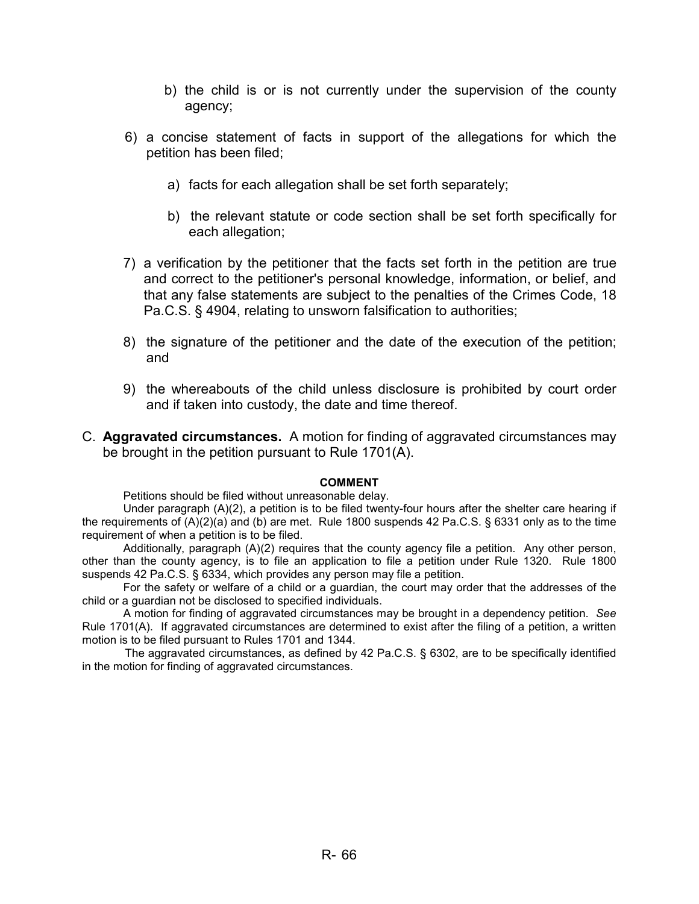b) the child is or is not currently under the supervision of the county agency;

6) a concise statement of facts in support of the allegations for which the petition has been filed;

   a) facts for each allegation shall be set forth separately;

   b) the relevant statute or code section shall be set forth specifically for each allegation;

7) a verification by the petitioner that the facts set forth in the petition are true and correct to the petitioner's personal knowledge, information, or belief, and that any false statements are subject to the penalties of the Crimes Code, 18 Pa.C.S. § 4904, relating to unsworn falsification to authorities;

8) the signature of the petitioner and the date of the execution of the petition; and

9) the whereabouts of the child unless disclosure is prohibited by court order and if taken into custody, the date and time thereof.

C. **Aggravated circumstances.** A motion for finding of aggravated circumstances may be brought in the petition pursuant to Rule 1701(A).

**COMMENT**

Petitions should be filed without unreasonable delay.

Under paragraph (A)(2), a petition is to be filed twenty-four hours after the shelter care hearing if the requirements of (A)(2)(a) and (b) are met. Rule 1800 suspends 42 Pa.C.S. § 6331 only as to the time requirement of when a petition is to be filed.

Additionally, paragraph (A)(2) requires that the county agency file a petition. Any other person, other than the county agency, is to file an application to file a petition under Rule 1320. Rule 1800 suspends 42 Pa.C.S. § 6334, which provides any person may file a petition.

For the safety or welfare of a child or a guardian, the court may order that the addresses of the child or a guardian not be disclosed to specified individuals.

A motion for finding of aggravated circumstances may be brought in a dependency petition. *See* Rule 1701(A). If aggravated circumstances are determined to exist after the filing of a petition, a written motion is to be filed pursuant to Rules 1701 and 1344.

The aggravated circumstances, as defined by 42 Pa.C.S. § 6302, are to be specifically identified in the motion for finding of aggravated circumstances.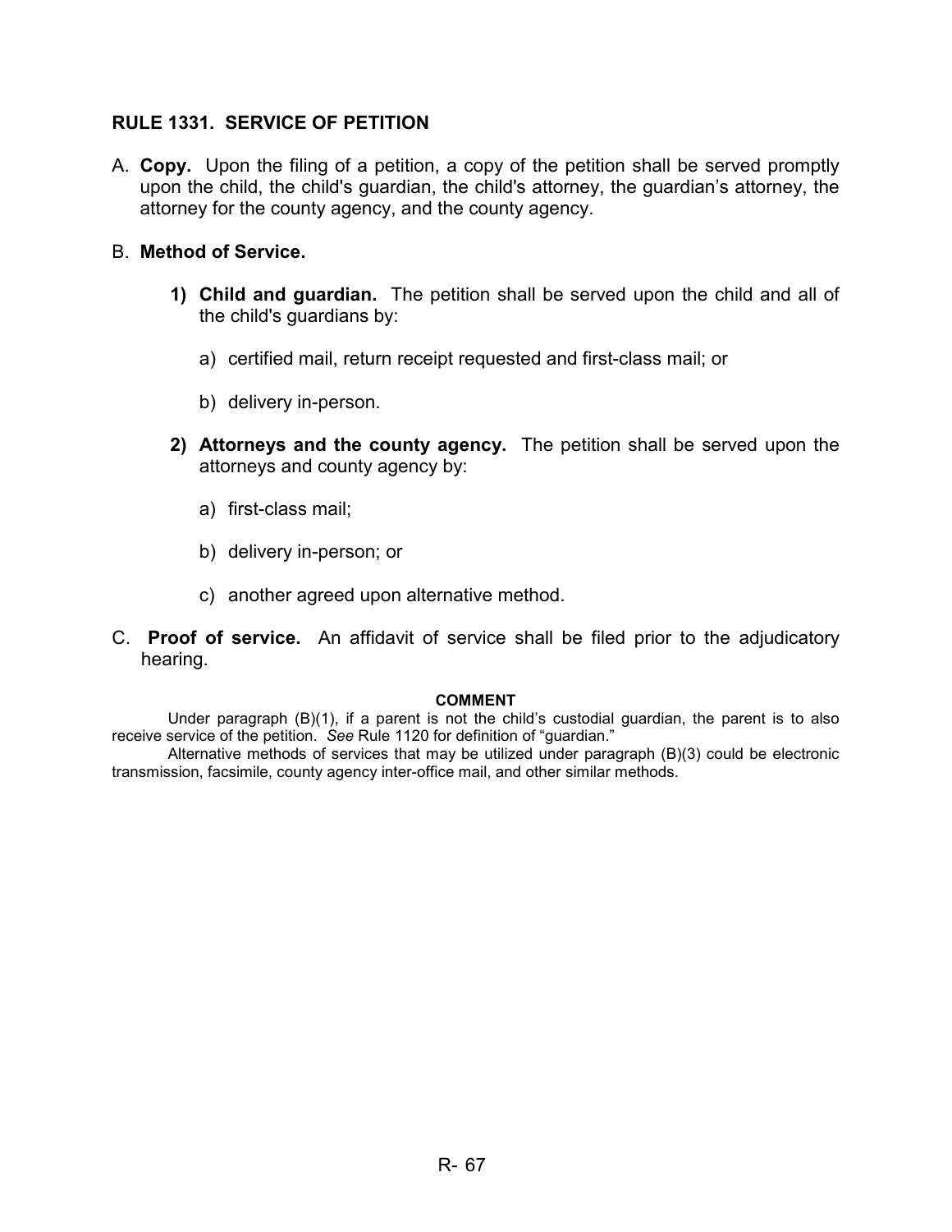## RULE 1331. SERVICE OF PETITION

A. **Copy.** Upon the filing of a petition, a copy of the petition shall be served promptly upon the child, the child's guardian, the child's attorney, the guardian's attorney, the attorney for the county agency, and the county agency.

B. **Method of Service.**

   1) **Child and guardian.** The petition shall be served upon the child and all of the child's guardians by:

      a) certified mail, return receipt requested and first-class mail; or

      b) delivery in-person.

   2) **Attorneys and the county agency.** The petition shall be served upon the attorneys and county agency by:

      a) first-class mail;

      b) delivery in-person; or

      c) another agreed upon alternative method.

C. **Proof of service.** An affidavit of service shall be filed prior to the adjudicatory hearing.

**COMMENT**

Under paragraph (B)(1), if a parent is not the child's custodial guardian, the parent is to also receive service of the petition. *See* Rule 1120 for definition of "guardian."

Alternative methods of services that may be utilized under paragraph (B)(3) could be electronic transmission, facsimile, county agency inter-office mail, and other similar methods.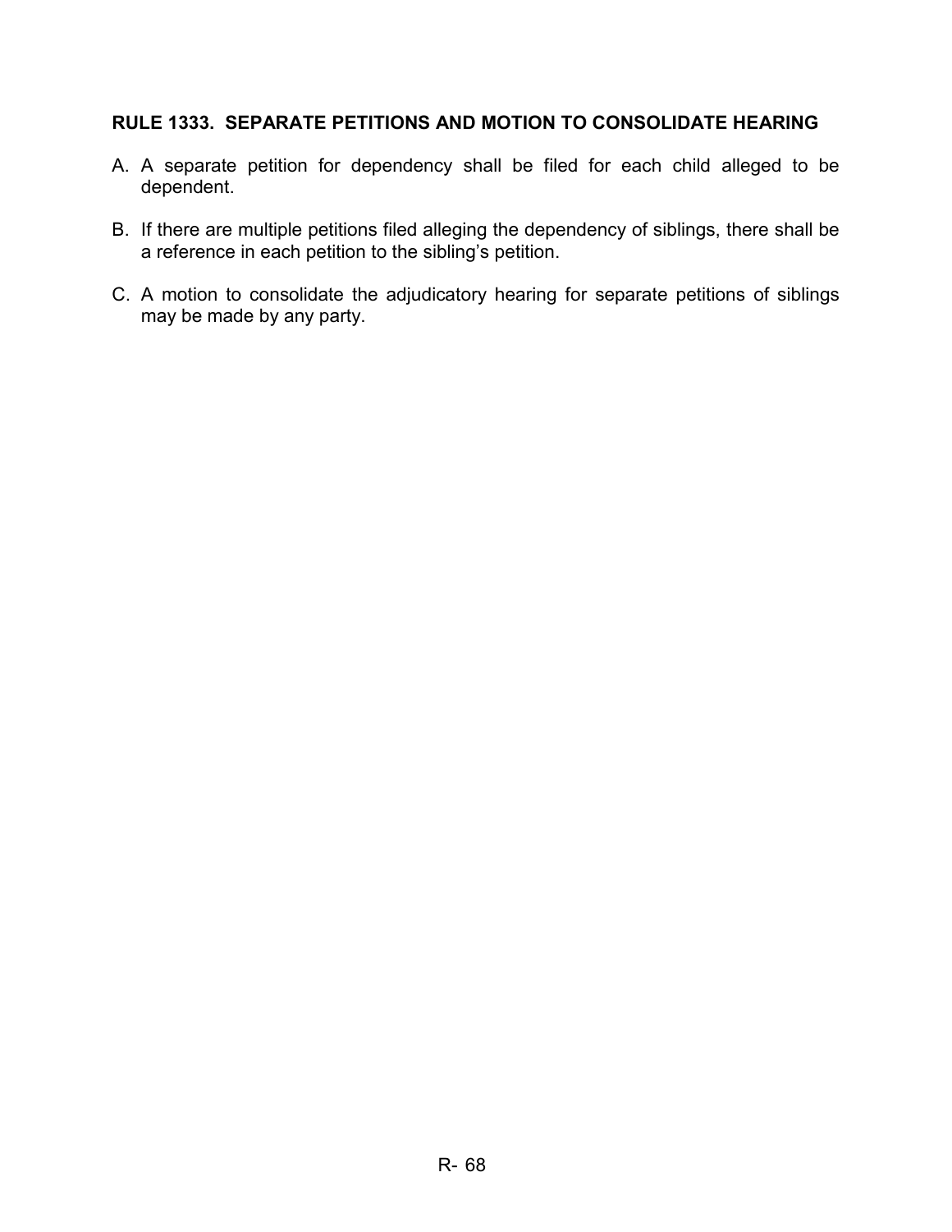**RULE 1333. SEPARATE PETITIONS AND MOTION TO CONSOLIDATE HEARING**

A. A separate petition for dependency shall be filed for each child alleged to be dependent.

B. If there are multiple petitions filed alleging the dependency of siblings, there shall be a reference in each petition to the sibling's petition.

C. A motion to consolidate the adjudicatory hearing for separate petitions of siblings may be made by any party.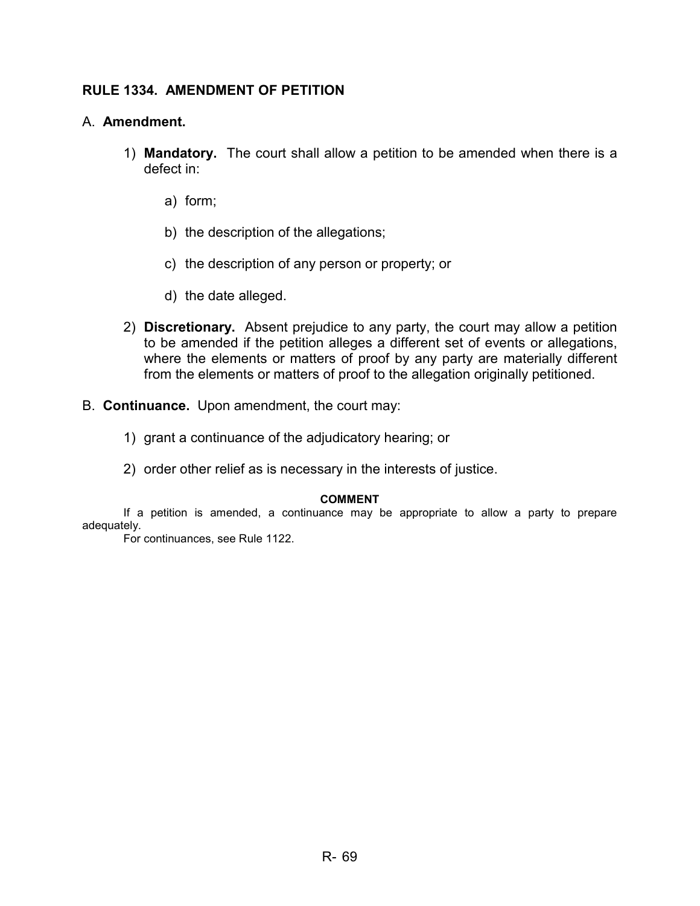## RULE 1334. AMENDMENT OF PETITION

A. **Amendment.**

1) **Mandatory.** The court shall allow a petition to be amended when there is a defect in:

   a) form;

   b) the description of the allegations;

   c) the description of any person or property; or

   d) the date alleged.

2) **Discretionary.** Absent prejudice to any party, the court may allow a petition to be amended if the petition alleges a different set of events or allegations, where the elements or matters of proof by any party are materially different from the elements or matters of proof to the allegation originally petitioned.

B. **Continuance.** Upon amendment, the court may:

1) grant a continuance of the adjudicatory hearing; or

2) order other relief as is necessary in the interests of justice.

**COMMENT**

If a petition is amended, a continuance may be appropriate to allow a party to prepare adequately.

For continuances, see Rule 1122.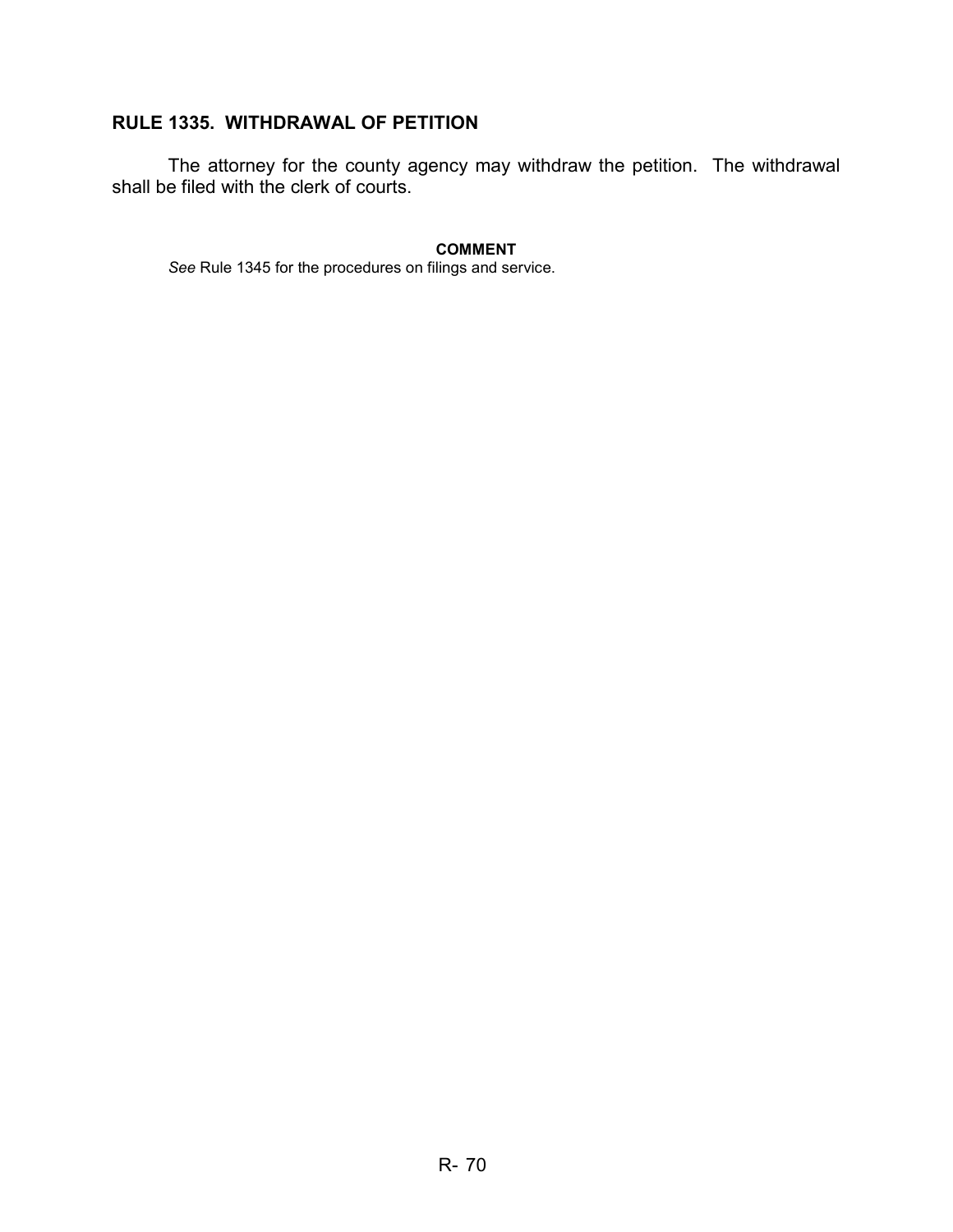## RULE 1335. WITHDRAWAL OF PETITION

The attorney for the county agency may withdraw the petition. The withdrawal shall be filed with the clerk of courts.

**COMMENT**

*See* Rule 1345 for the procedures on filings and service.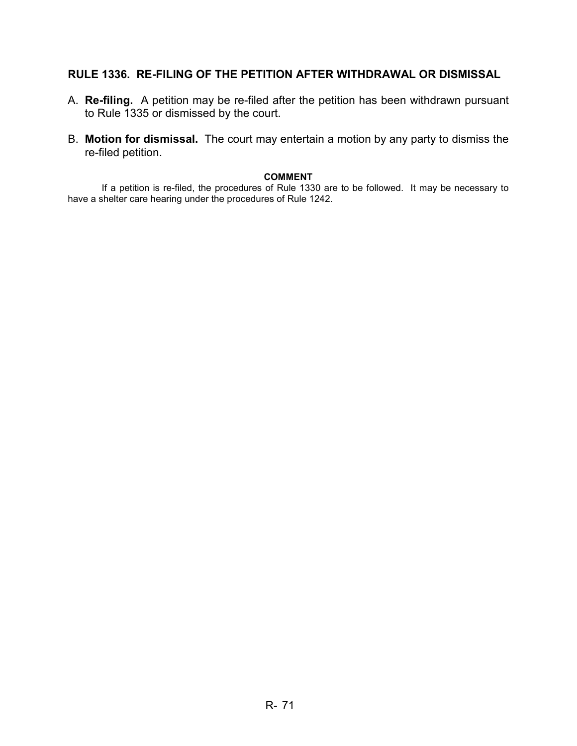## RULE 1336. RE-FILING OF THE PETITION AFTER WITHDRAWAL OR DISMISSAL

A. **Re-filing.** A petition may be re-filed after the petition has been withdrawn pursuant to Rule 1335 or dismissed by the court.

B. **Motion for dismissal.** The court may entertain a motion by any party to dismiss the re-filed petition.

**COMMENT**

If a petition is re-filed, the procedures of Rule 1330 are to be followed. It may be necessary to have a shelter care hearing under the procedures of Rule 1242.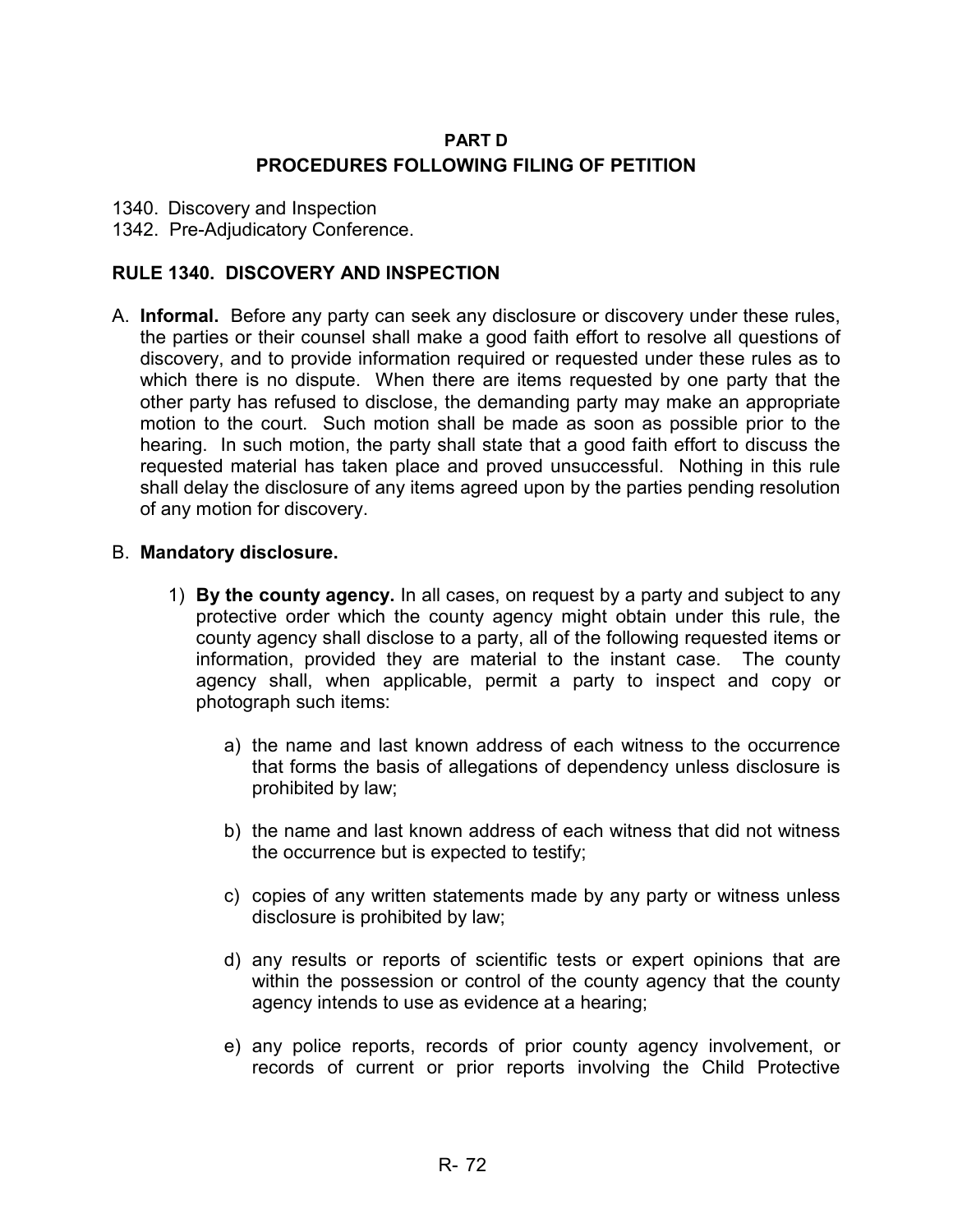## PART D

## PROCEDURES FOLLOWING FILING OF PETITION

1340. Discovery and Inspection
1342. Pre-Adjudicatory Conference.

### RULE 1340. DISCOVERY AND INSPECTION

A. **Informal.** Before any party can seek any disclosure or discovery under these rules, the parties or their counsel shall make a good faith effort to resolve all questions of discovery, and to provide information required or requested under these rules as to which there is no dispute. When there are items requested by one party that the other party has refused to disclose, the demanding party may make an appropriate motion to the court. Such motion shall be made as soon as possible prior to the hearing. In such motion, the party shall state that a good faith effort to discuss the requested material has taken place and proved unsuccessful. Nothing in this rule shall delay the disclosure of any items agreed upon by the parties pending resolution of any motion for discovery.

B. **Mandatory disclosure.**

1) **By the county agency.** In all cases, on request by a party and subject to any protective order which the county agency might obtain under this rule, the county agency shall disclose to a party, all of the following requested items or information, provided they are material to the instant case. The county agency shall, when applicable, permit a party to inspect and copy or photograph such items:

a) the name and last known address of each witness to the occurrence that forms the basis of allegations of dependency unless disclosure is prohibited by law;

b) the name and last known address of each witness that did not witness the occurrence but is expected to testify;

c) copies of any written statements made by any party or witness unless disclosure is prohibited by law;

d) any results or reports of scientific tests or expert opinions that are within the possession or control of the county agency that the county agency intends to use as evidence at a hearing;

e) any police reports, records of prior county agency involvement, or records of current or prior reports involving the Child Protective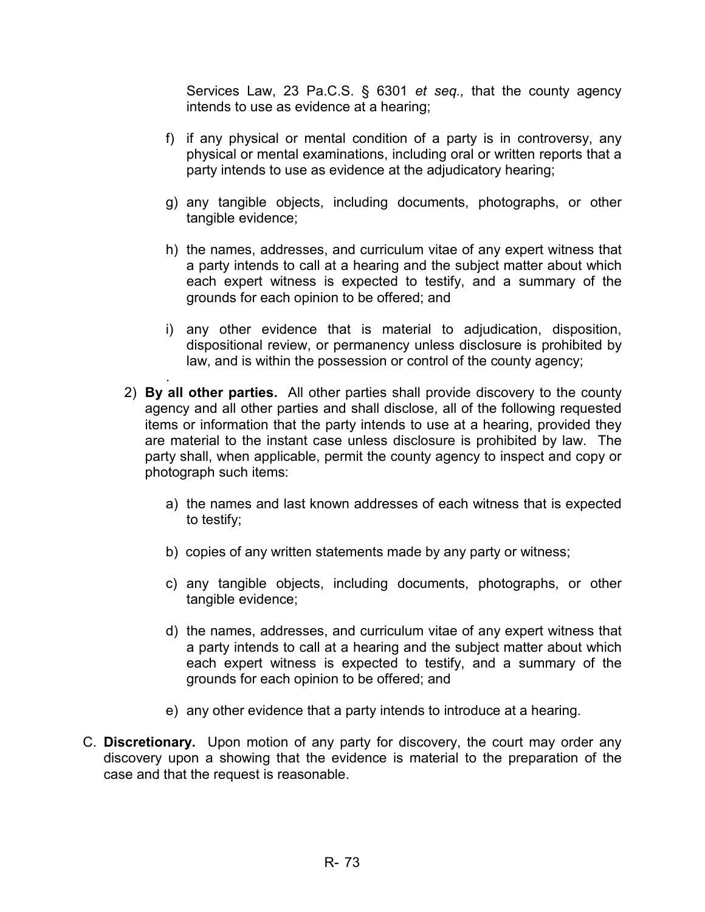Services Law, 23 Pa.C.S. § 6301 *et seq.,* that the county agency intends to use as evidence at a hearing;

f) if any physical or mental condition of a party is in controversy, any physical or mental examinations, including oral or written reports that a party intends to use as evidence at the adjudicatory hearing;

g) any tangible objects, including documents, photographs, or other tangible evidence;

h) the names, addresses, and curriculum vitae of any expert witness that a party intends to call at a hearing and the subject matter about which each expert witness is expected to testify, and a summary of the grounds for each opinion to be offered; and

i) any other evidence that is material to adjudication, disposition, dispositional review, or permanency unless disclosure is prohibited by law, and is within the possession or control of the county agency;

2) **By all other parties.** All other parties shall provide discovery to the county agency and all other parties and shall disclose, all of the following requested items or information that the party intends to use at a hearing, provided they are material to the instant case unless disclosure is prohibited by law. The party shall, when applicable, permit the county agency to inspect and copy or photograph such items:

a) the names and last known addresses of each witness that is expected to testify;

b) copies of any written statements made by any party or witness;

c) any tangible objects, including documents, photographs, or other tangible evidence;

d) the names, addresses, and curriculum vitae of any expert witness that a party intends to call at a hearing and the subject matter about which each expert witness is expected to testify, and a summary of the grounds for each opinion to be offered; and

e) any other evidence that a party intends to introduce at a hearing.

C. **Discretionary.** Upon motion of any party for discovery, the court may order any discovery upon a showing that the evidence is material to the preparation of the case and that the request is reasonable.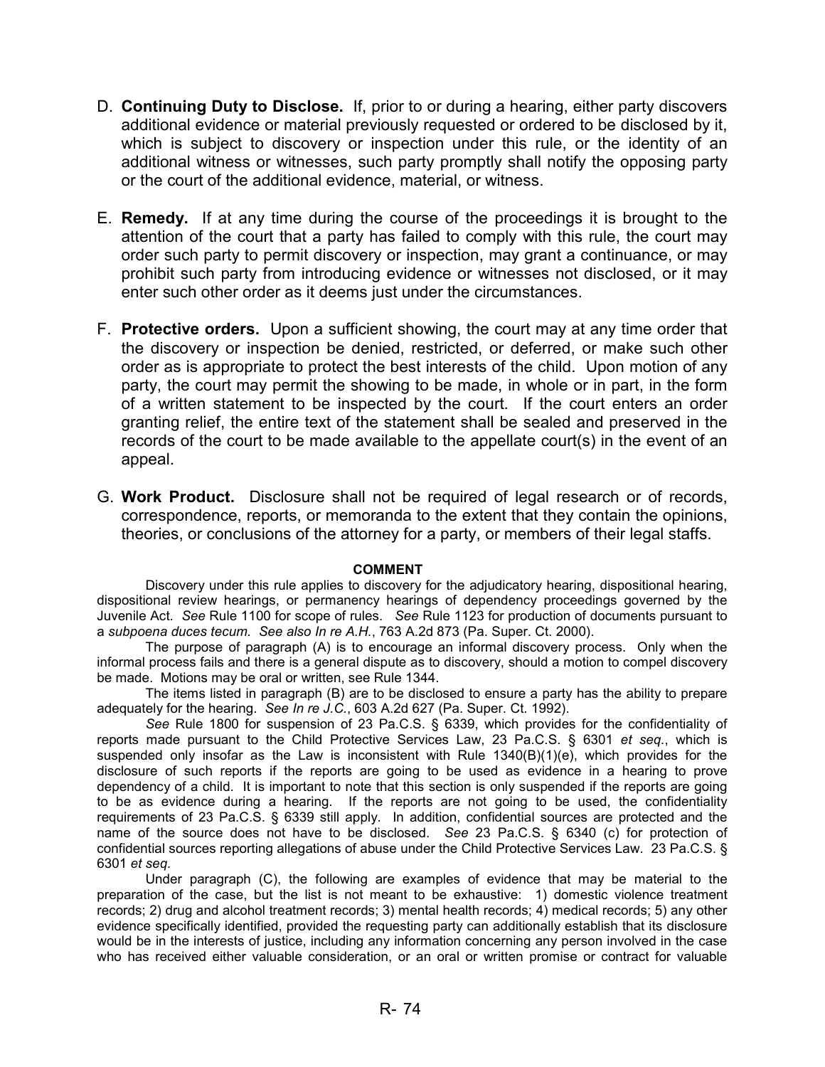D. **Continuing Duty to Disclose.** If, prior to or during a hearing, either party discovers additional evidence or material previously requested or ordered to be disclosed by it, which is subject to discovery or inspection under this rule, or the identity of an additional witness or witnesses, such party promptly shall notify the opposing party or the court of the additional evidence, material, or witness.

E. **Remedy.** If at any time during the course of the proceedings it is brought to the attention of the court that a party has failed to comply with this rule, the court may order such party to permit discovery or inspection, may grant a continuance, or may prohibit such party from introducing evidence or witnesses not disclosed, or it may enter such other order as it deems just under the circumstances.

F. **Protective orders.** Upon a sufficient showing, the court may at any time order that the discovery or inspection be denied, restricted, or deferred, or make such other order as is appropriate to protect the best interests of the child. Upon motion of any party, the court may permit the showing to be made, in whole or in part, in the form of a written statement to be inspected by the court. If the court enters an order granting relief, the entire text of the statement shall be sealed and preserved in the records of the court to be made available to the appellate court(s) in the event of an appeal.

G. **Work Product.** Disclosure shall not be required of legal research or of records, correspondence, reports, or memoranda to the extent that they contain the opinions, theories, or conclusions of the attorney for a party, or members of their legal staffs.

**COMMENT**

Discovery under this rule applies to discovery for the adjudicatory hearing, dispositional hearing, dispositional review hearings, or permanency hearings of dependency proceedings governed by the Juvenile Act. *See* Rule 1100 for scope of rules. *See* Rule 1123 for production of documents pursuant to a *subpoena duces tecum. See also In re A.H.*, 763 A.2d 873 (Pa. Super. Ct. 2000).

The purpose of paragraph (A) is to encourage an informal discovery process. Only when the informal process fails and there is a general dispute as to discovery, should a motion to compel discovery be made. Motions may be oral or written, see Rule 1344.

The items listed in paragraph (B) are to be disclosed to ensure a party has the ability to prepare adequately for the hearing. *See In re J.C.*, 603 A.2d 627 (Pa. Super. Ct. 1992).

*See* Rule 1800 for suspension of 23 Pa.C.S. § 6339, which provides for the confidentiality of reports made pursuant to the Child Protective Services Law, 23 Pa.C.S. § 6301 *et seq.*, which is suspended only insofar as the Law is inconsistent with Rule 1340(B)(1)(e), which provides for the disclosure of such reports if the reports are going to be used as evidence in a hearing to prove dependency of a child. It is important to note that this section is only suspended if the reports are going to be as evidence during a hearing. If the reports are not going to be used, the confidentiality requirements of 23 Pa.C.S. § 6339 still apply. In addition, confidential sources are protected and the name of the source does not have to be disclosed. *See* 23 Pa.C.S. § 6340 (c) for protection of confidential sources reporting allegations of abuse under the Child Protective Services Law. 23 Pa.C.S. § 6301 *et seq.*

Under paragraph (C), the following are examples of evidence that may be material to the preparation of the case, but the list is not meant to be exhaustive: 1) domestic violence treatment records; 2) drug and alcohol treatment records; 3) mental health records; 4) medical records; 5) any other evidence specifically identified, provided the requesting party can additionally establish that its disclosure would be in the interests of justice, including any information concerning any person involved in the case who has received either valuable consideration, or an oral or written promise or contract for valuable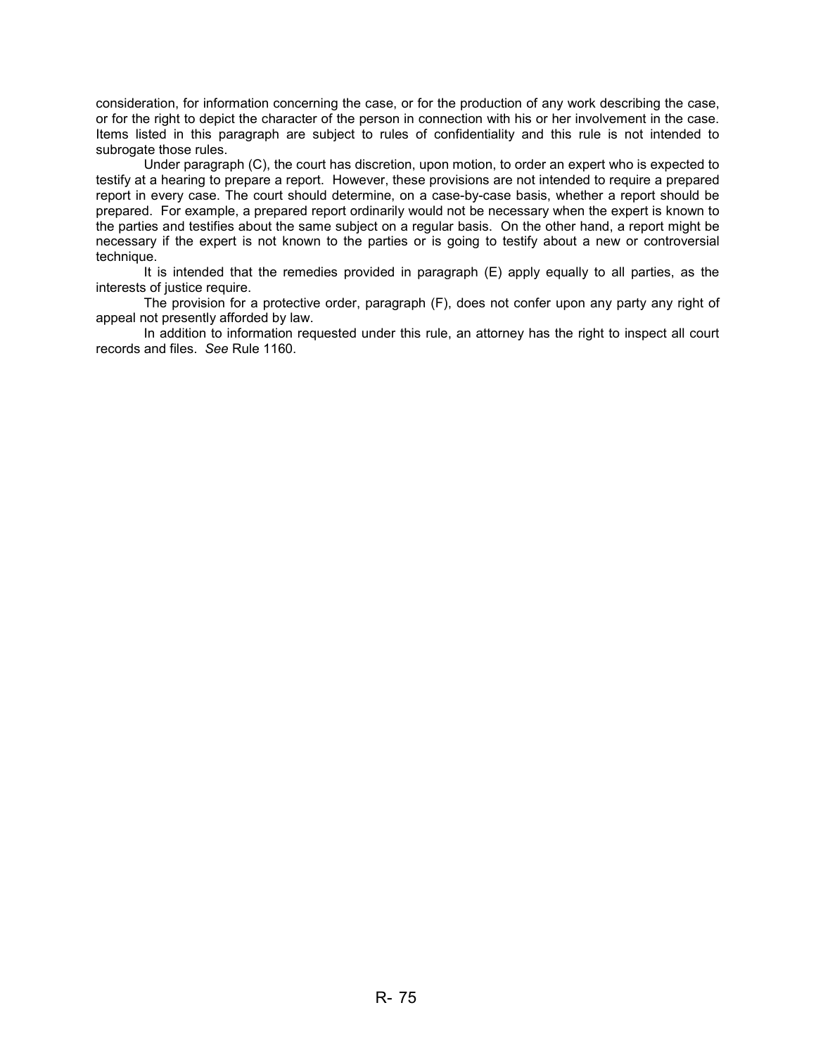consideration, for information concerning the case, or for the production of any work describing the case, or for the right to depict the character of the person in connection with his or her involvement in the case. Items listed in this paragraph are subject to rules of confidentiality and this rule is not intended to subrogate those rules.

Under paragraph (C), the court has discretion, upon motion, to order an expert who is expected to testify at a hearing to prepare a report. However, these provisions are not intended to require a prepared report in every case. The court should determine, on a case-by-case basis, whether a report should be prepared. For example, a prepared report ordinarily would not be necessary when the expert is known to the parties and testifies about the same subject on a regular basis. On the other hand, a report might be necessary if the expert is not known to the parties or is going to testify about a new or controversial technique.

It is intended that the remedies provided in paragraph (E) apply equally to all parties, as the interests of justice require.

The provision for a protective order, paragraph (F), does not confer upon any party any right of appeal not presently afforded by law.

In addition to information requested under this rule, an attorney has the right to inspect all court records and files. *See* Rule 1160.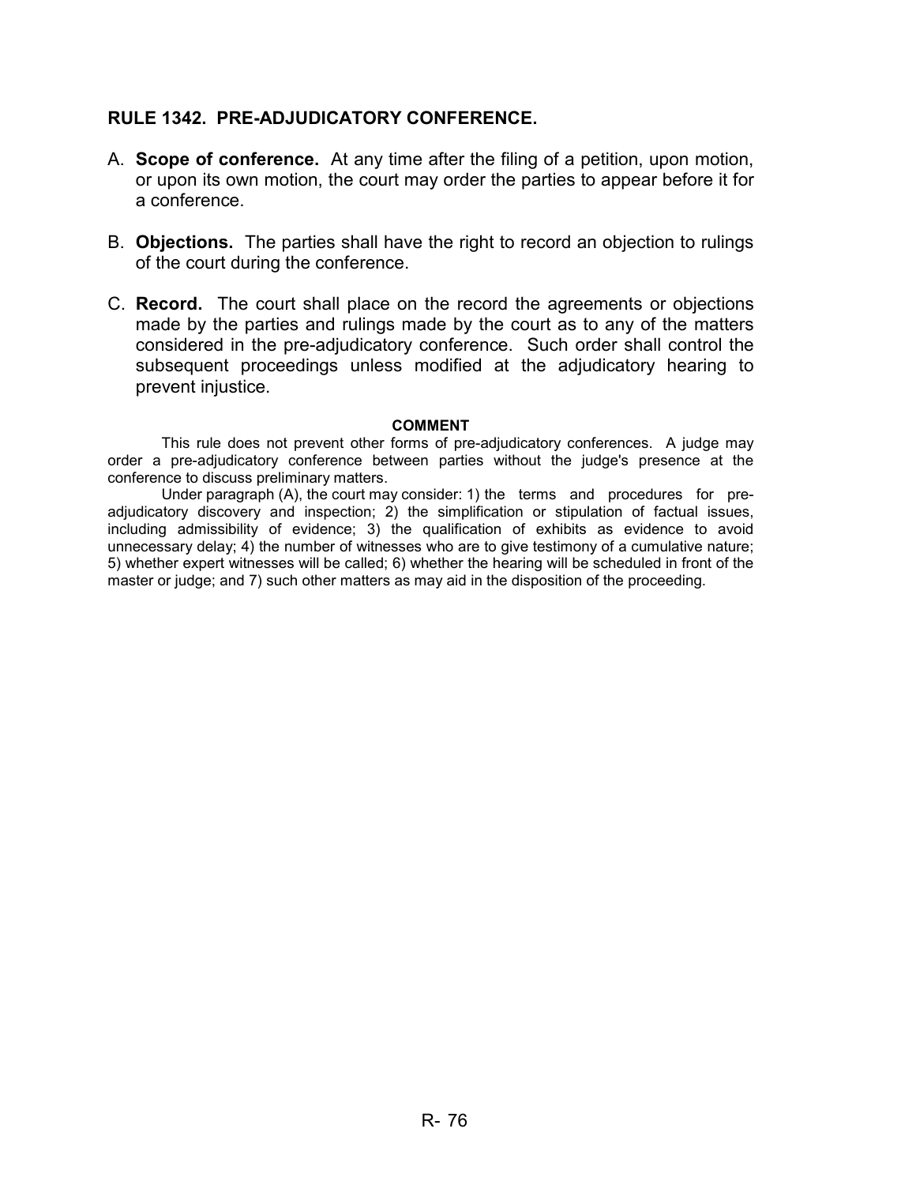## RULE 1342. PRE-ADJUDICATORY CONFERENCE.

A. **Scope of conference.** At any time after the filing of a petition, upon motion, or upon its own motion, the court may order the parties to appear before it for a conference.

B. **Objections.** The parties shall have the right to record an objection to rulings of the court during the conference.

C. **Record.** The court shall place on the record the agreements or objections made by the parties and rulings made by the court as to any of the matters considered in the pre-adjudicatory conference. Such order shall control the subsequent proceedings unless modified at the adjudicatory hearing to prevent injustice.

**COMMENT**

This rule does not prevent other forms of pre-adjudicatory conferences. A judge may order a pre-adjudicatory conference between parties without the judge's presence at the conference to discuss preliminary matters.

Under paragraph (A), the court may consider: 1) the terms and procedures for pre-adjudicatory discovery and inspection; 2) the simplification or stipulation of factual issues, including admissibility of evidence; 3) the qualification of exhibits as evidence to avoid unnecessary delay; 4) the number of witnesses who are to give testimony of a cumulative nature; 5) whether expert witnesses will be called; 6) whether the hearing will be scheduled in front of the master or judge; and 7) such other matters as may aid in the disposition of the proceeding.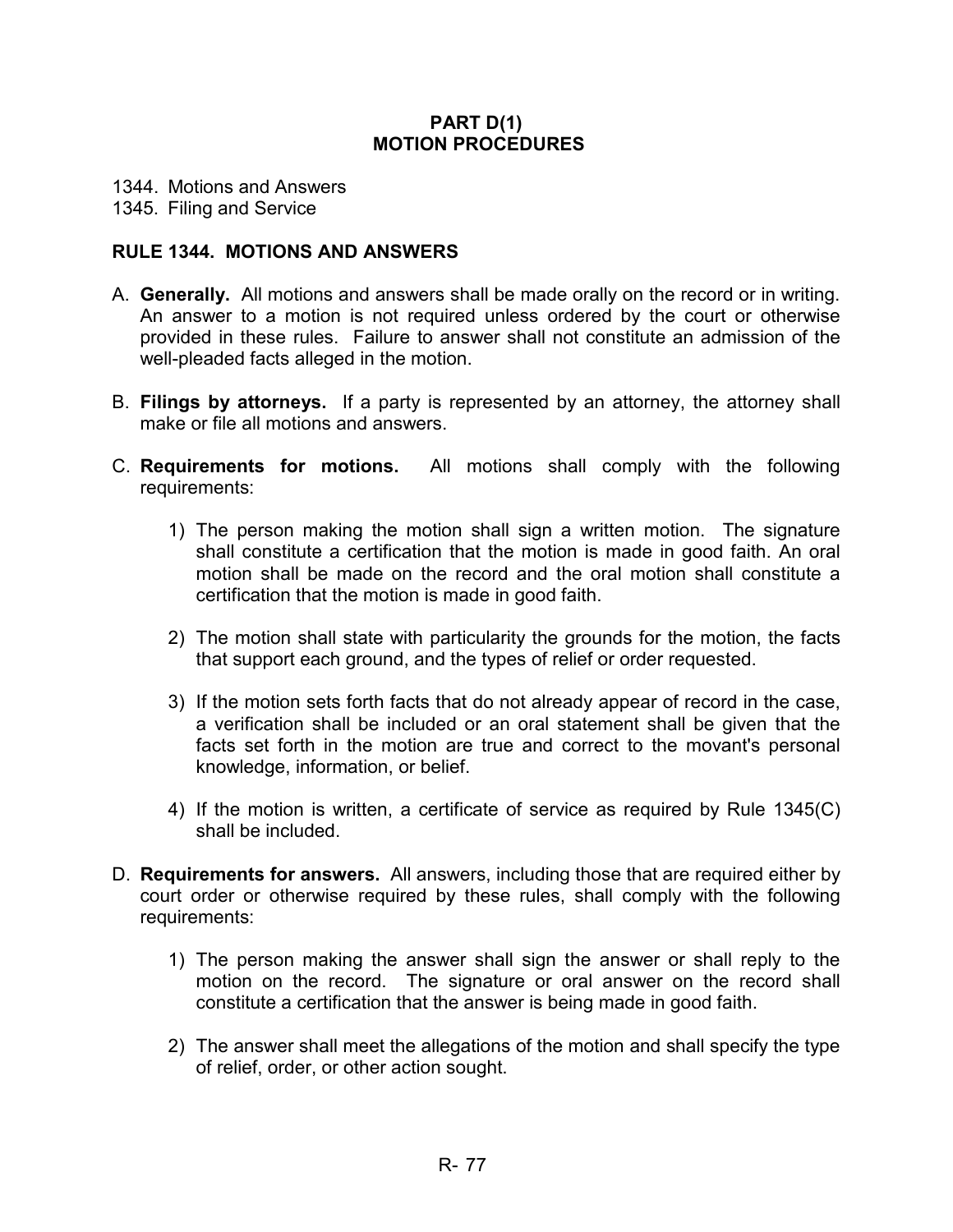## PART D(1)
## MOTION PROCEDURES

1344. Motions and Answers
1345. Filing and Service

### RULE 1344. MOTIONS AND ANSWERS

A. **Generally.** All motions and answers shall be made orally on the record or in writing. An answer to a motion is not required unless ordered by the court or otherwise provided in these rules. Failure to answer shall not constitute an admission of the well-pleaded facts alleged in the motion.

B. **Filings by attorneys.** If a party is represented by an attorney, the attorney shall make or file all motions and answers.

C. **Requirements for motions.** All motions shall comply with the following requirements:

   1) The person making the motion shall sign a written motion. The signature shall constitute a certification that the motion is made in good faith. An oral motion shall be made on the record and the oral motion shall constitute a certification that the motion is made in good faith.

   2) The motion shall state with particularity the grounds for the motion, the facts that support each ground, and the types of relief or order requested.

   3) If the motion sets forth facts that do not already appear of record in the case, a verification shall be included or an oral statement shall be given that the facts set forth in the motion are true and correct to the movant's personal knowledge, information, or belief.

   4) If the motion is written, a certificate of service as required by Rule 1345(C) shall be included.

D. **Requirements for answers.** All answers, including those that are required either by court order or otherwise required by these rules, shall comply with the following requirements:

   1) The person making the answer shall sign the answer or shall reply to the motion on the record. The signature or oral answer on the record shall constitute a certification that the answer is being made in good faith.

   2) The answer shall meet the allegations of the motion and shall specify the type of relief, order, or other action sought.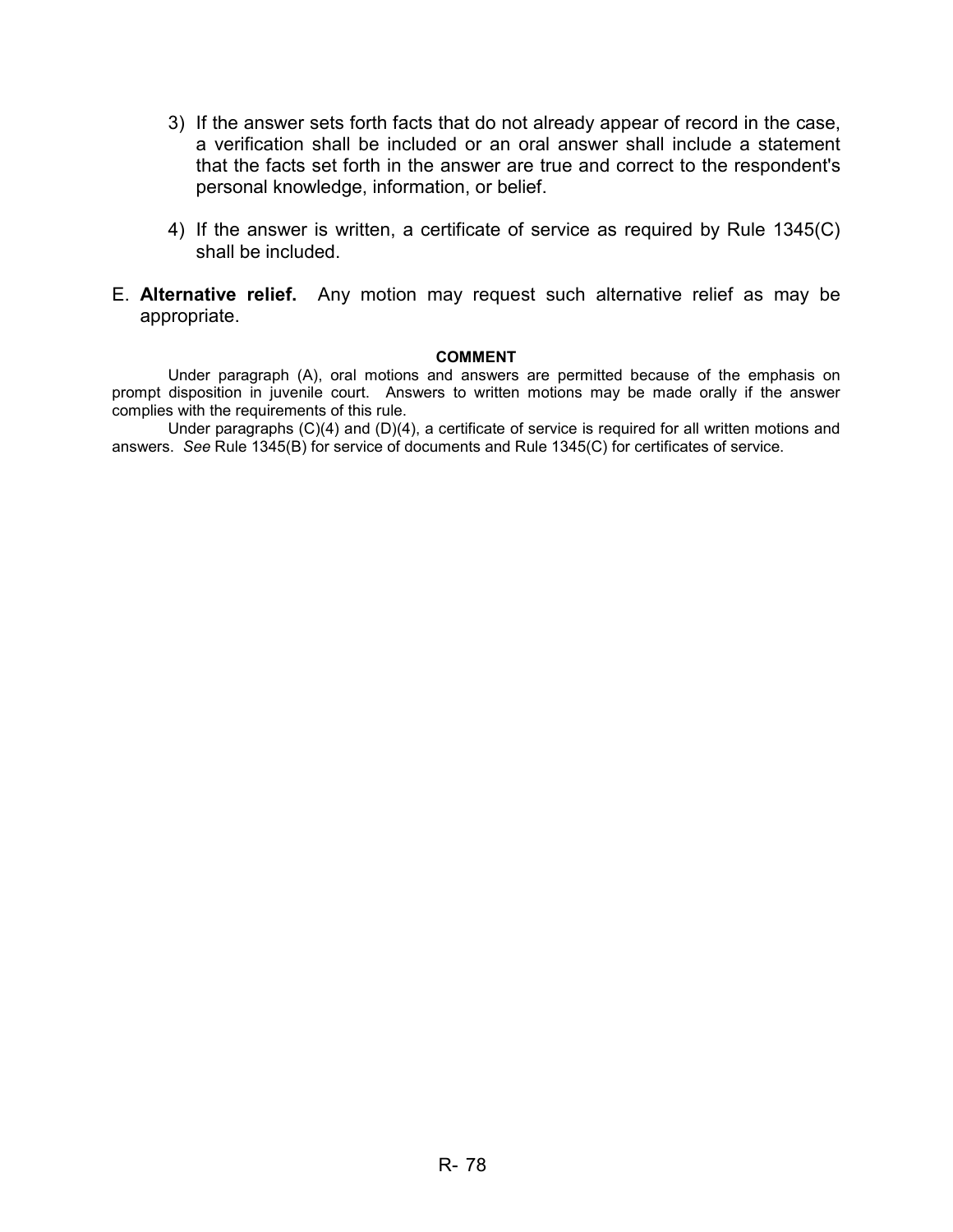3) If the answer sets forth facts that do not already appear of record in the case, a verification shall be included or an oral answer shall include a statement that the facts set forth in the answer are true and correct to the respondent's personal knowledge, information, or belief.

4) If the answer is written, a certificate of service as required by Rule 1345(C) shall be included.

E. **Alternative relief.** Any motion may request such alternative relief as may be appropriate.

**COMMENT**

Under paragraph (A), oral motions and answers are permitted because of the emphasis on prompt disposition in juvenile court. Answers to written motions may be made orally if the answer complies with the requirements of this rule.

Under paragraphs (C)(4) and (D)(4), a certificate of service is required for all written motions and answers. *See* Rule 1345(B) for service of documents and Rule 1345(C) for certificates of service.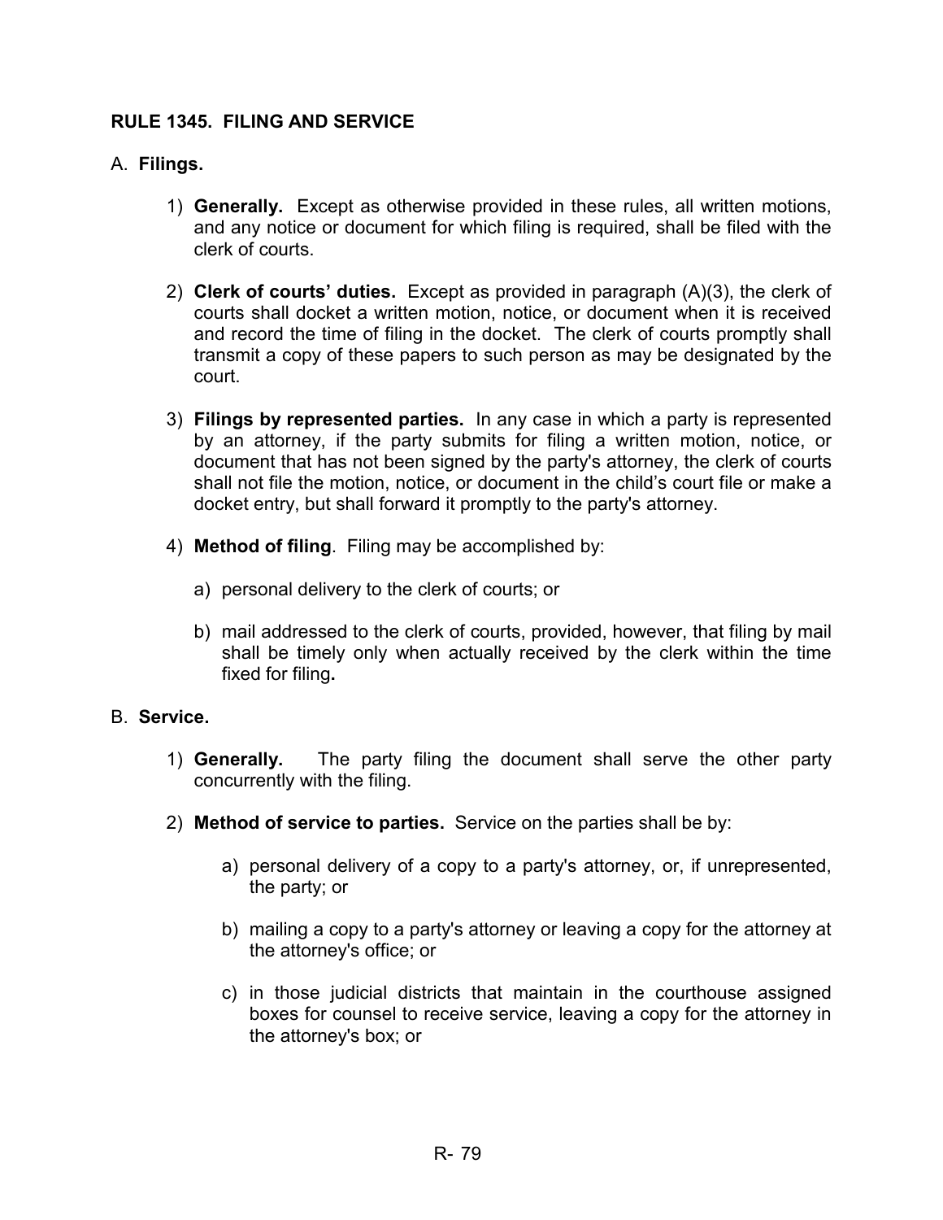## RULE 1345. FILING AND SERVICE

A. **Filings.**

1) **Generally.** Except as otherwise provided in these rules, all written motions, and any notice or document for which filing is required, shall be filed with the clerk of courts.

2) **Clerk of courts' duties.** Except as provided in paragraph (A)(3), the clerk of courts shall docket a written motion, notice, or document when it is received and record the time of filing in the docket. The clerk of courts promptly shall transmit a copy of these papers to such person as may be designated by the court.

3) **Filings by represented parties.** In any case in which a party is represented by an attorney, if the party submits for filing a written motion, notice, or document that has not been signed by the party's attorney, the clerk of courts shall not file the motion, notice, or document in the child's court file or make a docket entry, but shall forward it promptly to the party's attorney.

4) **Method of filing**. Filing may be accomplished by:

   a) personal delivery to the clerk of courts; or

   b) mail addressed to the clerk of courts, provided, however, that filing by mail shall be timely only when actually received by the clerk within the time fixed for filing**.**

B. **Service.**

1) **Generally.** The party filing the document shall serve the other party concurrently with the filing.

2) **Method of service to parties.** Service on the parties shall be by:

   a) personal delivery of a copy to a party's attorney, or, if unrepresented, the party; or

   b) mailing a copy to a party's attorney or leaving a copy for the attorney at the attorney's office; or

   c) in those judicial districts that maintain in the courthouse assigned boxes for counsel to receive service, leaving a copy for the attorney in the attorney's box; or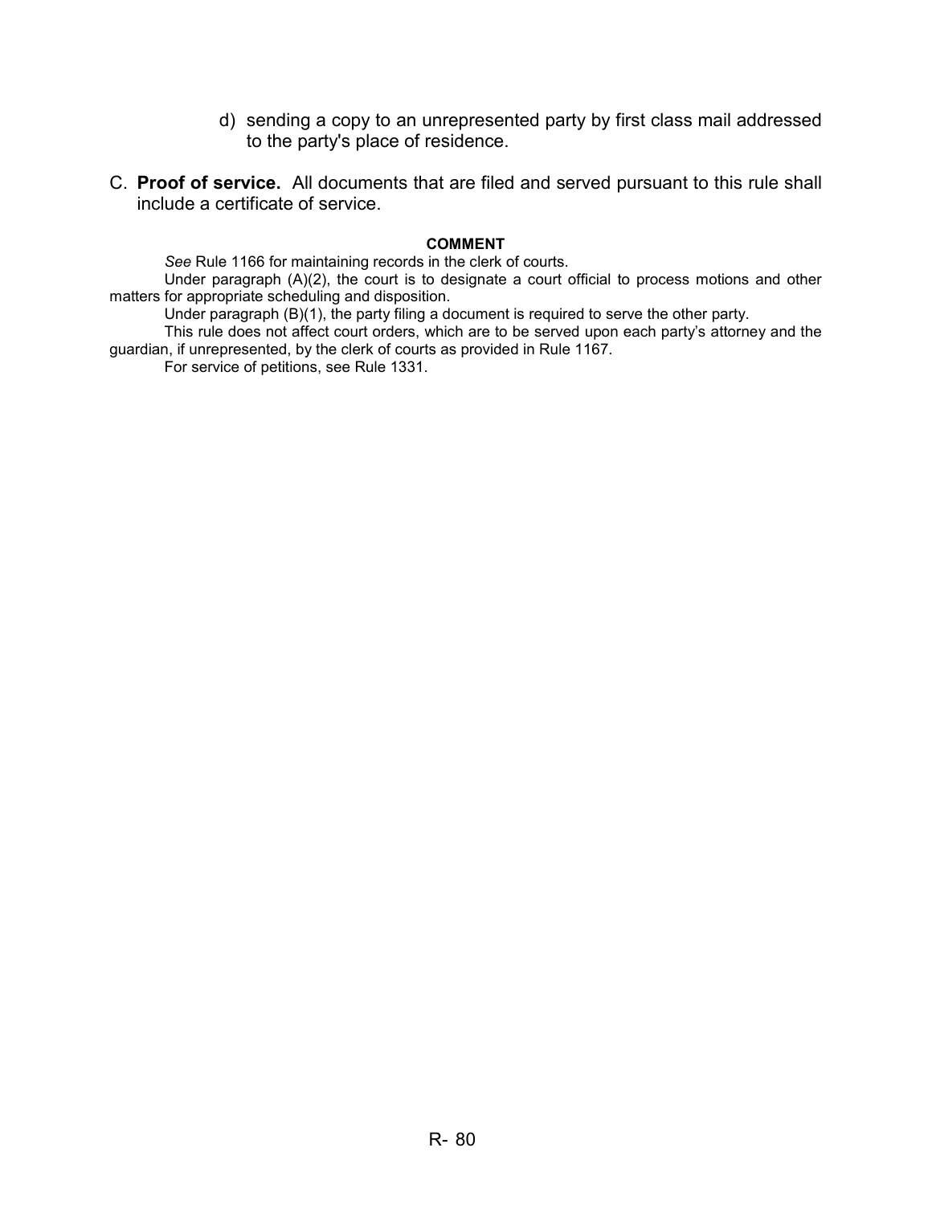d) sending a copy to an unrepresented party by first class mail addressed to the party's place of residence.

C. **Proof of service.** All documents that are filed and served pursuant to this rule shall include a certificate of service.

**COMMENT**

*See* Rule 1166 for maintaining records in the clerk of courts.

Under paragraph (A)(2), the court is to designate a court official to process motions and other matters for appropriate scheduling and disposition.

Under paragraph (B)(1), the party filing a document is required to serve the other party.

This rule does not affect court orders, which are to be served upon each party's attorney and the guardian, if unrepresented, by the clerk of courts as provided in Rule 1167.

For service of petitions, see Rule 1331.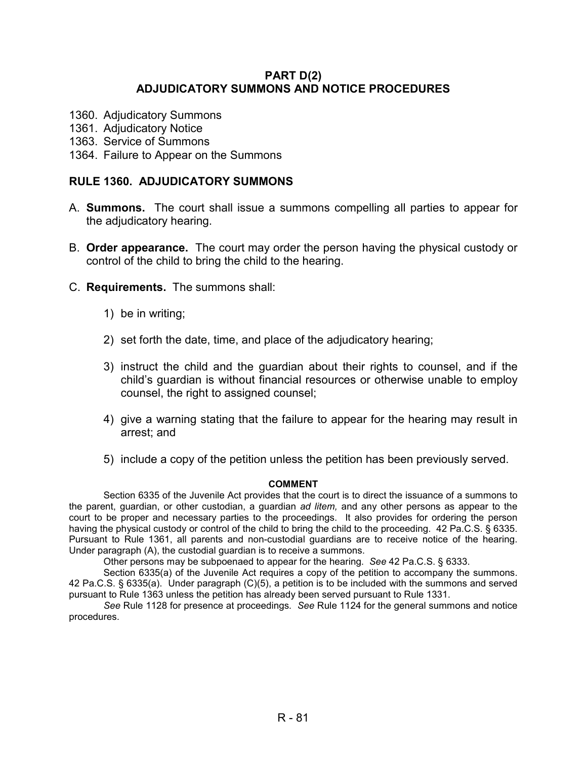# PART D(2)
# ADJUDICATORY SUMMONS AND NOTICE PROCEDURES

1360. Adjudicatory Summons
1361. Adjudicatory Notice
1363. Service of Summons
1364. Failure to Appear on the Summons

## RULE 1360. ADJUDICATORY SUMMONS

A. **Summons.** The court shall issue a summons compelling all parties to appear for the adjudicatory hearing.

B. **Order appearance.** The court may order the person having the physical custody or control of the child to bring the child to the hearing.

C. **Requirements.** The summons shall:

1) be in writing;

2) set forth the date, time, and place of the adjudicatory hearing;

3) instruct the child and the guardian about their rights to counsel, and if the child's guardian is without financial resources or otherwise unable to employ counsel, the right to assigned counsel;

4) give a warning stating that the failure to appear for the hearing may result in arrest; and

5) include a copy of the petition unless the petition has been previously served.

### COMMENT

Section 6335 of the Juvenile Act provides that the court is to direct the issuance of a summons to the parent, guardian, or other custodian, a guardian *ad litem,* and any other persons as appear to the court to be proper and necessary parties to the proceedings. It also provides for ordering the person having the physical custody or control of the child to bring the child to the proceeding. 42 Pa.C.S. § 6335. Pursuant to Rule 1361, all parents and non-custodial guardians are to receive notice of the hearing. Under paragraph (A), the custodial guardian is to receive a summons.

Other persons may be subpoenaed to appear for the hearing. *See* 42 Pa.C.S. § 6333.

Section 6335(a) of the Juvenile Act requires a copy of the petition to accompany the summons. 42 Pa.C.S. § 6335(a). Under paragraph (C)(5), a petition is to be included with the summons and served pursuant to Rule 1363 unless the petition has already been served pursuant to Rule 1331.

*See* Rule 1128 for presence at proceedings. *See* Rule 1124 for the general summons and notice procedures.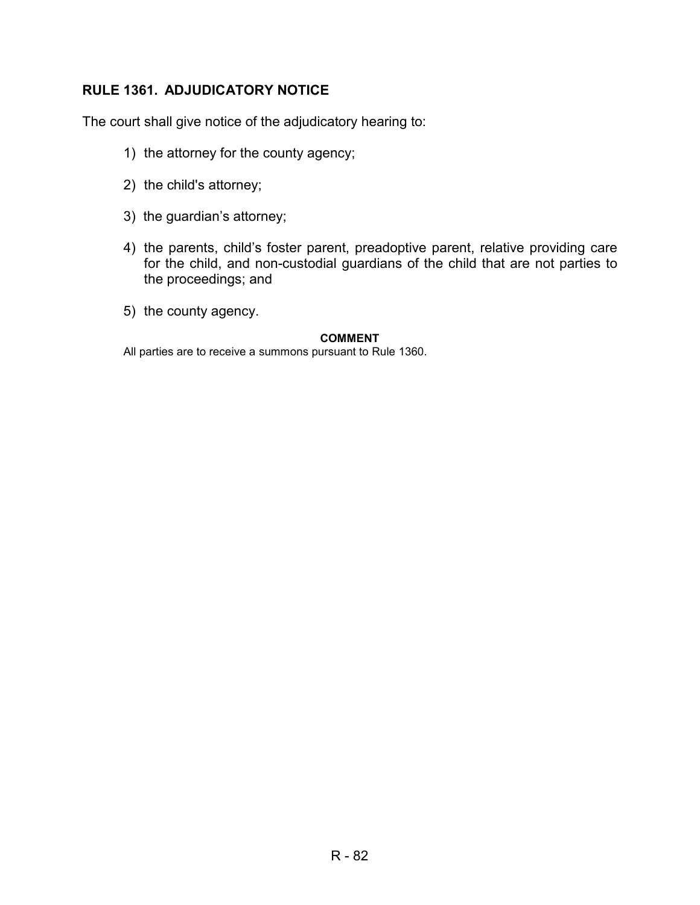## RULE 1361. ADJUDICATORY NOTICE

The court shall give notice of the adjudicatory hearing to:

1) the attorney for the county agency;

2) the child's attorney;

3) the guardian's attorney;

4) the parents, child's foster parent, preadoptive parent, relative providing care for the child, and non-custodial guardians of the child that are not parties to the proceedings; and

5) the county agency.

**COMMENT**

All parties are to receive a summons pursuant to Rule 1360.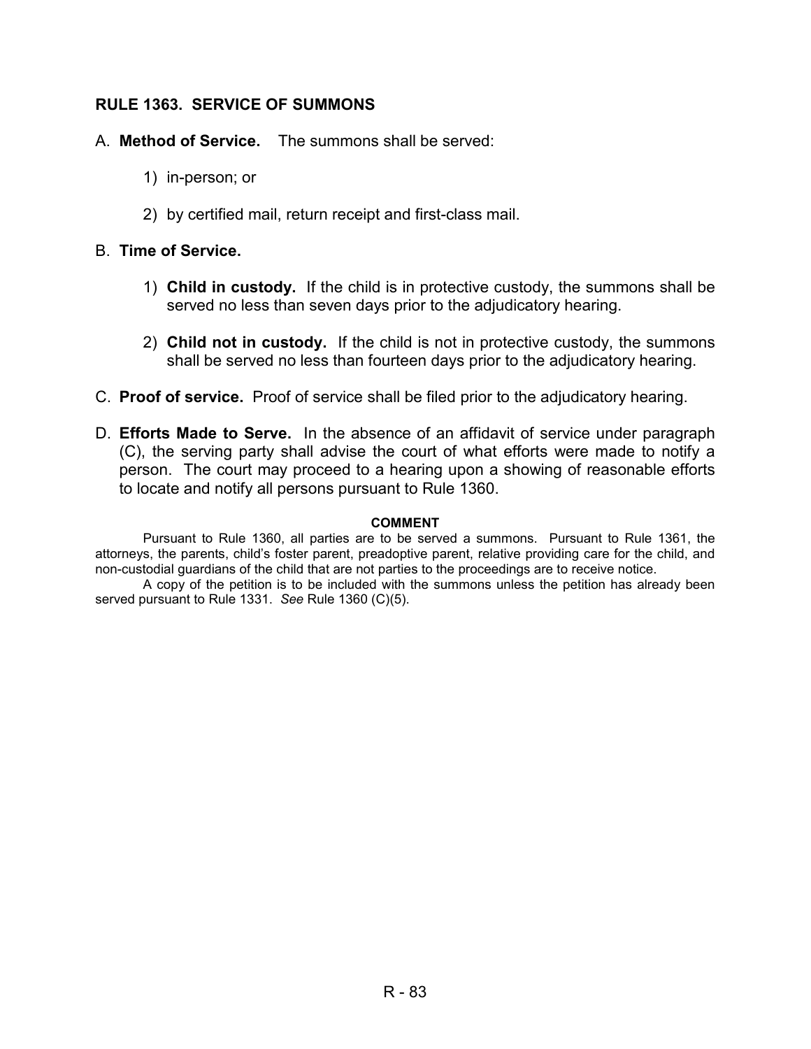## RULE 1363. SERVICE OF SUMMONS

A. **Method of Service.** The summons shall be served:

1) in-person; or

2) by certified mail, return receipt and first-class mail.

B. **Time of Service.**

1) **Child in custody.** If the child is in protective custody, the summons shall be served no less than seven days prior to the adjudicatory hearing.

2) **Child not in custody.** If the child is not in protective custody, the summons shall be served no less than fourteen days prior to the adjudicatory hearing.

C. **Proof of service.** Proof of service shall be filed prior to the adjudicatory hearing.

D. **Efforts Made to Serve.** In the absence of an affidavit of service under paragraph (C), the serving party shall advise the court of what efforts were made to notify a person. The court may proceed to a hearing upon a showing of reasonable efforts to locate and notify all persons pursuant to Rule 1360.

**COMMENT**

Pursuant to Rule 1360, all parties are to be served a summons. Pursuant to Rule 1361, the attorneys, the parents, child's foster parent, preadoptive parent, relative providing care for the child, and non-custodial guardians of the child that are not parties to the proceedings are to receive notice.

A copy of the petition is to be included with the summons unless the petition has already been served pursuant to Rule 1331. *See* Rule 1360 (C)(5).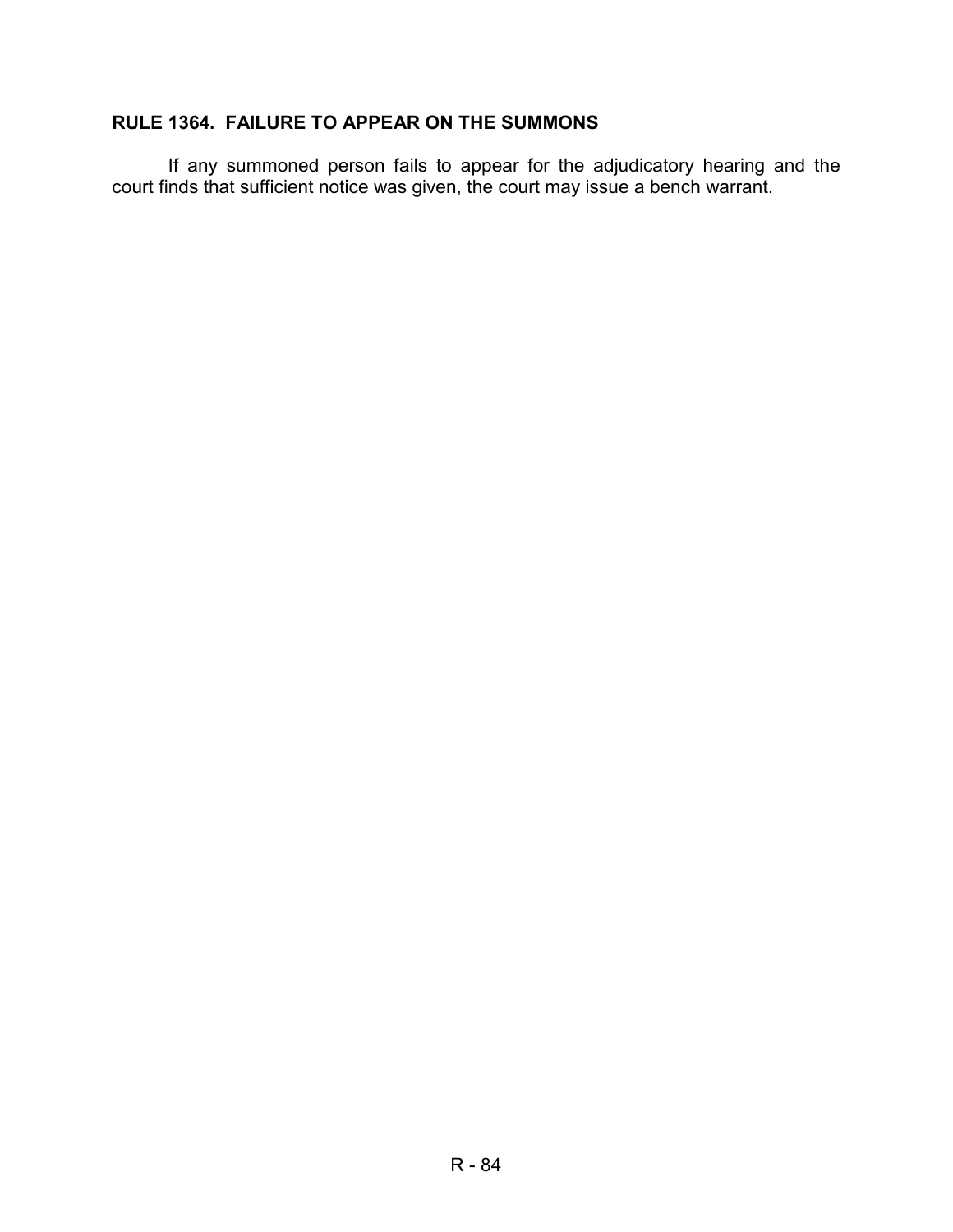## RULE 1364. FAILURE TO APPEAR ON THE SUMMONS

If any summoned person fails to appear for the adjudicatory hearing and the court finds that sufficient notice was given, the court may issue a bench warrant.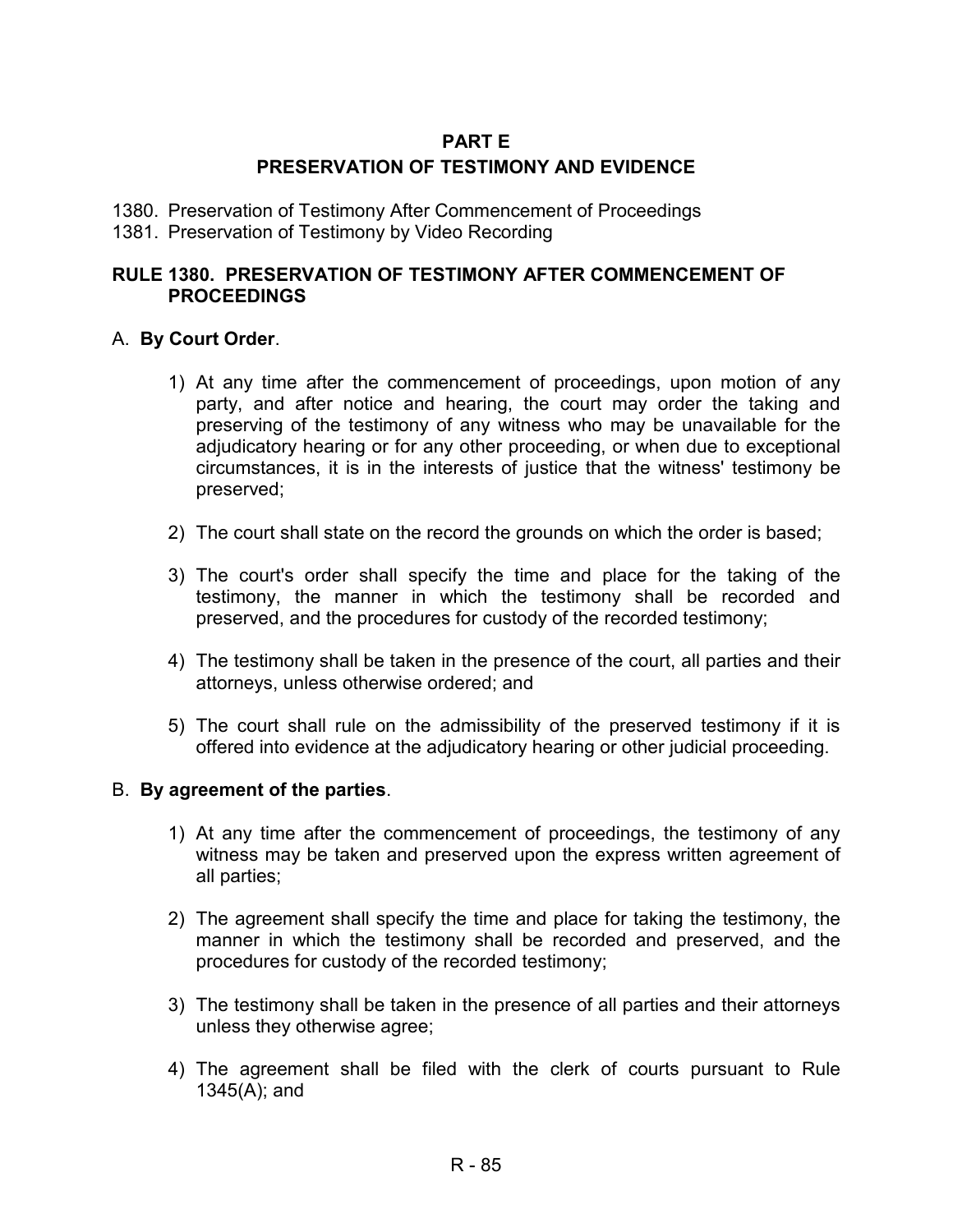# PART E
# PRESERVATION OF TESTIMONY AND EVIDENCE

1380. Preservation of Testimony After Commencement of Proceedings
1381. Preservation of Testimony by Video Recording

## RULE 1380. PRESERVATION OF TESTIMONY AFTER COMMENCEMENT OF PROCEEDINGS

A. **By Court Order**.

1) At any time after the commencement of proceedings, upon motion of any party, and after notice and hearing, the court may order the taking and preserving of the testimony of any witness who may be unavailable for the adjudicatory hearing or for any other proceeding, or when due to exceptional circumstances, it is in the interests of justice that the witness' testimony be preserved;

2) The court shall state on the record the grounds on which the order is based;

3) The court's order shall specify the time and place for the taking of the testimony, the manner in which the testimony shall be recorded and preserved, and the procedures for custody of the recorded testimony;

4) The testimony shall be taken in the presence of the court, all parties and their attorneys, unless otherwise ordered; and

5) The court shall rule on the admissibility of the preserved testimony if it is offered into evidence at the adjudicatory hearing or other judicial proceeding.

B. **By agreement of the parties**.

1) At any time after the commencement of proceedings, the testimony of any witness may be taken and preserved upon the express written agreement of all parties;

2) The agreement shall specify the time and place for taking the testimony, the manner in which the testimony shall be recorded and preserved, and the procedures for custody of the recorded testimony;

3) The testimony shall be taken in the presence of all parties and their attorneys unless they otherwise agree;

4) The agreement shall be filed with the clerk of courts pursuant to Rule 1345(A); and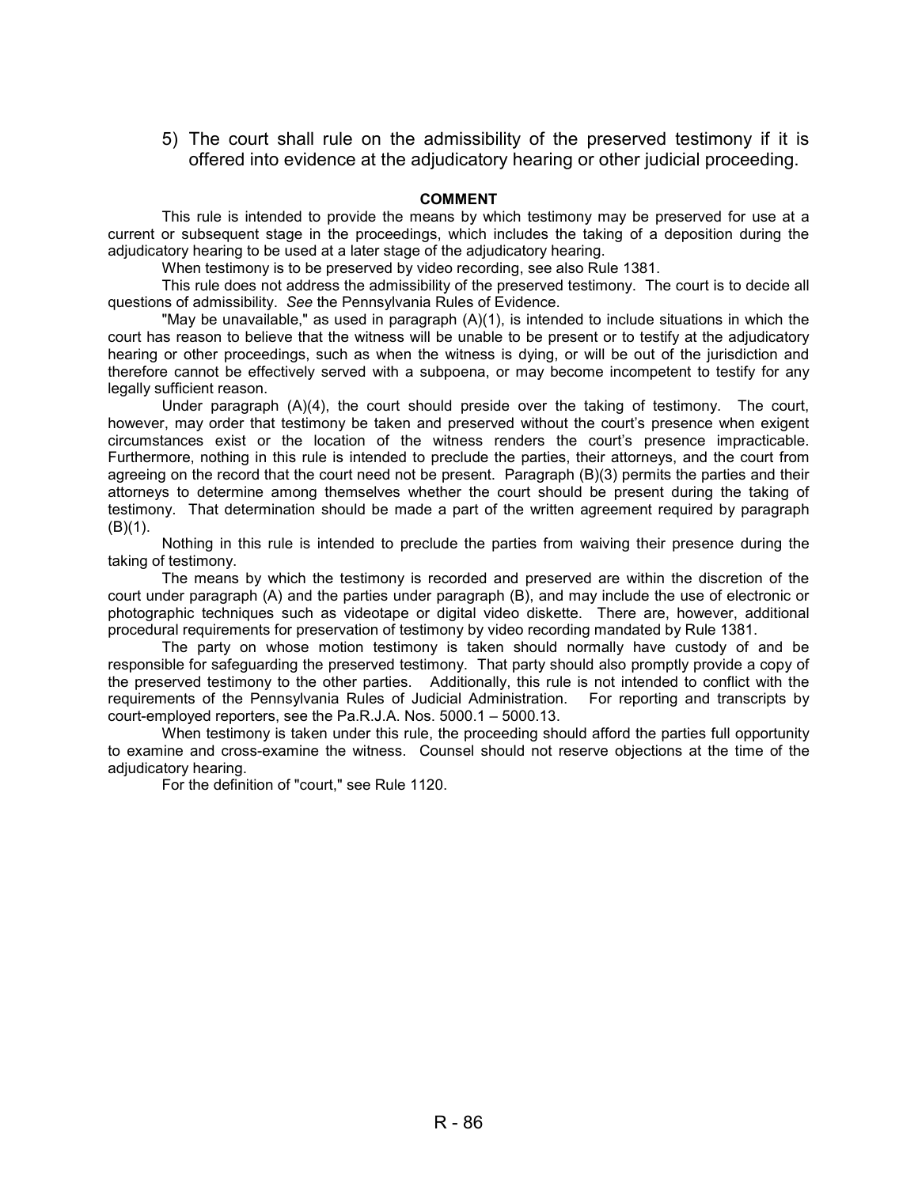5) The court shall rule on the admissibility of the preserved testimony if it is offered into evidence at the adjudicatory hearing or other judicial proceeding.

**COMMENT**

This rule is intended to provide the means by which testimony may be preserved for use at a current or subsequent stage in the proceedings, which includes the taking of a deposition during the adjudicatory hearing to be used at a later stage of the adjudicatory hearing.

When testimony is to be preserved by video recording, see also Rule 1381.

This rule does not address the admissibility of the preserved testimony. The court is to decide all questions of admissibility. *See* the Pennsylvania Rules of Evidence.

"May be unavailable," as used in paragraph (A)(1), is intended to include situations in which the court has reason to believe that the witness will be unable to be present or to testify at the adjudicatory hearing or other proceedings, such as when the witness is dying, or will be out of the jurisdiction and therefore cannot be effectively served with a subpoena, or may become incompetent to testify for any legally sufficient reason.

Under paragraph (A)(4), the court should preside over the taking of testimony. The court, however, may order that testimony be taken and preserved without the court's presence when exigent circumstances exist or the location of the witness renders the court's presence impracticable. Furthermore, nothing in this rule is intended to preclude the parties, their attorneys, and the court from agreeing on the record that the court need not be present. Paragraph (B)(3) permits the parties and their attorneys to determine among themselves whether the court should be present during the taking of testimony. That determination should be made a part of the written agreement required by paragraph (B)(1).

Nothing in this rule is intended to preclude the parties from waiving their presence during the taking of testimony.

The means by which the testimony is recorded and preserved are within the discretion of the court under paragraph (A) and the parties under paragraph (B), and may include the use of electronic or photographic techniques such as videotape or digital video diskette. There are, however, additional procedural requirements for preservation of testimony by video recording mandated by Rule 1381.

The party on whose motion testimony is taken should normally have custody of and be responsible for safeguarding the preserved testimony. That party should also promptly provide a copy of the preserved testimony to the other parties. Additionally, this rule is not intended to conflict with the requirements of the Pennsylvania Rules of Judicial Administration. For reporting and transcripts by court-employed reporters, see the Pa.R.J.A. Nos. 5000.1 – 5000.13.

When testimony is taken under this rule, the proceeding should afford the parties full opportunity to examine and cross-examine the witness. Counsel should not reserve objections at the time of the adjudicatory hearing.

For the definition of "court," see Rule 1120.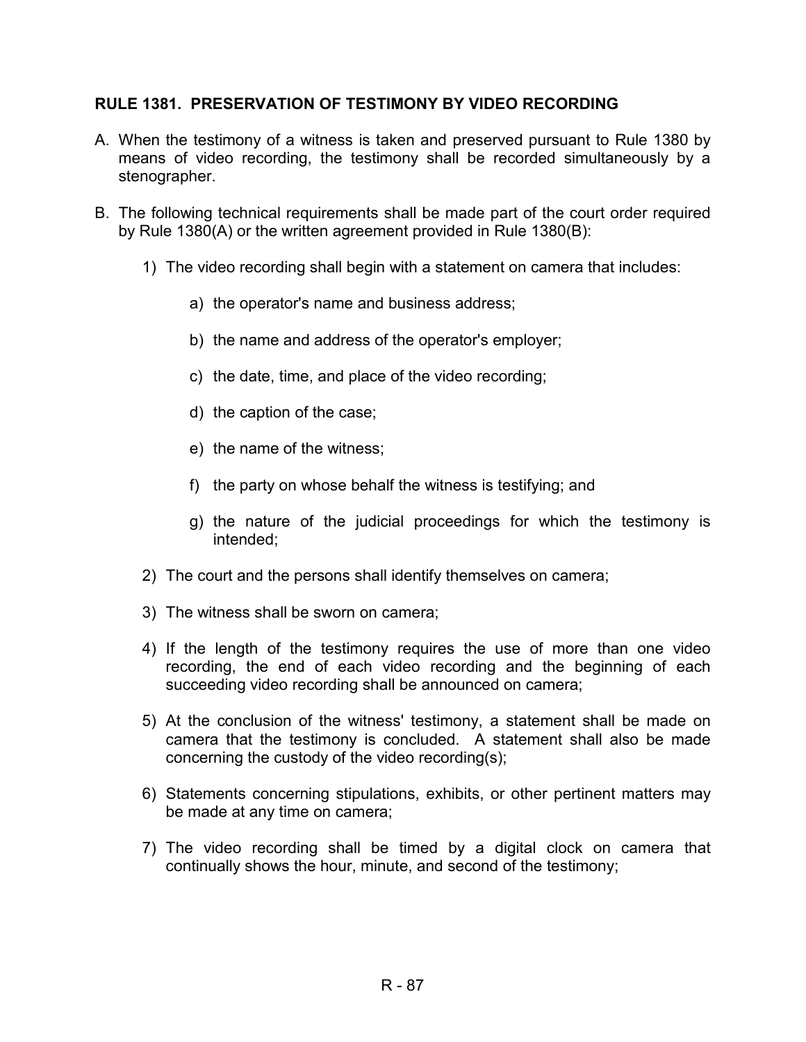### RULE 1381. PRESERVATION OF TESTIMONY BY VIDEO RECORDING

A. When the testimony of a witness is taken and preserved pursuant to Rule 1380 by means of video recording, the testimony shall be recorded simultaneously by a stenographer.

B. The following technical requirements shall be made part of the court order required by Rule 1380(A) or the written agreement provided in Rule 1380(B):

   1) The video recording shall begin with a statement on camera that includes:

      a) the operator's name and business address;

      b) the name and address of the operator's employer;

      c) the date, time, and place of the video recording;

      d) the caption of the case;

      e) the name of the witness;

      f) the party on whose behalf the witness is testifying; and

      g) the nature of the judicial proceedings for which the testimony is intended;

   2) The court and the persons shall identify themselves on camera;

   3) The witness shall be sworn on camera;

   4) If the length of the testimony requires the use of more than one video recording, the end of each video recording and the beginning of each succeeding video recording shall be announced on camera;

   5) At the conclusion of the witness' testimony, a statement shall be made on camera that the testimony is concluded. A statement shall also be made concerning the custody of the video recording(s);

   6) Statements concerning stipulations, exhibits, or other pertinent matters may be made at any time on camera;

   7) The video recording shall be timed by a digital clock on camera that continually shows the hour, minute, and second of the testimony;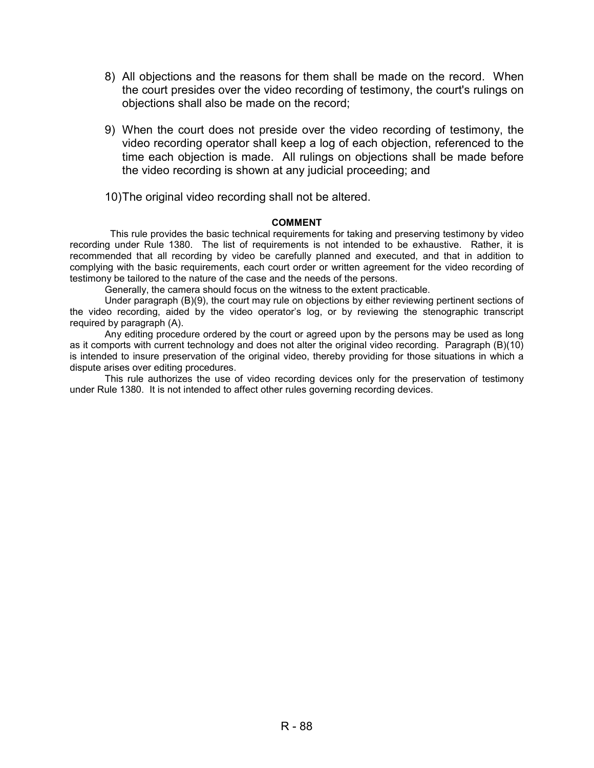8) All objections and the reasons for them shall be made on the record. When the court presides over the video recording of testimony, the court's rulings on objections shall also be made on the record;

9) When the court does not preside over the video recording of testimony, the video recording operator shall keep a log of each objection, referenced to the time each objection is made. All rulings on objections shall be made before the video recording is shown at any judicial proceeding; and

10) The original video recording shall not be altered.

**COMMENT**

This rule provides the basic technical requirements for taking and preserving testimony by video recording under Rule 1380. The list of requirements is not intended to be exhaustive. Rather, it is recommended that all recording by video be carefully planned and executed, and that in addition to complying with the basic requirements, each court order or written agreement for the video recording of testimony be tailored to the nature of the case and the needs of the persons.

Generally, the camera should focus on the witness to the extent practicable.

Under paragraph (B)(9), the court may rule on objections by either reviewing pertinent sections of the video recording, aided by the video operator's log, or by reviewing the stenographic transcript required by paragraph (A).

Any editing procedure ordered by the court or agreed upon by the persons may be used as long as it comports with current technology and does not alter the original video recording. Paragraph (B)(10) is intended to insure preservation of the original video, thereby providing for those situations in which a dispute arises over editing procedures.

This rule authorizes the use of video recording devices only for the preservation of testimony under Rule 1380. It is not intended to affect other rules governing recording devices.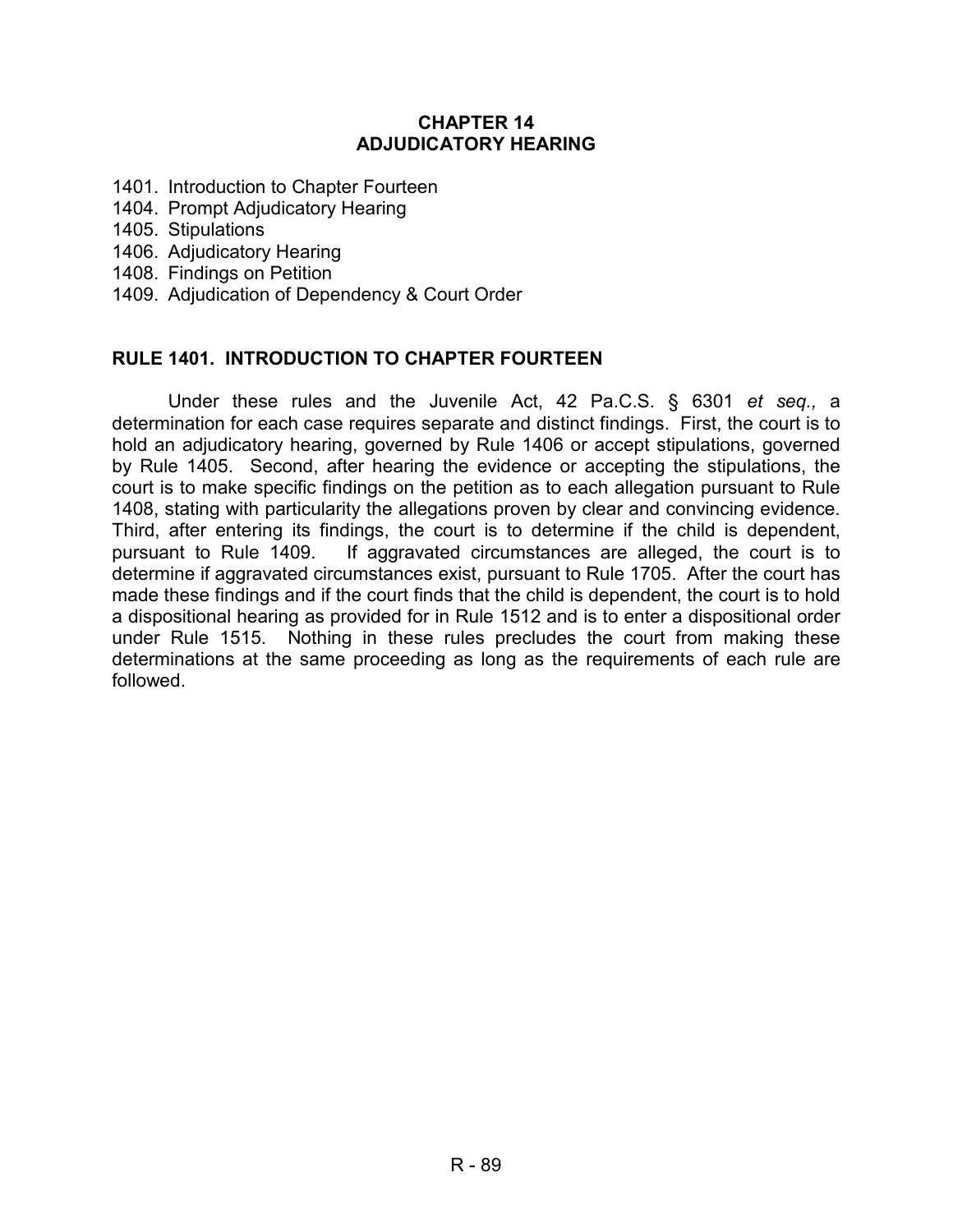# CHAPTER 14
# ADJUDICATORY HEARING

1401. Introduction to Chapter Fourteen
1404. Prompt Adjudicatory Hearing
1405. Stipulations
1406. Adjudicatory Hearing
1408. Findings on Petition
1409. Adjudication of Dependency & Court Order

## RULE 1401. INTRODUCTION TO CHAPTER FOURTEEN

Under these rules and the Juvenile Act, 42 Pa.C.S. § 6301 *et seq.,* a determination for each case requires separate and distinct findings. First, the court is to hold an adjudicatory hearing, governed by Rule 1406 or accept stipulations, governed by Rule 1405. Second, after hearing the evidence or accepting the stipulations, the court is to make specific findings on the petition as to each allegation pursuant to Rule 1408, stating with particularity the allegations proven by clear and convincing evidence. Third, after entering its findings, the court is to determine if the child is dependent, pursuant to Rule 1409. If aggravated circumstances are alleged, the court is to determine if aggravated circumstances exist, pursuant to Rule 1705. After the court has made these findings and if the court finds that the child is dependent, the court is to hold a dispositional hearing as provided for in Rule 1512 and is to enter a dispositional order under Rule 1515. Nothing in these rules precludes the court from making these determinations at the same proceeding as long as the requirements of each rule are followed.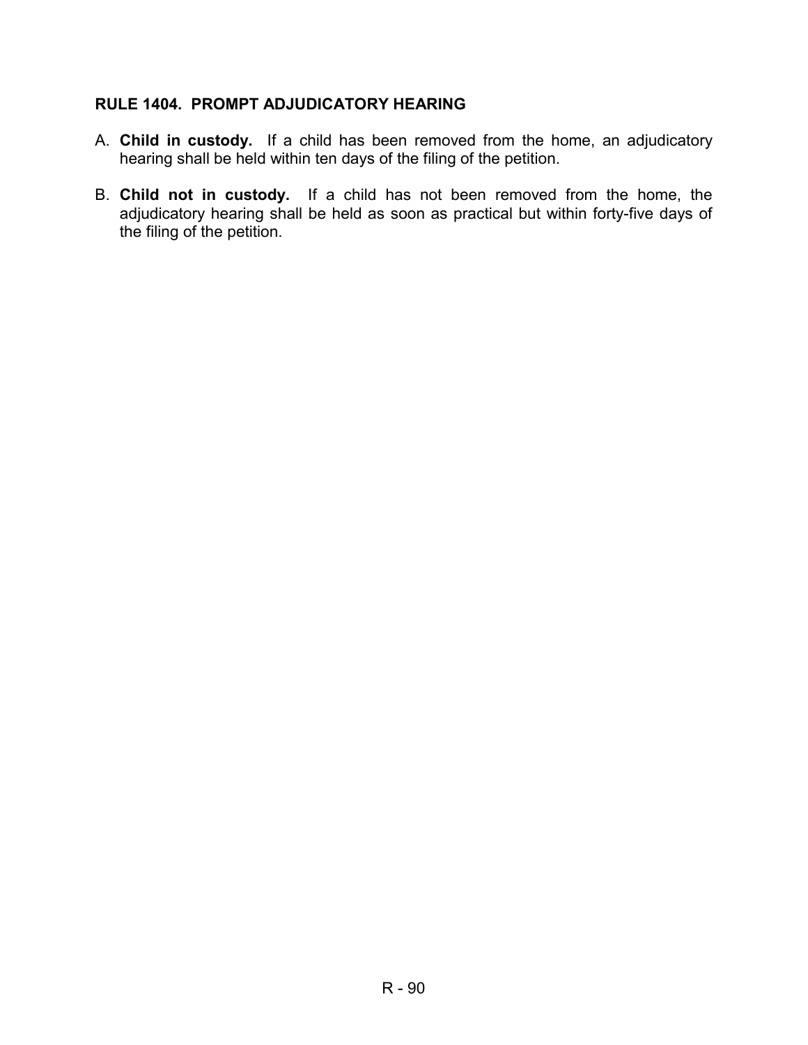## RULE 1404. PROMPT ADJUDICATORY HEARING

A. **Child in custody.** If a child has been removed from the home, an adjudicatory hearing shall be held within ten days of the filing of the petition.

B. **Child not in custody.** If a child has not been removed from the home, the adjudicatory hearing shall be held as soon as practical but within forty-five days of the filing of the petition.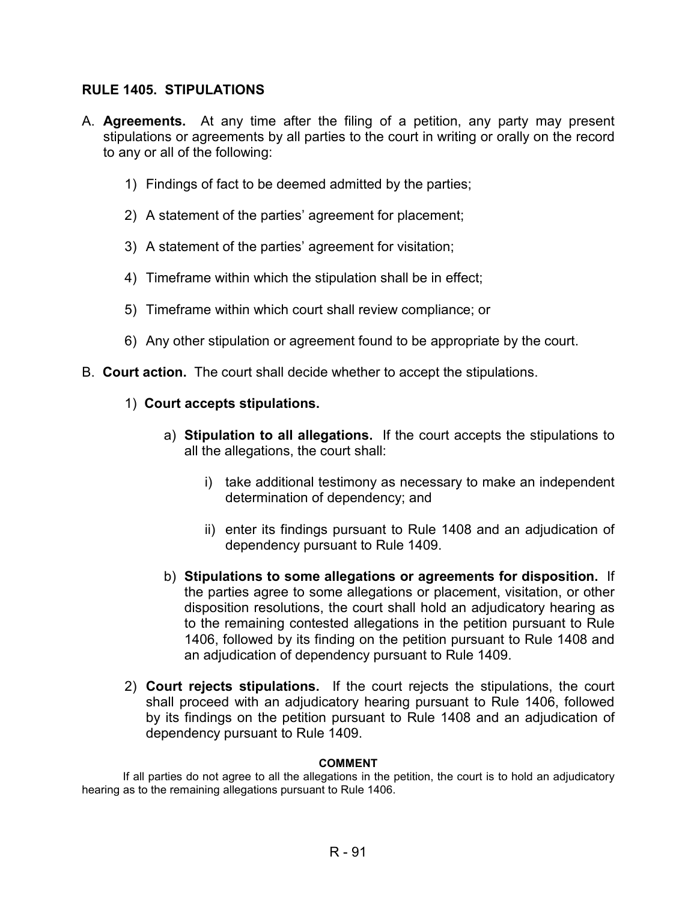## RULE 1405. STIPULATIONS

A. **Agreements.** At any time after the filing of a petition, any party may present stipulations or agreements by all parties to the court in writing or orally on the record to any or all of the following:

   1) Findings of fact to be deemed admitted by the parties;

   2) A statement of the parties' agreement for placement;

   3) A statement of the parties' agreement for visitation;

   4) Timeframe within which the stipulation shall be in effect;

   5) Timeframe within which court shall review compliance; or

   6) Any other stipulation or agreement found to be appropriate by the court.

B. **Court action.** The court shall decide whether to accept the stipulations.

   1) **Court accepts stipulations.**

      a) **Stipulation to all allegations.** If the court accepts the stipulations to all the allegations, the court shall:

         i) take additional testimony as necessary to make an independent determination of dependency; and

         ii) enter its findings pursuant to Rule 1408 and an adjudication of dependency pursuant to Rule 1409.

      b) **Stipulations to some allegations or agreements for disposition.** If the parties agree to some allegations or placement, visitation, or other disposition resolutions, the court shall hold an adjudicatory hearing as to the remaining contested allegations in the petition pursuant to Rule 1406, followed by its finding on the petition pursuant to Rule 1408 and an adjudication of dependency pursuant to Rule 1409.

   2) **Court rejects stipulations.** If the court rejects the stipulations, the court shall proceed with an adjudicatory hearing pursuant to Rule 1406, followed by its findings on the petition pursuant to Rule 1408 and an adjudication of dependency pursuant to Rule 1409.

**COMMENT**

If all parties do not agree to all the allegations in the petition, the court is to hold an adjudicatory hearing as to the remaining allegations pursuant to Rule 1406.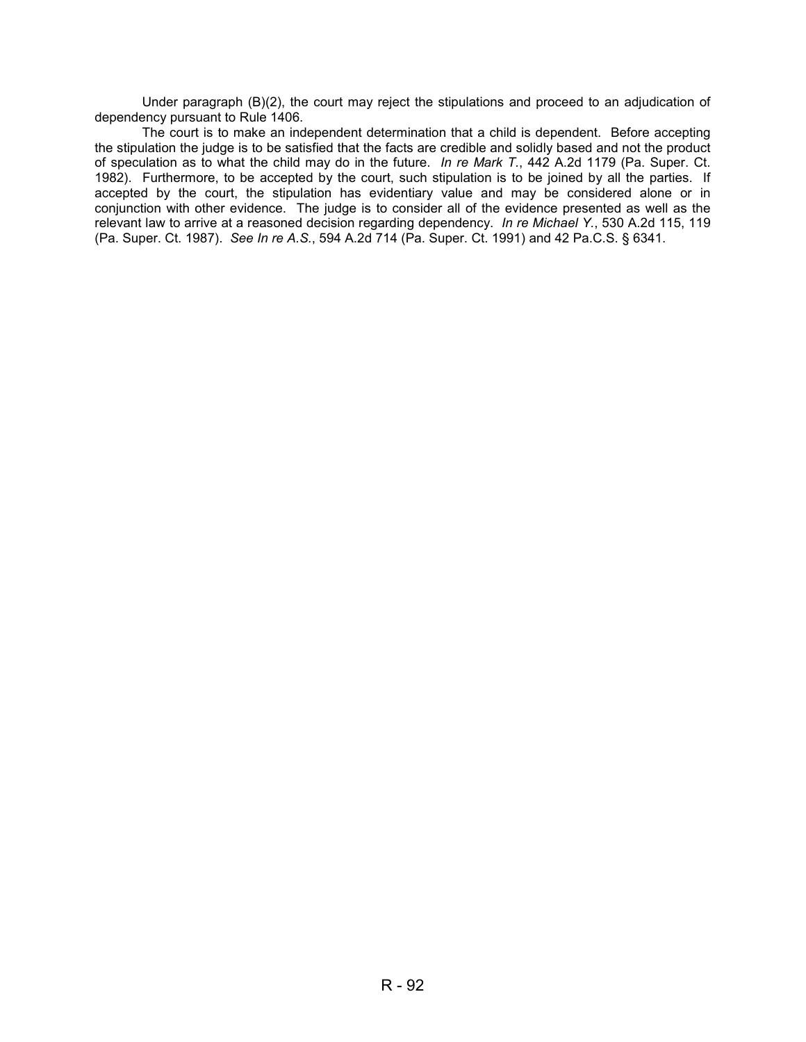Under paragraph (B)(2), the court may reject the stipulations and proceed to an adjudication of dependency pursuant to Rule 1406.

The court is to make an independent determination that a child is dependent. Before accepting the stipulation the judge is to be satisfied that the facts are credible and solidly based and not the product of speculation as to what the child may do in the future. *In re Mark T.*, 442 A.2d 1179 (Pa. Super. Ct. 1982). Furthermore, to be accepted by the court, such stipulation is to be joined by all the parties. If accepted by the court, the stipulation has evidentiary value and may be considered alone or in conjunction with other evidence. The judge is to consider all of the evidence presented as well as the relevant law to arrive at a reasoned decision regarding dependency. *In re Michael Y.*, 530 A.2d 115, 119 (Pa. Super. Ct. 1987). *See In re A.S.*, 594 A.2d 714 (Pa. Super. Ct. 1991) and 42 Pa.C.S. § 6341.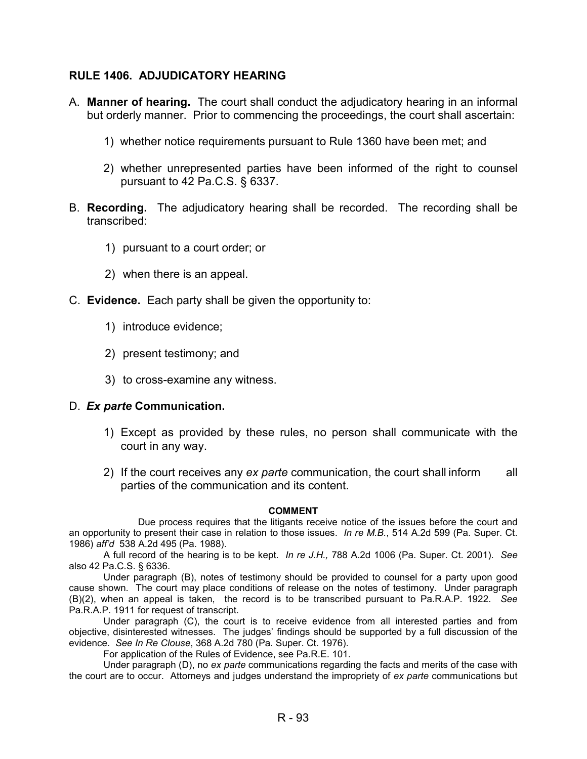## RULE 1406. ADJUDICATORY HEARING

A. **Manner of hearing.** The court shall conduct the adjudicatory hearing in an informal but orderly manner. Prior to commencing the proceedings, the court shall ascertain:

   1) whether notice requirements pursuant to Rule 1360 have been met; and

   2) whether unrepresented parties have been informed of the right to counsel pursuant to 42 Pa.C.S. § 6337.

B. **Recording.** The adjudicatory hearing shall be recorded. The recording shall be transcribed:

   1) pursuant to a court order; or

   2) when there is an appeal.

C. **Evidence.** Each party shall be given the opportunity to:

   1) introduce evidence;

   2) present testimony; and

   3) to cross-examine any witness.

D. ***Ex parte* Communication.**

   1) Except as provided by these rules, no person shall communicate with the court in any way.

   2) If the court receives any *ex parte* communication, the court shall inform all parties of the communication and its content.

**COMMENT**

Due process requires that the litigants receive notice of the issues before the court and an opportunity to present their case in relation to those issues. *In re M.B.*, 514 A.2d 599 (Pa. Super. Ct. 1986) *aff'd* 538 A.2d 495 (Pa. 1988).

A full record of the hearing is to be kept. *In re J.H.,* 788 A.2d 1006 (Pa. Super. Ct. 2001). *See* also 42 Pa.C.S. § 6336.

Under paragraph (B), notes of testimony should be provided to counsel for a party upon good cause shown. The court may place conditions of release on the notes of testimony. Under paragraph (B)(2), when an appeal is taken, the record is to be transcribed pursuant to Pa.R.A.P. 1922. *See* Pa.R.A.P. 1911 for request of transcript.

Under paragraph (C), the court is to receive evidence from all interested parties and from objective, disinterested witnesses. The judges' findings should be supported by a full discussion of the evidence. *See In Re Clouse*, 368 A.2d 780 (Pa. Super. Ct. 1976).

For application of the Rules of Evidence, see Pa.R.E. 101.

Under paragraph (D), no *ex parte* communications regarding the facts and merits of the case with the court are to occur. Attorneys and judges understand the impropriety of *ex parte* communications but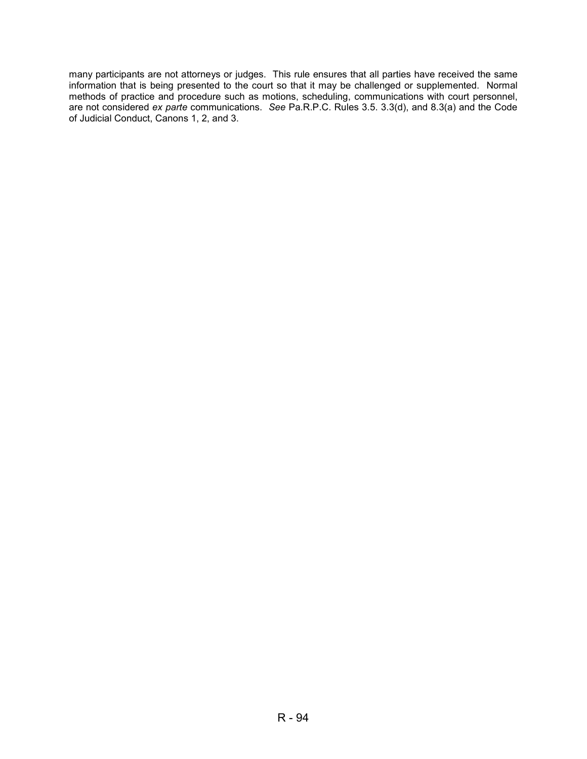many participants are not attorneys or judges. This rule ensures that all parties have received the same information that is being presented to the court so that it may be challenged or supplemented. Normal methods of practice and procedure such as motions, scheduling, communications with court personnel, are not considered *ex parte* communications. *See* Pa.R.P.C. Rules 3.5. 3.3(d), and 8.3(a) and the Code of Judicial Conduct, Canons 1, 2, and 3.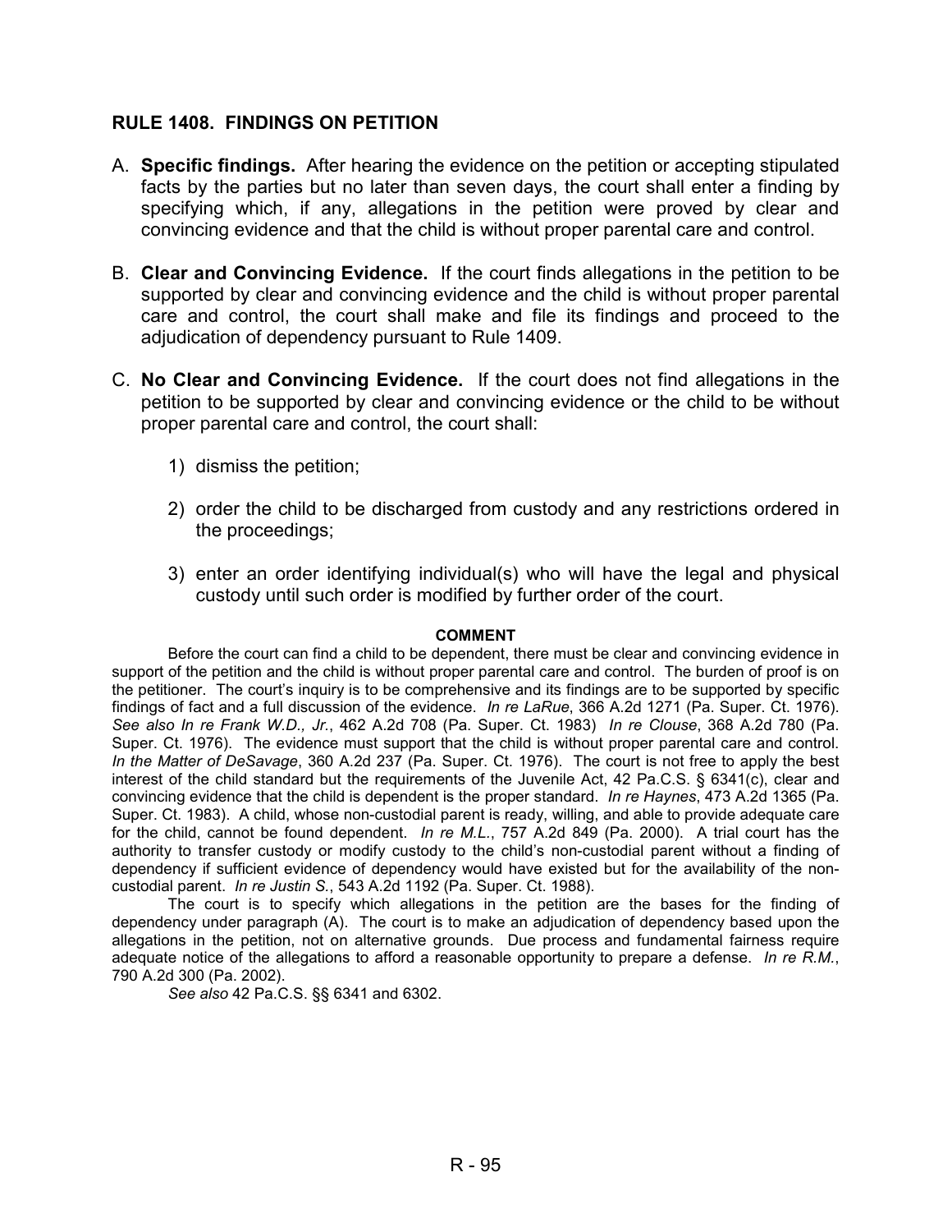## RULE 1408. FINDINGS ON PETITION

A. **Specific findings.** After hearing the evidence on the petition or accepting stipulated facts by the parties but no later than seven days, the court shall enter a finding by specifying which, if any, allegations in the petition were proved by clear and convincing evidence and that the child is without proper parental care and control.

B. **Clear and Convincing Evidence.** If the court finds allegations in the petition to be supported by clear and convincing evidence and the child is without proper parental care and control, the court shall make and file its findings and proceed to the adjudication of dependency pursuant to Rule 1409.

C. **No Clear and Convincing Evidence.** If the court does not find allegations in the petition to be supported by clear and convincing evidence or the child to be without proper parental care and control, the court shall:

1) dismiss the petition;

2) order the child to be discharged from custody and any restrictions ordered in the proceedings;

3) enter an order identifying individual(s) who will have the legal and physical custody until such order is modified by further order of the court.

**COMMENT**

Before the court can find a child to be dependent, there must be clear and convincing evidence in support of the petition and the child is without proper parental care and control. The burden of proof is on the petitioner. The court's inquiry is to be comprehensive and its findings are to be supported by specific findings of fact and a full discussion of the evidence. *In re LaRue*, 366 A.2d 1271 (Pa. Super. Ct. 1976). *See also In re Frank W.D., Jr.*, 462 A.2d 708 (Pa. Super. Ct. 1983) *In re Clouse*, 368 A.2d 780 (Pa. Super. Ct. 1976). The evidence must support that the child is without proper parental care and control. *In the Matter of DeSavage*, 360 A.2d 237 (Pa. Super. Ct. 1976). The court is not free to apply the best interest of the child standard but the requirements of the Juvenile Act, 42 Pa.C.S. § 6341(c), clear and convincing evidence that the child is dependent is the proper standard. *In re Haynes*, 473 A.2d 1365 (Pa. Super. Ct. 1983). A child, whose non-custodial parent is ready, willing, and able to provide adequate care for the child, cannot be found dependent. *In re M.L.*, 757 A.2d 849 (Pa. 2000). A trial court has the authority to transfer custody or modify custody to the child's non-custodial parent without a finding of dependency if sufficient evidence of dependency would have existed but for the availability of the non-custodial parent. *In re Justin S.*, 543 A.2d 1192 (Pa. Super. Ct. 1988).

The court is to specify which allegations in the petition are the bases for the finding of dependency under paragraph (A). The court is to make an adjudication of dependency based upon the allegations in the petition, not on alternative grounds. Due process and fundamental fairness require adequate notice of the allegations to afford a reasonable opportunity to prepare a defense. *In re R.M.*, 790 A.2d 300 (Pa. 2002).

*See also* 42 Pa.C.S. §§ 6341 and 6302.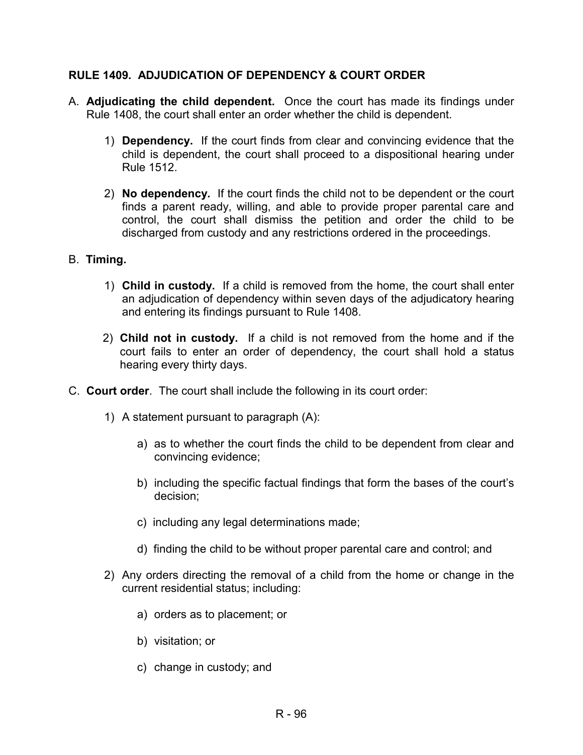## RULE 1409. ADJUDICATION OF DEPENDENCY & COURT ORDER

A. **Adjudicating the child dependent.** Once the court has made its findings under Rule 1408, the court shall enter an order whether the child is dependent.

   1) **Dependency.** If the court finds from clear and convincing evidence that the child is dependent, the court shall proceed to a dispositional hearing under Rule 1512.

   2) **No dependency.** If the court finds the child not to be dependent or the court finds a parent ready, willing, and able to provide proper parental care and control, the court shall dismiss the petition and order the child to be discharged from custody and any restrictions ordered in the proceedings.

B. **Timing.**

   1) **Child in custody.** If a child is removed from the home, the court shall enter an adjudication of dependency within seven days of the adjudicatory hearing and entering its findings pursuant to Rule 1408.

   2) **Child not in custody.** If a child is not removed from the home and if the court fails to enter an order of dependency, the court shall hold a status hearing every thirty days.

C. **Court order**. The court shall include the following in its court order:

   1) A statement pursuant to paragraph (A):

      a) as to whether the court finds the child to be dependent from clear and convincing evidence;

      b) including the specific factual findings that form the bases of the court's decision;

      c) including any legal determinations made;

      d) finding the child to be without proper parental care and control; and

   2) Any orders directing the removal of a child from the home or change in the current residential status; including:

      a) orders as to placement; or

      b) visitation; or

      c) change in custody; and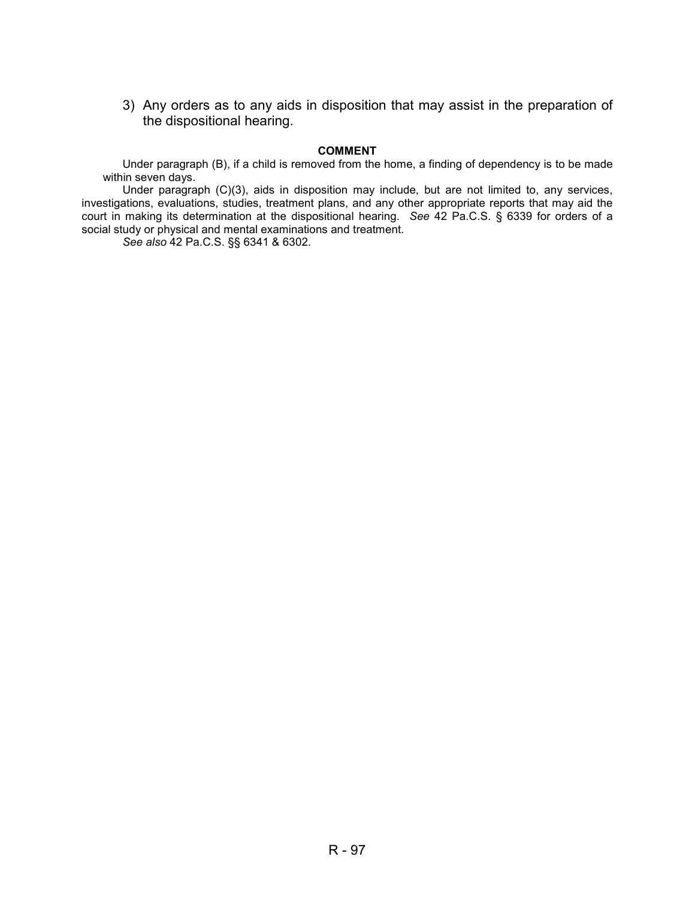3) Any orders as to any aids in disposition that may assist in the preparation of the dispositional hearing.

**COMMENT**

Under paragraph (B), if a child is removed from the home, a finding of dependency is to be made within seven days.

Under paragraph (C)(3), aids in disposition may include, but are not limited to, any services, investigations, evaluations, studies, treatment plans, and any other appropriate reports that may aid the court in making its determination at the dispositional hearing. *See* 42 Pa.C.S. § 6339 for orders of a social study or physical and mental examinations and treatment.

*See also* 42 Pa.C.S. §§ 6341 & 6302.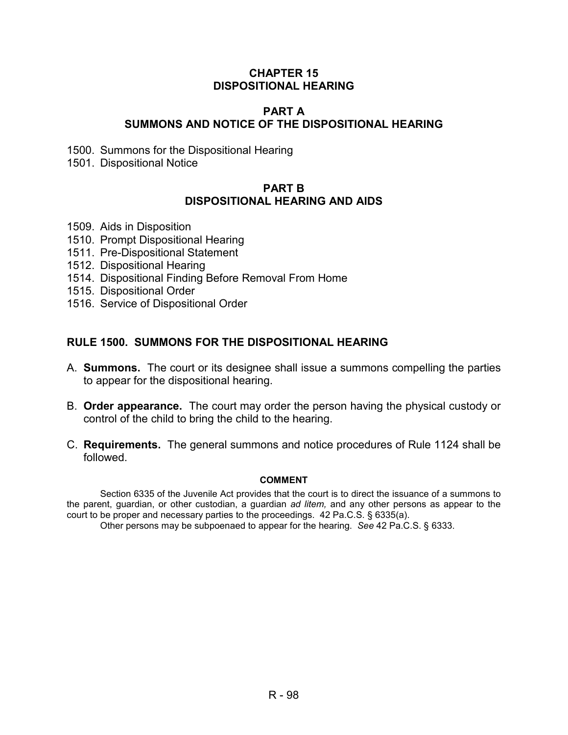# CHAPTER 15
# DISPOSITIONAL HEARING

## PART A
## SUMMONS AND NOTICE OF THE DISPOSITIONAL HEARING

1500. Summons for the Dispositional Hearing
1501. Dispositional Notice

## PART B
## DISPOSITIONAL HEARING AND AIDS

1509. Aids in Disposition
1510. Prompt Dispositional Hearing
1511. Pre-Dispositional Statement
1512. Dispositional Hearing
1514. Dispositional Finding Before Removal From Home
1515. Dispositional Order
1516. Service of Dispositional Order

### RULE 1500. SUMMONS FOR THE DISPOSITIONAL HEARING

A. **Summons.** The court or its designee shall issue a summons compelling the parties to appear for the dispositional hearing.

B. **Order appearance.** The court may order the person having the physical custody or control of the child to bring the child to the hearing.

C. **Requirements.** The general summons and notice procedures of Rule 1124 shall be followed.

#### COMMENT

Section 6335 of the Juvenile Act provides that the court is to direct the issuance of a summons to the parent, guardian, or other custodian, a guardian *ad litem,* and any other persons as appear to the court to be proper and necessary parties to the proceedings. 42 Pa.C.S. § 6335(a).

Other persons may be subpoenaed to appear for the hearing. *See* 42 Pa.C.S. § 6333.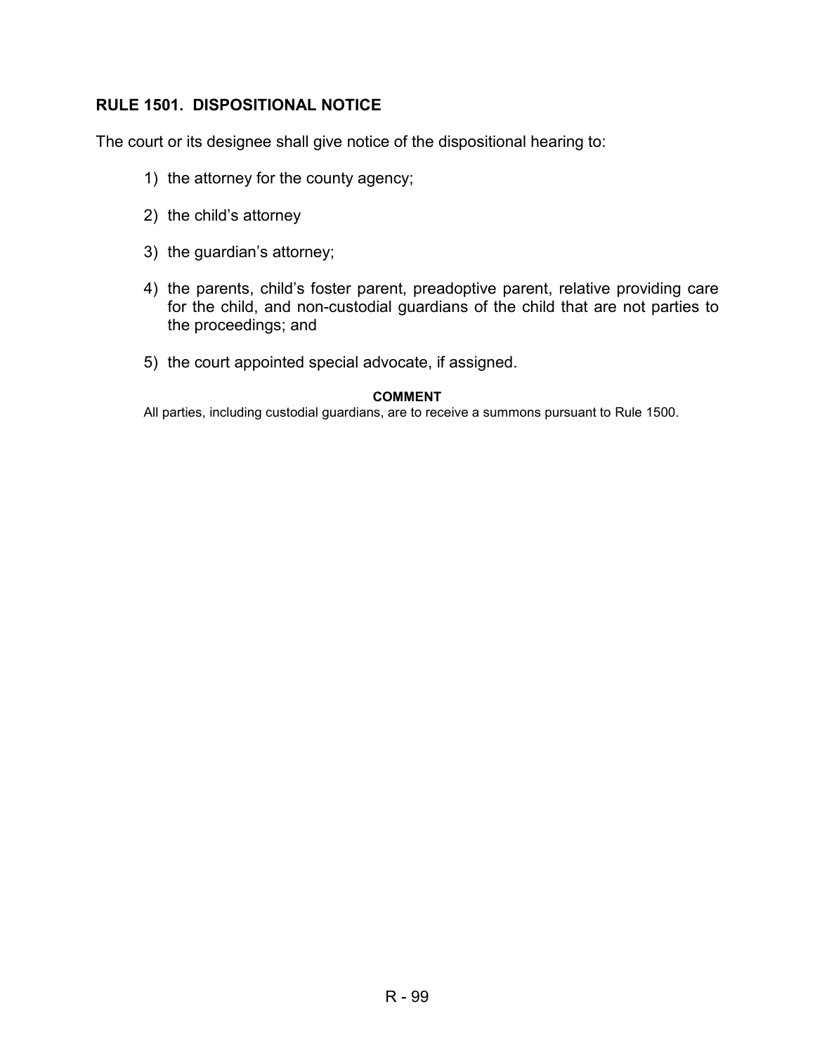## RULE 1501. DISPOSITIONAL NOTICE

The court or its designee shall give notice of the dispositional hearing to:

1) the attorney for the county agency;

2) the child's attorney

3) the guardian's attorney;

4) the parents, child's foster parent, preadoptive parent, relative providing care for the child, and non-custodial guardians of the child that are not parties to the proceedings; and

5) the court appointed special advocate, if assigned.

**COMMENT**

All parties, including custodial guardians, are to receive a summons pursuant to Rule 1500.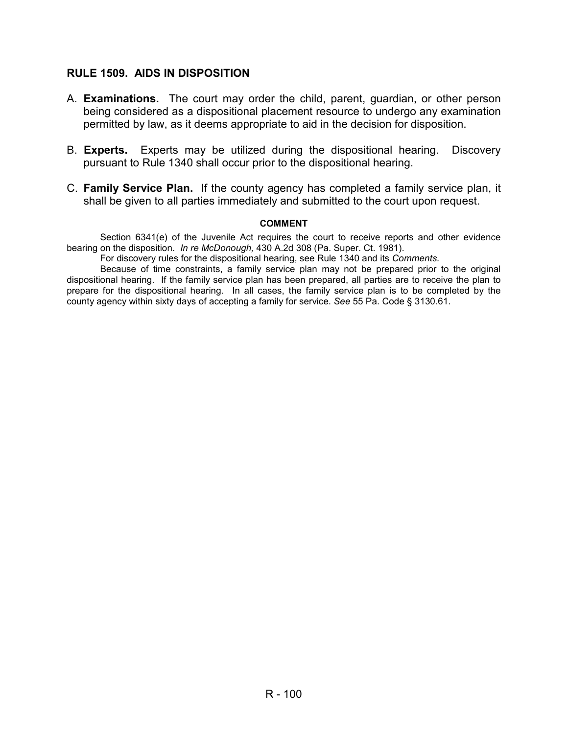## RULE 1509. AIDS IN DISPOSITION

A. **Examinations.** The court may order the child, parent, guardian, or other person being considered as a dispositional placement resource to undergo any examination permitted by law, as it deems appropriate to aid in the decision for disposition.

B. **Experts.** Experts may be utilized during the dispositional hearing. Discovery pursuant to Rule 1340 shall occur prior to the dispositional hearing.

C. **Family Service Plan.** If the county agency has completed a family service plan, it shall be given to all parties immediately and submitted to the court upon request.

**COMMENT**

Section 6341(e) of the Juvenile Act requires the court to receive reports and other evidence bearing on the disposition. *In re McDonough,* 430 A.2d 308 (Pa. Super. Ct. 1981).

For discovery rules for the dispositional hearing, see Rule 1340 and its *Comments.*

Because of time constraints, a family service plan may not be prepared prior to the original dispositional hearing. If the family service plan has been prepared, all parties are to receive the plan to prepare for the dispositional hearing. In all cases, the family service plan is to be completed by the county agency within sixty days of accepting a family for service. *See* 55 Pa. Code § 3130.61.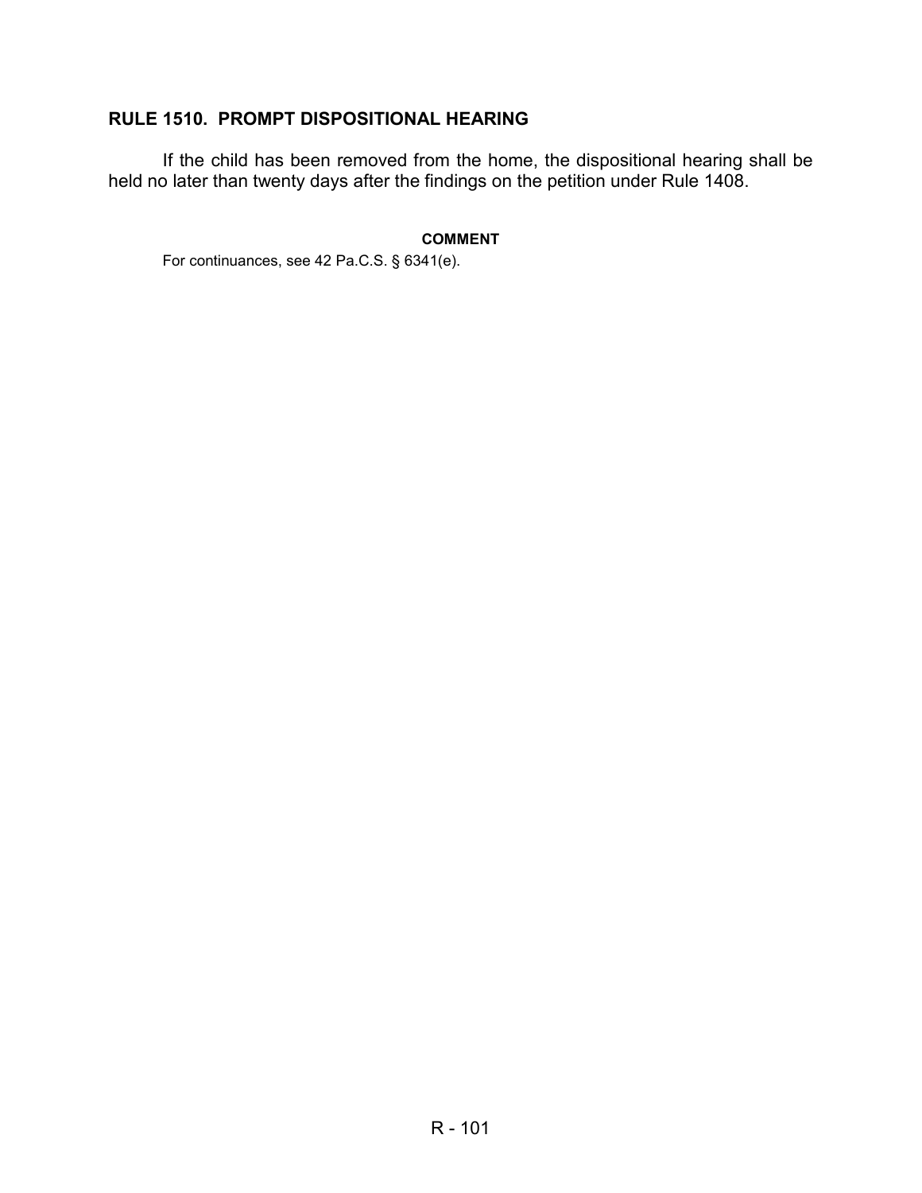## RULE 1510. PROMPT DISPOSITIONAL HEARING

If the child has been removed from the home, the dispositional hearing shall be held no later than twenty days after the findings on the petition under Rule 1408.

**COMMENT**

For continuances, see 42 Pa.C.S. § 6341(e).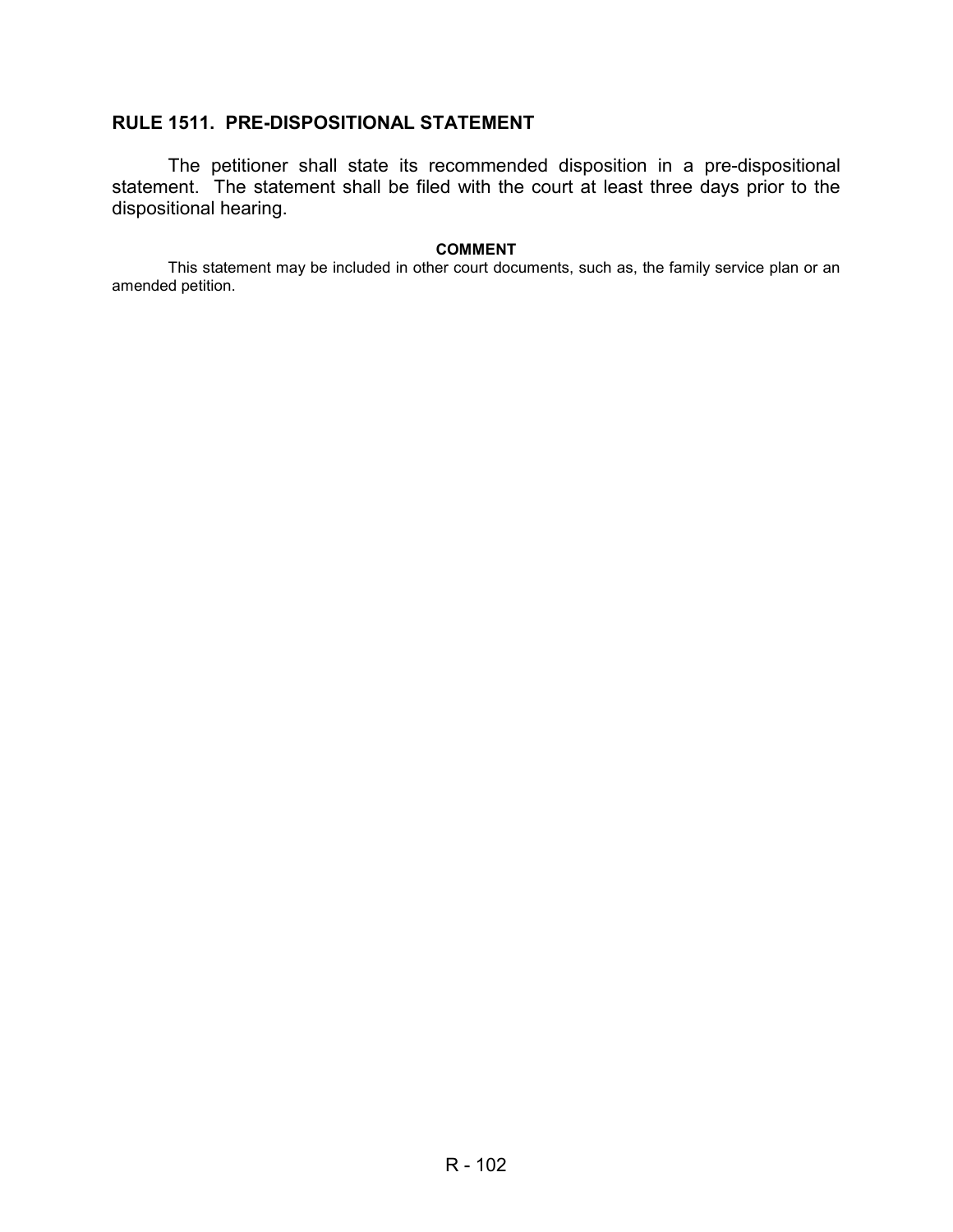## RULE 1511. PRE-DISPOSITIONAL STATEMENT

The petitioner shall state its recommended disposition in a pre-dispositional statement. The statement shall be filed with the court at least three days prior to the dispositional hearing.

**COMMENT**

This statement may be included in other court documents, such as, the family service plan or an amended petition.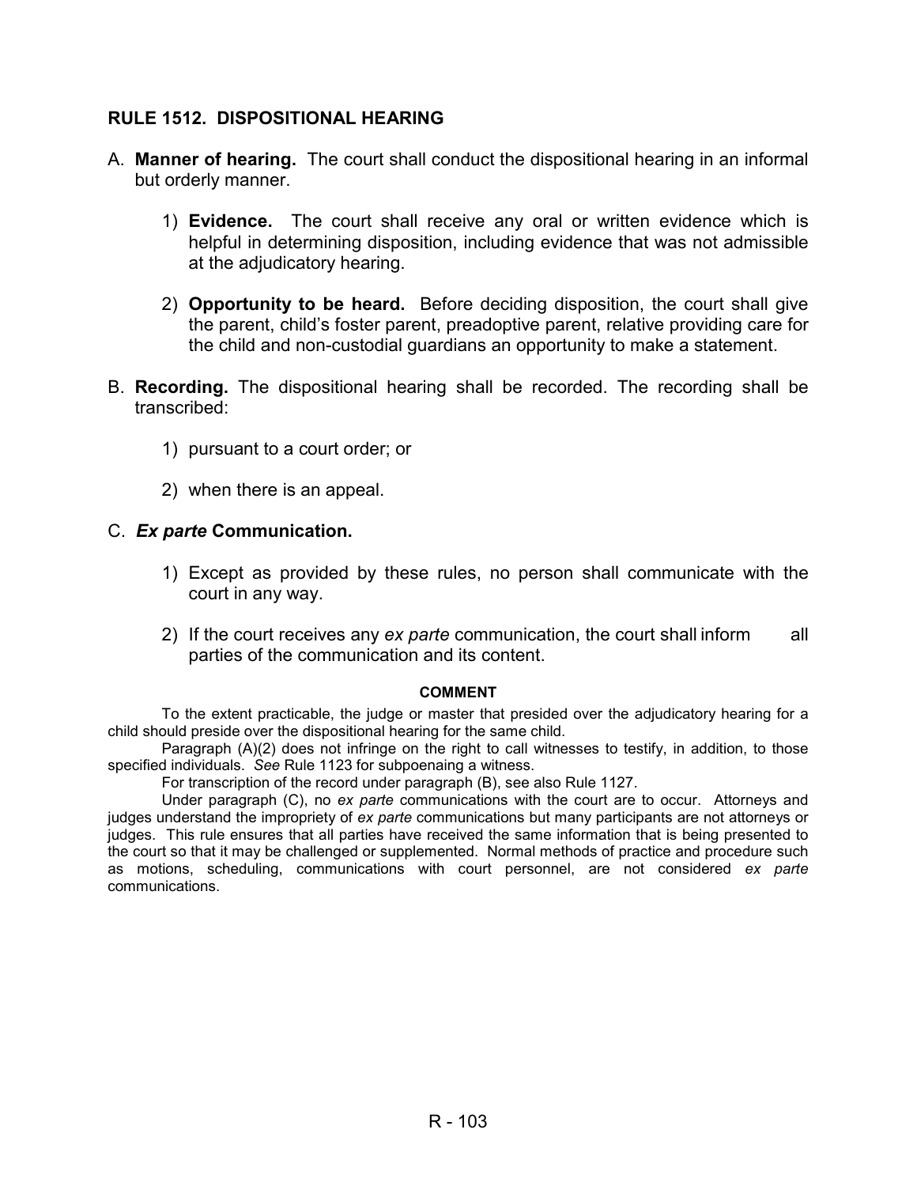## RULE 1512. DISPOSITIONAL HEARING

A. **Manner of hearing.** The court shall conduct the dispositional hearing in an informal but orderly manner.

   1) **Evidence.** The court shall receive any oral or written evidence which is helpful in determining disposition, including evidence that was not admissible at the adjudicatory hearing.

   2) **Opportunity to be heard.** Before deciding disposition, the court shall give the parent, child's foster parent, preadoptive parent, relative providing care for the child and non-custodial guardians an opportunity to make a statement.

B. **Recording.** The dispositional hearing shall be recorded. The recording shall be transcribed:

   1) pursuant to a court order; or

   2) when there is an appeal.

C. ***Ex parte* Communication.**

   1) Except as provided by these rules, no person shall communicate with the court in any way.

   2) If the court receives any *ex parte* communication, the court shall inform all parties of the communication and its content.

### COMMENT

To the extent practicable, the judge or master that presided over the adjudicatory hearing for a child should preside over the dispositional hearing for the same child.

Paragraph (A)(2) does not infringe on the right to call witnesses to testify, in addition, to those specified individuals. *See* Rule 1123 for subpoenaing a witness.

For transcription of the record under paragraph (B), see also Rule 1127.

Under paragraph (C), no *ex parte* communications with the court are to occur. Attorneys and judges understand the impropriety of *ex parte* communications but many participants are not attorneys or judges. This rule ensures that all parties have received the same information that is being presented to the court so that it may be challenged or supplemented. Normal methods of practice and procedure such as motions, scheduling, communications with court personnel, are not considered *ex parte* communications.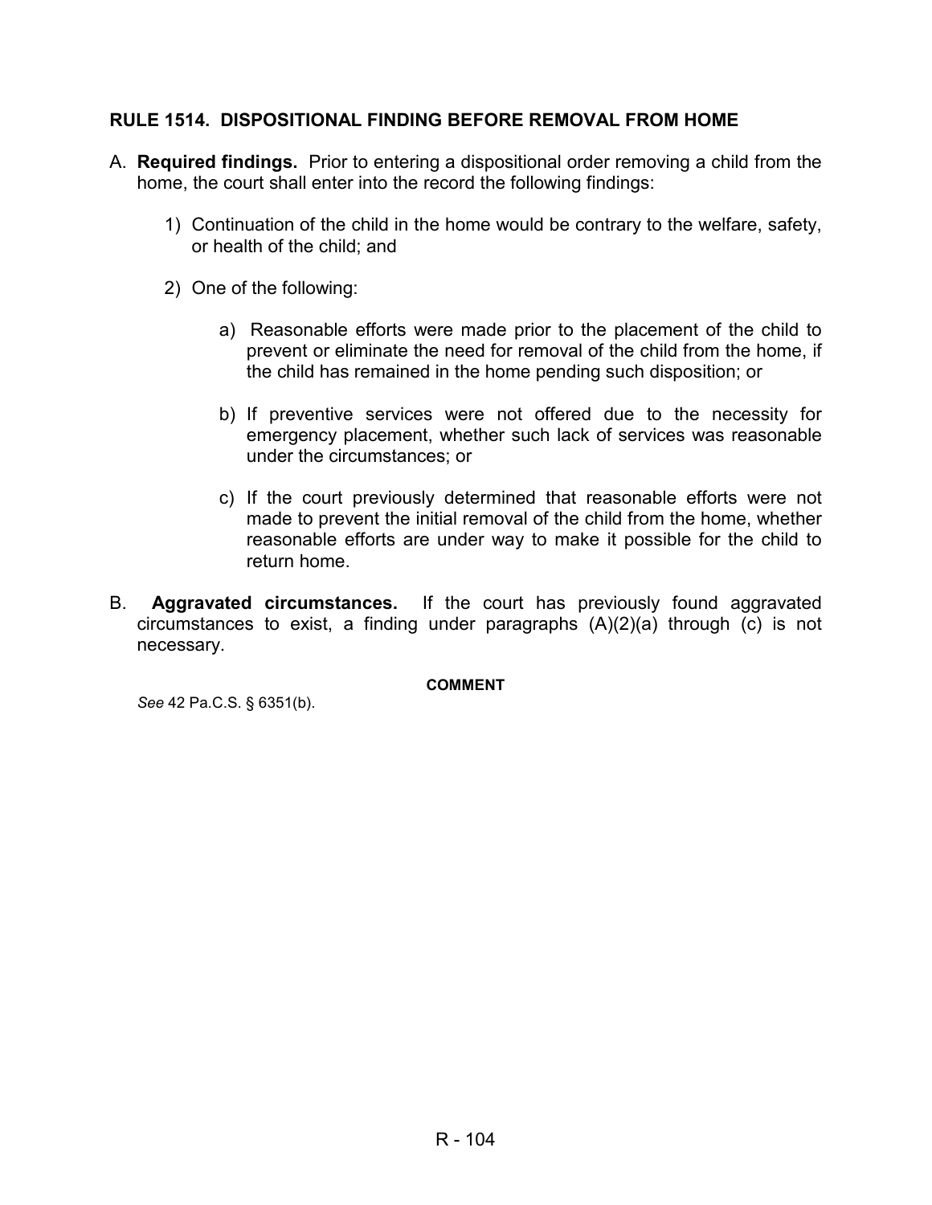## RULE 1514. DISPOSITIONAL FINDING BEFORE REMOVAL FROM HOME

A. **Required findings.** Prior to entering a dispositional order removing a child from the home, the court shall enter into the record the following findings:

   1) Continuation of the child in the home would be contrary to the welfare, safety, or health of the child; and

   2) One of the following:

      a) Reasonable efforts were made prior to the placement of the child to prevent or eliminate the need for removal of the child from the home, if the child has remained in the home pending such disposition; or

      b) If preventive services were not offered due to the necessity for emergency placement, whether such lack of services was reasonable under the circumstances; or

      c) If the court previously determined that reasonable efforts were not made to prevent the initial removal of the child from the home, whether reasonable efforts are under way to make it possible for the child to return home.

B. **Aggravated circumstances.** If the court has previously found aggravated circumstances to exist, a finding under paragraphs (A)(2)(a) through (c) is not necessary.

**COMMENT**

*See* 42 Pa.C.S. § 6351(b).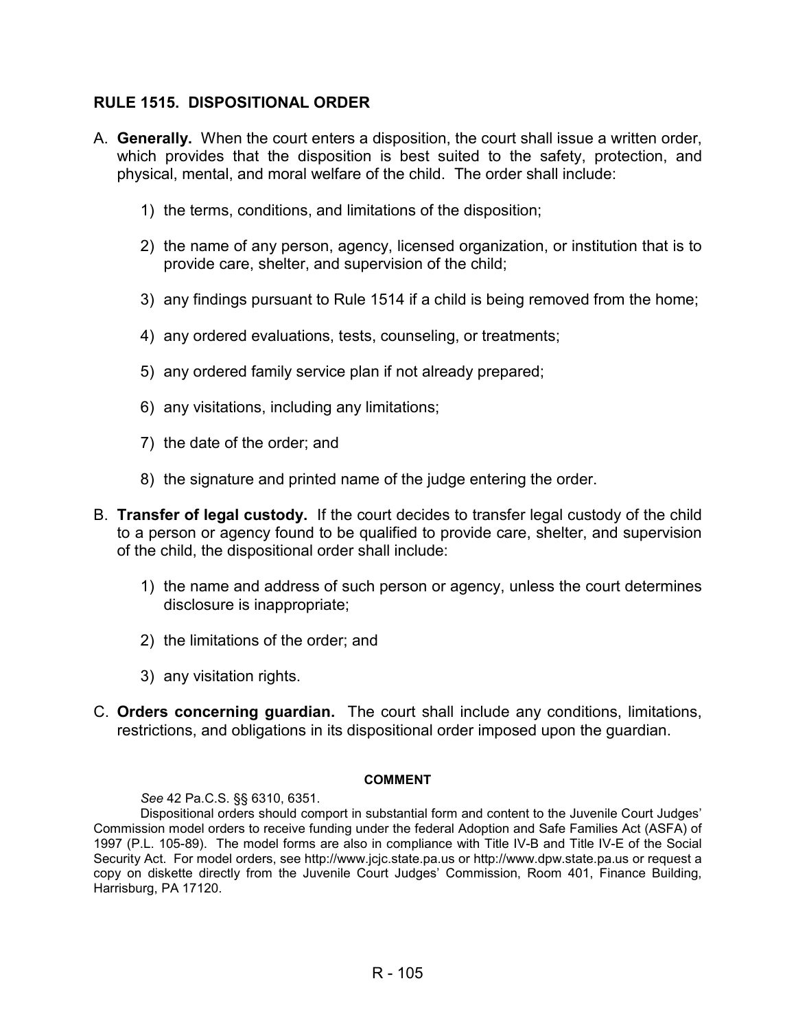## RULE 1515. DISPOSITIONAL ORDER

A. **Generally.** When the court enters a disposition, the court shall issue a written order, which provides that the disposition is best suited to the safety, protection, and physical, mental, and moral welfare of the child. The order shall include:

1) the terms, conditions, and limitations of the disposition;

2) the name of any person, agency, licensed organization, or institution that is to provide care, shelter, and supervision of the child;

3) any findings pursuant to Rule 1514 if a child is being removed from the home;

4) any ordered evaluations, tests, counseling, or treatments;

5) any ordered family service plan if not already prepared;

6) any visitations, including any limitations;

7) the date of the order; and

8) the signature and printed name of the judge entering the order.

B. **Transfer of legal custody.** If the court decides to transfer legal custody of the child to a person or agency found to be qualified to provide care, shelter, and supervision of the child, the dispositional order shall include:

1) the name and address of such person or agency, unless the court determines disclosure is inappropriate;

2) the limitations of the order; and

3) any visitation rights.

C. **Orders concerning guardian.** The court shall include any conditions, limitations, restrictions, and obligations in its dispositional order imposed upon the guardian.

**COMMENT**

*See* 42 Pa.C.S. §§ 6310, 6351.

Dispositional orders should comport in substantial form and content to the Juvenile Court Judges' Commission model orders to receive funding under the federal Adoption and Safe Families Act (ASFA) of 1997 (P.L. 105-89). The model forms are also in compliance with Title IV-B and Title IV-E of the Social Security Act. For model orders, see http://www.jcjc.state.pa.us or http://www.dpw.state.pa.us or request a copy on diskette directly from the Juvenile Court Judges' Commission, Room 401, Finance Building, Harrisburg, PA 17120.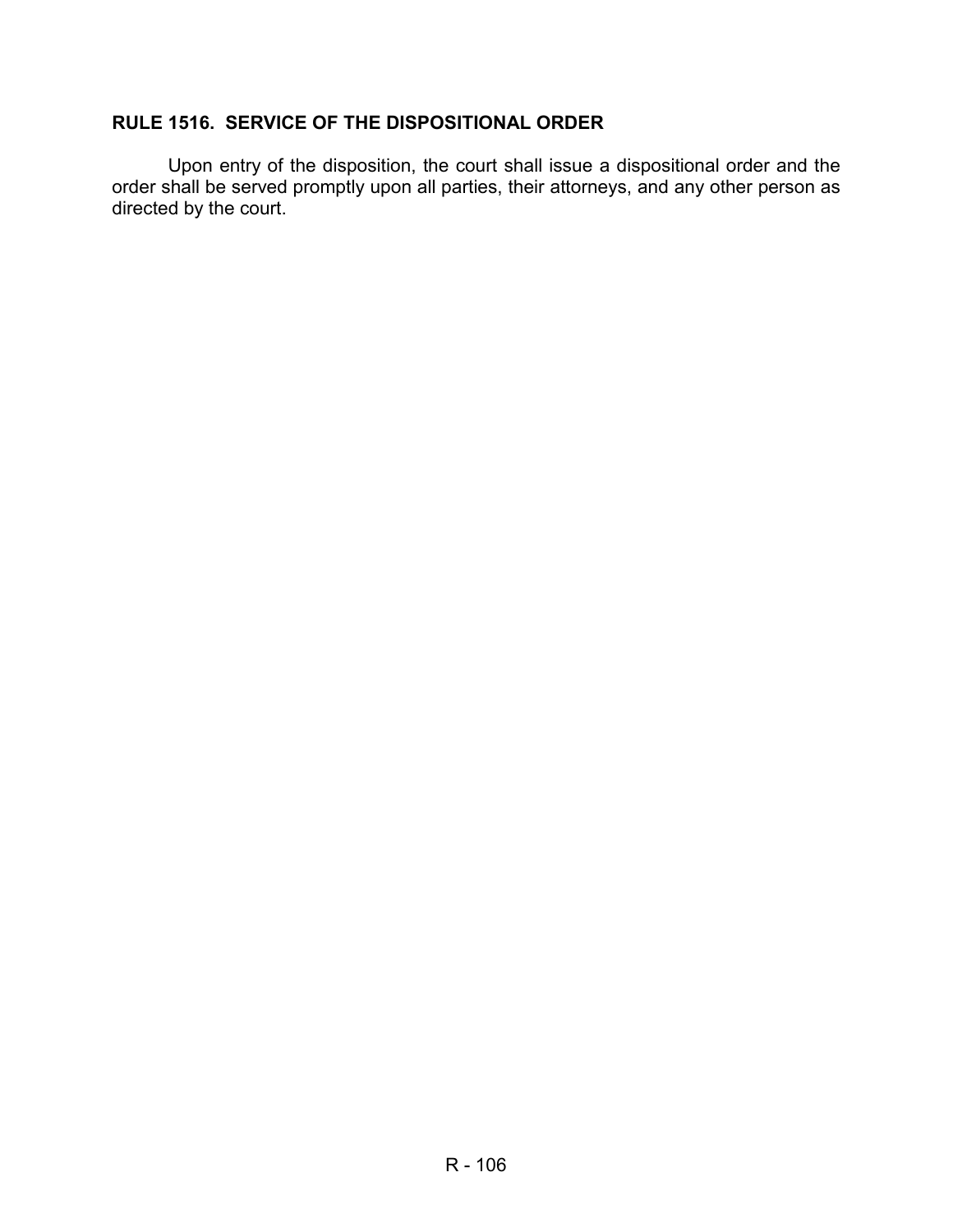## RULE 1516. SERVICE OF THE DISPOSITIONAL ORDER

Upon entry of the disposition, the court shall issue a dispositional order and the order shall be served promptly upon all parties, their attorneys, and any other person as directed by the court.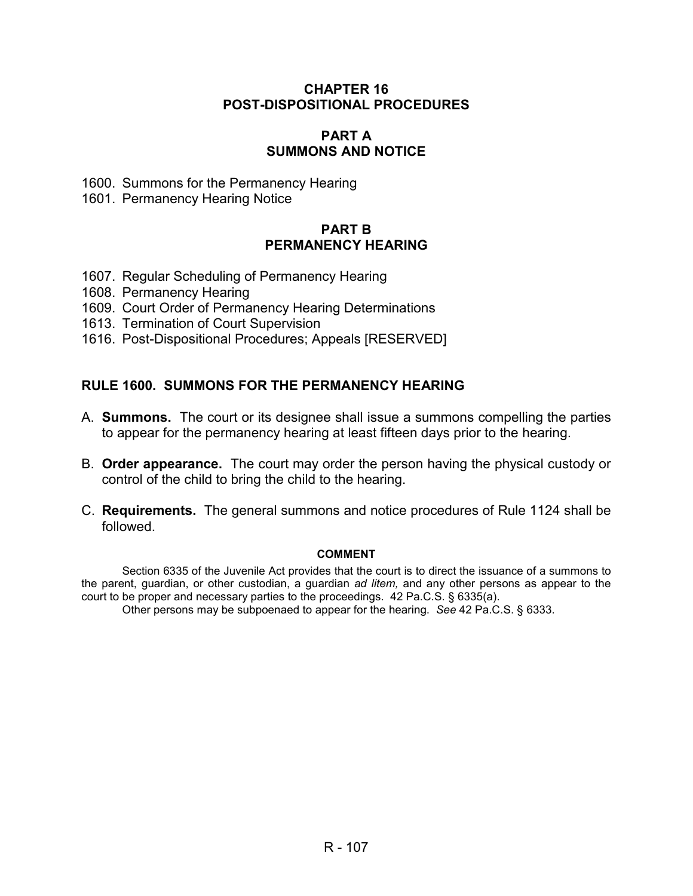# CHAPTER 16
# POST-DISPOSITIONAL PROCEDURES

## PART A
## SUMMONS AND NOTICE

1600. Summons for the Permanency Hearing
1601. Permanency Hearing Notice

## PART B
## PERMANENCY HEARING

1607. Regular Scheduling of Permanency Hearing
1608. Permanency Hearing
1609. Court Order of Permanency Hearing Determinations
1613. Termination of Court Supervision
1616. Post-Dispositional Procedures; Appeals [RESERVED]

## RULE 1600. SUMMONS FOR THE PERMANENCY HEARING

A. **Summons.** The court or its designee shall issue a summons compelling the parties to appear for the permanency hearing at least fifteen days prior to the hearing.

B. **Order appearance.** The court may order the person having the physical custody or control of the child to bring the child to the hearing.

C. **Requirements.** The general summons and notice procedures of Rule 1124 shall be followed.

#### COMMENT

Section 6335 of the Juvenile Act provides that the court is to direct the issuance of a summons to the parent, guardian, or other custodian, a guardian *ad litem,* and any other persons as appear to the court to be proper and necessary parties to the proceedings. 42 Pa.C.S. § 6335(a).

Other persons may be subpoenaed to appear for the hearing. *See* 42 Pa.C.S. § 6333.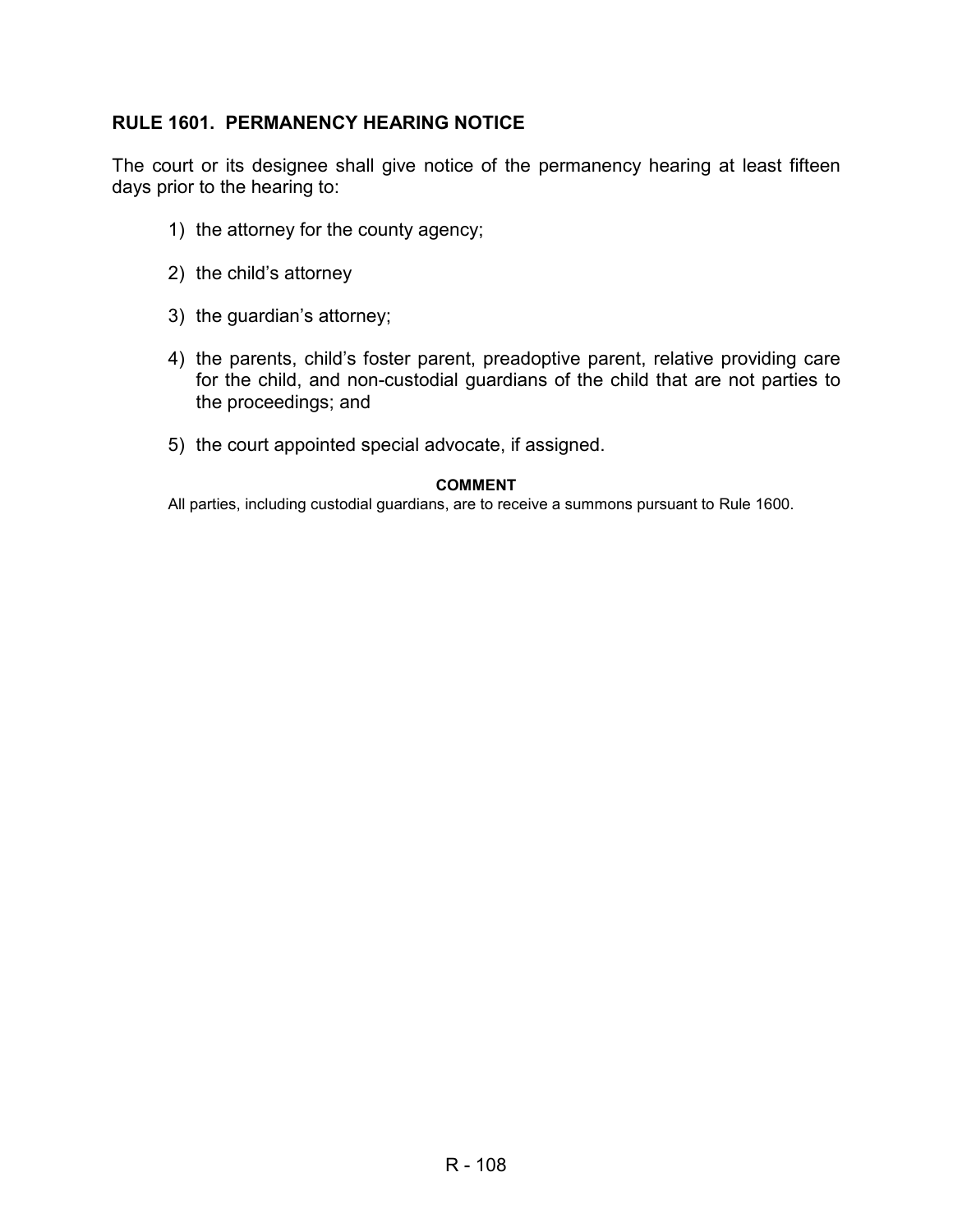## RULE 1601. PERMANENCY HEARING NOTICE

The court or its designee shall give notice of the permanency hearing at least fifteen days prior to the hearing to:

1) the attorney for the county agency;

2) the child's attorney

3) the guardian's attorney;

4) the parents, child's foster parent, preadoptive parent, relative providing care for the child, and non-custodial guardians of the child that are not parties to the proceedings; and

5) the court appointed special advocate, if assigned.

**COMMENT**

All parties, including custodial guardians, are to receive a summons pursuant to Rule 1600.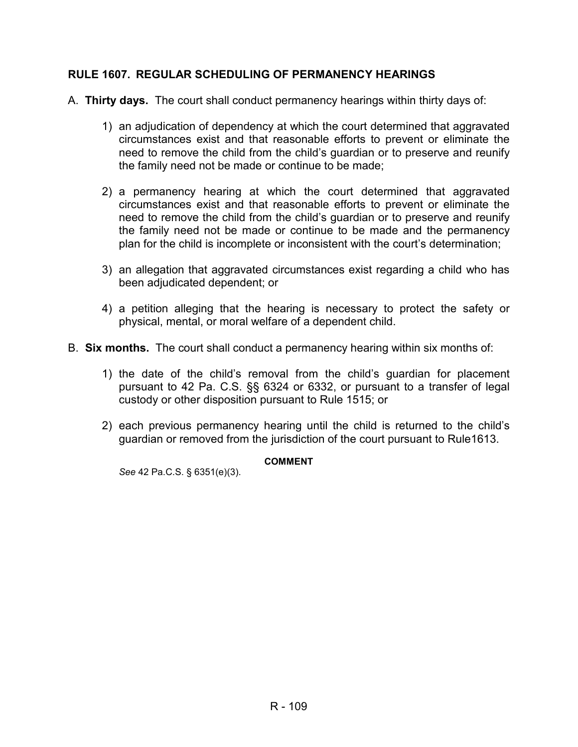## RULE 1607. REGULAR SCHEDULING OF PERMANENCY HEARINGS

A. **Thirty days.** The court shall conduct permanency hearings within thirty days of:

1) an adjudication of dependency at which the court determined that aggravated circumstances exist and that reasonable efforts to prevent or eliminate the need to remove the child from the child's guardian or to preserve and reunify the family need not be made or continue to be made;

2) a permanency hearing at which the court determined that aggravated circumstances exist and that reasonable efforts to prevent or eliminate the need to remove the child from the child's guardian or to preserve and reunify the family need not be made or continue to be made and the permanency plan for the child is incomplete or inconsistent with the court's determination;

3) an allegation that aggravated circumstances exist regarding a child who has been adjudicated dependent; or

4) a petition alleging that the hearing is necessary to protect the safety or physical, mental, or moral welfare of a dependent child.

B. **Six months.** The court shall conduct a permanency hearing within six months of:

1) the date of the child's removal from the child's guardian for placement pursuant to 42 Pa. C.S. §§ 6324 or 6332, or pursuant to a transfer of legal custody or other disposition pursuant to Rule 1515; or

2) each previous permanency hearing until the child is returned to the child's guardian or removed from the jurisdiction of the court pursuant to Rule1613.

**COMMENT**

*See* 42 Pa.C.S. § 6351(e)(3).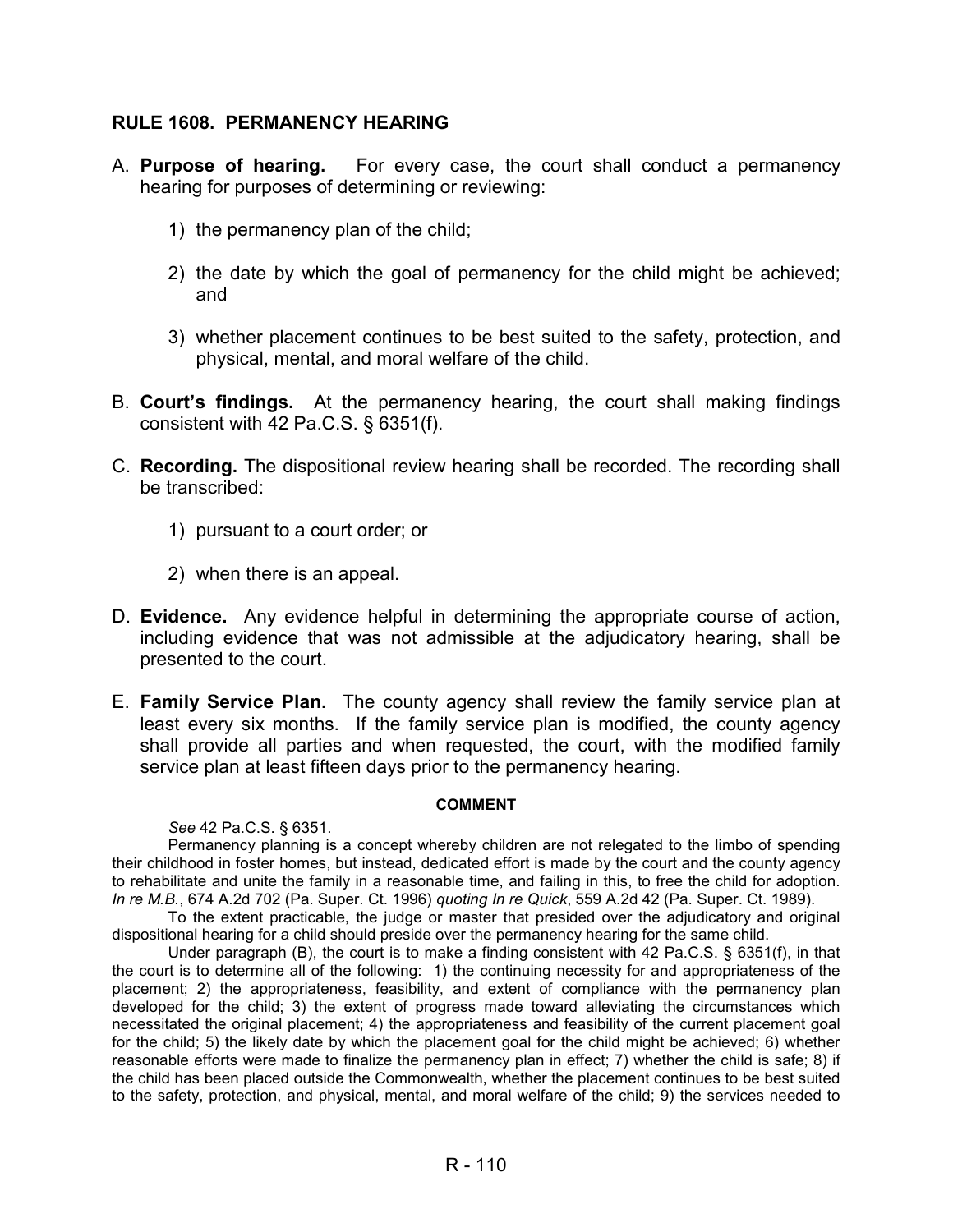## RULE 1608. PERMANENCY HEARING

A. **Purpose of hearing.** For every case, the court shall conduct a permanency hearing for purposes of determining or reviewing:

   1) the permanency plan of the child;

   2) the date by which the goal of permanency for the child might be achieved; and

   3) whether placement continues to be best suited to the safety, protection, and physical, mental, and moral welfare of the child.

B. **Court's findings.** At the permanency hearing, the court shall making findings consistent with 42 Pa.C.S. § 6351(f).

C. **Recording.** The dispositional review hearing shall be recorded. The recording shall be transcribed:

   1) pursuant to a court order; or

   2) when there is an appeal.

D. **Evidence.** Any evidence helpful in determining the appropriate course of action, including evidence that was not admissible at the adjudicatory hearing, shall be presented to the court.

E. **Family Service Plan.** The county agency shall review the family service plan at least every six months. If the family service plan is modified, the county agency shall provide all parties and when requested, the court, with the modified family service plan at least fifteen days prior to the permanency hearing.

**COMMENT**

*See* 42 Pa.C.S. § 6351.

Permanency planning is a concept whereby children are not relegated to the limbo of spending their childhood in foster homes, but instead, dedicated effort is made by the court and the county agency to rehabilitate and unite the family in a reasonable time, and failing in this, to free the child for adoption. *In re M.B.*, 674 A.2d 702 (Pa. Super. Ct. 1996) *quoting In re Quick*, 559 A.2d 42 (Pa. Super. Ct. 1989).

To the extent practicable, the judge or master that presided over the adjudicatory and original dispositional hearing for a child should preside over the permanency hearing for the same child.

Under paragraph (B), the court is to make a finding consistent with 42 Pa.C.S. § 6351(f), in that the court is to determine all of the following: 1) the continuing necessity for and appropriateness of the placement; 2) the appropriateness, feasibility, and extent of compliance with the permanency plan developed for the child; 3) the extent of progress made toward alleviating the circumstances which necessitated the original placement; 4) the appropriateness and feasibility of the current placement goal for the child; 5) the likely date by which the placement goal for the child might be achieved; 6) whether reasonable efforts were made to finalize the permanency plan in effect; 7) whether the child is safe; 8) if the child has been placed outside the Commonwealth, whether the placement continues to be best suited to the safety, protection, and physical, mental, and moral welfare of the child; 9) the services needed to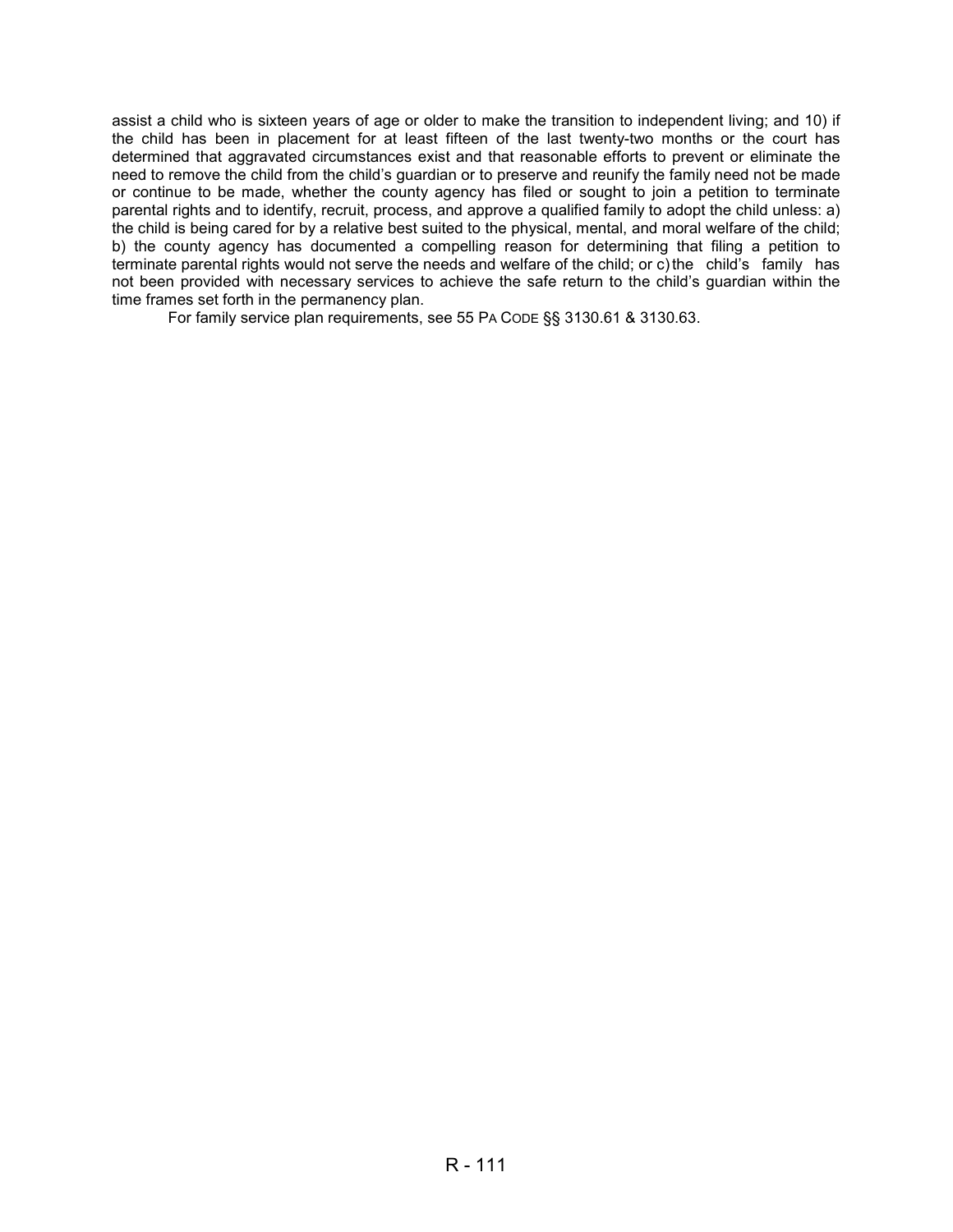assist a child who is sixteen years of age or older to make the transition to independent living; and 10) if the child has been in placement for at least fifteen of the last twenty-two months or the court has determined that aggravated circumstances exist and that reasonable efforts to prevent or eliminate the need to remove the child from the child's guardian or to preserve and reunify the family need not be made or continue to be made, whether the county agency has filed or sought to join a petition to terminate parental rights and to identify, recruit, process, and approve a qualified family to adopt the child unless: a) the child is being cared for by a relative best suited to the physical, mental, and moral welfare of the child; b) the county agency has documented a compelling reason for determining that filing a petition to terminate parental rights would not serve the needs and welfare of the child; or c) the child's family has not been provided with necessary services to achieve the safe return to the child's guardian within the time frames set forth in the permanency plan.

For family service plan requirements, see 55 PA CODE §§ 3130.61 & 3130.63.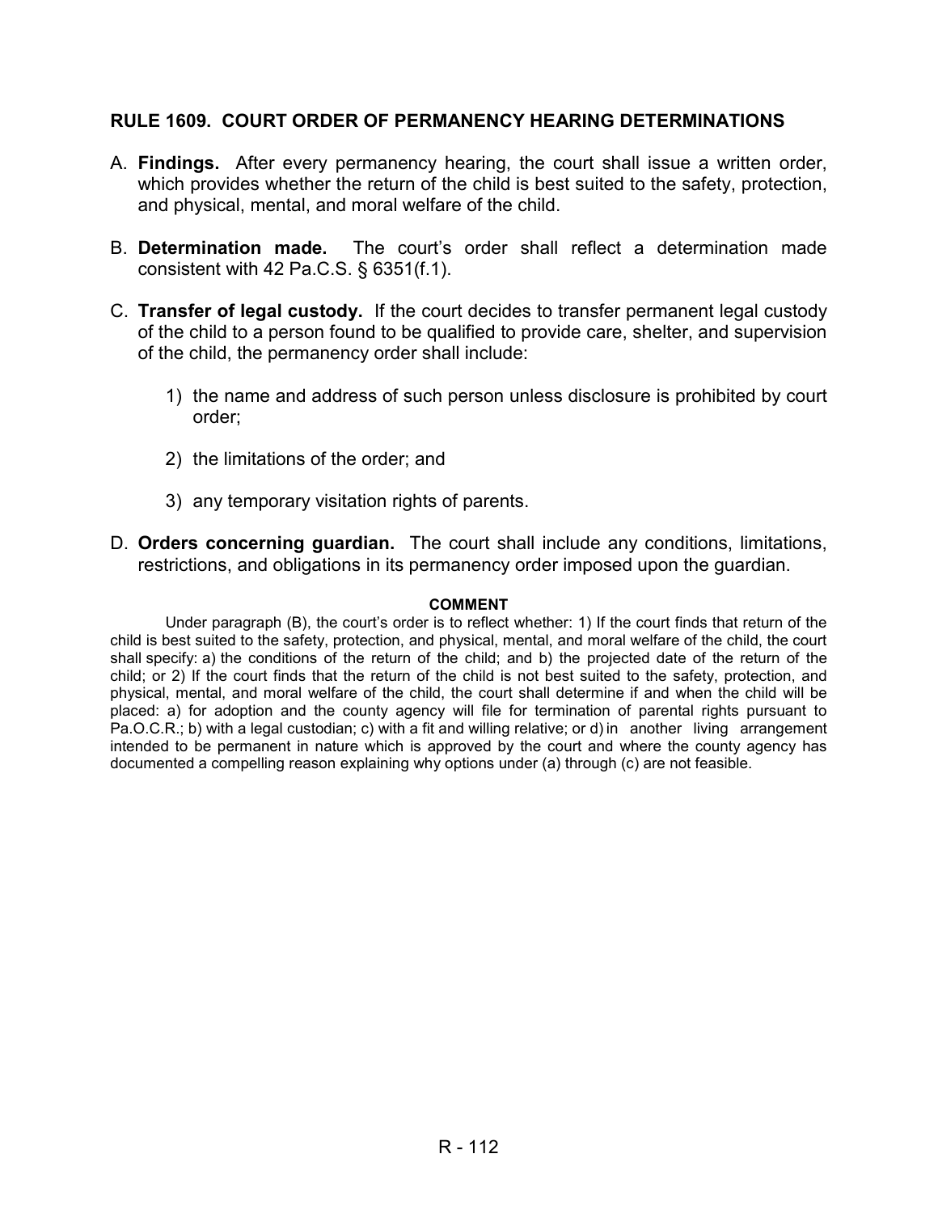## RULE 1609. COURT ORDER OF PERMANENCY HEARING DETERMINATIONS

A. **Findings.** After every permanency hearing, the court shall issue a written order, which provides whether the return of the child is best suited to the safety, protection, and physical, mental, and moral welfare of the child.

B. **Determination made.** The court's order shall reflect a determination made consistent with 42 Pa.C.S. § 6351(f.1).

C. **Transfer of legal custody.** If the court decides to transfer permanent legal custody of the child to a person found to be qualified to provide care, shelter, and supervision of the child, the permanency order shall include:

   1) the name and address of such person unless disclosure is prohibited by court order;

   2) the limitations of the order; and

   3) any temporary visitation rights of parents.

D. **Orders concerning guardian.** The court shall include any conditions, limitations, restrictions, and obligations in its permanency order imposed upon the guardian.

**COMMENT**

Under paragraph (B), the court's order is to reflect whether: 1) If the court finds that return of the child is best suited to the safety, protection, and physical, mental, and moral welfare of the child, the court shall specify: a) the conditions of the return of the child; and b) the projected date of the return of the child; or 2) If the court finds that the return of the child is not best suited to the safety, protection, and physical, mental, and moral welfare of the child, the court shall determine if and when the child will be placed: a) for adoption and the county agency will file for termination of parental rights pursuant to Pa.O.C.R.; b) with a legal custodian; c) with a fit and willing relative; or d) in another living arrangement intended to be permanent in nature which is approved by the court and where the county agency has documented a compelling reason explaining why options under (a) through (c) are not feasible.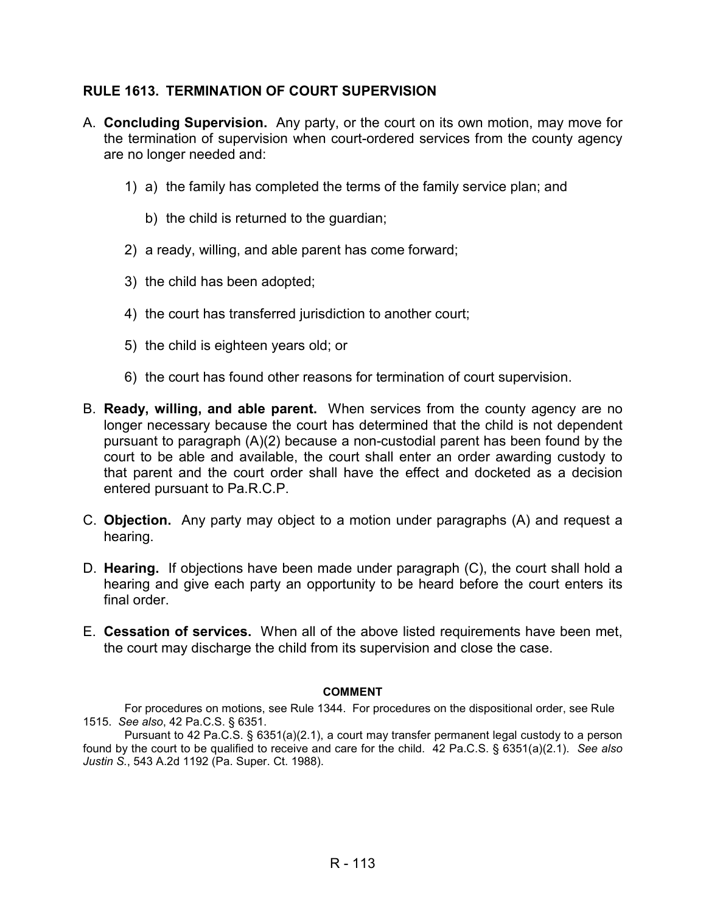## RULE 1613. TERMINATION OF COURT SUPERVISION

A. **Concluding Supervision.** Any party, or the court on its own motion, may move for the termination of supervision when court-ordered services from the county agency are no longer needed and:

   1) a) the family has completed the terms of the family service plan; and

      b) the child is returned to the guardian;

   2) a ready, willing, and able parent has come forward;

   3) the child has been adopted;

   4) the court has transferred jurisdiction to another court;

   5) the child is eighteen years old; or

   6) the court has found other reasons for termination of court supervision.

B. **Ready, willing, and able parent.** When services from the county agency are no longer necessary because the court has determined that the child is not dependent pursuant to paragraph (A)(2) because a non-custodial parent has been found by the court to be able and available, the court shall enter an order awarding custody to that parent and the court order shall have the effect and docketed as a decision entered pursuant to Pa.R.C.P.

C. **Objection.** Any party may object to a motion under paragraphs (A) and request a hearing.

D. **Hearing.** If objections have been made under paragraph (C), the court shall hold a hearing and give each party an opportunity to be heard before the court enters its final order.

E. **Cessation of services.** When all of the above listed requirements have been met, the court may discharge the child from its supervision and close the case.

**COMMENT**

For procedures on motions, see Rule 1344. For procedures on the dispositional order, see Rule 1515. *See also*, 42 Pa.C.S. § 6351.

Pursuant to 42 Pa.C.S. § 6351(a)(2.1), a court may transfer permanent legal custody to a person found by the court to be qualified to receive and care for the child. 42 Pa.C.S. § 6351(a)(2.1). *See also Justin S.*, 543 A.2d 1192 (Pa. Super. Ct. 1988).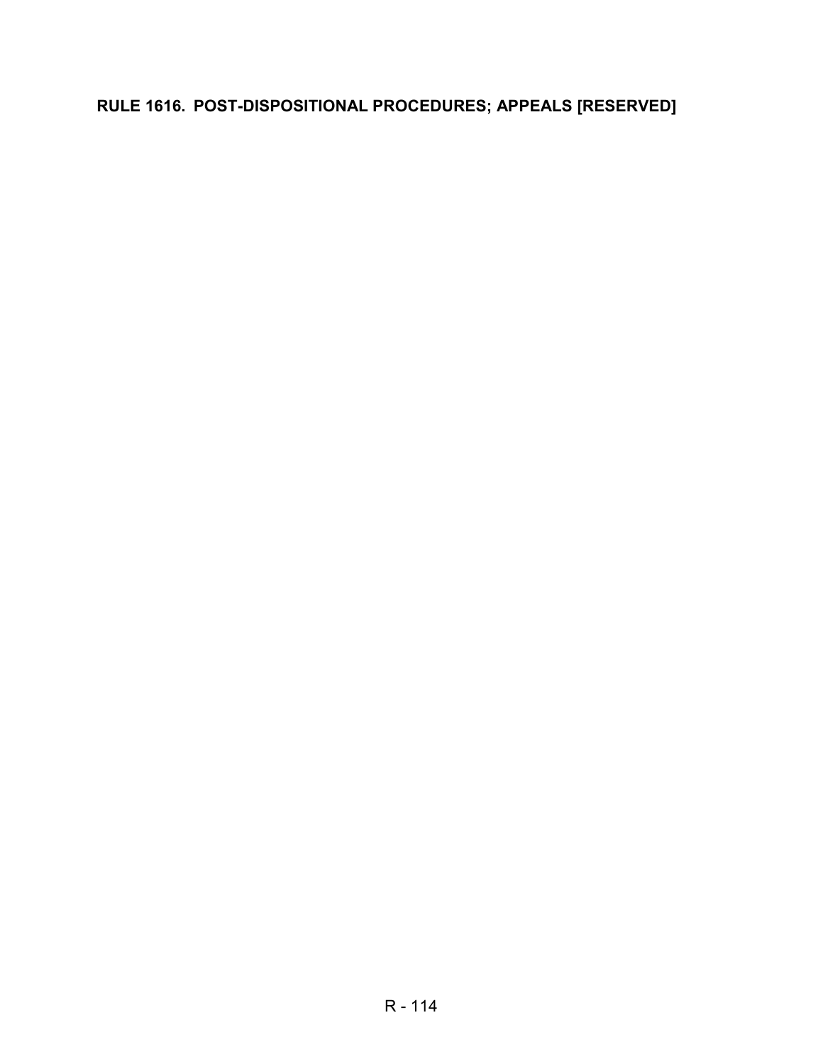## RULE 1616. POST-DISPOSITIONAL PROCEDURES; APPEALS [RESERVED]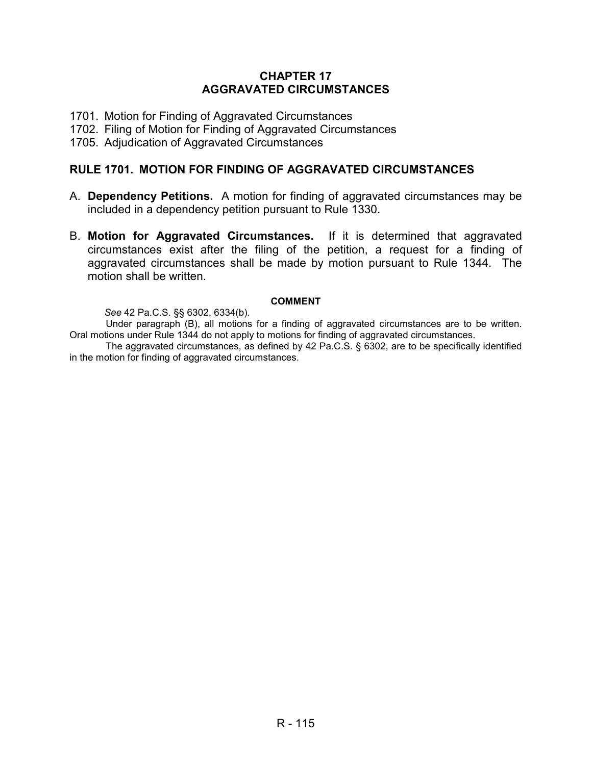# CHAPTER 17
# AGGRAVATED CIRCUMSTANCES

1701. Motion for Finding of Aggravated Circumstances
1702. Filing of Motion for Finding of Aggravated Circumstances
1705. Adjudication of Aggravated Circumstances

## RULE 1701. MOTION FOR FINDING OF AGGRAVATED CIRCUMSTANCES

A. **Dependency Petitions.** A motion for finding of aggravated circumstances may be included in a dependency petition pursuant to Rule 1330.

B. **Motion for Aggravated Circumstances.** If it is determined that aggravated circumstances exist after the filing of the petition, a request for a finding of aggravated circumstances shall be made by motion pursuant to Rule 1344. The motion shall be written.

**COMMENT**

*See* 42 Pa.C.S. §§ 6302, 6334(b).

Under paragraph (B), all motions for a finding of aggravated circumstances are to be written. Oral motions under Rule 1344 do not apply to motions for finding of aggravated circumstances.

The aggravated circumstances, as defined by 42 Pa.C.S. § 6302, are to be specifically identified in the motion for finding of aggravated circumstances.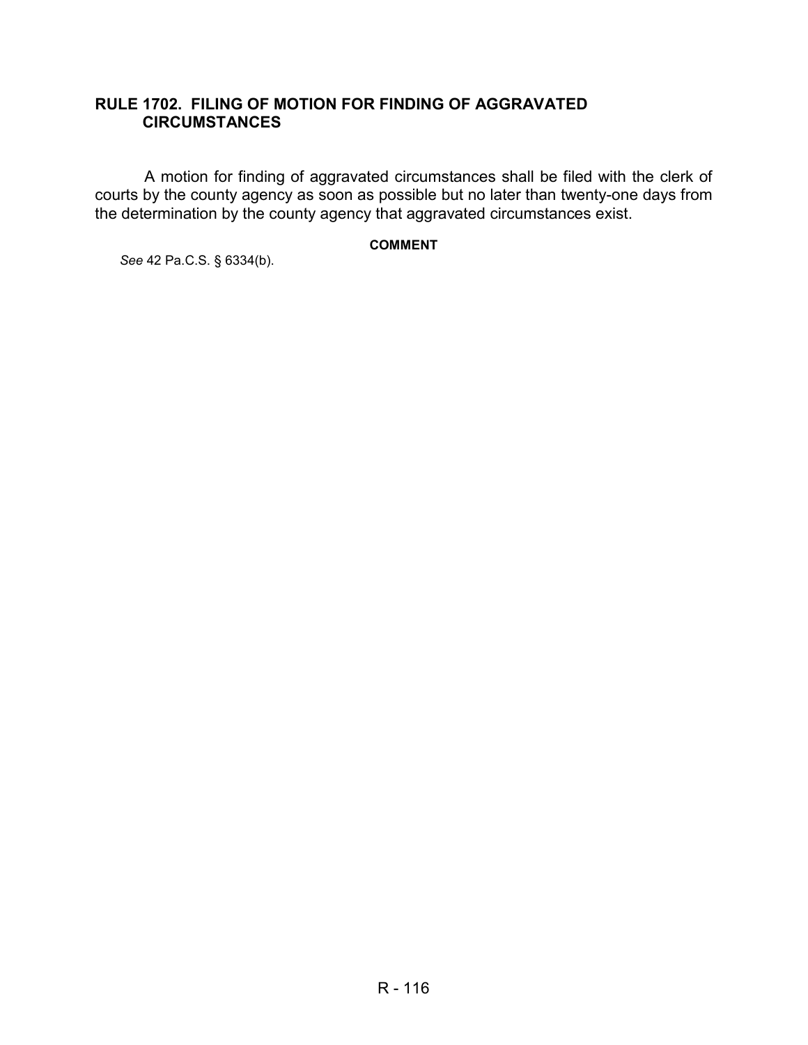## RULE 1702. FILING OF MOTION FOR FINDING OF AGGRAVATED CIRCUMSTANCES

A motion for finding of aggravated circumstances shall be filed with the clerk of courts by the county agency as soon as possible but no later than twenty-one days from the determination by the county agency that aggravated circumstances exist.

**COMMENT**

*See* 42 Pa.C.S. § 6334(b).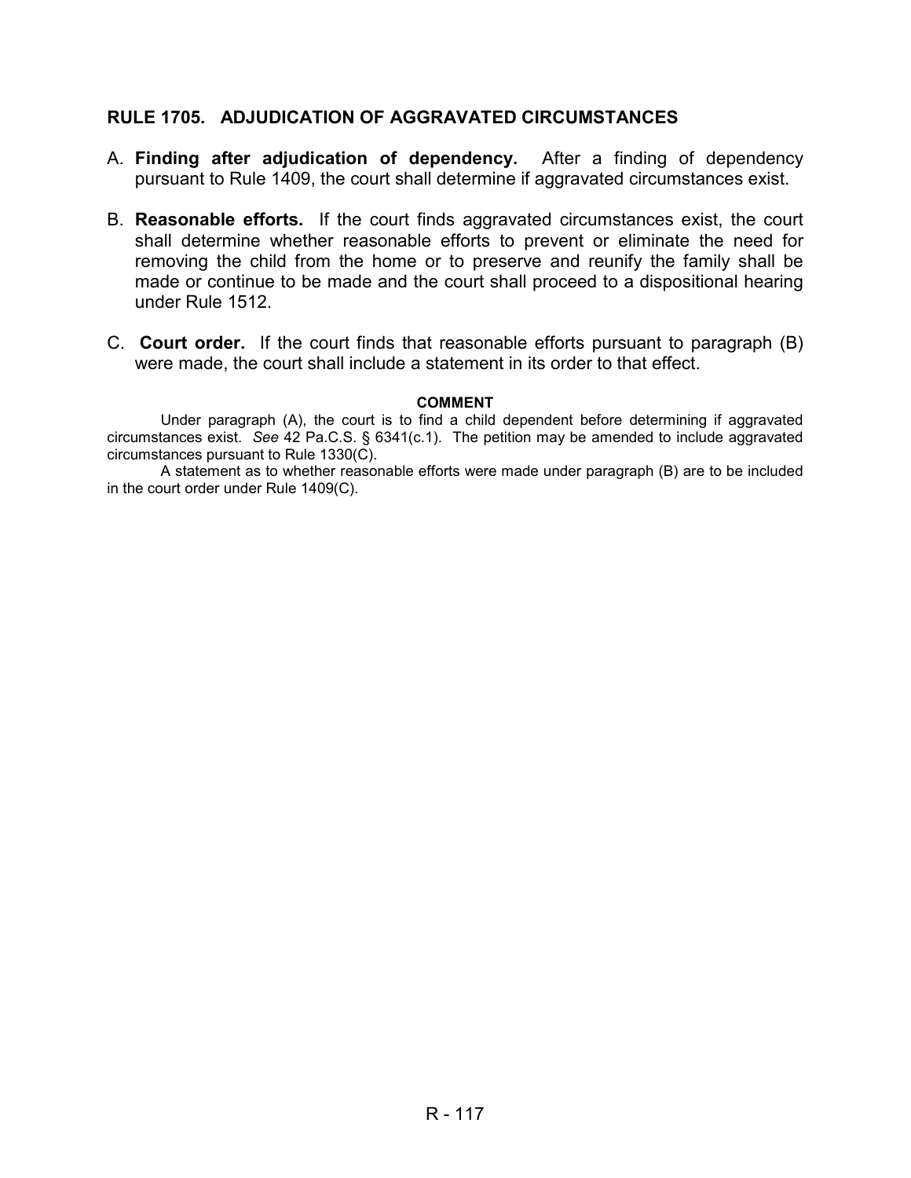## RULE 1705. ADJUDICATION OF AGGRAVATED CIRCUMSTANCES

A. **Finding after adjudication of dependency.** After a finding of dependency pursuant to Rule 1409, the court shall determine if aggravated circumstances exist.

B. **Reasonable efforts.** If the court finds aggravated circumstances exist, the court shall determine whether reasonable efforts to prevent or eliminate the need for removing the child from the home or to preserve and reunify the family shall be made or continue to be made and the court shall proceed to a dispositional hearing under Rule 1512.

C. **Court order.** If the court finds that reasonable efforts pursuant to paragraph (B) were made, the court shall include a statement in its order to that effect.

**COMMENT**

Under paragraph (A), the court is to find a child dependent before determining if aggravated circumstances exist. *See* 42 Pa.C.S. § 6341(c.1). The petition may be amended to include aggravated circumstances pursuant to Rule 1330(C).

A statement as to whether reasonable efforts were made under paragraph (B) are to be included in the court order under Rule 1409(C).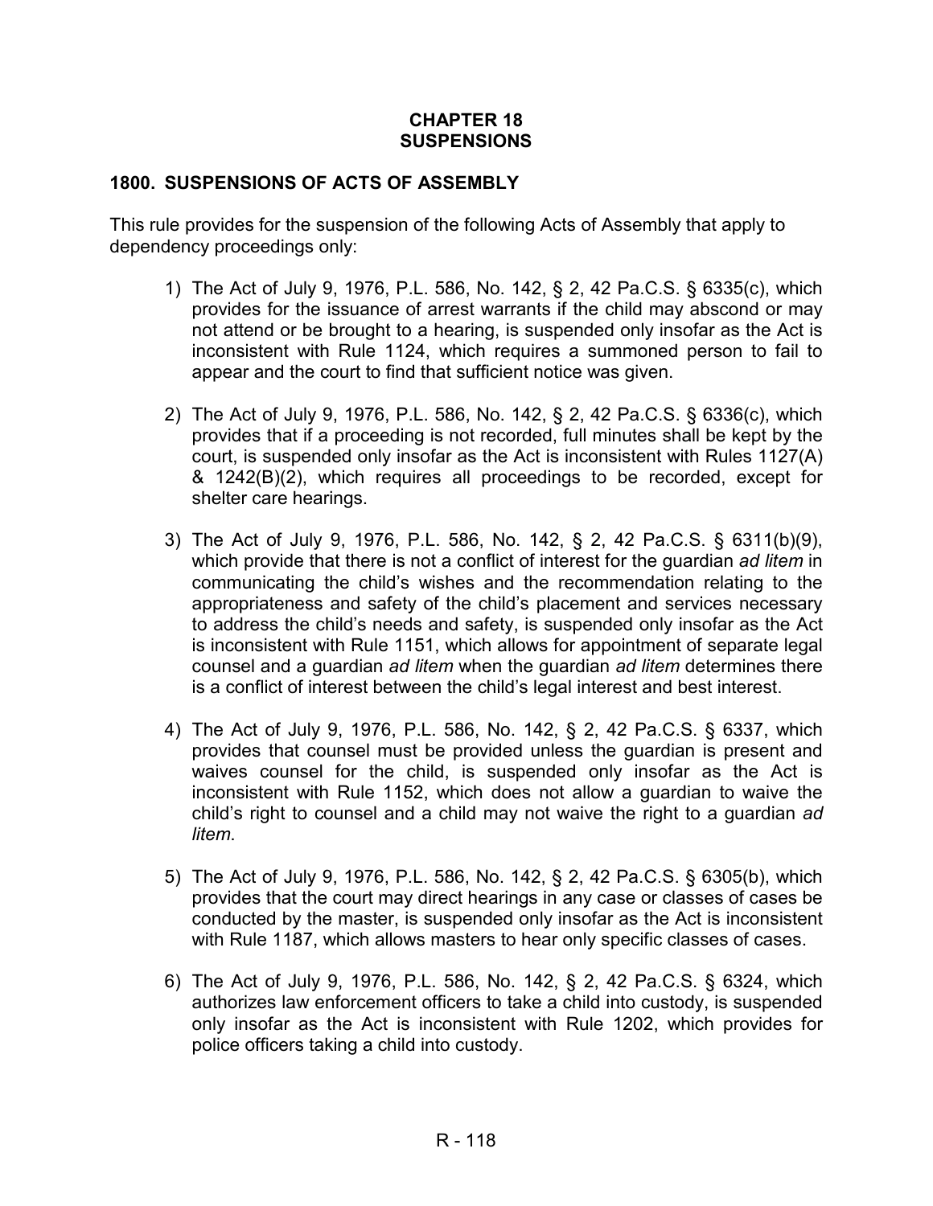# CHAPTER 18
# SUSPENSIONS

## 1800. SUSPENSIONS OF ACTS OF ASSEMBLY

This rule provides for the suspension of the following Acts of Assembly that apply to dependency proceedings only:

1) The Act of July 9, 1976, P.L. 586, No. 142, § 2, 42 Pa.C.S. § 6335(c), which provides for the issuance of arrest warrants if the child may abscond or may not attend or be brought to a hearing, is suspended only insofar as the Act is inconsistent with Rule 1124, which requires a summoned person to fail to appear and the court to find that sufficient notice was given.

2) The Act of July 9, 1976, P.L. 586, No. 142, § 2, 42 Pa.C.S. § 6336(c), which provides that if a proceeding is not recorded, full minutes shall be kept by the court, is suspended only insofar as the Act is inconsistent with Rules 1127(A) & 1242(B)(2), which requires all proceedings to be recorded, except for shelter care hearings.

3) The Act of July 9, 1976, P.L. 586, No. 142, § 2, 42 Pa.C.S. § 6311(b)(9), which provide that there is not a conflict of interest for the guardian *ad litem* in communicating the child's wishes and the recommendation relating to the appropriateness and safety of the child's placement and services necessary to address the child's needs and safety, is suspended only insofar as the Act is inconsistent with Rule 1151, which allows for appointment of separate legal counsel and a guardian *ad litem* when the guardian *ad litem* determines there is a conflict of interest between the child's legal interest and best interest.

4) The Act of July 9, 1976, P.L. 586, No. 142, § 2, 42 Pa.C.S. § 6337, which provides that counsel must be provided unless the guardian is present and waives counsel for the child, is suspended only insofar as the Act is inconsistent with Rule 1152, which does not allow a guardian to waive the child's right to counsel and a child may not waive the right to a guardian *ad litem*.

5) The Act of July 9, 1976, P.L. 586, No. 142, § 2, 42 Pa.C.S. § 6305(b), which provides that the court may direct hearings in any case or classes of cases be conducted by the master, is suspended only insofar as the Act is inconsistent with Rule 1187, which allows masters to hear only specific classes of cases.

6) The Act of July 9, 1976, P.L. 586, No. 142, § 2, 42 Pa.C.S. § 6324, which authorizes law enforcement officers to take a child into custody, is suspended only insofar as the Act is inconsistent with Rule 1202, which provides for police officers taking a child into custody.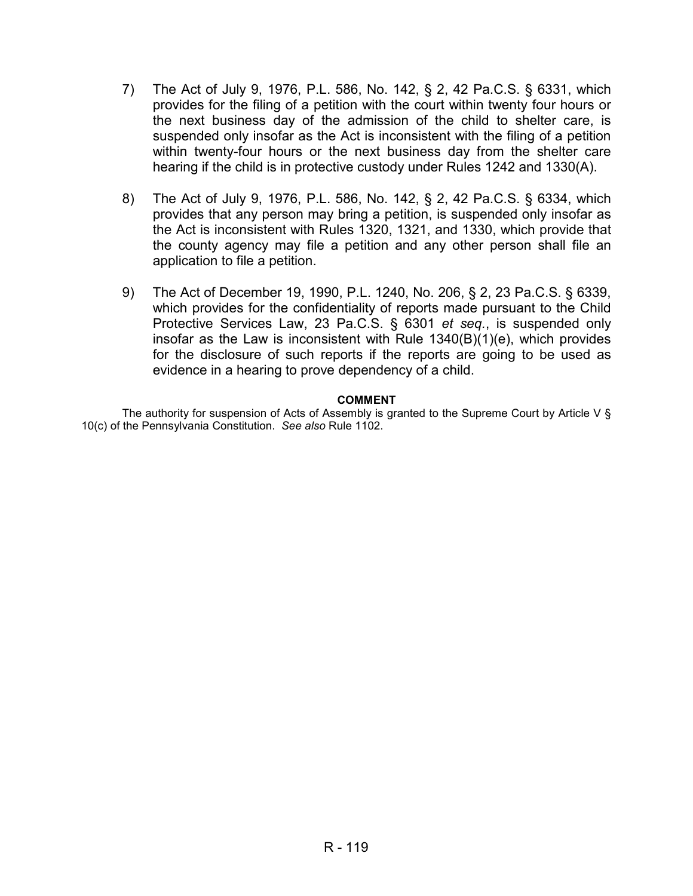7) The Act of July 9, 1976, P.L. 586, No. 142, § 2, 42 Pa.C.S. § 6331, which provides for the filing of a petition with the court within twenty four hours or the next business day of the admission of the child to shelter care, is suspended only insofar as the Act is inconsistent with the filing of a petition within twenty-four hours or the next business day from the shelter care hearing if the child is in protective custody under Rules 1242 and 1330(A).

8) The Act of July 9, 1976, P.L. 586, No. 142, § 2, 42 Pa.C.S. § 6334, which provides that any person may bring a petition, is suspended only insofar as the Act is inconsistent with Rules 1320, 1321, and 1330, which provide that the county agency may file a petition and any other person shall file an application to file a petition.

9) The Act of December 19, 1990, P.L. 1240, No. 206, § 2, 23 Pa.C.S. § 6339, which provides for the confidentiality of reports made pursuant to the Child Protective Services Law, 23 Pa.C.S. § 6301 *et seq.*, is suspended only insofar as the Law is inconsistent with Rule 1340(B)(1)(e), which provides for the disclosure of such reports if the reports are going to be used as evidence in a hearing to prove dependency of a child.

**COMMENT**

The authority for suspension of Acts of Assembly is granted to the Supreme Court by Article V § 10(c) of the Pennsylvania Constitution. *See also* Rule 1102.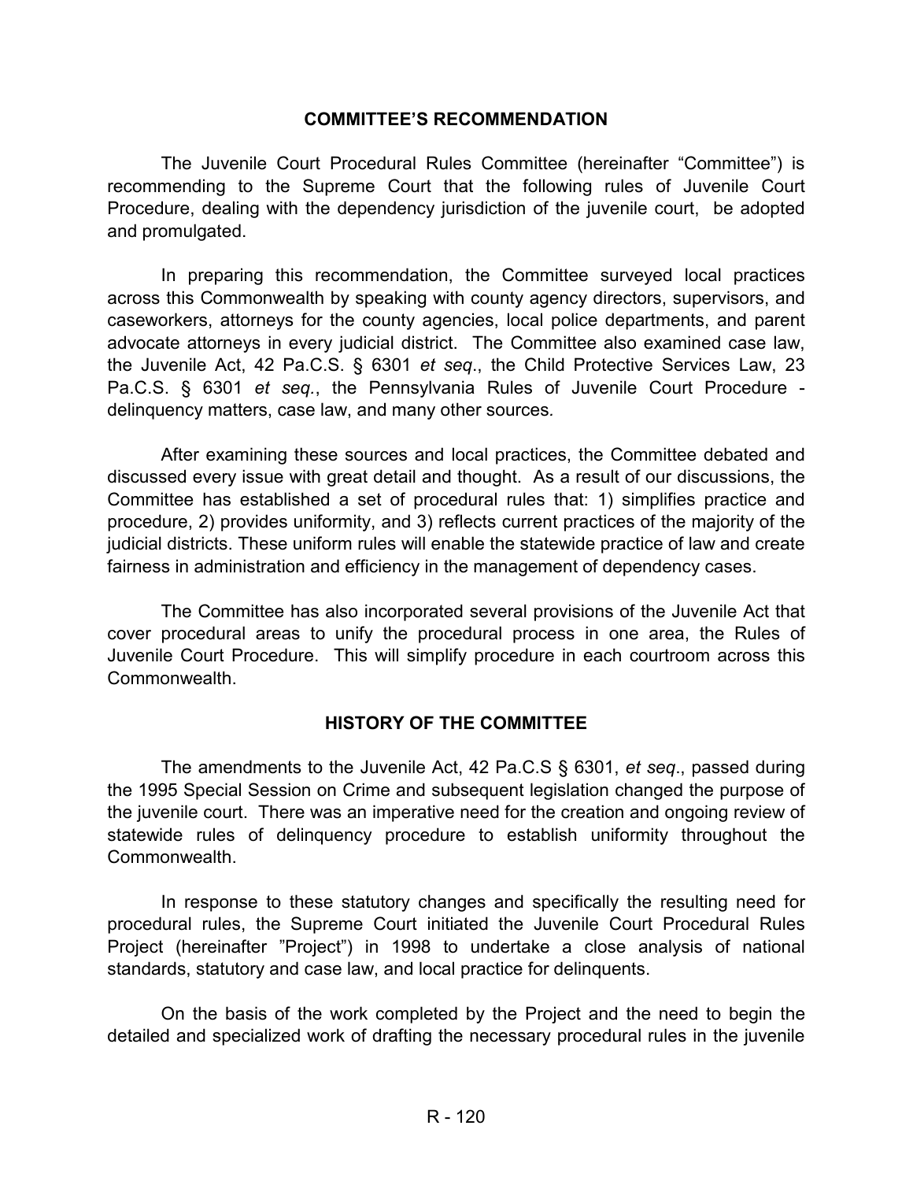## COMMITTEE'S RECOMMENDATION

The Juvenile Court Procedural Rules Committee (hereinafter "Committee") is recommending to the Supreme Court that the following rules of Juvenile Court Procedure, dealing with the dependency jurisdiction of the juvenile court, be adopted and promulgated.

In preparing this recommendation, the Committee surveyed local practices across this Commonwealth by speaking with county agency directors, supervisors, and caseworkers, attorneys for the county agencies, local police departments, and parent advocate attorneys in every judicial district. The Committee also examined case law, the Juvenile Act, 42 Pa.C.S. § 6301 *et seq*., the Child Protective Services Law, 23 Pa.C.S. § 6301 *et seq.*, the Pennsylvania Rules of Juvenile Court Procedure - delinquency matters, case law, and many other sources*.*

After examining these sources and local practices, the Committee debated and discussed every issue with great detail and thought. As a result of our discussions, the Committee has established a set of procedural rules that: 1) simplifies practice and procedure, 2) provides uniformity, and 3) reflects current practices of the majority of the judicial districts. These uniform rules will enable the statewide practice of law and create fairness in administration and efficiency in the management of dependency cases.

The Committee has also incorporated several provisions of the Juvenile Act that cover procedural areas to unify the procedural process in one area, the Rules of Juvenile Court Procedure. This will simplify procedure in each courtroom across this Commonwealth.

## HISTORY OF THE COMMITTEE

The amendments to the Juvenile Act, 42 Pa.C.S § 6301, *et seq*., passed during the 1995 Special Session on Crime and subsequent legislation changed the purpose of the juvenile court. There was an imperative need for the creation and ongoing review of statewide rules of delinquency procedure to establish uniformity throughout the Commonwealth.

In response to these statutory changes and specifically the resulting need for procedural rules, the Supreme Court initiated the Juvenile Court Procedural Rules Project (hereinafter "Project") in 1998 to undertake a close analysis of national standards, statutory and case law, and local practice for delinquents.

On the basis of the work completed by the Project and the need to begin the detailed and specialized work of drafting the necessary procedural rules in the juvenile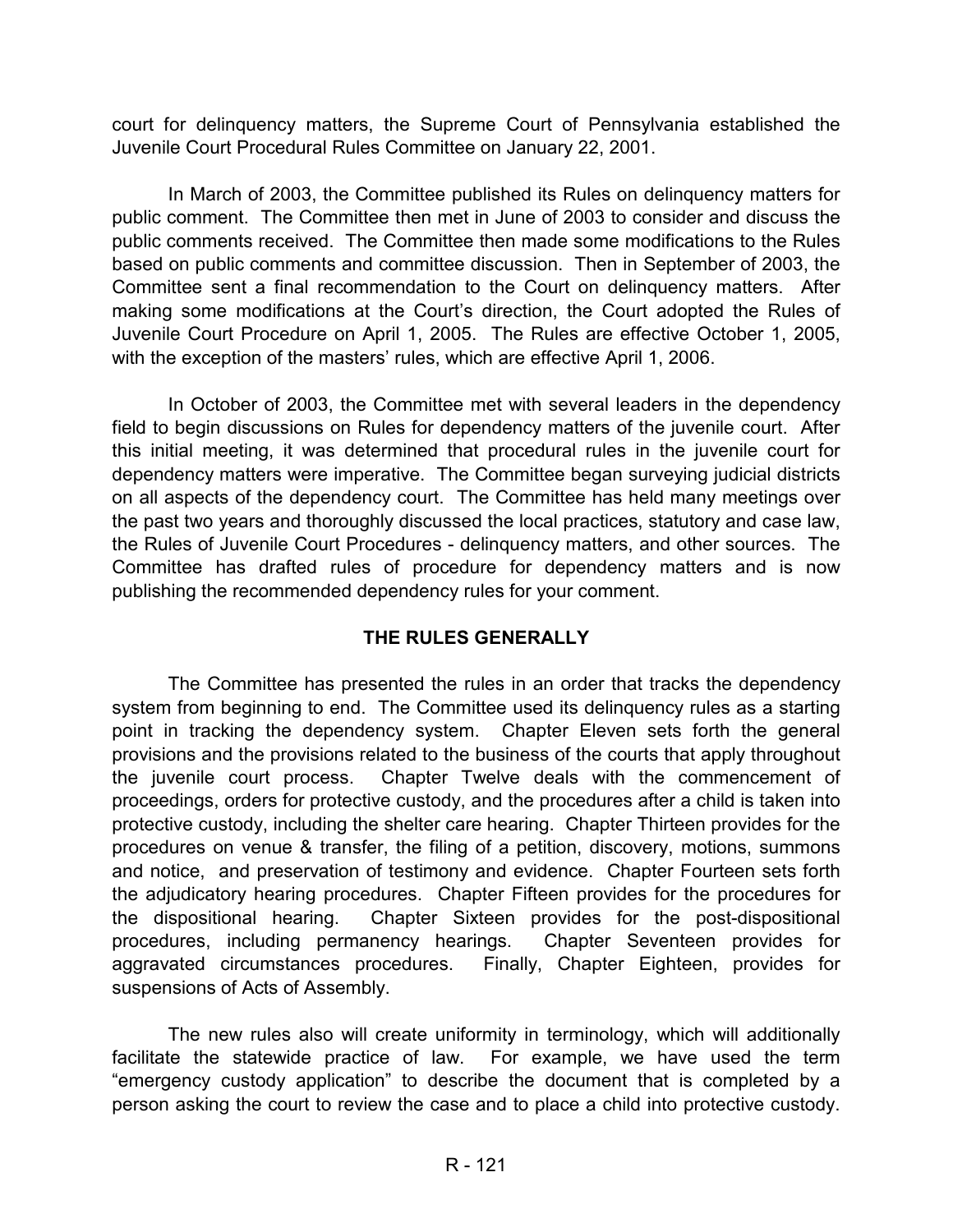court for delinquency matters, the Supreme Court of Pennsylvania established the Juvenile Court Procedural Rules Committee on January 22, 2001.

In March of 2003, the Committee published its Rules on delinquency matters for public comment. The Committee then met in June of 2003 to consider and discuss the public comments received. The Committee then made some modifications to the Rules based on public comments and committee discussion. Then in September of 2003, the Committee sent a final recommendation to the Court on delinquency matters. After making some modifications at the Court's direction, the Court adopted the Rules of Juvenile Court Procedure on April 1, 2005. The Rules are effective October 1, 2005, with the exception of the masters' rules, which are effective April 1, 2006.

In October of 2003, the Committee met with several leaders in the dependency field to begin discussions on Rules for dependency matters of the juvenile court. After this initial meeting, it was determined that procedural rules in the juvenile court for dependency matters were imperative. The Committee began surveying judicial districts on all aspects of the dependency court. The Committee has held many meetings over the past two years and thoroughly discussed the local practices, statutory and case law, the Rules of Juvenile Court Procedures - delinquency matters, and other sources. The Committee has drafted rules of procedure for dependency matters and is now publishing the recommended dependency rules for your comment.

## THE RULES GENERALLY

The Committee has presented the rules in an order that tracks the dependency system from beginning to end. The Committee used its delinquency rules as a starting point in tracking the dependency system. Chapter Eleven sets forth the general provisions and the provisions related to the business of the courts that apply throughout the juvenile court process. Chapter Twelve deals with the commencement of proceedings, orders for protective custody, and the procedures after a child is taken into protective custody, including the shelter care hearing. Chapter Thirteen provides for the procedures on venue & transfer, the filing of a petition, discovery, motions, summons and notice, and preservation of testimony and evidence. Chapter Fourteen sets forth the adjudicatory hearing procedures. Chapter Fifteen provides for the procedures for the dispositional hearing. Chapter Sixteen provides for the post-dispositional procedures, including permanency hearings. Chapter Seventeen provides for aggravated circumstances procedures. Finally, Chapter Eighteen, provides for suspensions of Acts of Assembly.

The new rules also will create uniformity in terminology, which will additionally facilitate the statewide practice of law. For example, we have used the term "emergency custody application" to describe the document that is completed by a person asking the court to review the case and to place a child into protective custody.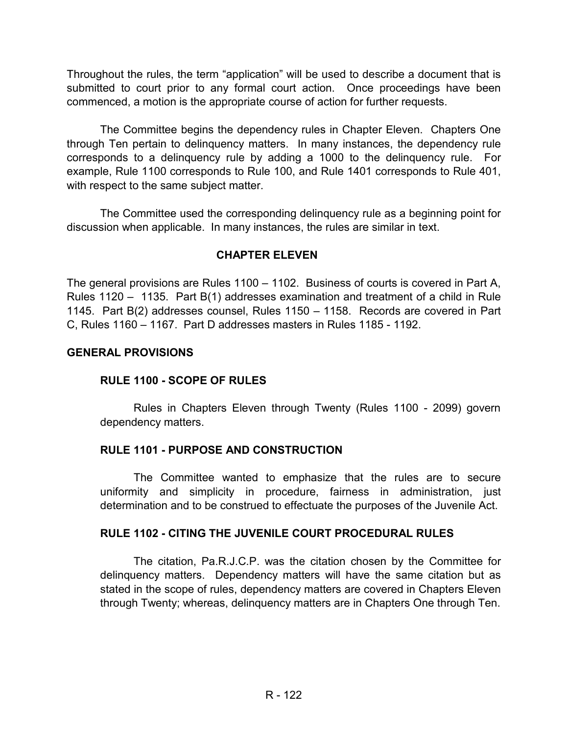Throughout the rules, the term "application" will be used to describe a document that is submitted to court prior to any formal court action. Once proceedings have been commenced, a motion is the appropriate course of action for further requests.

The Committee begins the dependency rules in Chapter Eleven. Chapters One through Ten pertain to delinquency matters. In many instances, the dependency rule corresponds to a delinquency rule by adding a 1000 to the delinquency rule. For example, Rule 1100 corresponds to Rule 100, and Rule 1401 corresponds to Rule 401, with respect to the same subject matter.

The Committee used the corresponding delinquency rule as a beginning point for discussion when applicable. In many instances, the rules are similar in text.

## CHAPTER ELEVEN

The general provisions are Rules 1100 – 1102. Business of courts is covered in Part A, Rules 1120 – 1135. Part B(1) addresses examination and treatment of a child in Rule 1145. Part B(2) addresses counsel, Rules 1150 – 1158. Records are covered in Part C, Rules 1160 – 1167. Part D addresses masters in Rules 1185 - 1192.

### GENERAL PROVISIONS

#### RULE 1100 - SCOPE OF RULES

Rules in Chapters Eleven through Twenty (Rules 1100 - 2099) govern dependency matters.

#### RULE 1101 - PURPOSE AND CONSTRUCTION

The Committee wanted to emphasize that the rules are to secure uniformity and simplicity in procedure, fairness in administration, just determination and to be construed to effectuate the purposes of the Juvenile Act.

#### RULE 1102 - CITING THE JUVENILE COURT PROCEDURAL RULES

The citation, Pa.R.J.C.P. was the citation chosen by the Committee for delinquency matters. Dependency matters will have the same citation but as stated in the scope of rules, dependency matters are covered in Chapters Eleven through Twenty; whereas, delinquency matters are in Chapters One through Ten.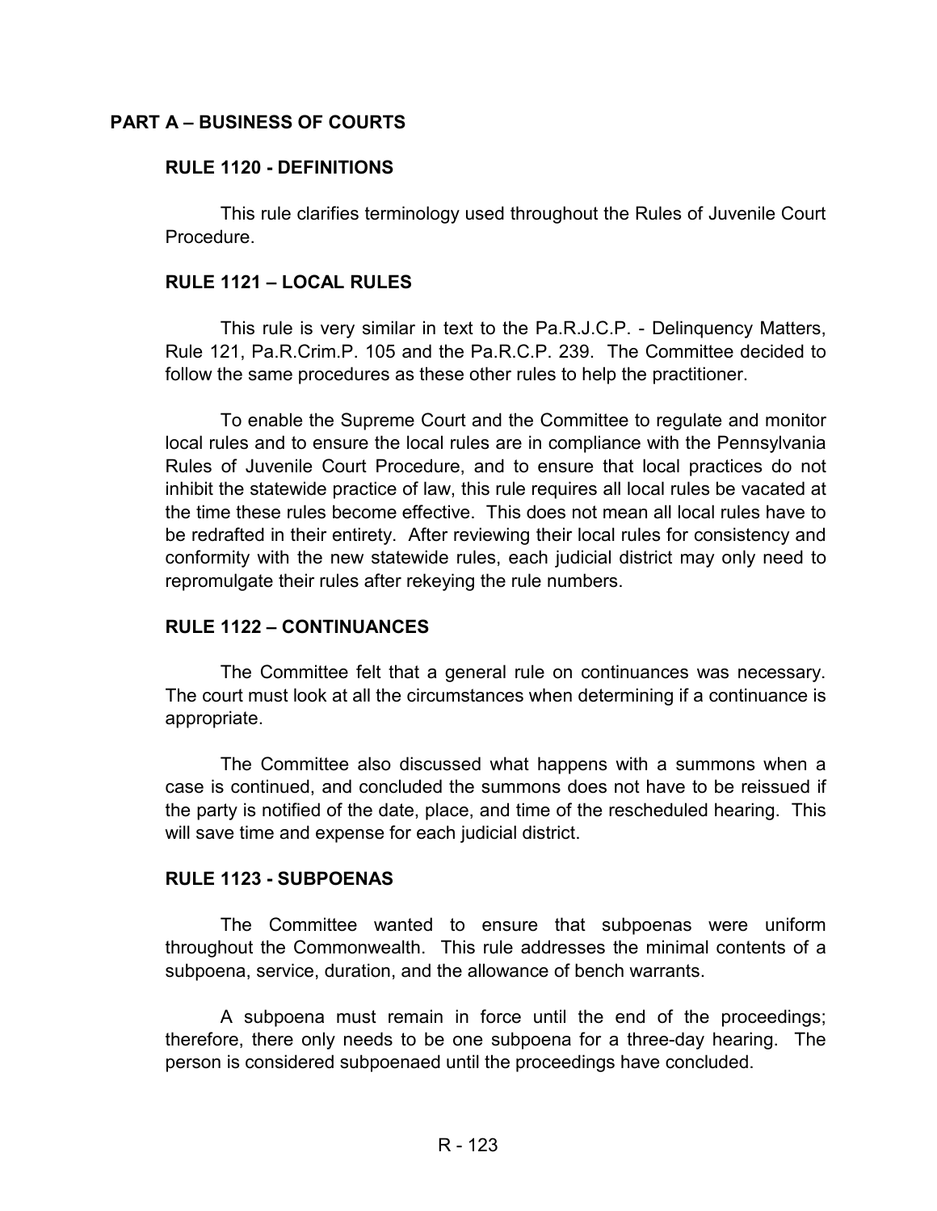## PART A – BUSINESS OF COURTS

### RULE 1120 - DEFINITIONS

This rule clarifies terminology used throughout the Rules of Juvenile Court Procedure.

### RULE 1121 – LOCAL RULES

This rule is very similar in text to the Pa.R.J.C.P. - Delinquency Matters, Rule 121, Pa.R.Crim.P. 105 and the Pa.R.C.P. 239. The Committee decided to follow the same procedures as these other rules to help the practitioner.

To enable the Supreme Court and the Committee to regulate and monitor local rules and to ensure the local rules are in compliance with the Pennsylvania Rules of Juvenile Court Procedure, and to ensure that local practices do not inhibit the statewide practice of law, this rule requires all local rules be vacated at the time these rules become effective. This does not mean all local rules have to be redrafted in their entirety. After reviewing their local rules for consistency and conformity with the new statewide rules, each judicial district may only need to repromulgate their rules after rekeying the rule numbers.

### RULE 1122 – CONTINUANCES

The Committee felt that a general rule on continuances was necessary. The court must look at all the circumstances when determining if a continuance is appropriate.

The Committee also discussed what happens with a summons when a case is continued, and concluded the summons does not have to be reissued if the party is notified of the date, place, and time of the rescheduled hearing. This will save time and expense for each judicial district.

### RULE 1123 - SUBPOENAS

The Committee wanted to ensure that subpoenas were uniform throughout the Commonwealth. This rule addresses the minimal contents of a subpoena, service, duration, and the allowance of bench warrants.

A subpoena must remain in force until the end of the proceedings; therefore, there only needs to be one subpoena for a three-day hearing. The person is considered subpoenaed until the proceedings have concluded.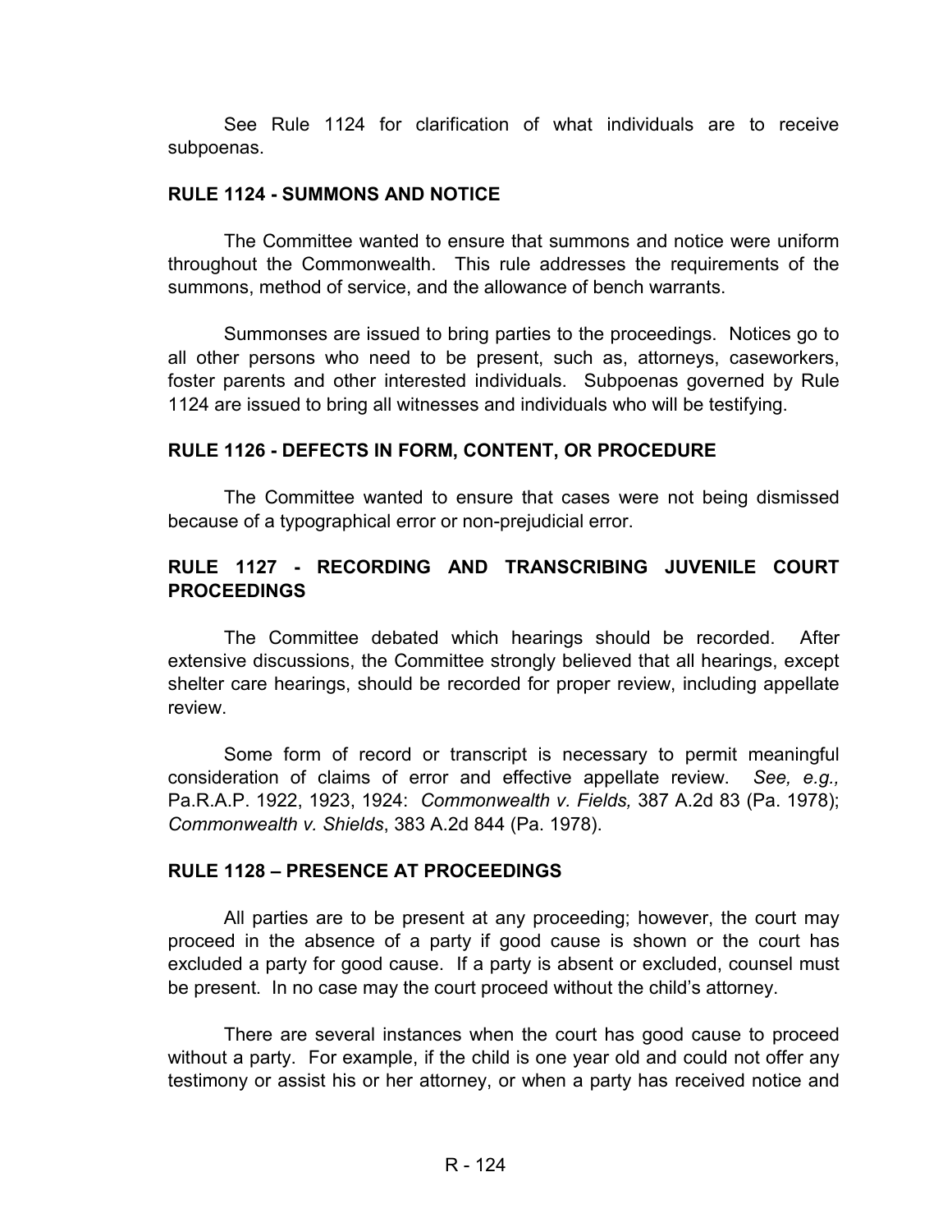See Rule 1124 for clarification of what individuals are to receive subpoenas.

### RULE 1124 - SUMMONS AND NOTICE

The Committee wanted to ensure that summons and notice were uniform throughout the Commonwealth. This rule addresses the requirements of the summons, method of service, and the allowance of bench warrants.

Summonses are issued to bring parties to the proceedings. Notices go to all other persons who need to be present, such as, attorneys, caseworkers, foster parents and other interested individuals. Subpoenas governed by Rule 1124 are issued to bring all witnesses and individuals who will be testifying.

### RULE 1126 - DEFECTS IN FORM, CONTENT, OR PROCEDURE

The Committee wanted to ensure that cases were not being dismissed because of a typographical error or non-prejudicial error.

### RULE 1127 - RECORDING AND TRANSCRIBING JUVENILE COURT PROCEEDINGS

The Committee debated which hearings should be recorded. After extensive discussions, the Committee strongly believed that all hearings, except shelter care hearings, should be recorded for proper review, including appellate review.

Some form of record or transcript is necessary to permit meaningful consideration of claims of error and effective appellate review. *See, e.g.,* Pa.R.A.P. 1922, 1923, 1924: *Commonwealth v. Fields,* 387 A.2d 83 (Pa. 1978); *Commonwealth v. Shields*, 383 A.2d 844 (Pa. 1978).

### RULE 1128 – PRESENCE AT PROCEEDINGS

All parties are to be present at any proceeding; however, the court may proceed in the absence of a party if good cause is shown or the court has excluded a party for good cause. If a party is absent or excluded, counsel must be present. In no case may the court proceed without the child's attorney.

There are several instances when the court has good cause to proceed without a party. For example, if the child is one year old and could not offer any testimony or assist his or her attorney, or when a party has received notice and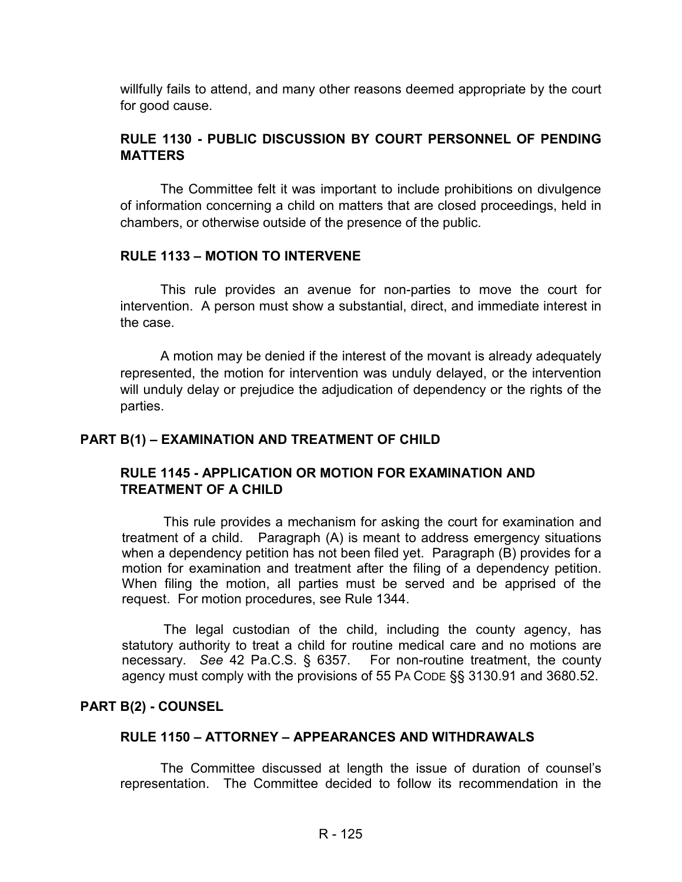willfully fails to attend, and many other reasons deemed appropriate by the court for good cause.

### RULE 1130 - PUBLIC DISCUSSION BY COURT PERSONNEL OF PENDING MATTERS

The Committee felt it was important to include prohibitions on divulgence of information concerning a child on matters that are closed proceedings, held in chambers, or otherwise outside of the presence of the public.

### RULE 1133 – MOTION TO INTERVENE

This rule provides an avenue for non-parties to move the court for intervention. A person must show a substantial, direct, and immediate interest in the case.

A motion may be denied if the interest of the movant is already adequately represented, the motion for intervention was unduly delayed, or the intervention will unduly delay or prejudice the adjudication of dependency or the rights of the parties.

## PART B(1) – EXAMINATION AND TREATMENT OF CHILD

### RULE 1145 - APPLICATION OR MOTION FOR EXAMINATION AND TREATMENT OF A CHILD

This rule provides a mechanism for asking the court for examination and treatment of a child. Paragraph (A) is meant to address emergency situations when a dependency petition has not been filed yet. Paragraph (B) provides for a motion for examination and treatment after the filing of a dependency petition. When filing the motion, all parties must be served and be apprised of the request. For motion procedures, see Rule 1344.

The legal custodian of the child, including the county agency, has statutory authority to treat a child for routine medical care and no motions are necessary. *See* 42 Pa.C.S. § 6357. For non-routine treatment, the county agency must comply with the provisions of 55 PA CODE §§ 3130.91 and 3680.52.

## PART B(2) - COUNSEL

### RULE 1150 – ATTORNEY – APPEARANCES AND WITHDRAWALS

The Committee discussed at length the issue of duration of counsel's representation. The Committee decided to follow its recommendation in the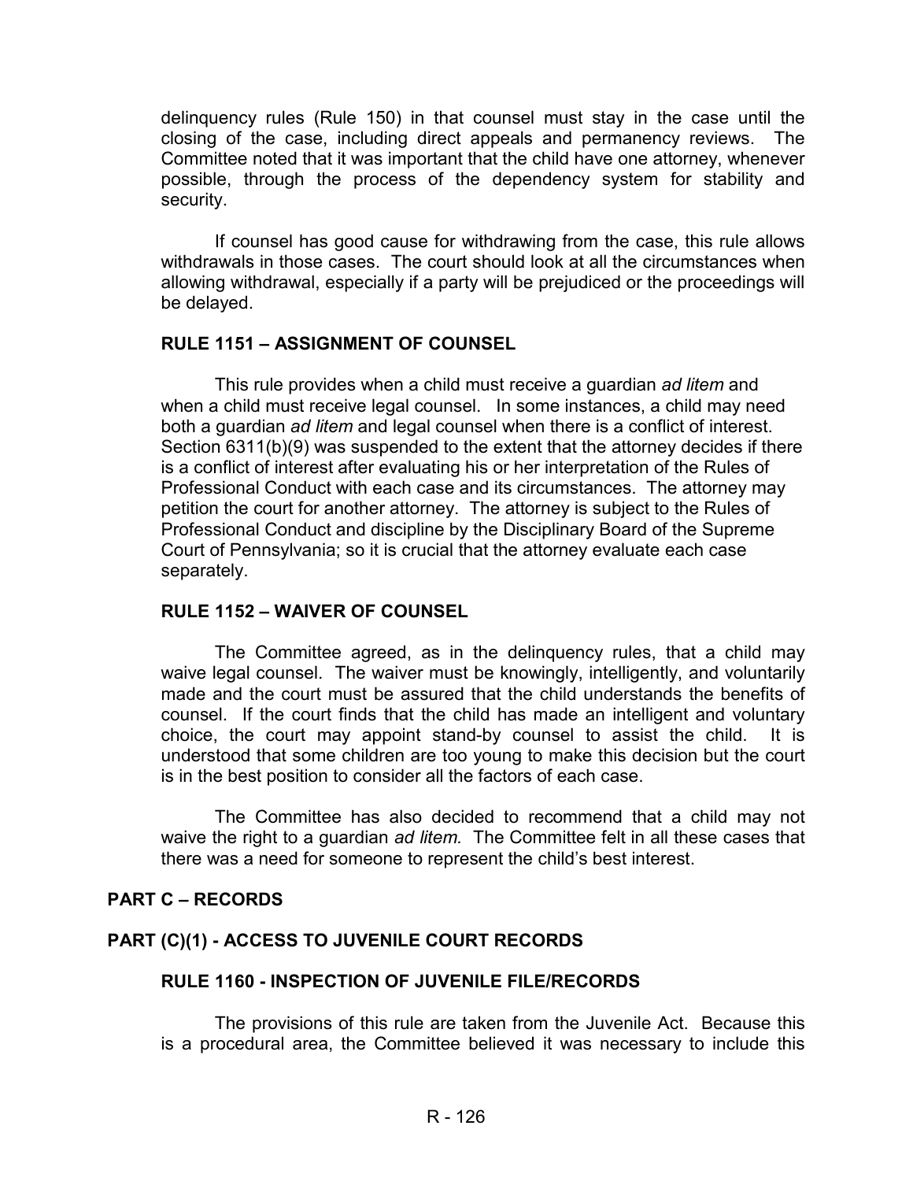delinquency rules (Rule 150) in that counsel must stay in the case until the closing of the case, including direct appeals and permanency reviews. The Committee noted that it was important that the child have one attorney, whenever possible, through the process of the dependency system for stability and security.

If counsel has good cause for withdrawing from the case, this rule allows withdrawals in those cases. The court should look at all the circumstances when allowing withdrawal, especially if a party will be prejudiced or the proceedings will be delayed.

### RULE 1151 – ASSIGNMENT OF COUNSEL

This rule provides when a child must receive a guardian *ad litem* and when a child must receive legal counsel. In some instances, a child may need both a guardian *ad litem* and legal counsel when there is a conflict of interest. Section 6311(b)(9) was suspended to the extent that the attorney decides if there is a conflict of interest after evaluating his or her interpretation of the Rules of Professional Conduct with each case and its circumstances. The attorney may petition the court for another attorney. The attorney is subject to the Rules of Professional Conduct and discipline by the Disciplinary Board of the Supreme Court of Pennsylvania; so it is crucial that the attorney evaluate each case separately.

### RULE 1152 – WAIVER OF COUNSEL

The Committee agreed, as in the delinquency rules, that a child may waive legal counsel. The waiver must be knowingly, intelligently, and voluntarily made and the court must be assured that the child understands the benefits of counsel. If the court finds that the child has made an intelligent and voluntary choice, the court may appoint stand-by counsel to assist the child. It is understood that some children are too young to make this decision but the court is in the best position to consider all the factors of each case.

The Committee has also decided to recommend that a child may not waive the right to a guardian *ad litem.* The Committee felt in all these cases that there was a need for someone to represent the child's best interest.

## PART C – RECORDS

## PART (C)(1) - ACCESS TO JUVENILE COURT RECORDS

### RULE 1160 - INSPECTION OF JUVENILE FILE/RECORDS

The provisions of this rule are taken from the Juvenile Act. Because this is a procedural area, the Committee believed it was necessary to include this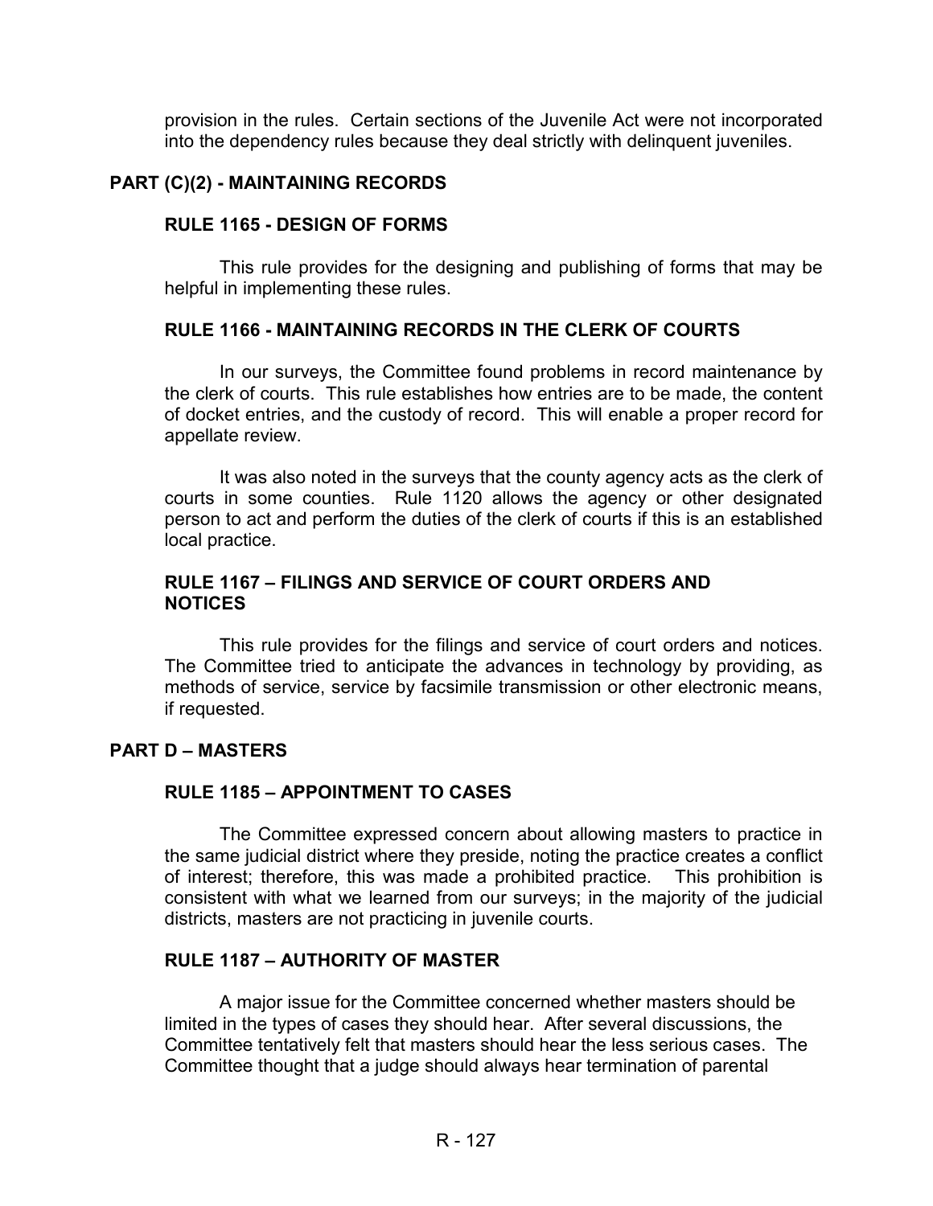provision in the rules. Certain sections of the Juvenile Act were not incorporated into the dependency rules because they deal strictly with delinquent juveniles.

## PART (C)(2) - MAINTAINING RECORDS

### RULE 1165 - DESIGN OF FORMS

This rule provides for the designing and publishing of forms that may be helpful in implementing these rules.

### RULE 1166 - MAINTAINING RECORDS IN THE CLERK OF COURTS

In our surveys, the Committee found problems in record maintenance by the clerk of courts. This rule establishes how entries are to be made, the content of docket entries, and the custody of record. This will enable a proper record for appellate review.

It was also noted in the surveys that the county agency acts as the clerk of courts in some counties. Rule 1120 allows the agency or other designated person to act and perform the duties of the clerk of courts if this is an established local practice.

### RULE 1167 – FILINGS AND SERVICE OF COURT ORDERS AND NOTICES

This rule provides for the filings and service of court orders and notices. The Committee tried to anticipate the advances in technology by providing, as methods of service, service by facsimile transmission or other electronic means, if requested.

## PART D – MASTERS

### RULE 1185 – APPOINTMENT TO CASES

The Committee expressed concern about allowing masters to practice in the same judicial district where they preside, noting the practice creates a conflict of interest; therefore, this was made a prohibited practice. This prohibition is consistent with what we learned from our surveys; in the majority of the judicial districts, masters are not practicing in juvenile courts.

### RULE 1187 – AUTHORITY OF MASTER

A major issue for the Committee concerned whether masters should be limited in the types of cases they should hear. After several discussions, the Committee tentatively felt that masters should hear the less serious cases. The Committee thought that a judge should always hear termination of parental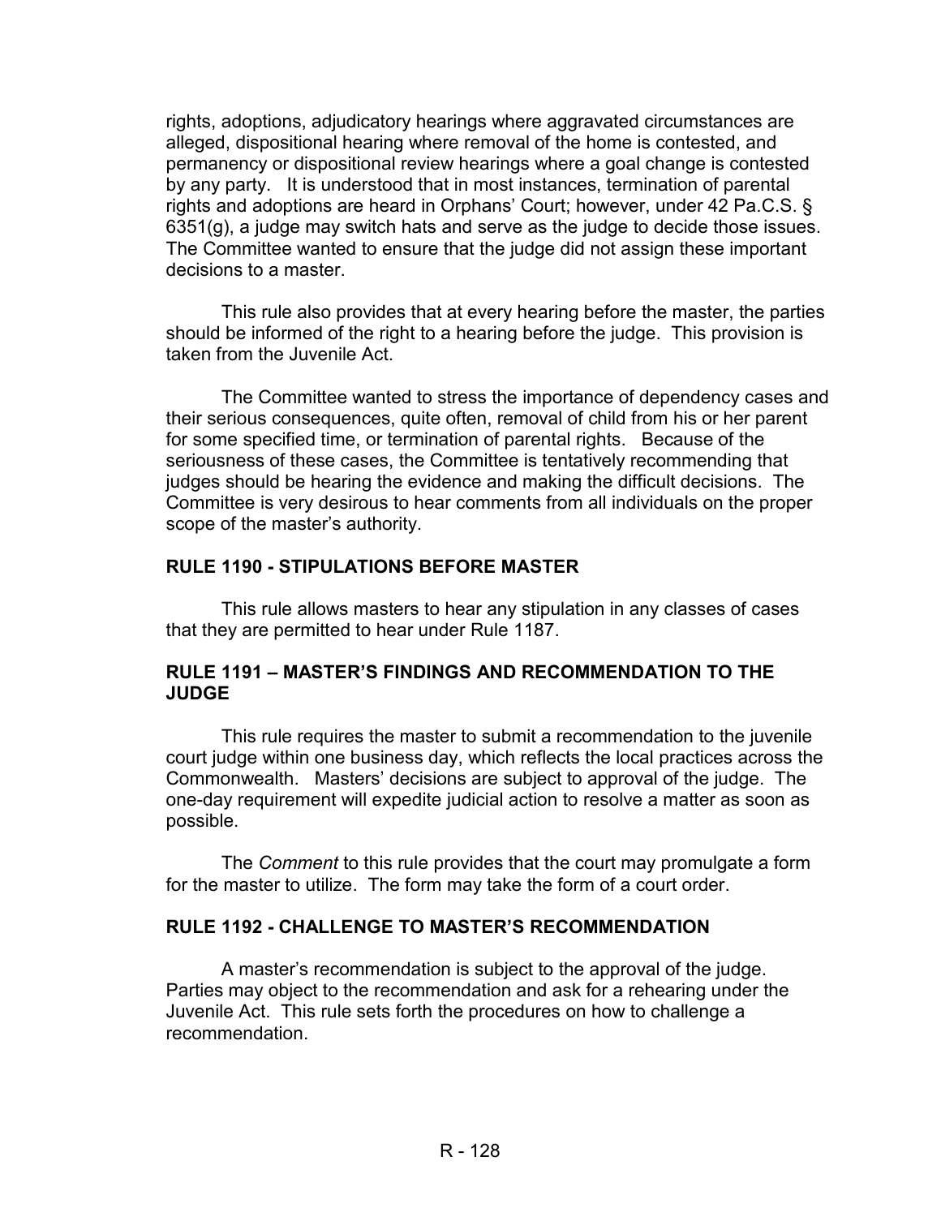rights, adoptions, adjudicatory hearings where aggravated circumstances are alleged, dispositional hearing where removal of the home is contested, and permanency or dispositional review hearings where a goal change is contested by any party. It is understood that in most instances, termination of parental rights and adoptions are heard in Orphans' Court; however, under 42 Pa.C.S. § 6351(g), a judge may switch hats and serve as the judge to decide those issues. The Committee wanted to ensure that the judge did not assign these important decisions to a master.

This rule also provides that at every hearing before the master, the parties should be informed of the right to a hearing before the judge. This provision is taken from the Juvenile Act.

The Committee wanted to stress the importance of dependency cases and their serious consequences, quite often, removal of child from his or her parent for some specified time, or termination of parental rights. Because of the seriousness of these cases, the Committee is tentatively recommending that judges should be hearing the evidence and making the difficult decisions. The Committee is very desirous to hear comments from all individuals on the proper scope of the master's authority.

### RULE 1190 - STIPULATIONS BEFORE MASTER

This rule allows masters to hear any stipulation in any classes of cases that they are permitted to hear under Rule 1187.

### RULE 1191 – MASTER'S FINDINGS AND RECOMMENDATION TO THE JUDGE

This rule requires the master to submit a recommendation to the juvenile court judge within one business day, which reflects the local practices across the Commonwealth. Masters' decisions are subject to approval of the judge. The one-day requirement will expedite judicial action to resolve a matter as soon as possible.

The *Comment* to this rule provides that the court may promulgate a form for the master to utilize. The form may take the form of a court order.

### RULE 1192 - CHALLENGE TO MASTER'S RECOMMENDATION

A master's recommendation is subject to the approval of the judge. Parties may object to the recommendation and ask for a rehearing under the Juvenile Act. This rule sets forth the procedures on how to challenge a recommendation.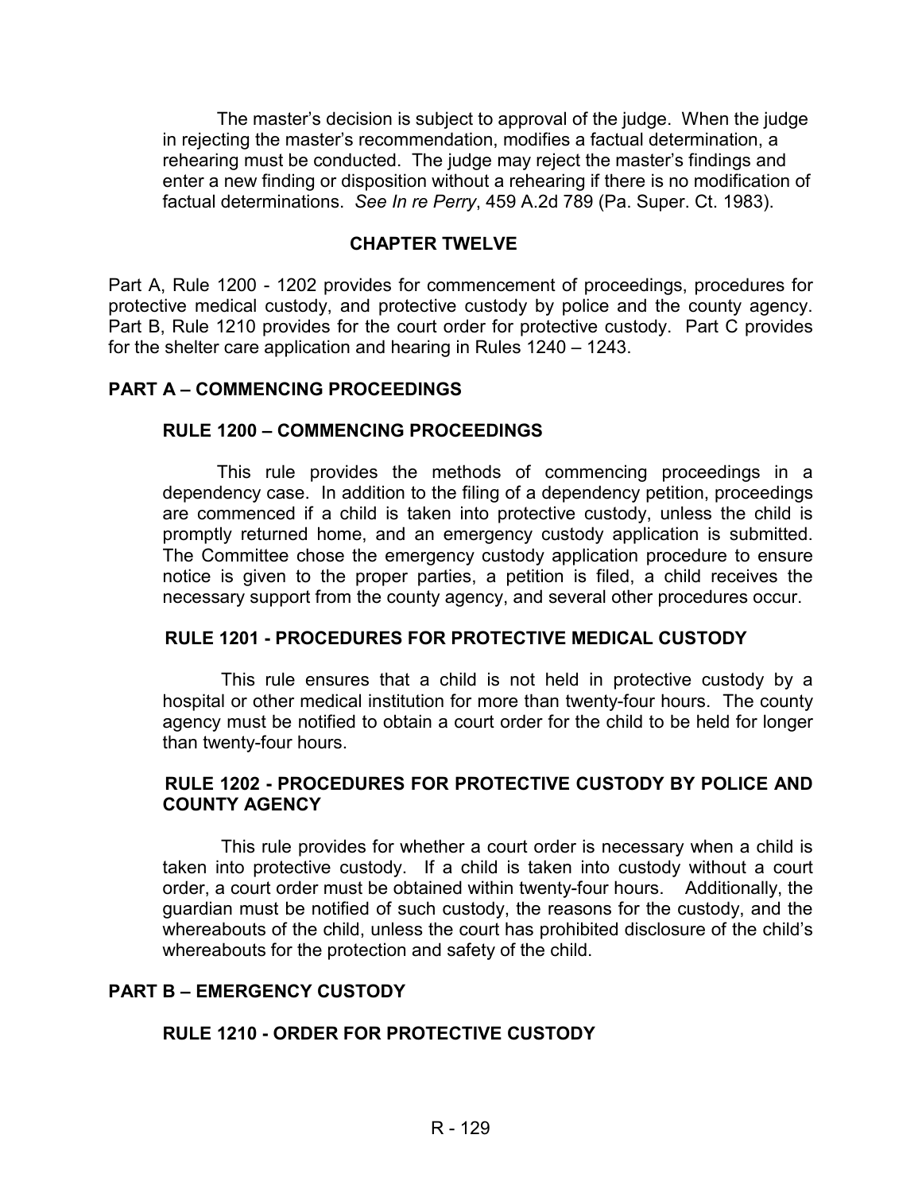The master's decision is subject to approval of the judge. When the judge in rejecting the master's recommendation, modifies a factual determination, a rehearing must be conducted. The judge may reject the master's findings and enter a new finding or disposition without a rehearing if there is no modification of factual determinations. *See In re Perry*, 459 A.2d 789 (Pa. Super. Ct. 1983).

## CHAPTER TWELVE

Part A, Rule 1200 - 1202 provides for commencement of proceedings, procedures for protective medical custody, and protective custody by police and the county agency. Part B, Rule 1210 provides for the court order for protective custody. Part C provides for the shelter care application and hearing in Rules 1240 – 1243.

## PART A – COMMENCING PROCEEDINGS

### RULE 1200 – COMMENCING PROCEEDINGS

This rule provides the methods of commencing proceedings in a dependency case. In addition to the filing of a dependency petition, proceedings are commenced if a child is taken into protective custody, unless the child is promptly returned home, and an emergency custody application is submitted. The Committee chose the emergency custody application procedure to ensure notice is given to the proper parties, a petition is filed, a child receives the necessary support from the county agency, and several other procedures occur.

### RULE 1201 - PROCEDURES FOR PROTECTIVE MEDICAL CUSTODY

This rule ensures that a child is not held in protective custody by a hospital or other medical institution for more than twenty-four hours. The county agency must be notified to obtain a court order for the child to be held for longer than twenty-four hours.

### RULE 1202 - PROCEDURES FOR PROTECTIVE CUSTODY BY POLICE AND COUNTY AGENCY

This rule provides for whether a court order is necessary when a child is taken into protective custody. If a child is taken into custody without a court order, a court order must be obtained within twenty-four hours. Additionally, the guardian must be notified of such custody, the reasons for the custody, and the whereabouts of the child, unless the court has prohibited disclosure of the child's whereabouts for the protection and safety of the child.

## PART B – EMERGENCY CUSTODY

### RULE 1210 - ORDER FOR PROTECTIVE CUSTODY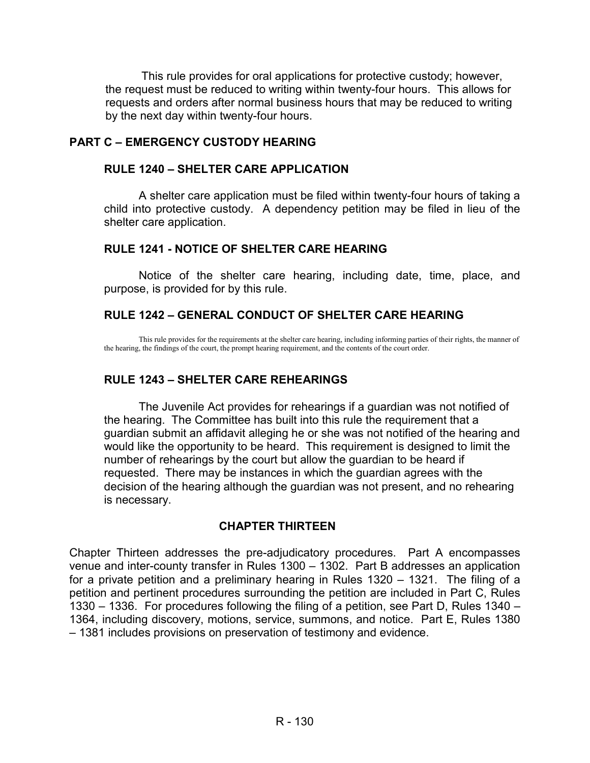This rule provides for oral applications for protective custody; however, the request must be reduced to writing within twenty-four hours. This allows for requests and orders after normal business hours that may be reduced to writing by the next day within twenty-four hours.

## PART C – EMERGENCY CUSTODY HEARING

### RULE 1240 – SHELTER CARE APPLICATION

A shelter care application must be filed within twenty-four hours of taking a child into protective custody. A dependency petition may be filed in lieu of the shelter care application.

### RULE 1241 - NOTICE OF SHELTER CARE HEARING

Notice of the shelter care hearing, including date, time, place, and purpose, is provided for by this rule.

### RULE 1242 – GENERAL CONDUCT OF SHELTER CARE HEARING

This rule provides for the requirements at the shelter care hearing, including informing parties of their rights, the manner of the hearing, the findings of the court, the prompt hearing requirement, and the contents of the court order.

### RULE 1243 – SHELTER CARE REHEARINGS

The Juvenile Act provides for rehearings if a guardian was not notified of the hearing. The Committee has built into this rule the requirement that a guardian submit an affidavit alleging he or she was not notified of the hearing and would like the opportunity to be heard. This requirement is designed to limit the number of rehearings by the court but allow the guardian to be heard if requested. There may be instances in which the guardian agrees with the decision of the hearing although the guardian was not present, and no rehearing is necessary.

## CHAPTER THIRTEEN

Chapter Thirteen addresses the pre-adjudicatory procedures. Part A encompasses venue and inter-county transfer in Rules 1300 – 1302. Part B addresses an application for a private petition and a preliminary hearing in Rules 1320 – 1321. The filing of a petition and pertinent procedures surrounding the petition are included in Part C, Rules 1330 – 1336. For procedures following the filing of a petition, see Part D, Rules 1340 – 1364, including discovery, motions, service, summons, and notice. Part E, Rules 1380 – 1381 includes provisions on preservation of testimony and evidence.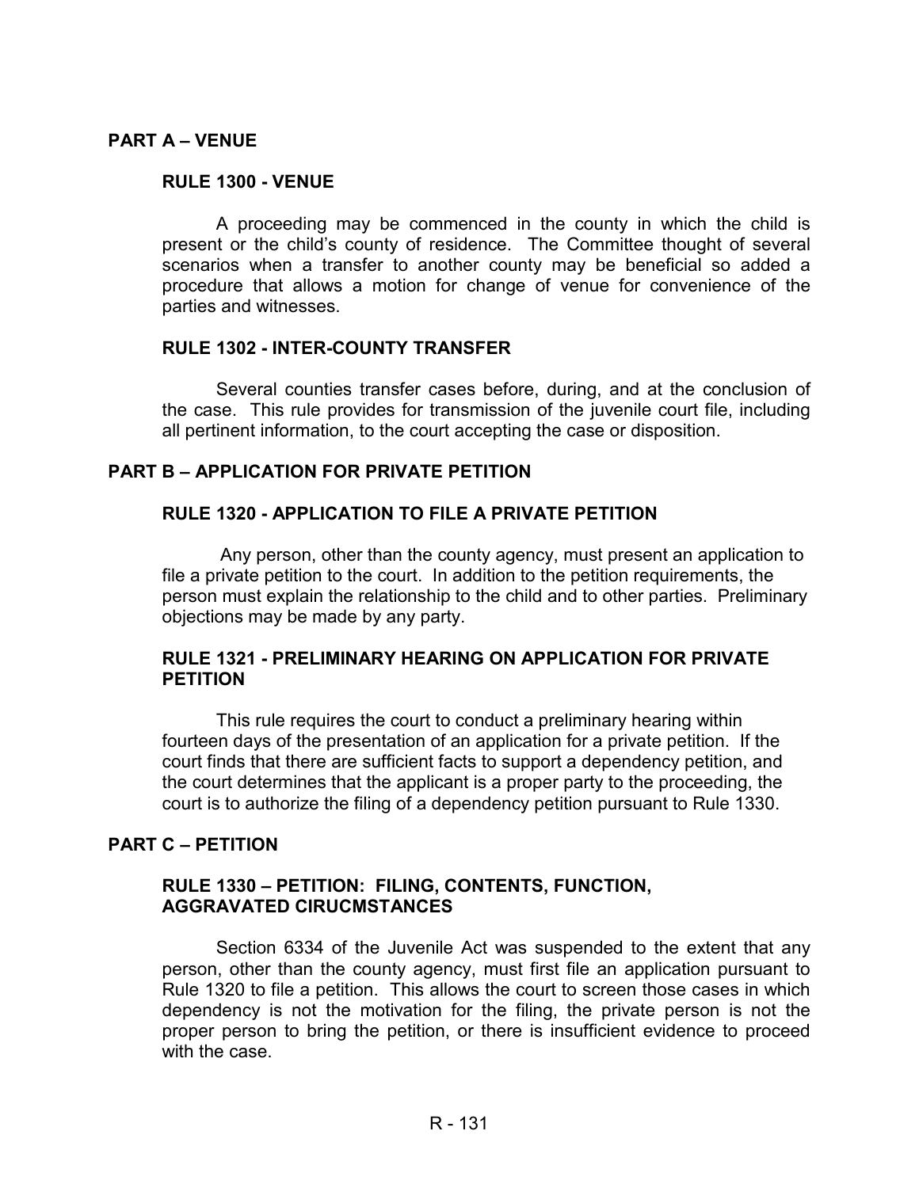## PART A – VENUE

### RULE 1300 - VENUE

A proceeding may be commenced in the county in which the child is present or the child's county of residence. The Committee thought of several scenarios when a transfer to another county may be beneficial so added a procedure that allows a motion for change of venue for convenience of the parties and witnesses.

### RULE 1302 - INTER-COUNTY TRANSFER

Several counties transfer cases before, during, and at the conclusion of the case. This rule provides for transmission of the juvenile court file, including all pertinent information, to the court accepting the case or disposition.

## PART B – APPLICATION FOR PRIVATE PETITION

### RULE 1320 - APPLICATION TO FILE A PRIVATE PETITION

Any person, other than the county agency, must present an application to file a private petition to the court. In addition to the petition requirements, the person must explain the relationship to the child and to other parties. Preliminary objections may be made by any party.

### RULE 1321 - PRELIMINARY HEARING ON APPLICATION FOR PRIVATE PETITION

This rule requires the court to conduct a preliminary hearing within fourteen days of the presentation of an application for a private petition. If the court finds that there are sufficient facts to support a dependency petition, and the court determines that the applicant is a proper party to the proceeding, the court is to authorize the filing of a dependency petition pursuant to Rule 1330.

## PART C – PETITION

### RULE 1330 – PETITION: FILING, CONTENTS, FUNCTION, AGGRAVATED CIRUCMSTANCES

Section 6334 of the Juvenile Act was suspended to the extent that any person, other than the county agency, must first file an application pursuant to Rule 1320 to file a petition. This allows the court to screen those cases in which dependency is not the motivation for the filing, the private person is not the proper person to bring the petition, or there is insufficient evidence to proceed with the case.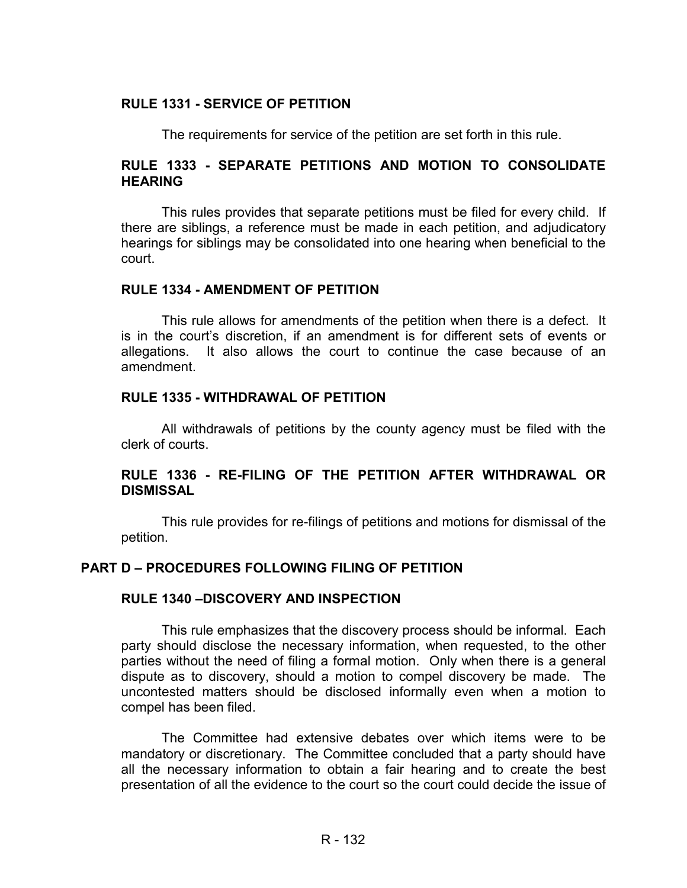### RULE 1331 - SERVICE OF PETITION

The requirements for service of the petition are set forth in this rule.

### RULE 1333 - SEPARATE PETITIONS AND MOTION TO CONSOLIDATE HEARING

This rules provides that separate petitions must be filed for every child. If there are siblings, a reference must be made in each petition, and adjudicatory hearings for siblings may be consolidated into one hearing when beneficial to the court.

### RULE 1334 - AMENDMENT OF PETITION

This rule allows for amendments of the petition when there is a defect. It is in the court's discretion, if an amendment is for different sets of events or allegations. It also allows the court to continue the case because of an amendment.

### RULE 1335 - WITHDRAWAL OF PETITION

All withdrawals of petitions by the county agency must be filed with the clerk of courts.

### RULE 1336 - RE-FILING OF THE PETITION AFTER WITHDRAWAL OR DISMISSAL

This rule provides for re-filings of petitions and motions for dismissal of the petition.

## PART D – PROCEDURES FOLLOWING FILING OF PETITION

### RULE 1340 –DISCOVERY AND INSPECTION

This rule emphasizes that the discovery process should be informal. Each party should disclose the necessary information, when requested, to the other parties without the need of filing a formal motion. Only when there is a general dispute as to discovery, should a motion to compel discovery be made. The uncontested matters should be disclosed informally even when a motion to compel has been filed.

The Committee had extensive debates over which items were to be mandatory or discretionary. The Committee concluded that a party should have all the necessary information to obtain a fair hearing and to create the best presentation of all the evidence to the court so the court could decide the issue of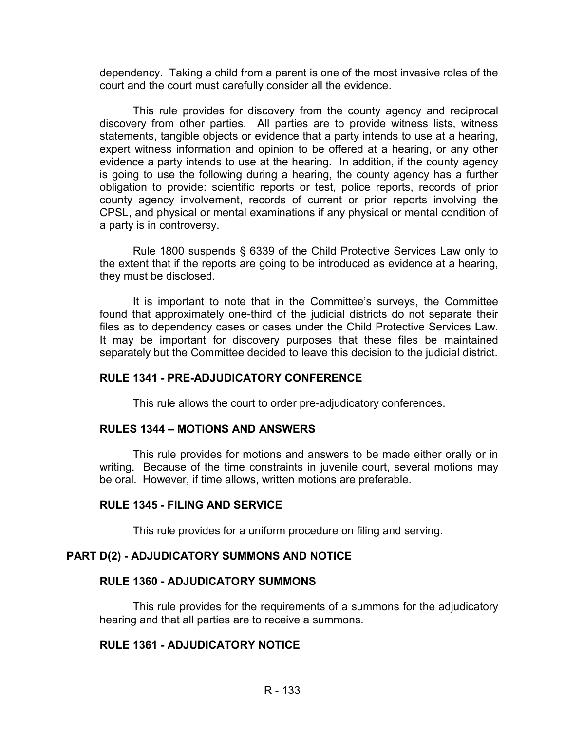dependency. Taking a child from a parent is one of the most invasive roles of the court and the court must carefully consider all the evidence.

This rule provides for discovery from the county agency and reciprocal discovery from other parties. All parties are to provide witness lists, witness statements, tangible objects or evidence that a party intends to use at a hearing, expert witness information and opinion to be offered at a hearing, or any other evidence a party intends to use at the hearing. In addition, if the county agency is going to use the following during a hearing, the county agency has a further obligation to provide: scientific reports or test, police reports, records of prior county agency involvement, records of current or prior reports involving the CPSL, and physical or mental examinations if any physical or mental condition of a party is in controversy.

Rule 1800 suspends § 6339 of the Child Protective Services Law only to the extent that if the reports are going to be introduced as evidence at a hearing, they must be disclosed.

It is important to note that in the Committee's surveys, the Committee found that approximately one-third of the judicial districts do not separate their files as to dependency cases or cases under the Child Protective Services Law. It may be important for discovery purposes that these files be maintained separately but the Committee decided to leave this decision to the judicial district.

### RULE 1341 - PRE-ADJUDICATORY CONFERENCE

This rule allows the court to order pre-adjudicatory conferences.

### RULES 1344 – MOTIONS AND ANSWERS

This rule provides for motions and answers to be made either orally or in writing. Because of the time constraints in juvenile court, several motions may be oral. However, if time allows, written motions are preferable.

### RULE 1345 - FILING AND SERVICE

This rule provides for a uniform procedure on filing and serving.

## PART D(2) - ADJUDICATORY SUMMONS AND NOTICE

### RULE 1360 - ADJUDICATORY SUMMONS

This rule provides for the requirements of a summons for the adjudicatory hearing and that all parties are to receive a summons.

### RULE 1361 - ADJUDICATORY NOTICE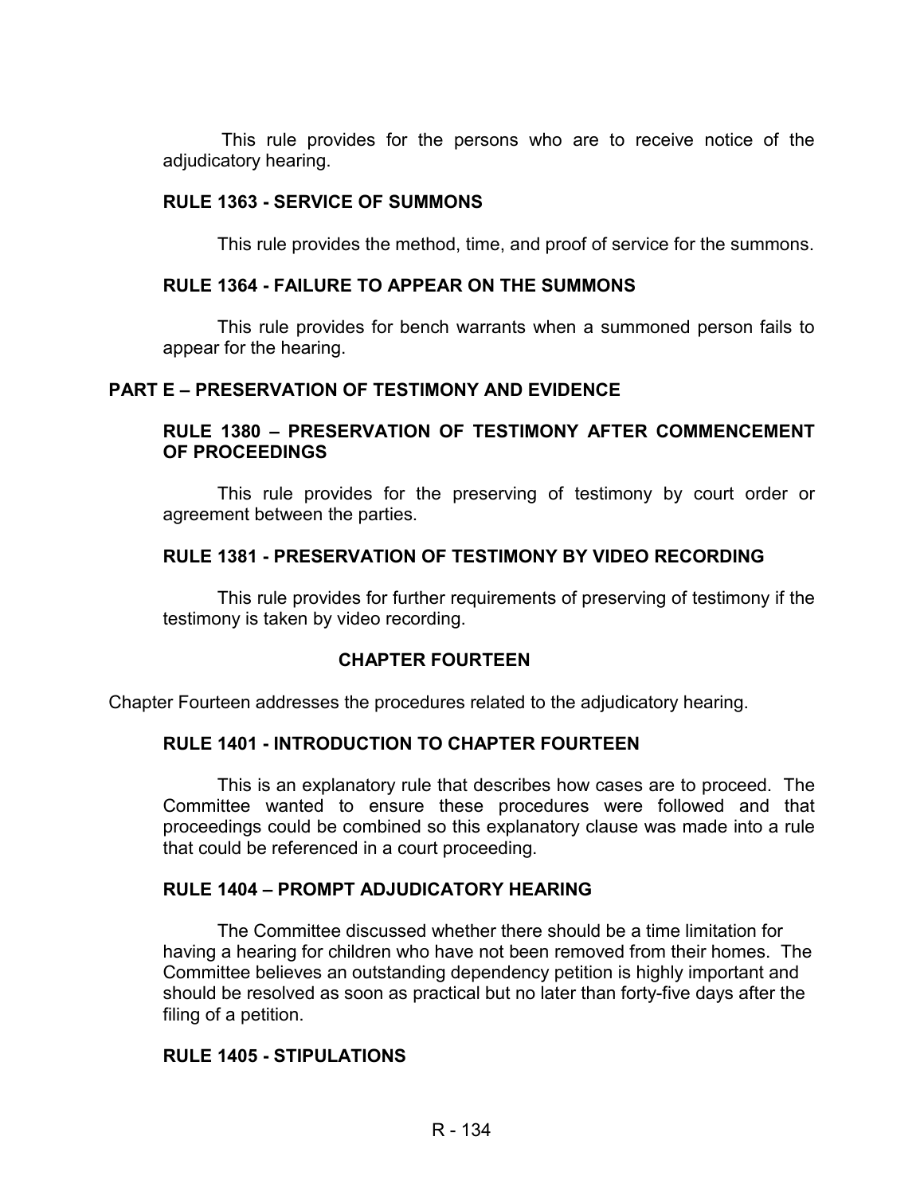This rule provides for the persons who are to receive notice of the adjudicatory hearing.

### RULE 1363 - SERVICE OF SUMMONS

This rule provides the method, time, and proof of service for the summons.

### RULE 1364 - FAILURE TO APPEAR ON THE SUMMONS

This rule provides for bench warrants when a summoned person fails to appear for the hearing.

## PART E – PRESERVATION OF TESTIMONY AND EVIDENCE

### RULE 1380 – PRESERVATION OF TESTIMONY AFTER COMMENCEMENT OF PROCEEDINGS

This rule provides for the preserving of testimony by court order or agreement between the parties.

### RULE 1381 - PRESERVATION OF TESTIMONY BY VIDEO RECORDING

This rule provides for further requirements of preserving of testimony if the testimony is taken by video recording.

## CHAPTER FOURTEEN

Chapter Fourteen addresses the procedures related to the adjudicatory hearing.

### RULE 1401 - INTRODUCTION TO CHAPTER FOURTEEN

This is an explanatory rule that describes how cases are to proceed. The Committee wanted to ensure these procedures were followed and that proceedings could be combined so this explanatory clause was made into a rule that could be referenced in a court proceeding.

### RULE 1404 – PROMPT ADJUDICATORY HEARING

The Committee discussed whether there should be a time limitation for having a hearing for children who have not been removed from their homes. The Committee believes an outstanding dependency petition is highly important and should be resolved as soon as practical but no later than forty-five days after the filing of a petition.

### RULE 1405 - STIPULATIONS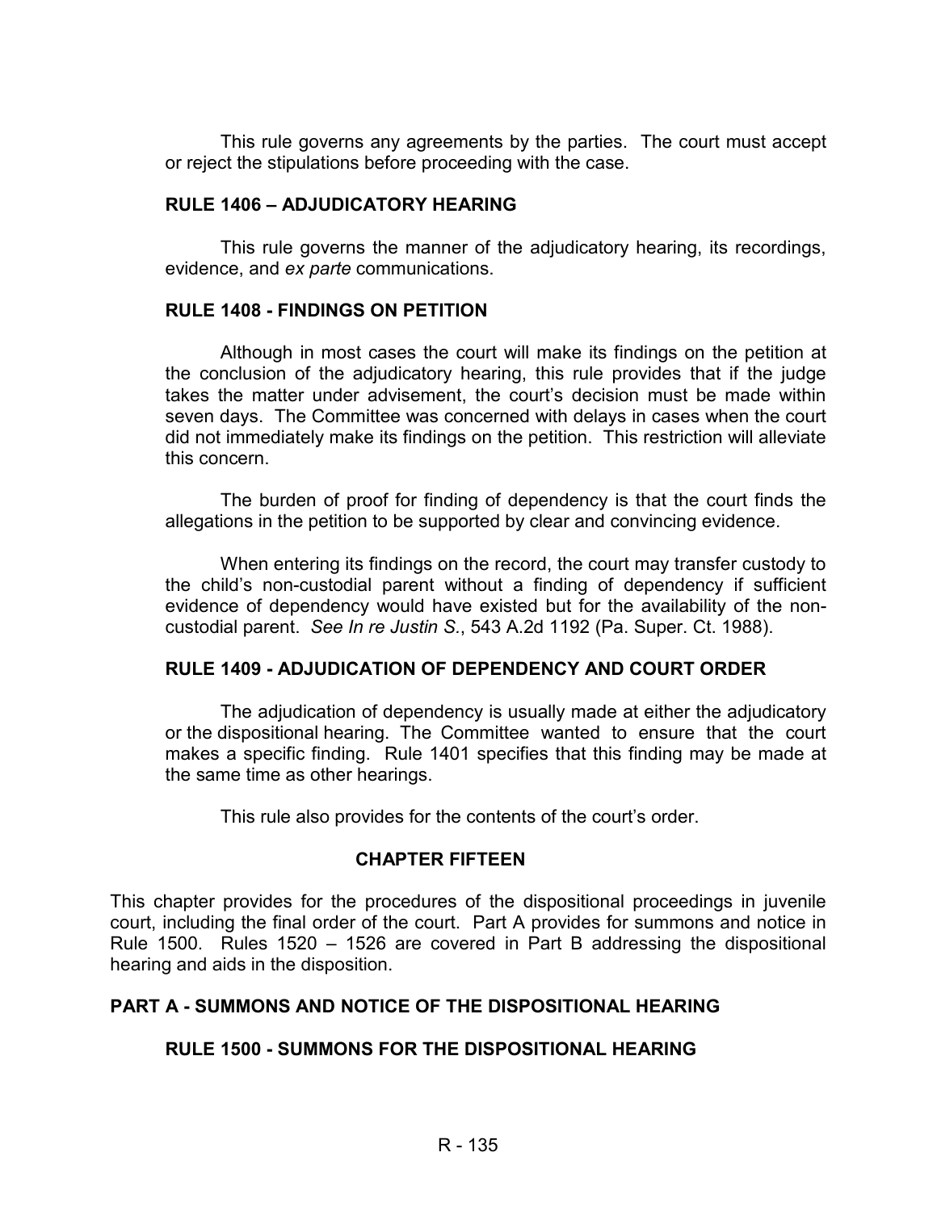This rule governs any agreements by the parties. The court must accept or reject the stipulations before proceeding with the case.

### RULE 1406 – ADJUDICATORY HEARING

This rule governs the manner of the adjudicatory hearing, its recordings, evidence, and *ex parte* communications.

### RULE 1408 - FINDINGS ON PETITION

Although in most cases the court will make its findings on the petition at the conclusion of the adjudicatory hearing, this rule provides that if the judge takes the matter under advisement, the court's decision must be made within seven days. The Committee was concerned with delays in cases when the court did not immediately make its findings on the petition. This restriction will alleviate this concern.

The burden of proof for finding of dependency is that the court finds the allegations in the petition to be supported by clear and convincing evidence.

When entering its findings on the record, the court may transfer custody to the child's non-custodial parent without a finding of dependency if sufficient evidence of dependency would have existed but for the availability of the non-custodial parent. *See In re Justin S.*, 543 A.2d 1192 (Pa. Super. Ct. 1988).

### RULE 1409 - ADJUDICATION OF DEPENDENCY AND COURT ORDER

The adjudication of dependency is usually made at either the adjudicatory or the dispositional hearing. The Committee wanted to ensure that the court makes a specific finding. Rule 1401 specifies that this finding may be made at the same time as other hearings.

This rule also provides for the contents of the court's order.

## CHAPTER FIFTEEN

This chapter provides for the procedures of the dispositional proceedings in juvenile court, including the final order of the court. Part A provides for summons and notice in Rule 1500. Rules 1520 – 1526 are covered in Part B addressing the dispositional hearing and aids in the disposition.

## PART A - SUMMONS AND NOTICE OF THE DISPOSITIONAL HEARING

### RULE 1500 - SUMMONS FOR THE DISPOSITIONAL HEARING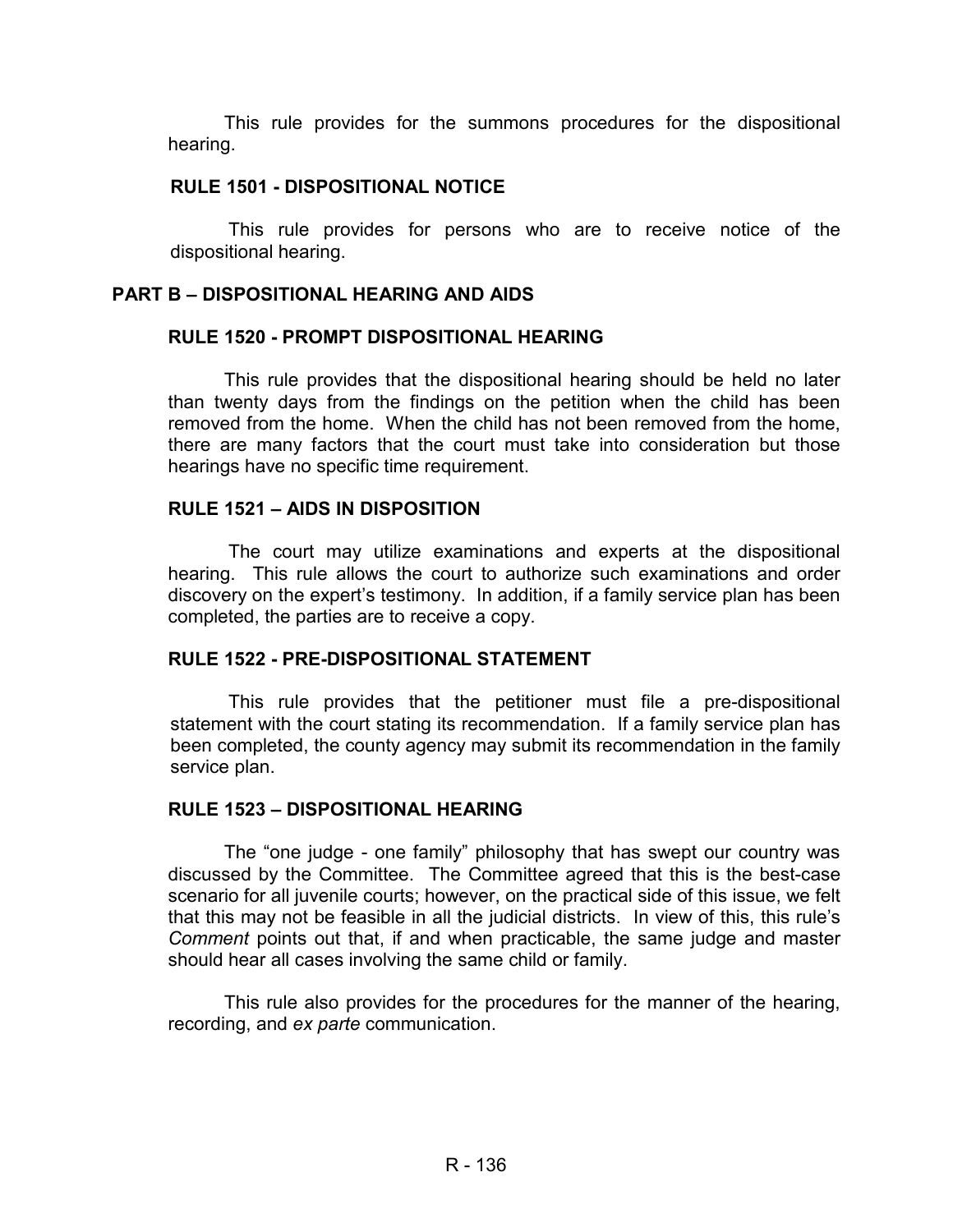This rule provides for the summons procedures for the dispositional hearing.

### RULE 1501 - DISPOSITIONAL NOTICE

This rule provides for persons who are to receive notice of the dispositional hearing.

## PART B – DISPOSITIONAL HEARING AND AIDS

### RULE 1520 - PROMPT DISPOSITIONAL HEARING

This rule provides that the dispositional hearing should be held no later than twenty days from the findings on the petition when the child has been removed from the home. When the child has not been removed from the home, there are many factors that the court must take into consideration but those hearings have no specific time requirement.

### RULE 1521 – AIDS IN DISPOSITION

The court may utilize examinations and experts at the dispositional hearing. This rule allows the court to authorize such examinations and order discovery on the expert's testimony. In addition, if a family service plan has been completed, the parties are to receive a copy.

### RULE 1522 - PRE-DISPOSITIONAL STATEMENT

This rule provides that the petitioner must file a pre-dispositional statement with the court stating its recommendation. If a family service plan has been completed, the county agency may submit its recommendation in the family service plan.

### RULE 1523 – DISPOSITIONAL HEARING

The "one judge - one family" philosophy that has swept our country was discussed by the Committee. The Committee agreed that this is the best-case scenario for all juvenile courts; however, on the practical side of this issue, we felt that this may not be feasible in all the judicial districts. In view of this, this rule's *Comment* points out that, if and when practicable, the same judge and master should hear all cases involving the same child or family.

This rule also provides for the procedures for the manner of the hearing, recording, and *ex parte* communication.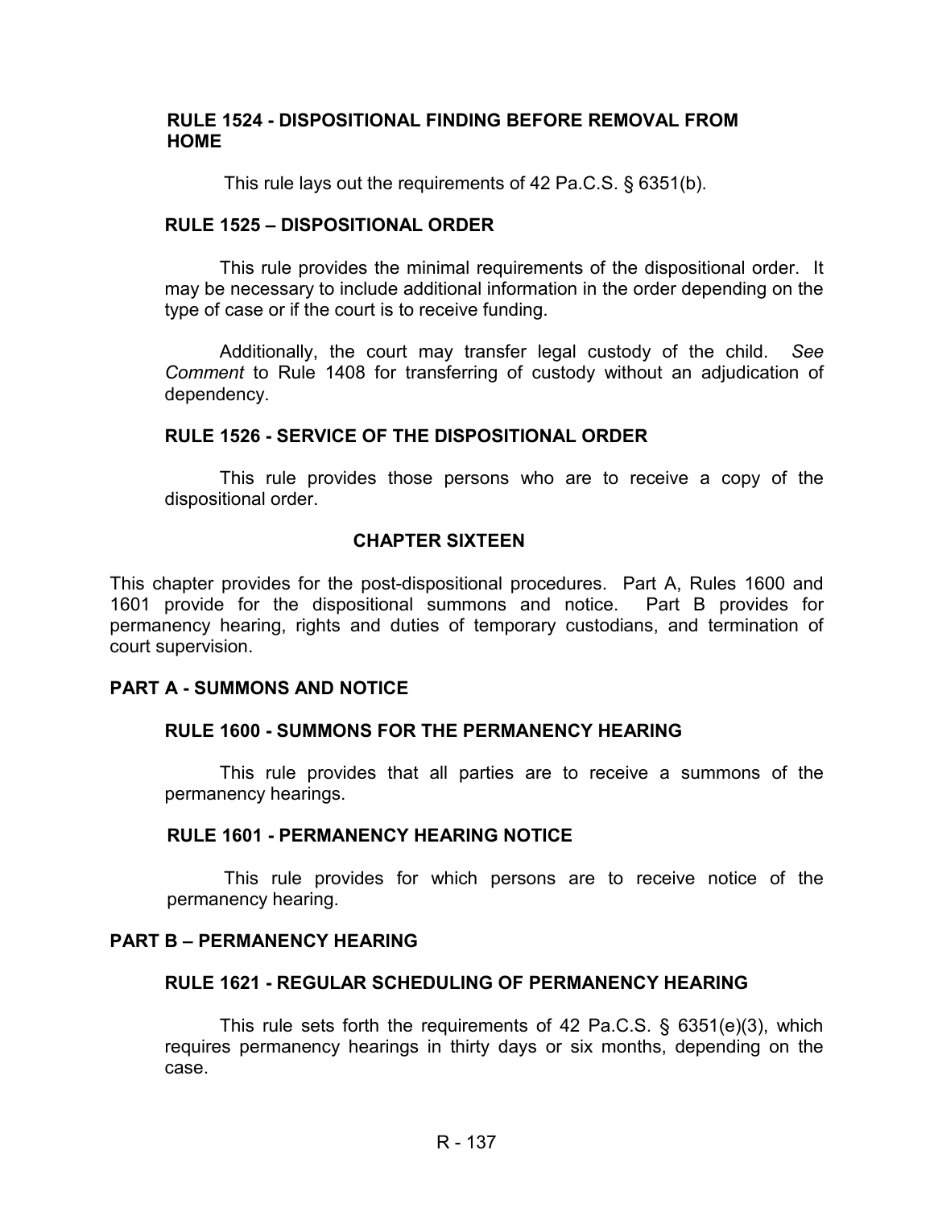### RULE 1524 - DISPOSITIONAL FINDING BEFORE REMOVAL FROM HOME

This rule lays out the requirements of 42 Pa.C.S. § 6351(b).

### RULE 1525 – DISPOSITIONAL ORDER

This rule provides the minimal requirements of the dispositional order. It may be necessary to include additional information in the order depending on the type of case or if the court is to receive funding.

Additionally, the court may transfer legal custody of the child. *See Comment* to Rule 1408 for transferring of custody without an adjudication of dependency.

### RULE 1526 - SERVICE OF THE DISPOSITIONAL ORDER

This rule provides those persons who are to receive a copy of the dispositional order.

## CHAPTER SIXTEEN

This chapter provides for the post-dispositional procedures. Part A, Rules 1600 and 1601 provide for the dispositional summons and notice. Part B provides for permanency hearing, rights and duties of temporary custodians, and termination of court supervision.

## PART A - SUMMONS AND NOTICE

### RULE 1600 - SUMMONS FOR THE PERMANENCY HEARING

This rule provides that all parties are to receive a summons of the permanency hearings.

### RULE 1601 - PERMANENCY HEARING NOTICE

This rule provides for which persons are to receive notice of the permanency hearing.

## PART B – PERMANENCY HEARING

### RULE 1621 - REGULAR SCHEDULING OF PERMANENCY HEARING

This rule sets forth the requirements of 42 Pa.C.S. § 6351(e)(3), which requires permanency hearings in thirty days or six months, depending on the case.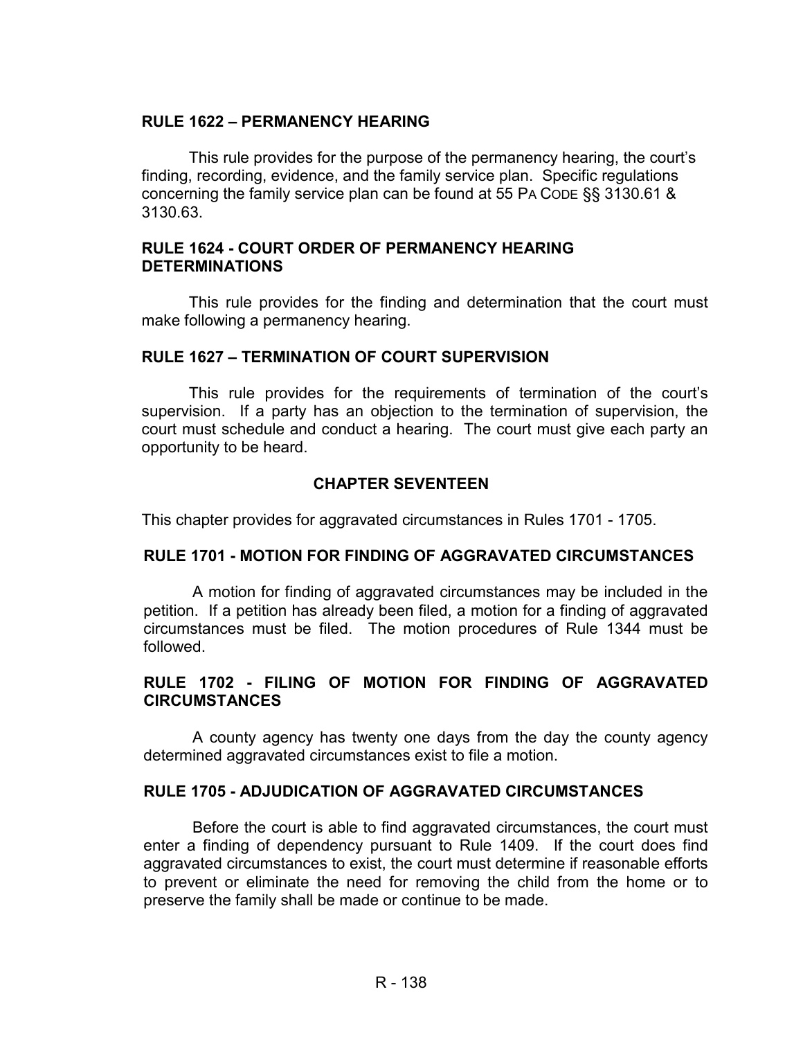### RULE 1622 – PERMANENCY HEARING

This rule provides for the purpose of the permanency hearing, the court's finding, recording, evidence, and the family service plan. Specific regulations concerning the family service plan can be found at 55 PA CODE §§ 3130.61 & 3130.63.

### RULE 1624 - COURT ORDER OF PERMANENCY HEARING DETERMINATIONS

This rule provides for the finding and determination that the court must make following a permanency hearing.

### RULE 1627 – TERMINATION OF COURT SUPERVISION

This rule provides for the requirements of termination of the court's supervision. If a party has an objection to the termination of supervision, the court must schedule and conduct a hearing. The court must give each party an opportunity to be heard.

## CHAPTER SEVENTEEN

This chapter provides for aggravated circumstances in Rules 1701 - 1705.

### RULE 1701 - MOTION FOR FINDING OF AGGRAVATED CIRCUMSTANCES

A motion for finding of aggravated circumstances may be included in the petition. If a petition has already been filed, a motion for a finding of aggravated circumstances must be filed. The motion procedures of Rule 1344 must be followed.

### RULE 1702 - FILING OF MOTION FOR FINDING OF AGGRAVATED CIRCUMSTANCES

A county agency has twenty one days from the day the county agency determined aggravated circumstances exist to file a motion.

### RULE 1705 - ADJUDICATION OF AGGRAVATED CIRCUMSTANCES

Before the court is able to find aggravated circumstances, the court must enter a finding of dependency pursuant to Rule 1409. If the court does find aggravated circumstances to exist, the court must determine if reasonable efforts to prevent or eliminate the need for removing the child from the home or to preserve the family shall be made or continue to be made.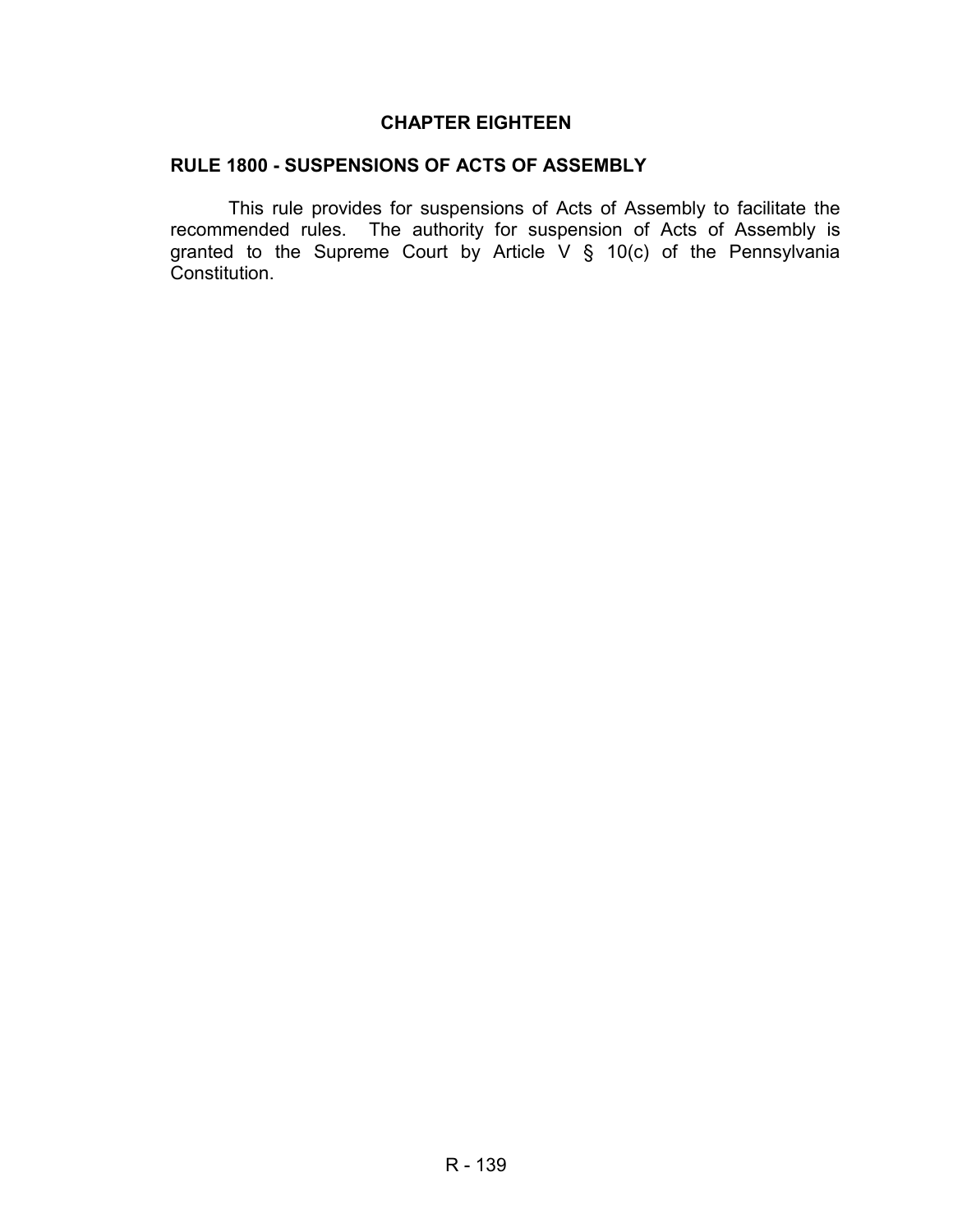## CHAPTER EIGHTEEN

### RULE 1800 - SUSPENSIONS OF ACTS OF ASSEMBLY

This rule provides for suspensions of Acts of Assembly to facilitate the recommended rules. The authority for suspension of Acts of Assembly is granted to the Supreme Court by Article V § 10(c) of the Pennsylvania Constitution.